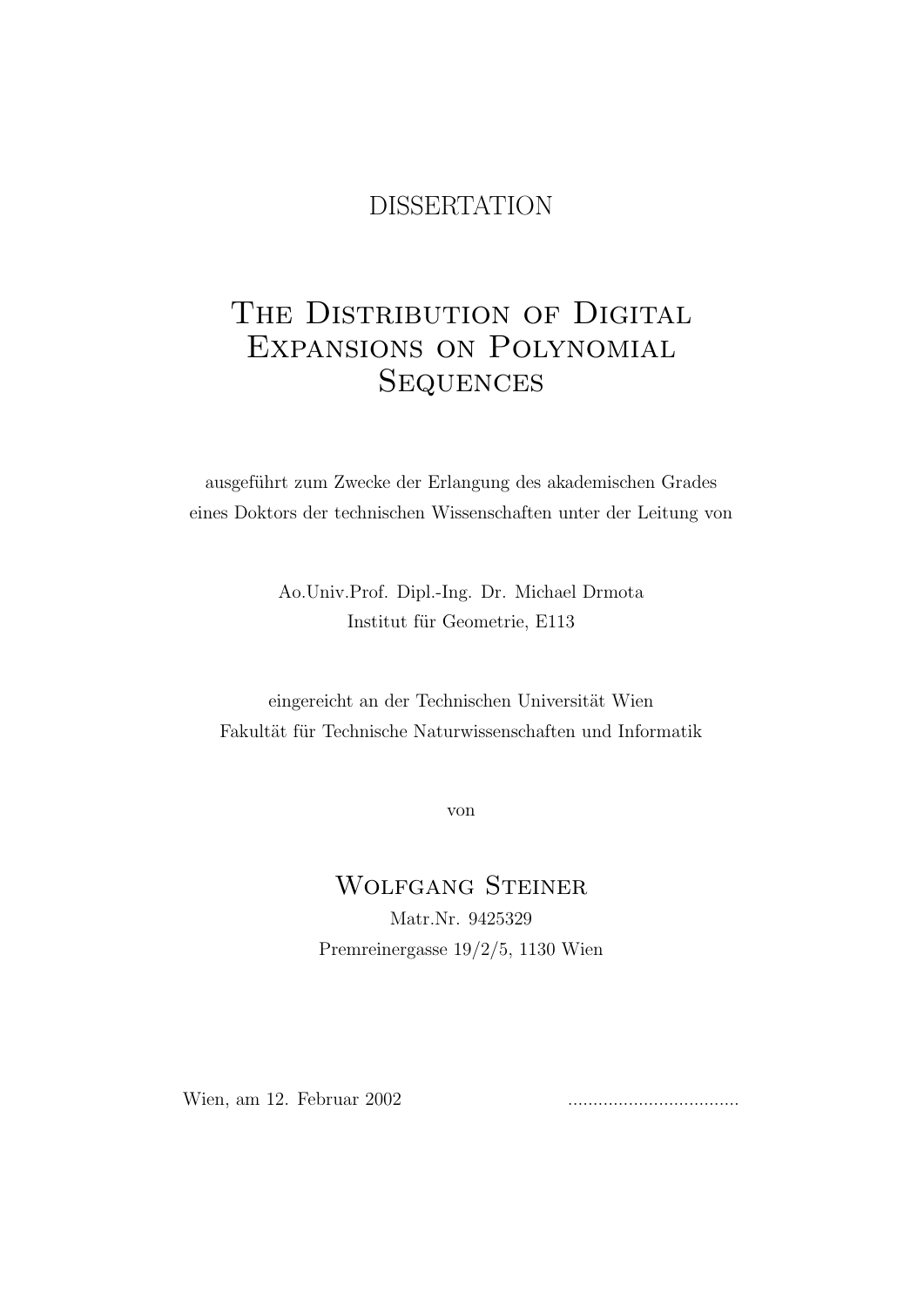DISSERTATION

# The Distribution of Digital Expansions on Polynomial Sequences

ausgeführt zum Zwecke der Erlangung des akademischen Grades
eines Doktors der technischen Wissenschaften unter der Leitung von

Ao.Univ.Prof. Dipl.-Ing. Dr. Michael Drmota
Institut für Geometrie, E113

eingereicht an der Technischen Universität Wien
Fakultät für Technische Naturwissenschaften und Informatik

von

Wolfgang Steiner
Matr.Nr. 9425329
Premreinergasse 19/2/5, 1130 Wien

Wien, am 12. Februar 2002 ..................................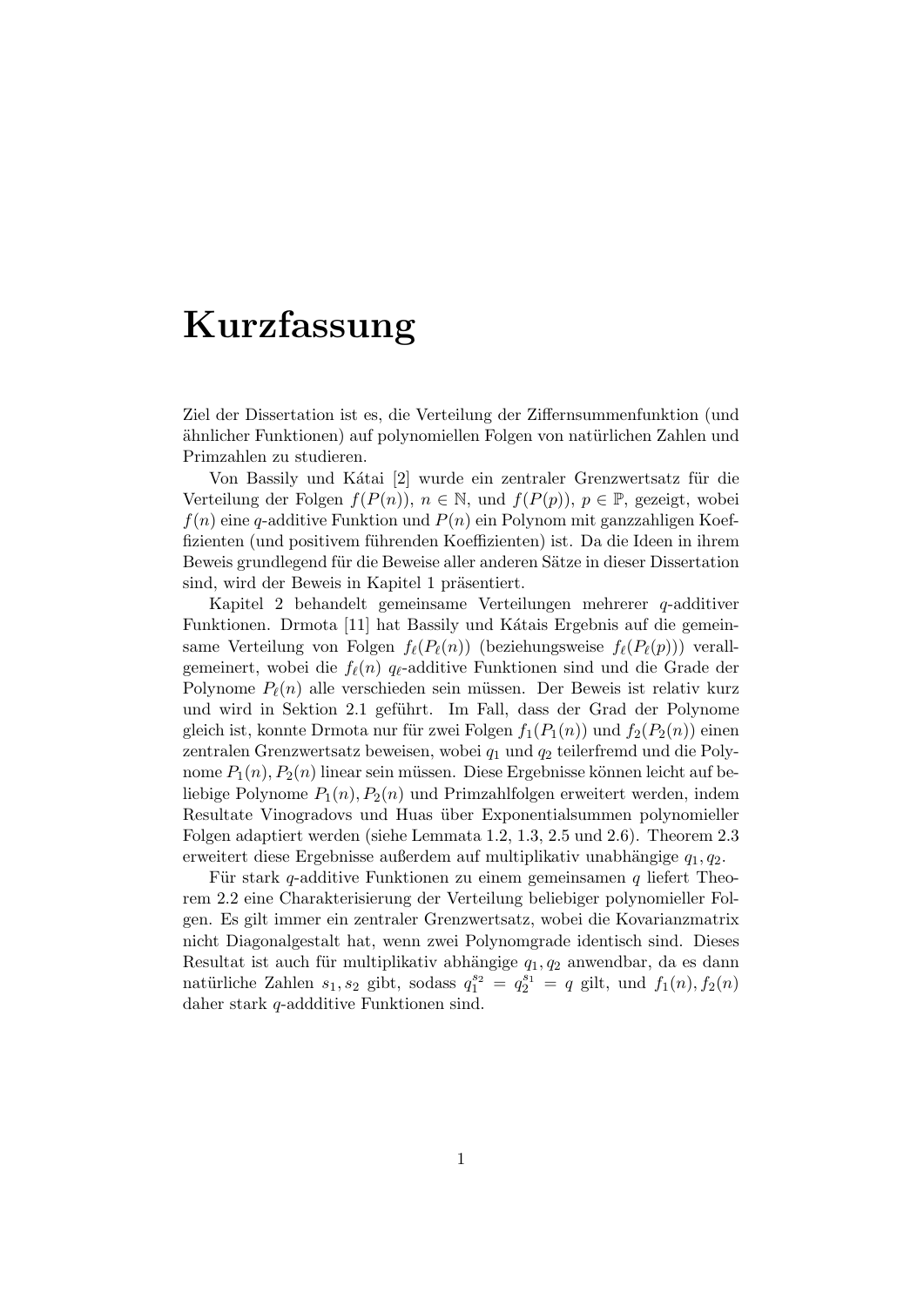# Kurzfassung

Ziel der Dissertation ist es, die Verteilung der Ziffernsummenfunktion (und ähnlicher Funktionen) auf polynomiellen Folgen von natürlichen Zahlen und Primzahlen zu studieren.

Von Bassily und Kátai [2] wurde ein zentraler Grenzwertsatz für die Verteilung der Folgen $f(P(n))$, $n \in \mathbb{N}$, und $f(P(p))$, $p \in \mathbb{P}$, gezeigt, wobei $f(n)$ eine $q$-additive Funktion und $P(n)$ ein Polynom mit ganzzahligen Koeffizienten (und positivem führenden Koeffizienten) ist. Da die Ideen in ihrem Beweis grundlegend für die Beweise aller anderen Sätze in dieser Dissertation sind, wird der Beweis in Kapitel 1 präsentiert.

Kapitel 2 behandelt gemeinsame Verteilungen mehrerer $q$-additiver Funktionen. Drmota [11] hat Bassily und Kátais Ergebnis auf die gemeinsame Verteilung von Folgen $f_\ell(P_\ell(n))$ (beziehungsweise $f_\ell(P_\ell(p))$) verallgemeinert, wobei die $f_\ell(n)$ $q_\ell$-additive Funktionen sind und die Grade der Polynome $P_\ell(n)$ alle verschieden sein müssen. Der Beweis ist relativ kurz und wird in Sektion 2.1 geführt. Im Fall, dass der Grad der Polynome gleich ist, konnte Drmota nur für zwei Folgen $f_1(P_1(n))$ und $f_2(P_2(n))$ einen zentralen Grenzwertsatz beweisen, wobei $q_1$ und $q_2$ teilerfremd und die Polynome $P_1(n), P_2(n)$ linear sein müssen. Diese Ergebnisse können leicht auf beliebige Polynome $P_1(n), P_2(n)$ und Primzahlfolgen erweitert werden, indem Resultate Vinogradovs und Huas über Exponentialsummen polynomieller Folgen adaptiert werden (siehe Lemmata 1.2, 1.3, 2.5 und 2.6). Theorem 2.3 erweitert diese Ergebnisse außerdem auf multiplikativ unabhängige $q_1, q_2$.

Für stark $q$-additive Funktionen zu einem gemeinsamen $q$ liefert Theorem 2.2 eine Charakterisierung der Verteilung beliebiger polynomieller Folgen. Es gilt immer ein zentraler Grenzwertsatz, wobei die Kovarianzmatrix nicht Diagonalgestalt hat, wenn zwei Polynomgrade identisch sind. Dieses Resultat ist auch für multiplikativ abhängige $q_1, q_2$ anwendbar, da es dann natürliche Zahlen $s_1, s_2$ gibt, sodass $q_1^{s_2} = q_2^{s_1} = q$ gilt, und $f_1(n), f_2(n)$ daher stark $q$-addditive Funktionen sind.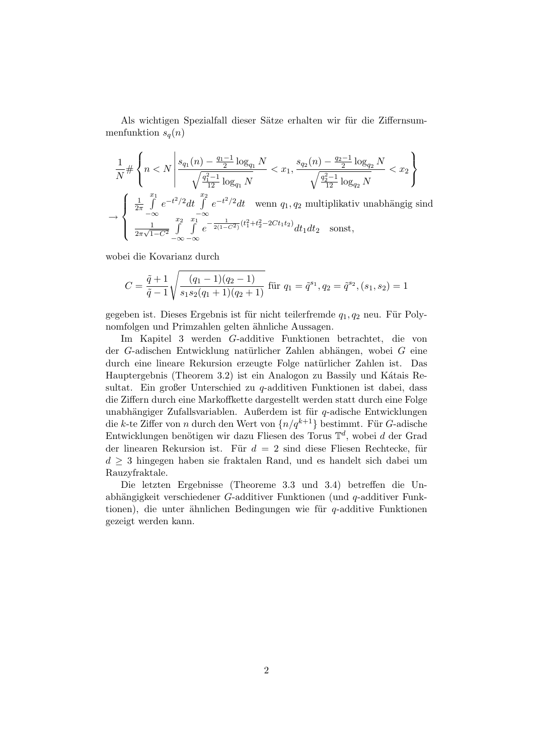Als wichtigen Spezialfall dieser Sätze erhalten wir für die Ziffernsummenfunktion $s_q(n)$

$$\frac{1}{N}\#\left\{n < N \;\middle|\; \frac{s_{q_1}(n) - \frac{q_1-1}{2}\log_{q_1} N}{\sqrt{\frac{q_1^2-1}{12}\log_{q_1} N}} < x_1, \frac{s_{q_2}(n) - \frac{q_2-1}{2}\log_{q_2} N}{\sqrt{\frac{q_2^2-1}{12}\log_{q_2} N}} < x_2\right\}$$

$$\to \begin{cases} \frac{1}{2\pi}\int\limits_{-\infty}^{x_1} e^{-t^2/2}dt \int\limits_{-\infty}^{x_2} e^{-t^2/2}dt & \text{wenn } q_1, q_2 \text{ multiplikativ unabhängig sind} \\ \frac{1}{2\pi\sqrt{1-C^2}}\int\limits_{-\infty}^{x_2}\int\limits_{-\infty}^{x_1} e^{-\frac{1}{2(1-C^2)}(t_1^2+t_2^2-2Ct_1t_2)}dt_1dt_2 & \text{sonst,} \end{cases}$$

wobei die Kovarianz durch

$$C = \frac{\tilde{q}+1}{\tilde{q}-1}\sqrt{\frac{(q_1-1)(q_2-1)}{s_1 s_2 (q_1+1)(q_2+1)}} \text{ für } q_1 = \tilde{q}^{s_1}, q_2 = \tilde{q}^{s_2}, (s_1, s_2) = 1$$

gegeben ist. Dieses Ergebnis ist für nicht teilerfremde $q_1, q_2$ neu. Für Polynomfolgen und Primzahlen gelten ähnliche Aussagen.

Im Kapitel 3 werden $G$-additive Funktionen betrachtet, die von der $G$-adischen Entwicklung natürlicher Zahlen abhängen, wobei $G$ eine durch eine lineare Rekursion erzeugte Folge natürlicher Zahlen ist. Das Hauptergebnis (Theorem 3.2) ist ein Analogon zu Bassily und Kátais Resultat. Ein großer Unterschied zu $q$-additiven Funktionen ist dabei, dass die Ziffern durch eine Markoffkette dargestellt werden statt durch eine Folge unabhängiger Zufallsvariablen. Außerdem ist für $q$-adische Entwicklungen die $k$-te Ziffer von $n$ durch den Wert von $\{n/q^{k+1}\}$ bestimmt. Für $G$-adische Entwicklungen benötigen wir dazu Fliesen des Torus $\mathbb{T}^d$, wobei $d$ der Grad der linearen Rekursion ist. Für $d = 2$ sind diese Fliesen Rechtecke, für $d \geq 3$ hingegen haben sie fraktalen Rand, und es handelt sich dabei um Rauzyfraktale.

Die letzten Ergebnisse (Theoreme 3.3 und 3.4) betreffen die Unabhängigkeit verschiedener $G$-additiver Funktionen (und $q$-additiver Funktionen), die unter ähnlichen Bedingungen wie für $q$-additive Funktionen gezeigt werden kann.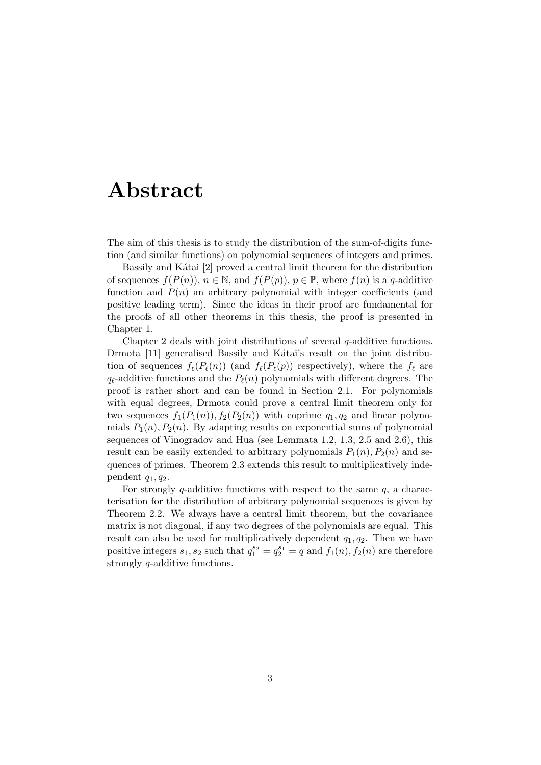# Abstract

The aim of this thesis is to study the distribution of the sum-of-digits function (and similar functions) on polynomial sequences of integers and primes.

Bassily and Kátai [2] proved a central limit theorem for the distribution of sequences $f(P(n))$, $n \in \mathbb{N}$, and $f(P(p))$, $p \in \mathbb{P}$, where $f(n)$ is a $q$-additive function and $P(n)$ an arbitrary polynomial with integer coefficients (and positive leading term). Since the ideas in their proof are fundamental for the proofs of all other theorems in this thesis, the proof is presented in Chapter 1.

Chapter 2 deals with joint distributions of several $q$-additive functions. Drmota [11] generalised Bassily and Kátai's result on the joint distribution of sequences $f_\ell(P_\ell(n))$ (and $f_\ell(P_\ell(p))$ respectively), where the $f_\ell$ are $q_\ell$-additive functions and the $P_\ell(n)$ polynomials with different degrees. The proof is rather short and can be found in Section 2.1. For polynomials with equal degrees, Drmota could prove a central limit theorem only for two sequences $f_1(P_1(n)), f_2(P_2(n))$ with coprime $q_1, q_2$ and linear polynomials $P_1(n), P_2(n)$. By adapting results on exponential sums of polynomial sequences of Vinogradov and Hua (see Lemmata 1.2, 1.3, 2.5 and 2.6), this result can be easily extended to arbitrary polynomials $P_1(n), P_2(n)$ and sequences of primes. Theorem 2.3 extends this result to multiplicatively independent $q_1, q_2$.

For strongly $q$-additive functions with respect to the same $q$, a characterisation for the distribution of arbitrary polynomial sequences is given by Theorem 2.2. We always have a central limit theorem, but the covariance matrix is not diagonal, if any two degrees of the polynomials are equal. This result can also be used for multiplicatively dependent $q_1, q_2$. Then we have positive integers $s_1, s_2$ such that $q_1^{s_2} = q_2^{s_1} = q$ and $f_1(n), f_2(n)$ are therefore strongly $q$-additive functions.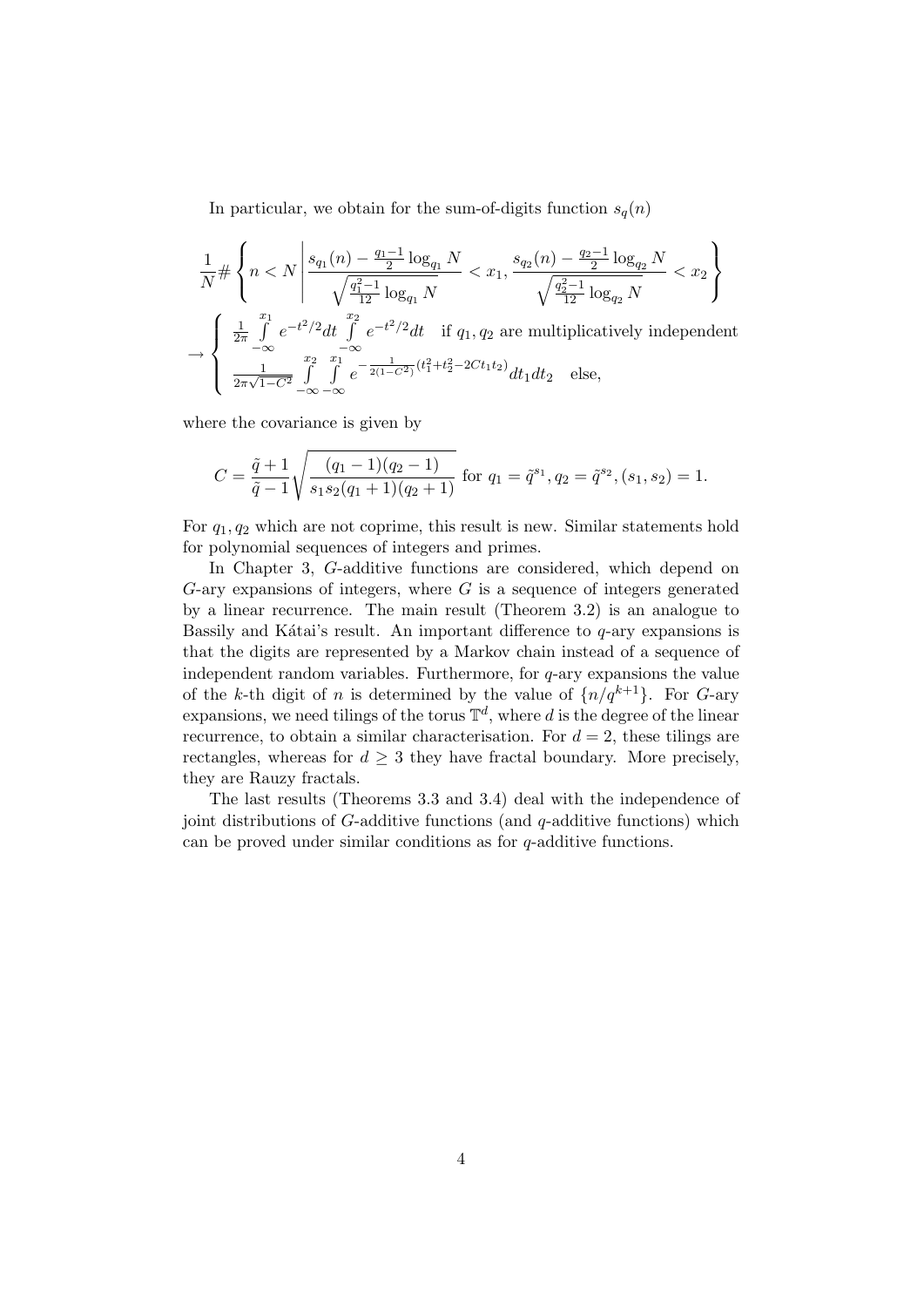In particular, we obtain for the sum-of-digits function $s_q(n)$

$$\frac{1}{N}\#\left\{ n<N \,\middle|\, \frac{s_{q_1}(n)-\frac{q_1-1}{2}\log_{q_1}N}{\sqrt{\frac{q_1^2-1}{12}\log_{q_1}N}}<x_1, \frac{s_{q_2}(n)-\frac{q_2-1}{2}\log_{q_2}N}{\sqrt{\frac{q_2^2-1}{12}\log_{q_2}N}}<x_2 \right\}$$

$$\to \begin{cases} \frac{1}{2\pi}\int\limits_{-\infty}^{x_1} e^{-t^2/2}dt \int\limits_{-\infty}^{x_2} e^{-t^2/2}dt & \text{if } q_1, q_2 \text{ are multiplicatively independent} \\ \frac{1}{2\pi\sqrt{1-C^2}}\int\limits_{-\infty}^{x_2}\int\limits_{-\infty}^{x_1} e^{-\frac{1}{2(1-C^2)}(t_1^2+t_2^2-2Ct_1t_2)}dt_1dt_2 & \text{else,} \end{cases}$$

where the covariance is given by

$$C=\frac{\tilde{q}+1}{\tilde{q}-1}\sqrt{\frac{(q_1-1)(q_2-1)}{s_1s_2(q_1+1)(q_2+1)}} \text{ for } q_1=\tilde{q}^{s_1}, q_2=\tilde{q}^{s_2}, (s_1,s_2)=1.$$

For $q_1, q_2$ which are not coprime, this result is new. Similar statements hold for polynomial sequences of integers and primes.

In Chapter 3, $G$-additive functions are considered, which depend on $G$-ary expansions of integers, where $G$ is a sequence of integers generated by a linear recurrence. The main result (Theorem 3.2) is an analogue to Bassily and Kátai's result. An important difference to $q$-ary expansions is that the digits are represented by a Markov chain instead of a sequence of independent random variables. Furthermore, for $q$-ary expansions the value of the $k$-th digit of $n$ is determined by the value of $\{n/q^{k+1}\}$. For $G$-ary expansions, we need tilings of the torus $\mathbb{T}^d$, where $d$ is the degree of the linear recurrence, to obtain a similar characterisation. For $d=2$, these tilings are rectangles, whereas for $d \geq 3$ they have fractal boundary. More precisely, they are Rauzy fractals.

The last results (Theorems 3.3 and 3.4) deal with the independence of joint distributions of $G$-additive functions (and $q$-additive functions) which can be proved under similar conditions as for $q$-additive functions.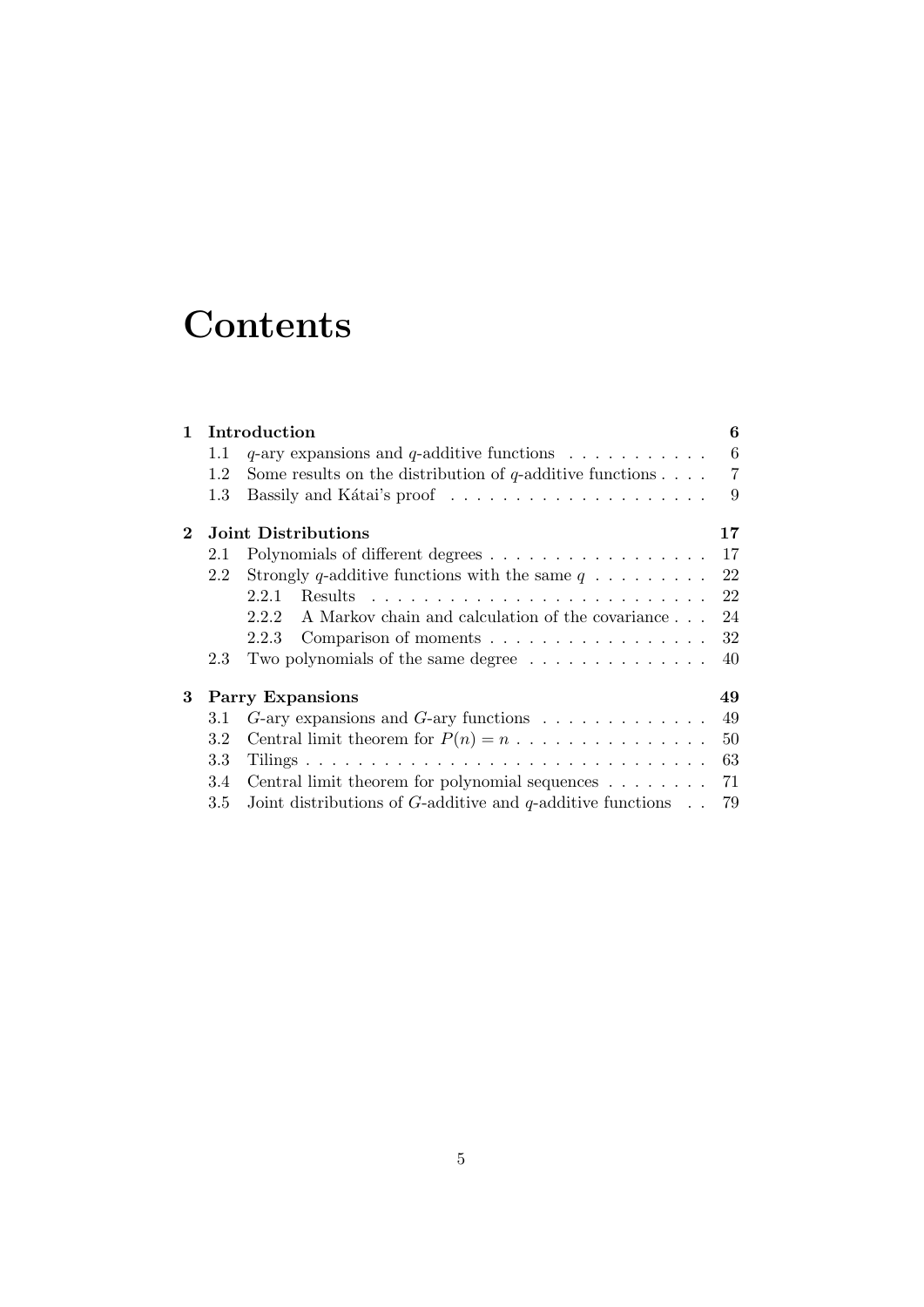# Contents

| | | |
|---|---|---|
| **1** | **Introduction** | **6** |
| 1.1 | $q$-ary expansions and $q$-additive functions | 6 |
| 1.2 | Some results on the distribution of $q$-additive functions | 7 |
| 1.3 | Bassily and Kátai's proof | 9 |
| **2** | **Joint Distributions** | **17** |
| 2.1 | Polynomials of different degrees | 17 |
| 2.2 | Strongly $q$-additive functions with the same $q$ | 22 |
| 2.2.1 | Results | 22 |
| 2.2.2 | A Markov chain and calculation of the covariance | 24 |
| 2.2.3 | Comparison of moments | 32 |
| 2.3 | Two polynomials of the same degree | 40 |
| **3** | **Parry Expansions** | **49** |
| 3.1 | $G$-ary expansions and $G$-ary functions | 49 |
| 3.2 | Central limit theorem for $P(n) = n$ | 50 |
| 3.3 | Tilings | 63 |
| 3.4 | Central limit theorem for polynomial sequences | 71 |
| 3.5 | Joint distributions of $G$-additive and $q$-additive functions | 79 |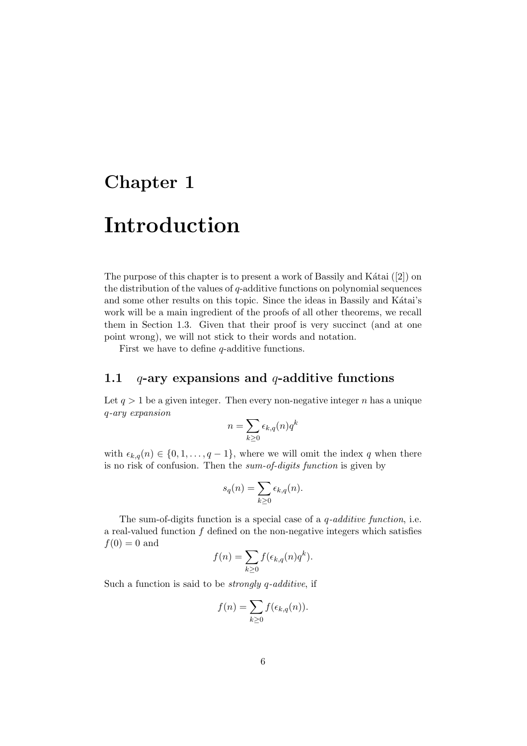# Chapter 1

# Introduction

The purpose of this chapter is to present a work of Bassily and Kátai ([2]) on the distribution of the values of $q$-additive functions on polynomial sequences and some other results on this topic. Since the ideas in Bassily and Kátai's work will be a main ingredient of the proofs of all other theorems, we recall them in Section 1.3. Given that their proof is very succinct (and at one point wrong), we will not stick to their words and notation.

First we have to define $q$-additive functions.

## 1.1 $q$-ary expansions and $q$-additive functions

Let $q > 1$ be a given integer. Then every non-negative integer $n$ has a unique *$q$-ary expansion*

$$n = \sum_{k \geq 0} \epsilon_{k,q}(n) q^k$$

with $\epsilon_{k,q}(n) \in \{0, 1, \ldots, q-1\}$, where we will omit the index $q$ when there is no risk of confusion. Then the *sum-of-digits function* is given by

$$s_q(n) = \sum_{k \geq 0} \epsilon_{k,q}(n).$$

The sum-of-digits function is a special case of a *$q$-additive function*, i.e. a real-valued function $f$ defined on the non-negative integers which satisfies $f(0) = 0$ and

$$f(n) = \sum_{k \geq 0} f(\epsilon_{k,q}(n) q^k).$$

Such a function is said to be *strongly $q$-additive*, if

$$f(n) = \sum_{k \geq 0} f(\epsilon_{k,q}(n)).$$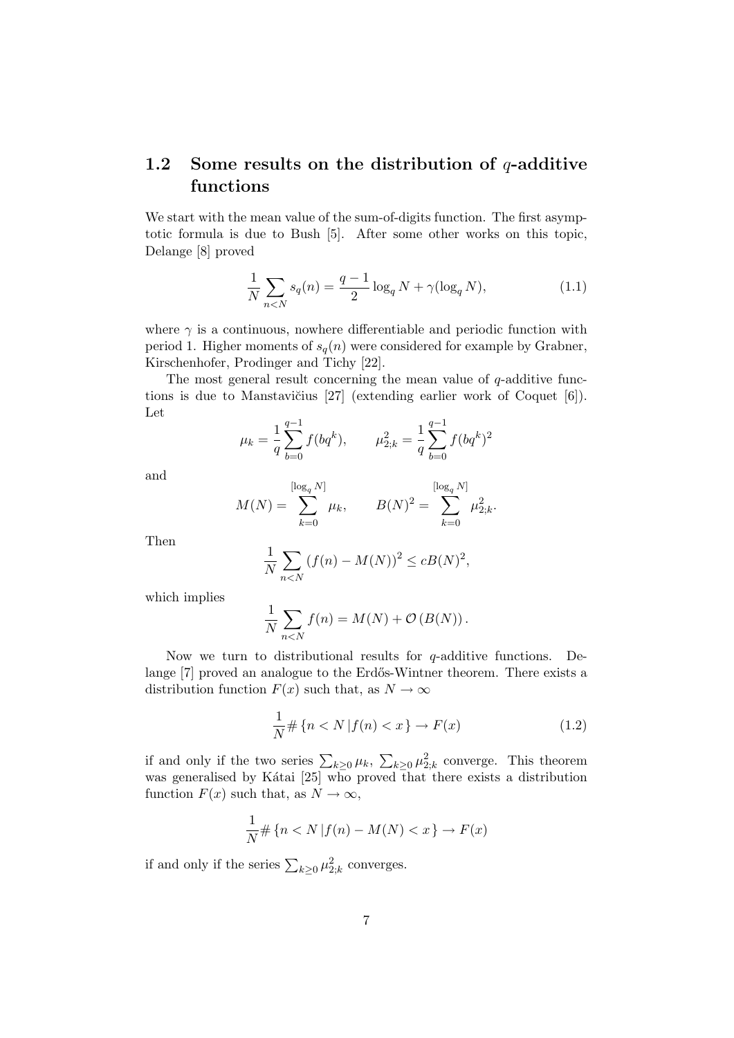## 1.2 Some results on the distribution of $q$-additive functions

We start with the mean value of the sum-of-digits function. The first asymptotic formula is due to Bush [5]. After some other works on this topic, Delange [8] proved

$$\frac{1}{N}\sum_{n<N} s_q(n) = \frac{q-1}{2}\log_q N + \gamma(\log_q N), \tag{1.1}$$

where $\gamma$ is a continuous, nowhere differentiable and periodic function with period 1. Higher moments of $s_q(n)$ were considered for example by Grabner, Kirschenhofer, Prodinger and Tichy [22].

The most general result concerning the mean value of $q$-additive functions is due to Manstavičius [27] (extending earlier work of Coquet [6]). Let

$$\mu_k = \frac{1}{q}\sum_{b=0}^{q-1} f(bq^k), \qquad \mu_{2;k}^2 = \frac{1}{q}\sum_{b=0}^{q-1} f(bq^k)^2$$

and

$$M(N) = \sum_{k=0}^{[\log_q N]} \mu_k, \qquad B(N)^2 = \sum_{k=0}^{[\log_q N]} \mu_{2;k}^2.$$

Then

$$\frac{1}{N}\sum_{n<N} (f(n) - M(N))^2 \le cB(N)^2,$$

which implies

$$\frac{1}{N}\sum_{n<N} f(n) = M(N) + \mathcal{O}\left(B(N)\right).$$

Now we turn to distributional results for $q$-additive functions. Delange [7] proved an analogue to the Erdős-Wintner theorem. There exists a distribution function $F(x)$ such that, as $N \to \infty$

$$\frac{1}{N}\#\left\{n < N \,|\, f(n) < x\right\} \to F(x) \tag{1.2}$$

if and only if the two series $\sum_{k\ge 0}\mu_k$, $\sum_{k\ge 0}\mu_{2;k}^2$ converge. This theorem was generalised by Kátai [25] who proved that there exists a distribution function $F(x)$ such that, as $N \to \infty$,

$$\frac{1}{N}\#\left\{n < N \,|\, f(n) - M(N) < x\right\} \to F(x)$$

if and only if the series $\sum_{k\ge 0}\mu_{2;k}^2$ converges.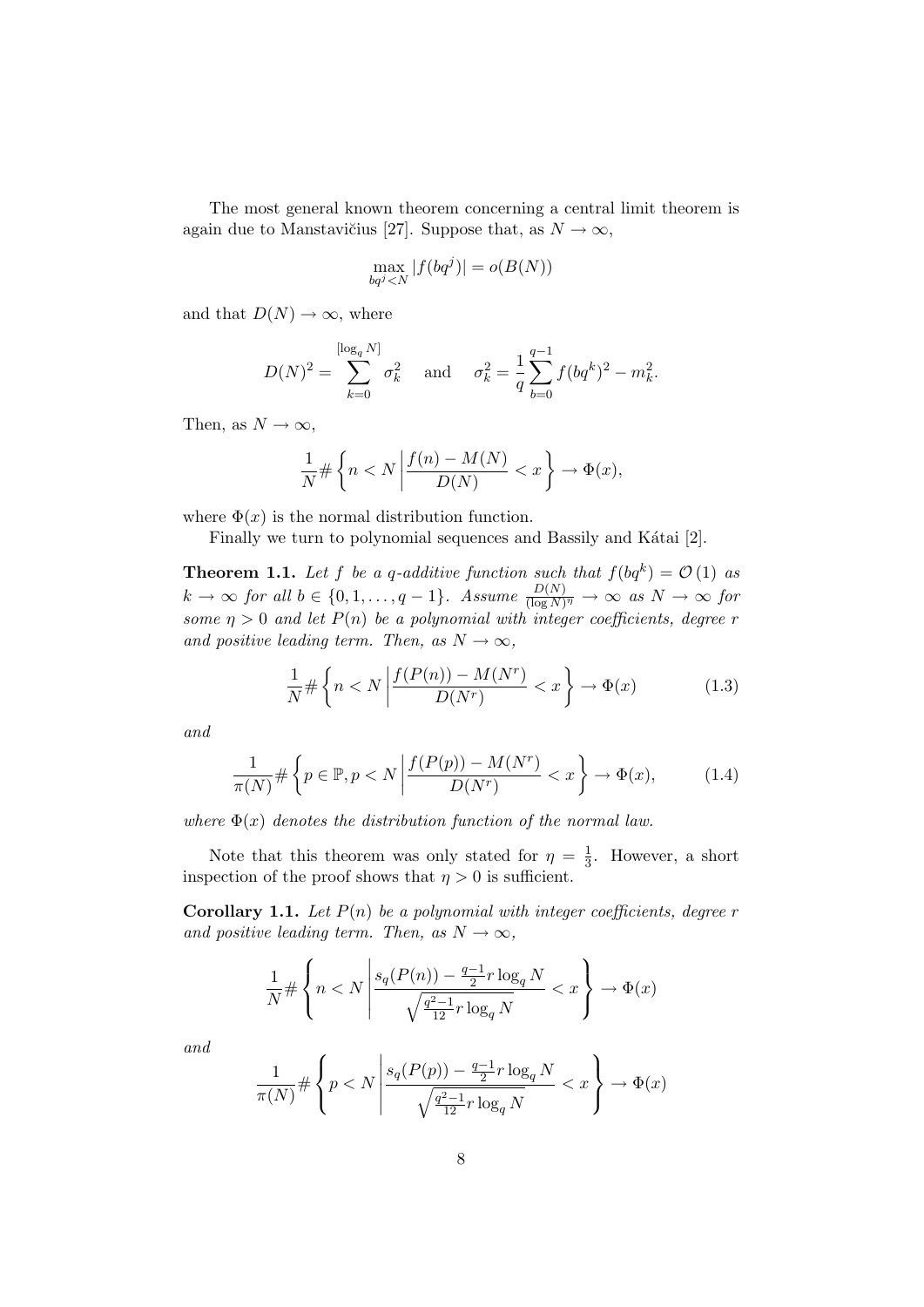The most general known theorem concerning a central limit theorem is again due to Manstavičius [27]. Suppose that, as $N \to \infty$,

$$\max_{bq^j < N} |f(bq^j)| = o(B(N))$$

and that $D(N) \to \infty$, where

$$D(N)^2 = \sum_{k=0}^{[\log_q N]} \sigma_k^2 \quad \text{and} \quad \sigma_k^2 = \frac{1}{q} \sum_{b=0}^{q-1} f(bq^k)^2 - m_k^2.$$

Then, as $N \to \infty$,

$$\frac{1}{N} \# \left\{ n < N \,\middle|\, \frac{f(n) - M(N)}{D(N)} < x \right\} \to \Phi(x),$$

where $\Phi(x)$ is the normal distribution function.

Finally we turn to polynomial sequences and Bassily and Kátai [2].

**Theorem 1.1.** *Let $f$ be a $q$-additive function such that $f(bq^k) = \mathcal{O}(1)$ as $k \to \infty$ for all $b \in \{0, 1, \ldots, q-1\}$. Assume $\frac{D(N)}{(\log N)^\eta} \to \infty$ as $N \to \infty$ for some $\eta > 0$ and let $P(n)$ be a polynomial with integer coefficients, degree $r$ and positive leading term. Then, as $N \to \infty$,*

$$\frac{1}{N} \# \left\{ n < N \,\middle|\, \frac{f(P(n)) - M(N^r)}{D(N^r)} < x \right\} \to \Phi(x) \tag{1.3}$$

*and*

$$\frac{1}{\pi(N)} \# \left\{ p \in \mathbb{P}, p < N \,\middle|\, \frac{f(P(p)) - M(N^r)}{D(N^r)} < x \right\} \to \Phi(x), \tag{1.4}$$

*where $\Phi(x)$ denotes the distribution function of the normal law.*

Note that this theorem was only stated for $\eta = \frac{1}{3}$. However, a short inspection of the proof shows that $\eta > 0$ is sufficient.

**Corollary 1.1.** *Let $P(n)$ be a polynomial with integer coefficients, degree $r$ and positive leading term. Then, as $N \to \infty$,*

$$\frac{1}{N} \# \left\{ n < N \,\middle|\, \frac{s_q(P(n)) - \frac{q-1}{2} r \log_q N}{\sqrt{\frac{q^2-1}{12} r \log_q N}} < x \right\} \to \Phi(x)$$

*and*

$$\frac{1}{\pi(N)} \# \left\{ p < N \,\middle|\, \frac{s_q(P(p)) - \frac{q-1}{2} r \log_q N}{\sqrt{\frac{q^2-1}{12} r \log_q N}} < x \right\} \to \Phi(x)$$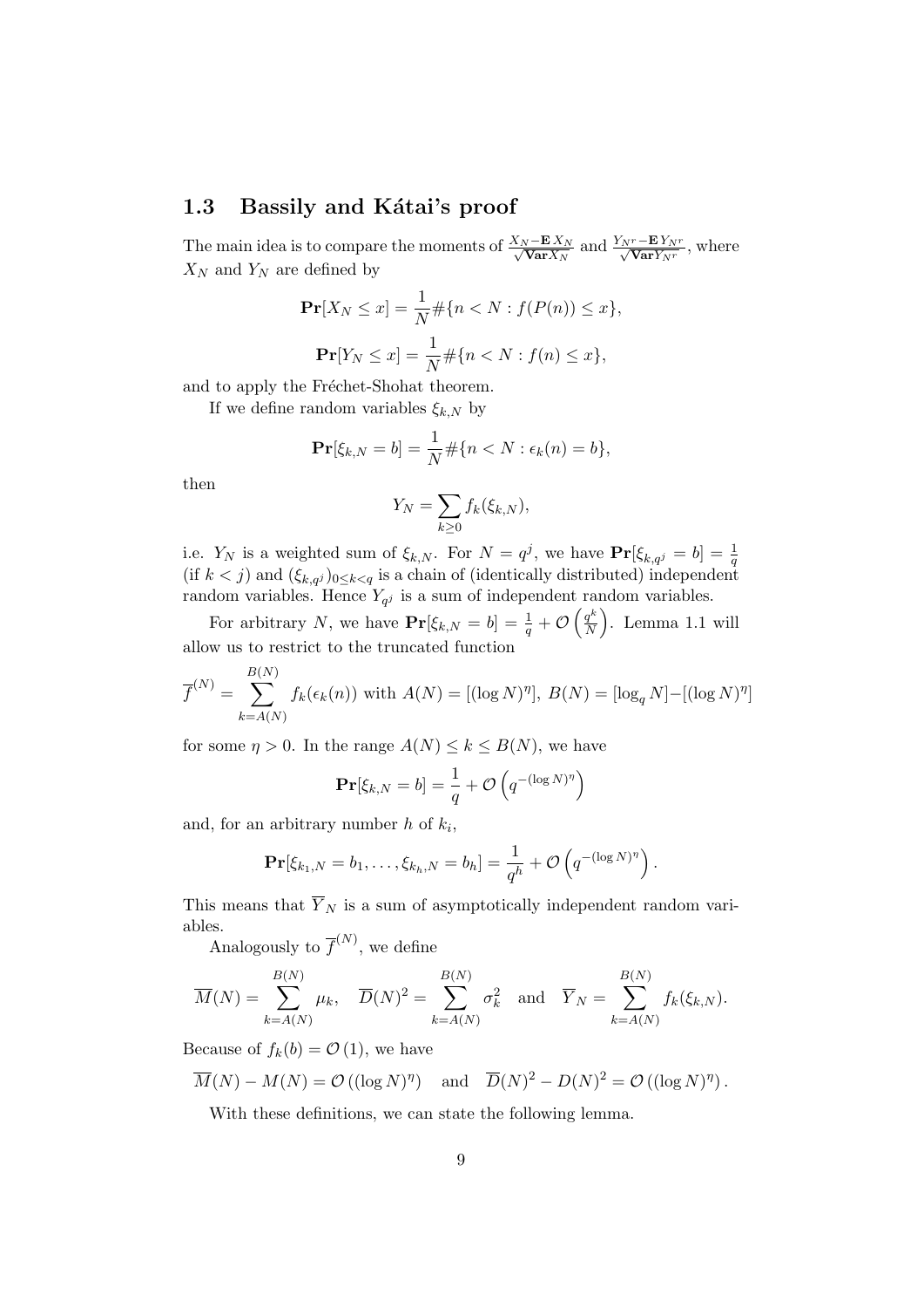### 1.3 Bassily and Kátai's proof

The main idea is to compare the moments of $\frac{X_N - \mathbf{E}\,X_N}{\sqrt{\mathbf{Var}X_N}}$ and $\frac{Y_{N^r} - \mathbf{E}\,Y_{N^r}}{\sqrt{\mathbf{Var}Y_{N^r}}}$, where $X_N$ and $Y_N$ are defined by

$$\mathbf{Pr}[X_N \le x] = \frac{1}{N}\#\{n < N : f(P(n)) \le x\},$$

$$\mathbf{Pr}[Y_N \le x] = \frac{1}{N}\#\{n < N : f(n) \le x\},$$

and to apply the Fréchet-Shohat theorem.

If we define random variables $\xi_{k,N}$ by

$$\mathbf{Pr}[\xi_{k,N} = b] = \frac{1}{N}\#\{n < N : \epsilon_k(n) = b\},$$

then

$$Y_N = \sum_{k \ge 0} f_k(\xi_{k,N}),$$

i.e. $Y_N$ is a weighted sum of $\xi_{k,N}$. For $N = q^j$, we have $\mathbf{Pr}[\xi_{k,q^j} = b] = \frac{1}{q}$ (if $k < j$) and $(\xi_{k,q^j})_{0 \le k < q}$ is a chain of (identically distributed) independent random variables. Hence $Y_{q^j}$ is a sum of independent random variables.

For arbitrary $N$, we have $\mathbf{Pr}[\xi_{k,N} = b] = \frac{1}{q} + \mathcal{O}\left(\frac{q^k}{N}\right)$. Lemma 1.1 will allow us to restrict to the truncated function

$$\overline{f}^{(N)} = \sum_{k=A(N)}^{B(N)} f_k(\epsilon_k(n)) \text{ with } A(N) = [(\log N)^\eta],\ B(N) = [\log_q N] - [(\log N)^\eta]$$

for some $\eta > 0$. In the range $A(N) \le k \le B(N)$, we have

$$\mathbf{Pr}[\xi_{k,N} = b] = \frac{1}{q} + \mathcal{O}\left(q^{-(\log N)^\eta}\right)$$

and, for an arbitrary number $h$ of $k_i$,

$$\mathbf{Pr}[\xi_{k_1,N} = b_1, \ldots, \xi_{k_h,N} = b_h] = \frac{1}{q^h} + \mathcal{O}\left(q^{-(\log N)^\eta}\right).$$

This means that $\overline{Y}_N$ is a sum of asymptotically independent random variables.

Analogously to $\overline{f}^{(N)}$, we define

$$\overline{M}(N) = \sum_{k=A(N)}^{B(N)} \mu_k, \quad \overline{D}(N)^2 = \sum_{k=A(N)}^{B(N)} \sigma_k^2 \quad \text{and} \quad \overline{Y}_N = \sum_{k=A(N)}^{B(N)} f_k(\xi_{k,N}).$$

Because of $f_k(b) = \mathcal{O}(1)$, we have

$$\overline{M}(N) - M(N) = \mathcal{O}\left((\log N)^\eta\right) \quad \text{and} \quad \overline{D}(N)^2 - D(N)^2 = \mathcal{O}\left((\log N)^\eta\right).$$

With these definitions, we can state the following lemma.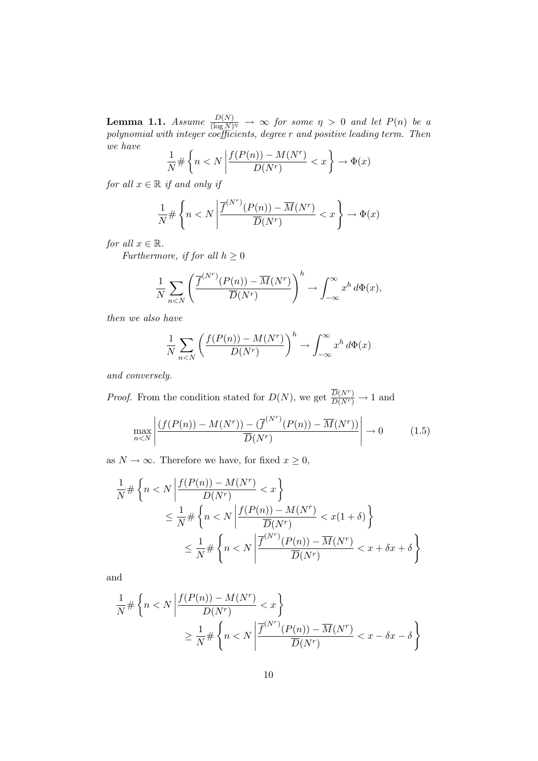**Lemma 1.1.** *Assume $\frac{D(N)}{(\log N)^\eta} \to \infty$ for some $\eta > 0$ and let $P(n)$ be a polynomial with integer coefficients, degree $r$ and positive leading term. Then we have*

$$\frac{1}{N}\#\left\{ n < N \left| \frac{f(P(n)) - M(N^r)}{D(N^r)} < x \right.\right\} \to \Phi(x)$$

*for all $x \in \mathbb{R}$ if and only if*

$$\frac{1}{N}\#\left\{ n < N \left| \frac{\overline{f}^{(N^r)}(P(n)) - \overline{M}(N^r)}{\overline{D}(N^r)} < x \right.\right\} \to \Phi(x)$$

*for all $x \in \mathbb{R}$.*

*Furthermore, if for all $h \geq 0$*

$$\frac{1}{N}\sum_{n<N}\left(\frac{\overline{f}^{(N^r)}(P(n)) - \overline{M}(N^r)}{\overline{D}(N^r)}\right)^h \to \int_{-\infty}^{\infty} x^h \, d\Phi(x),$$

*then we also have*

$$\frac{1}{N}\sum_{n<N}\left(\frac{f(P(n)) - M(N^r)}{D(N^r)}\right)^h \to \int_{-\infty}^{\infty} x^h \, d\Phi(x)$$

*and conversely.*

*Proof.* From the condition stated for $D(N)$, we get $\frac{\overline{D}(N^r)}{D(N^r)} \to 1$ and

$$\max_{n<N}\left|\frac{(f(P(n)) - M(N^r)) - (\overline{f}^{(N^r)}(P(n)) - \overline{M}(N^r))}{\overline{D}(N^r)}\right| \to 0 \tag{1.5}$$

as $N \to \infty$. Therefore we have, for fixed $x \geq 0$,

$$\begin{aligned}
\frac{1}{N}\#&\left\{ n < N \left| \frac{f(P(n)) - M(N^r)}{D(N^r)} < x \right.\right\} \\
&\leq \frac{1}{N}\#\left\{ n < N \left| \frac{f(P(n)) - M(N^r)}{\overline{D}(N^r)} < x(1+\delta) \right.\right\} \\
&\qquad \leq \frac{1}{N}\#\left\{ n < N \left| \frac{\overline{f}^{(N^r)}(P(n)) - \overline{M}(N^r)}{\overline{D}(N^r)} < x + \delta x + \delta \right.\right\}
\end{aligned}$$

and

$$\begin{aligned}
\frac{1}{N}\#&\left\{ n < N \left| \frac{f(P(n)) - M(N^r)}{D(N^r)} < x \right.\right\} \\
&\qquad \geq \frac{1}{N}\#\left\{ n < N \left| \frac{\overline{f}^{(N^r)}(P(n)) - \overline{M}(N^r)}{\overline{D}(N^r)} < x - \delta x - \delta \right.\right\}
\end{aligned}$$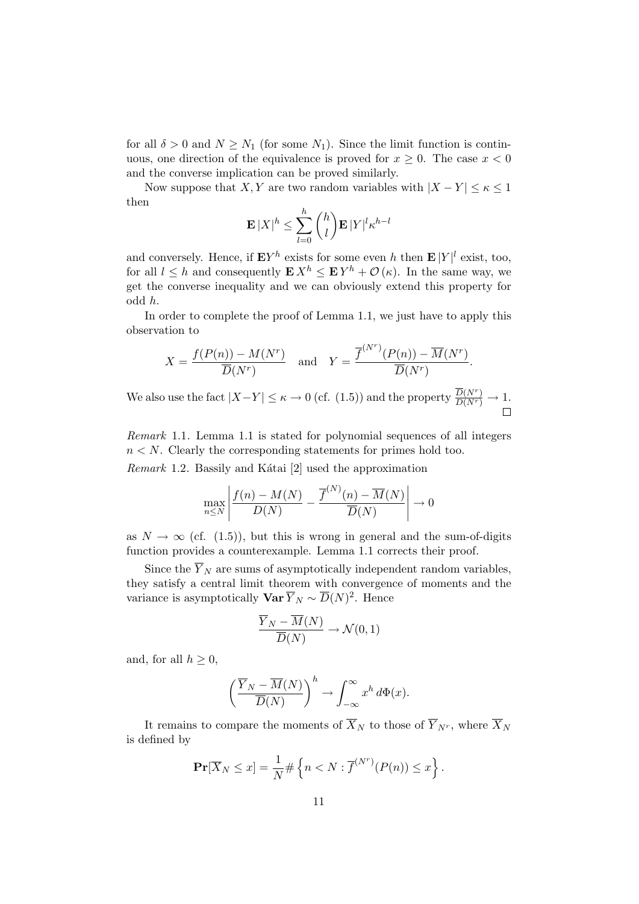for all $\delta > 0$ and $N \geq N_1$ (for some $N_1$). Since the limit function is continuous, one direction of the equivalence is proved for $x \geq 0$. The case $x < 0$ and the converse implication can be proved similarly.

Now suppose that $X, Y$ are two random variables with $|X - Y| \leq \kappa \leq 1$ then

$$\mathbf{E}\,|X|^h \leq \sum_{l=0}^{h} \binom{h}{l} \mathbf{E}\,|Y|^l \kappa^{h-l}$$

and conversely. Hence, if $\mathbf{E}Y^h$ exists for some even $h$ then $\mathbf{E}\,|Y|^l$ exist, too, for all $l \leq h$ and consequently $\mathbf{E}\,X^h \leq \mathbf{E}\,Y^h + \mathcal{O}(\kappa)$. In the same way, we get the converse inequality and we can obviously extend this property for odd $h$.

In order to complete the proof of Lemma 1.1, we just have to apply this observation to

$$X = \frac{f(P(n)) - M(N^r)}{\overline{D}(N^r)} \quad \text{and} \quad Y = \frac{\overline{f}^{(N^r)}(P(n)) - \overline{M}(N^r)}{\overline{D}(N^r)}.$$

We also use the fact $|X - Y| \leq \kappa \to 0$ (cf. (1.5)) and the property $\frac{\overline{D}(N^r)}{D(N^r)} \to 1$. ☐

*Remark* 1.1. Lemma 1.1 is stated for polynomial sequences of all integers $n < N$. Clearly the corresponding statements for primes hold too.

*Remark* 1.2. Bassily and Kátai [2] used the approximation

$$\max_{n \leq N} \left| \frac{f(n) - M(N)}{D(N)} - \frac{\overline{f}^{(N)}(n) - \overline{M}(N)}{\overline{D}(N)} \right| \to 0$$

as $N \to \infty$ (cf. (1.5)), but this is wrong in general and the sum-of-digits function provides a counterexample. Lemma 1.1 corrects their proof.

Since the $\overline{Y}_N$ are sums of asymptotically independent random variables, they satisfy a central limit theorem with convergence of moments and the variance is asymptotically $\mathbf{Var}\,\overline{Y}_N \sim \overline{D}(N)^2$. Hence

$$\frac{\overline{Y}_N - \overline{M}(N)}{\overline{D}(N)} \to \mathcal{N}(0, 1)$$

and, for all $h \geq 0$,

$$\left( \frac{\overline{Y}_N - \overline{M}(N)}{\overline{D}(N)} \right)^h \to \int_{-\infty}^{\infty} x^h \, d\Phi(x).$$

It remains to compare the moments of $\overline{X}_N$ to those of $\overline{Y}_{N^r}$, where $\overline{X}_N$ is defined by

$$\mathbf{Pr}[\overline{X}_N \leq x] = \frac{1}{N} \# \left\{ n < N : \overline{f}^{(N^r)}(P(n)) \leq x \right\}.$$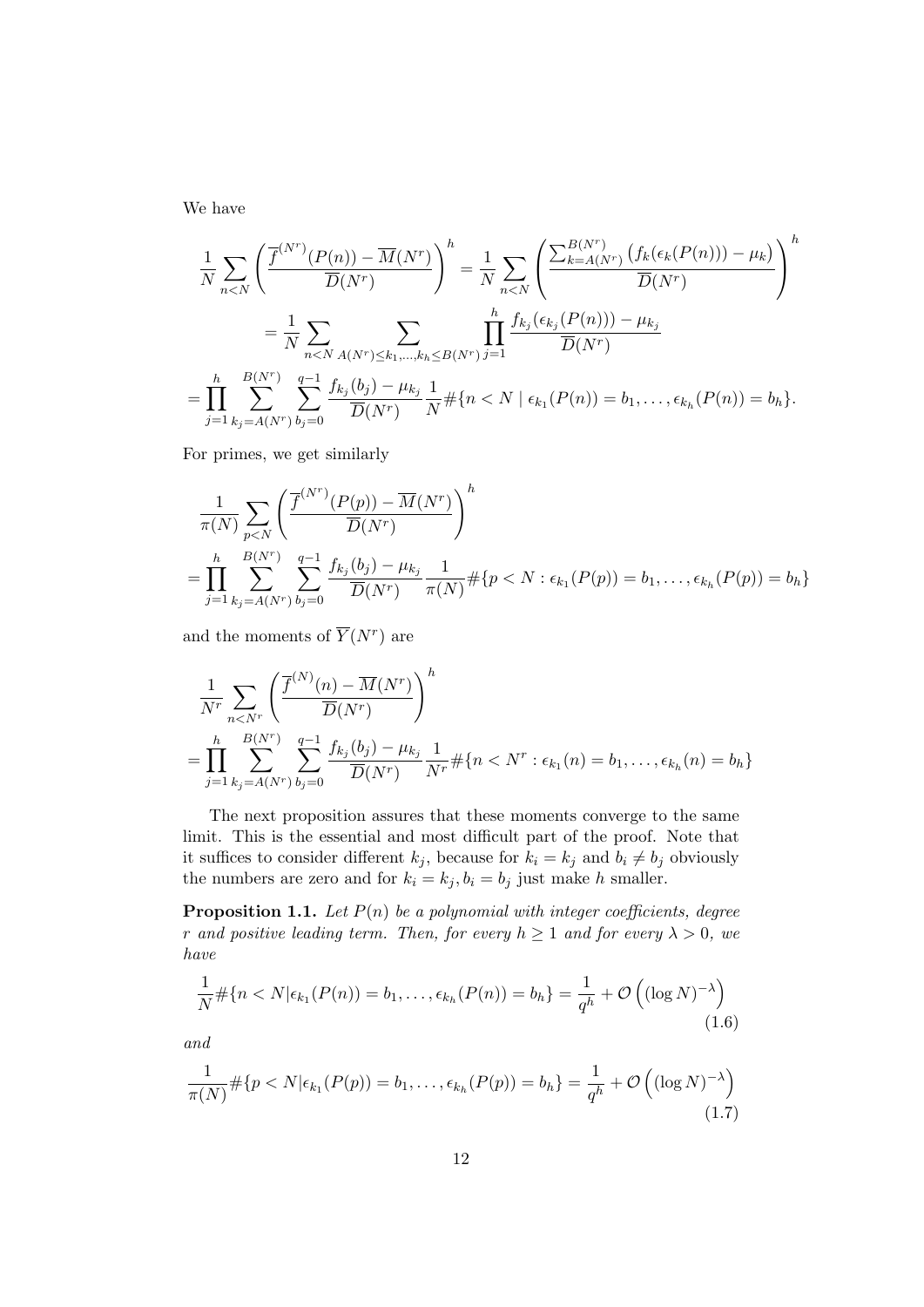We have

$$
\frac{1}{N}\sum_{n<N}\left(\frac{\overline{f}^{(N^r)}(P(n))-\overline{M}(N^r)}{\overline{D}(N^r)}\right)^h=\frac{1}{N}\sum_{n<N}\left(\frac{\sum_{k=A(N^r)}^{B(N^r)}\left(f_k(\epsilon_k(P(n)))-\mu_k\right)}{\overline{D}(N^r)}\right)^h
$$

$$
=\frac{1}{N}\sum_{n<N}\sum_{A(N^r)\le k_1,\dots,k_h\le B(N^r)}\prod_{j=1}^{h}\frac{f_{k_j}(\epsilon_{k_j}(P(n)))-\mu_{k_j}}{\overline{D}(N^r)}
$$

$$
=\prod_{j=1}^{h}\sum_{k_j=A(N^r)}^{B(N^r)}\sum_{b_j=0}^{q-1}\frac{f_{k_j}(b_j)-\mu_{k_j}}{\overline{D}(N^r)}\frac{1}{N}\#\{n<N\mid \epsilon_{k_1}(P(n))=b_1,\dots,\epsilon_{k_h}(P(n))=b_h\}.
$$

For primes, we get similarly

$$
\frac{1}{\pi(N)}\sum_{p<N}\left(\frac{\overline{f}^{(N^r)}(P(p))-\overline{M}(N^r)}{\overline{D}(N^r)}\right)^h
$$

$$
=\prod_{j=1}^{h}\sum_{k_j=A(N^r)}^{B(N^r)}\sum_{b_j=0}^{q-1}\frac{f_{k_j}(b_j)-\mu_{k_j}}{\overline{D}(N^r)}\frac{1}{\pi(N)}\#\{p<N:\epsilon_{k_1}(P(p))=b_1,\dots,\epsilon_{k_h}(P(p))=b_h\}
$$

and the moments of $\overline{Y}(N^r)$ are

$$
\frac{1}{N^r}\sum_{n<N^r}\left(\frac{\overline{f}^{(N)}(n)-\overline{M}(N^r)}{\overline{D}(N^r)}\right)^h
$$

$$
=\prod_{j=1}^{h}\sum_{k_j=A(N^r)}^{B(N^r)}\sum_{b_j=0}^{q-1}\frac{f_{k_j}(b_j)-\mu_{k_j}}{\overline{D}(N^r)}\frac{1}{N^r}\#\{n<N^r:\epsilon_{k_1}(n)=b_1,\dots,\epsilon_{k_h}(n)=b_h\}
$$

The next proposition assures that these moments converge to the same limit. This is the essential and most difficult part of the proof. Note that it suffices to consider different $k_j$, because for $k_i=k_j$ and $b_i\ne b_j$ obviously the numbers are zero and for $k_i=k_j, b_i=b_j$ just make $h$ smaller.

**Proposition 1.1.** *Let $P(n)$ be a polynomial with integer coefficients, degree $r$ and positive leading term. Then, for every $h\ge 1$ and for every $\lambda>0$, we have*

$$
\frac{1}{N}\#\{n<N|\epsilon_{k_1}(P(n))=b_1,\dots,\epsilon_{k_h}(P(n))=b_h\}=\frac{1}{q^h}+\mathcal{O}\left((\log N)^{-\lambda}\right) \tag{1.6}
$$

*and*

$$
\frac{1}{\pi(N)}\#\{p<N|\epsilon_{k_1}(P(p))=b_1,\dots,\epsilon_{k_h}(P(p))=b_h\}=\frac{1}{q^h}+\mathcal{O}\left((\log N)^{-\lambda}\right) \tag{1.7}
$$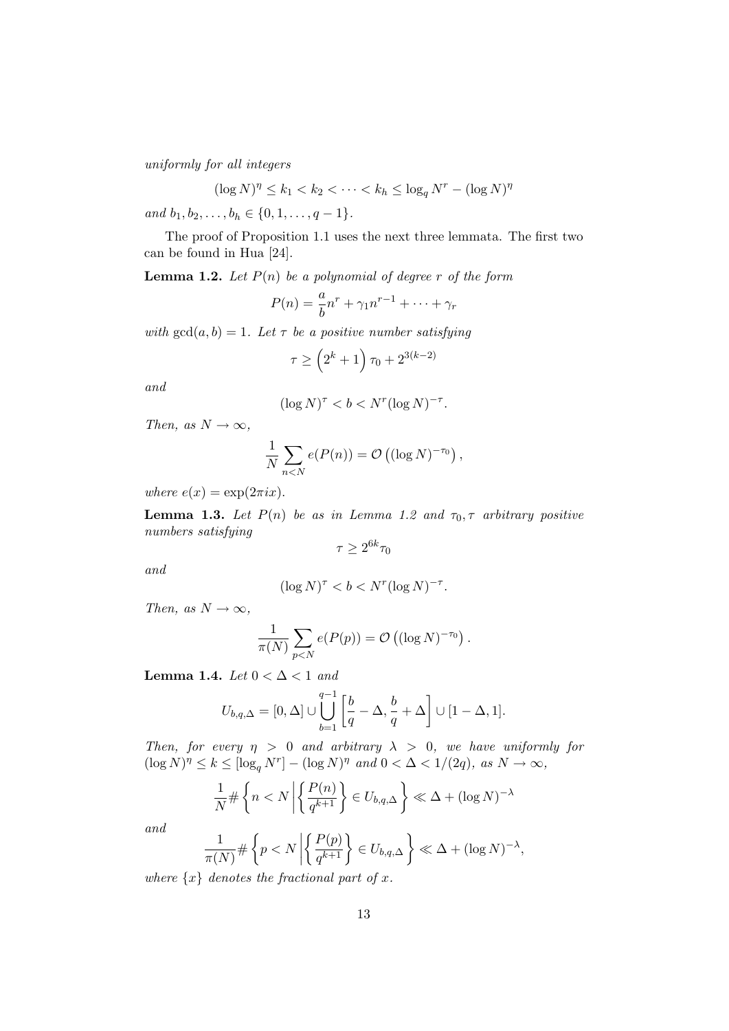*uniformly for all integers*

$$(\log N)^\eta \le k_1 < k_2 < \cdots < k_h \le \log_q N^r - (\log N)^\eta$$

*and* $b_1, b_2, \ldots, b_h \in \{0, 1, \ldots, q-1\}$.

The proof of Proposition 1.1 uses the next three lemmata. The first two can be found in Hua [24].

**Lemma 1.2.** *Let $P(n)$ be a polynomial of degree $r$ of the form*

$$P(n) = \frac{a}{b} n^r + \gamma_1 n^{r-1} + \cdots + \gamma_r$$

*with* $\gcd(a,b) = 1$. *Let $\tau$ be a positive number satisfying*

$$\tau \ge \left(2^k + 1\right) \tau_0 + 2^{3(k-2)}$$

*and*

$$(\log N)^\tau < b < N^r (\log N)^{-\tau}.$$

*Then, as $N \to \infty$,*

$$\frac{1}{N} \sum_{n<N} e(P(n)) = \mathcal{O}\left((\log N)^{-\tau_0}\right),$$

*where $e(x) = \exp(2\pi i x)$.*

**Lemma 1.3.** *Let $P(n)$ be as in Lemma 1.2 and $\tau_0, \tau$ arbitrary positive numbers satisfying*

$$\tau \ge 2^{6k} \tau_0$$

*and*

$$(\log N)^\tau < b < N^r (\log N)^{-\tau}.$$

*Then, as $N \to \infty$,*

$$\frac{1}{\pi(N)} \sum_{p<N} e(P(p)) = \mathcal{O}\left((\log N)^{-\tau_0}\right).$$

**Lemma 1.4.** *Let $0 < \Delta < 1$ and*

$$U_{b,q,\Delta} = [0, \Delta] \cup \bigcup_{b=1}^{q-1} \left[\frac{b}{q} - \Delta, \frac{b}{q} + \Delta\right] \cup [1 - \Delta, 1].$$

*Then, for every $\eta > 0$ and arbitrary $\lambda > 0$, we have uniformly for $(\log N)^\eta \le k \le [\log_q N^r] - (\log N)^\eta$ and $0 < \Delta < 1/(2q)$, as $N \to \infty$,*

$$\frac{1}{N} \# \left\{ n < N \,\middle|\, \left\{ \frac{P(n)}{q^{k+1}} \right\} \in U_{b,q,\Delta} \right\} \ll \Delta + (\log N)^{-\lambda}$$

*and*

$$\frac{1}{\pi(N)} \# \left\{ p < N \,\middle|\, \left\{ \frac{P(p)}{q^{k+1}} \right\} \in U_{b,q,\Delta} \right\} \ll \Delta + (\log N)^{-\lambda},$$

*where $\{x\}$ denotes the fractional part of $x$.*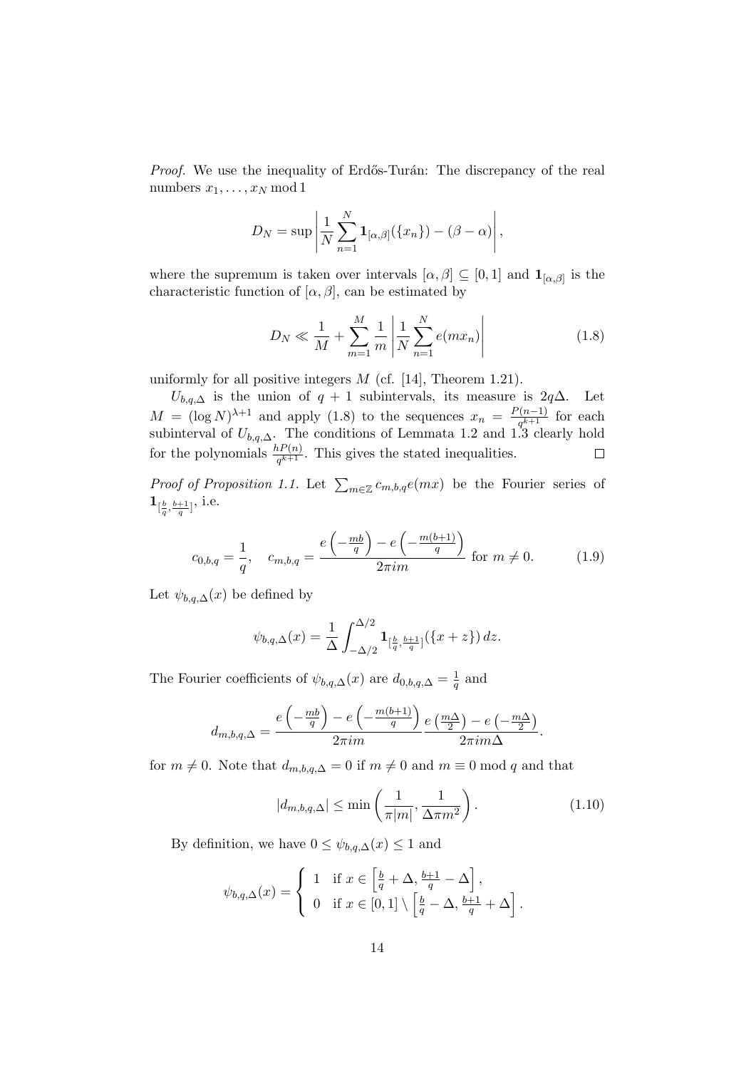*Proof.* We use the inequality of Erdős-Turán: The discrepancy of the real numbers $x_1, \ldots, x_N \bmod 1$

$$D_N = \sup \left| \frac{1}{N} \sum_{n=1}^{N} \mathbf{1}_{[\alpha,\beta]}(\{x_n\}) - (\beta - \alpha) \right|,$$

where the supremum is taken over intervals $[\alpha, \beta] \subseteq [0,1]$ and $\mathbf{1}_{[\alpha,\beta]}$ is the characteristic function of $[\alpha, \beta]$, can be estimated by

$$D_N \ll \frac{1}{M} + \sum_{m=1}^{M} \frac{1}{m} \left| \frac{1}{N} \sum_{n=1}^{N} e(mx_n) \right| \tag{1.8}$$

uniformly for all positive integers $M$ (cf. [14], Theorem 1.21).

$U_{b,q,\Delta}$ is the union of $q+1$ subintervals, its measure is $2q\Delta$. Let $M = (\log N)^{\lambda+1}$ and apply (1.8) to the sequences $x_n = \frac{P(n-1)}{q^{k+1}}$ for each subinterval of $U_{b,q,\Delta}$. The conditions of Lemmata 1.2 and 1.3 clearly hold for the polynomials $\frac{hP(n)}{q^{k+1}}$. This gives the stated inequalities. $\square$

*Proof of Proposition 1.1.* Let $\sum_{m \in \mathbb{Z}} c_{m,b,q} e(mx)$ be the Fourier series of $\mathbf{1}_{[\frac{b}{q}, \frac{b+1}{q}]}$, i.e.

$$c_{0,b,q} = \frac{1}{q}, \quad c_{m,b,q} = \frac{e\left(-\frac{mb}{q}\right) - e\left(-\frac{m(b+1)}{q}\right)}{2\pi i m} \text{ for } m \neq 0. \tag{1.9}$$

Let $\psi_{b,q,\Delta}(x)$ be defined by

$$\psi_{b,q,\Delta}(x) = \frac{1}{\Delta} \int_{-\Delta/2}^{\Delta/2} \mathbf{1}_{[\frac{b}{q}, \frac{b+1}{q}]}(\{x+z\})\, dz.$$

The Fourier coefficients of $\psi_{b,q,\Delta}(x)$ are $d_{0,b,q,\Delta} = \frac{1}{q}$ and

$$d_{m,b,q,\Delta} = \frac{e\left(-\frac{mb}{q}\right) - e\left(-\frac{m(b+1)}{q}\right)}{2\pi i m} \frac{e\left(\frac{m\Delta}{2}\right) - e\left(-\frac{m\Delta}{2}\right)}{2\pi i m \Delta}.$$

for $m \neq 0$. Note that $d_{m,b,q,\Delta} = 0$ if $m \neq 0$ and $m \equiv 0 \bmod q$ and that

$$|d_{m,b,q,\Delta}| \leq \min\left(\frac{1}{\pi |m|}, \frac{1}{\Delta \pi m^2}\right). \tag{1.10}$$

By definition, we have $0 \leq \psi_{b,q,\Delta}(x) \leq 1$ and

$$\psi_{b,q,\Delta}(x) = \begin{cases} 1 & \text{if } x \in \left[\frac{b}{q} + \Delta, \frac{b+1}{q} - \Delta\right], \\ 0 & \text{if } x \in [0,1] \setminus \left[\frac{b}{q} - \Delta, \frac{b+1}{q} + \Delta\right]. \end{cases}$$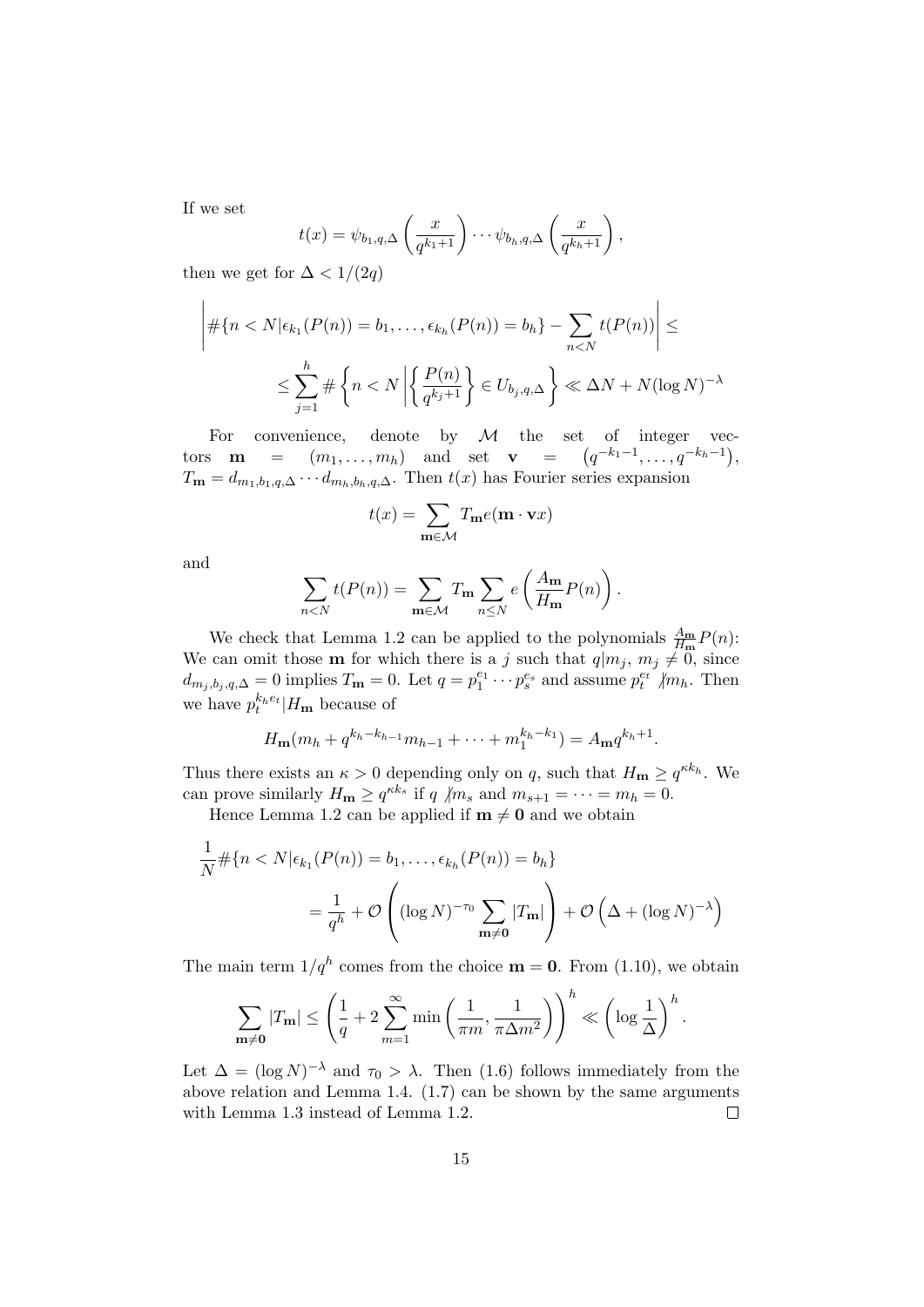If we set

$$t(x) = \psi_{b_1,q,\Delta}\left(\frac{x}{q^{k_1+1}}\right) \cdots \psi_{b_h,q,\Delta}\left(\frac{x}{q^{k_h+1}}\right),$$

then we get for $\Delta < 1/(2q)$

$$\left| \#\{n < N | \epsilon_{k_1}(P(n)) = b_1, \ldots, \epsilon_{k_h}(P(n)) = b_h\} - \sum_{n<N} t(P(n)) \right| \leq$$

$$\leq \sum_{j=1}^{h} \# \left\{ n < N \left| \left\{ \frac{P(n)}{q^{k_j+1}} \right\} \in U_{b_j,q,\Delta} \right. \right\} \ll \Delta N + N(\log N)^{-\lambda}$$

For convenience, denote by $\mathcal{M}$ the set of integer vectors $\mathbf{m} = (m_1, \ldots, m_h)$ and set $\mathbf{v} = \left(q^{-k_1-1}, \ldots, q^{-k_h-1}\right)$, $T_{\mathbf{m}} = d_{m_1,b_1,q,\Delta} \cdots d_{m_h,b_h,q,\Delta}$. Then $t(x)$ has Fourier series expansion

$$t(x) = \sum_{\mathbf{m} \in \mathcal{M}} T_{\mathbf{m}} e(\mathbf{m} \cdot \mathbf{v} x)$$

and

$$\sum_{n<N} t(P(n)) = \sum_{\mathbf{m} \in \mathcal{M}} T_{\mathbf{m}} \sum_{n \leq N} e\left(\frac{A_{\mathbf{m}}}{H_{\mathbf{m}}} P(n)\right).$$

We check that Lemma 1.2 can be applied to the polynomials $\frac{A_{\mathbf{m}}}{H_{\mathbf{m}}} P(n)$: We can omit those $\mathbf{m}$ for which there is a $j$ such that $q | m_j$, $m_j \neq 0$, since $d_{m_j,b_j,q,\Delta} = 0$ implies $T_{\mathbf{m}} = 0$. Let $q = p_1^{e_1} \cdots p_s^{e_s}$ and assume $p_t^{e_t} \not| m_h$. Then we have $p_t^{k_h e_t} | H_{\mathbf{m}}$ because of

$$H_{\mathbf{m}}(m_h + q^{k_h - k_{h-1}} m_{h-1} + \cdots + m_1^{k_h - k_1}) = A_{\mathbf{m}} q^{k_h+1}.$$

Thus there exists an $\kappa > 0$ depending only on $q$, such that $H_{\mathbf{m}} \geq q^{\kappa k_h}$. We can prove similarly $H_{\mathbf{m}} \geq q^{\kappa k_s}$ if $q \not| m_s$ and $m_{s+1} = \cdots = m_h = 0$.

Hence Lemma 1.2 can be applied if $\mathbf{m} \neq \mathbf{0}$ and we obtain

$$\frac{1}{N} \#\{n < N | \epsilon_{k_1}(P(n)) = b_1, \ldots, \epsilon_{k_h}(P(n)) = b_h\}$$

$$= \frac{1}{q^h} + \mathcal{O}\left((\log N)^{-\tau_0} \sum_{\mathbf{m} \neq \mathbf{0}} |T_{\mathbf{m}}|\right) + \mathcal{O}\left(\Delta + (\log N)^{-\lambda}\right)$$

The main term $1/q^h$ comes from the choice $\mathbf{m} = \mathbf{0}$. From (1.10), we obtain

$$\sum_{\mathbf{m} \neq \mathbf{0}} |T_{\mathbf{m}}| \leq \left(\frac{1}{q} + 2 \sum_{m=1}^{\infty} \min\left(\frac{1}{\pi m}, \frac{1}{\pi \Delta m^2}\right)\right)^h \ll \left(\log \frac{1}{\Delta}\right)^h.$$

Let $\Delta = (\log N)^{-\lambda}$ and $\tau_0 > \lambda$. Then (1.6) follows immediately from the above relation and Lemma 1.4. (1.7) can be shown by the same arguments with Lemma 1.3 instead of Lemma 1.2. $\square$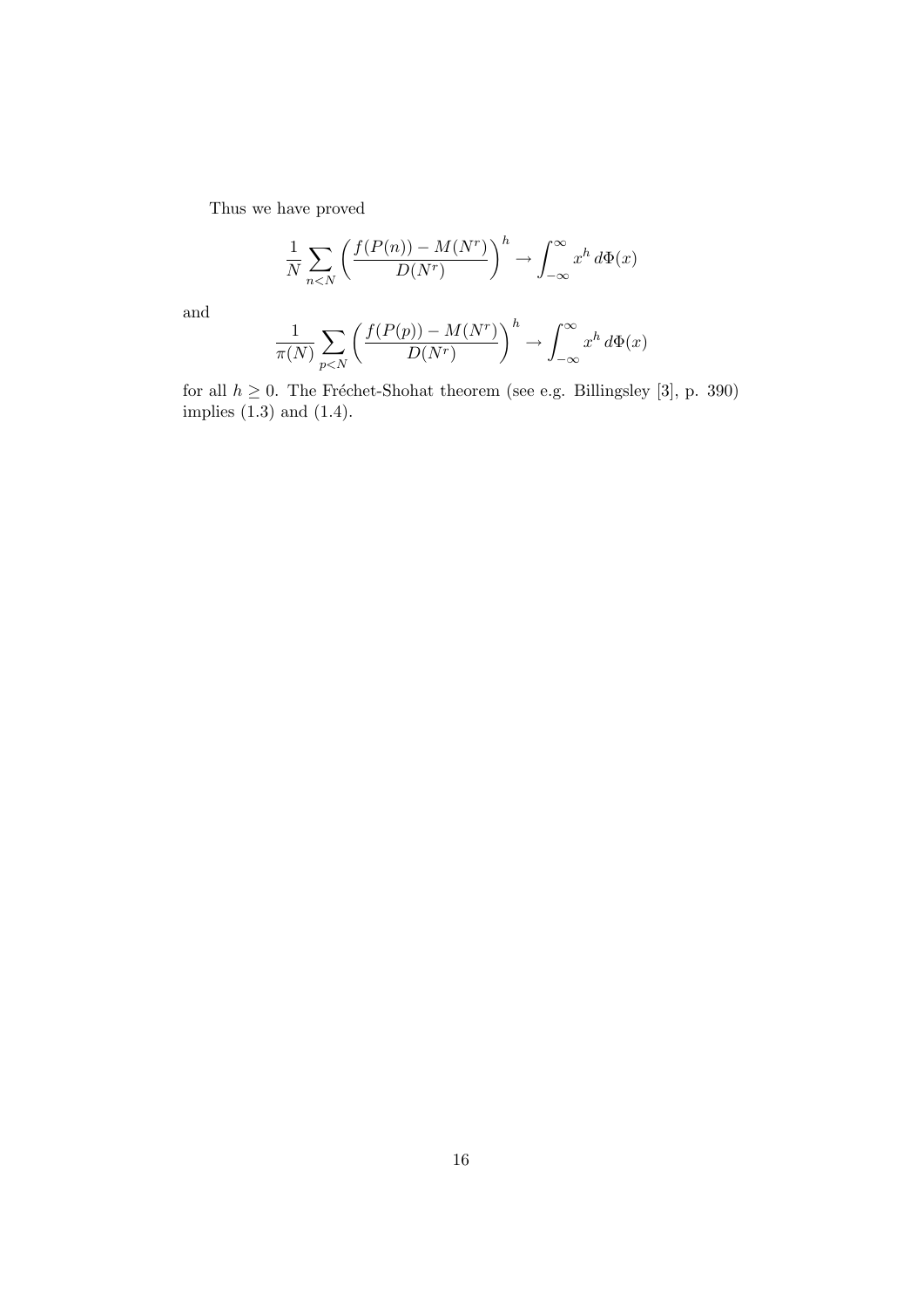Thus we have proved

$$\frac{1}{N}\sum_{n<N}\left(\frac{f(P(n))-M(N^r)}{D(N^r)}\right)^h \to \int_{-\infty}^{\infty} x^h\, d\Phi(x)$$

and

$$\frac{1}{\pi(N)}\sum_{p<N}\left(\frac{f(P(p))-M(N^r)}{D(N^r)}\right)^h \to \int_{-\infty}^{\infty} x^h\, d\Phi(x)$$

for all $h \geq 0$. The Fréchet-Shohat theorem (see e.g. Billingsley [3], p. 390) implies (1.3) and (1.4).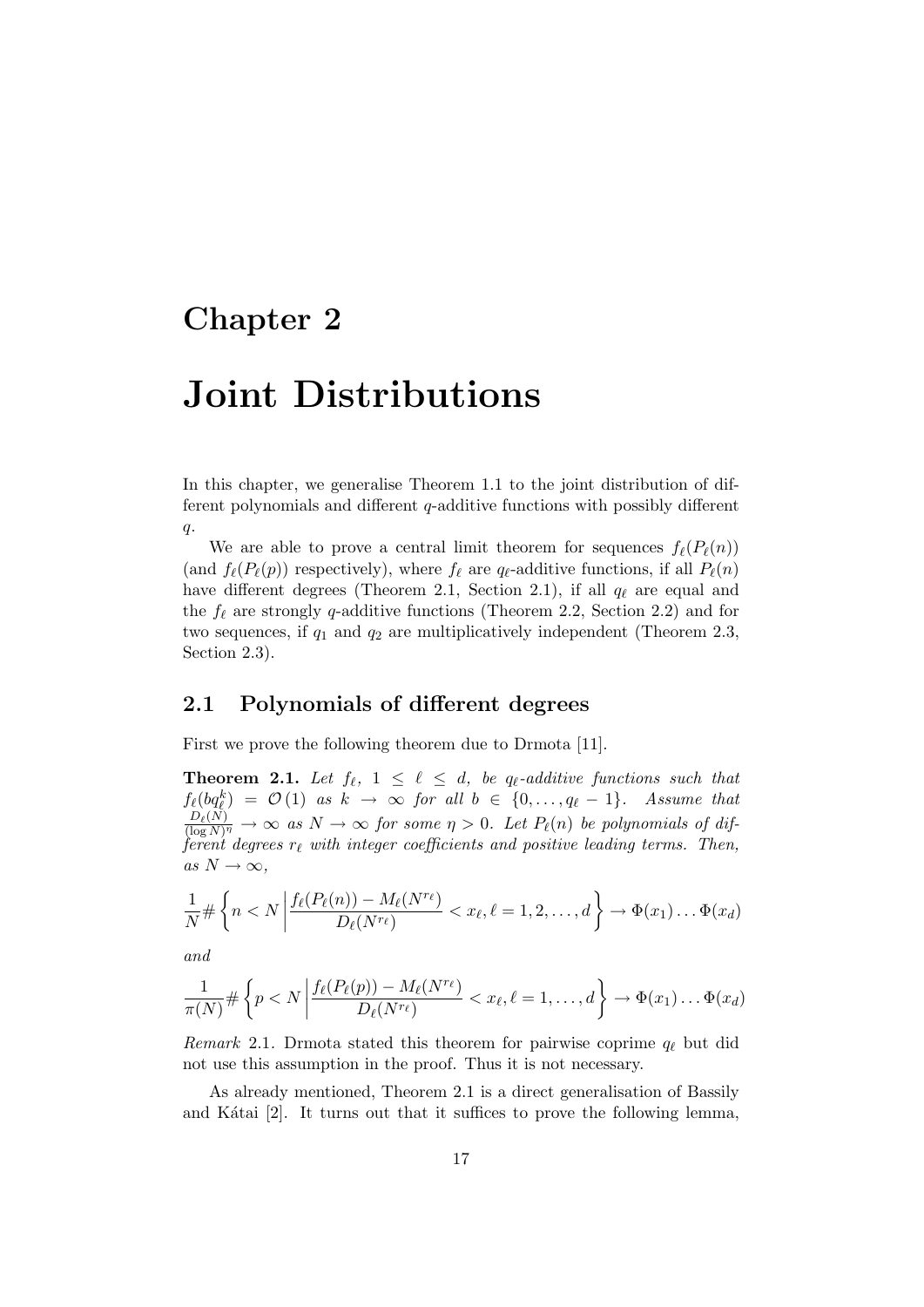# Chapter 2

# Joint Distributions

In this chapter, we generalise Theorem 1.1 to the joint distribution of different polynomials and different $q$-additive functions with possibly different $q$.

We are able to prove a central limit theorem for sequences $f_\ell(P_\ell(n))$ (and $f_\ell(P_\ell(p))$ respectively), where $f_\ell$ are $q_\ell$-additive functions, if all $P_\ell(n)$ have different degrees (Theorem 2.1, Section 2.1), if all $q_\ell$ are equal and the $f_\ell$ are strongly $q$-additive functions (Theorem 2.2, Section 2.2) and for two sequences, if $q_1$ and $q_2$ are multiplicatively independent (Theorem 2.3, Section 2.3).

## 2.1 Polynomials of different degrees

First we prove the following theorem due to Drmota [11].

**Theorem 2.1.** *Let $f_\ell$, $1 \leq \ell \leq d$, be $q_\ell$-additive functions such that $f_\ell(bq_\ell^k) = \mathcal{O}(1)$ as $k \to \infty$ for all $b \in \{0, \ldots, q_\ell - 1\}$. Assume that $\frac{D_\ell(N)}{(\log N)^\eta} \to \infty$ as $N \to \infty$ for some $\eta > 0$. Let $P_\ell(n)$ be polynomials of different degrees $r_\ell$ with integer coefficients and positive leading terms. Then, as $N \to \infty$,*

$$\frac{1}{N}\#\left\{n < N \,\middle|\, \frac{f_\ell(P_\ell(n)) - M_\ell(N^{r_\ell})}{D_\ell(N^{r_\ell})} < x_\ell, \ell = 1, 2, \ldots, d\right\} \to \Phi(x_1) \ldots \Phi(x_d)$$

*and*

$$\frac{1}{\pi(N)}\#\left\{p < N \,\middle|\, \frac{f_\ell(P_\ell(p)) - M_\ell(N^{r_\ell})}{D_\ell(N^{r_\ell})} < x_\ell, \ell = 1, \ldots, d\right\} \to \Phi(x_1) \ldots \Phi(x_d)$$

*Remark* 2.1. Drmota stated this theorem for pairwise coprime $q_\ell$ but did not use this assumption in the proof. Thus it is not necessary.

As already mentioned, Theorem 2.1 is a direct generalisation of Bassily and Kátai [2]. It turns out that it suffices to prove the following lemma,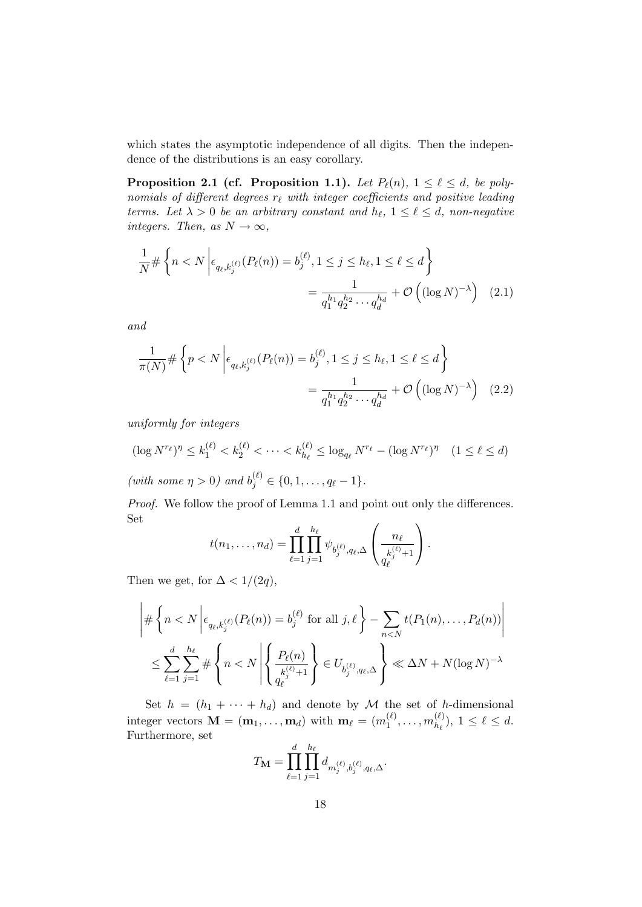which states the asymptotic independence of all digits. Then the independence of the distributions is an easy corollary.

**Proposition 2.1 (cf. Proposition 1.1).** *Let $P_\ell(n)$, $1 \le \ell \le d$, be polynomials of different degrees $r_\ell$ with integer coefficients and positive leading terms. Let $\lambda > 0$ be an arbitrary constant and $h_\ell$, $1 \le \ell \le d$, non-negative integers. Then, as $N \to \infty$,*

$$\frac{1}{N} \# \left\{ n < N \,\middle|\, \epsilon_{q_\ell, k_j^{(\ell)}}(P_\ell(n)) = b_j^{(\ell)}, 1 \le j \le h_\ell, 1 \le \ell \le d \right\} = \frac{1}{q_1^{h_1} q_2^{h_2} \cdots q_d^{h_d}} + \mathcal{O}\left( (\log N)^{-\lambda} \right) \quad (2.1)$$

*and*

$$\frac{1}{\pi(N)} \# \left\{ p < N \,\middle|\, \epsilon_{q_\ell, k_j^{(\ell)}}(P_\ell(p)) = b_j^{(\ell)}, 1 \le j \le h_\ell, 1 \le \ell \le d \right\} = \frac{1}{q_1^{h_1} q_2^{h_2} \cdots q_d^{h_d}} + \mathcal{O}\left( (\log N)^{-\lambda} \right) \quad (2.2)$$

*uniformly for integers*

$$(\log N^{r_\ell})^\eta \le k_1^{(\ell)} < k_2^{(\ell)} < \cdots < k_{h_\ell}^{(\ell)} \le \log_{q_\ell} N^{r_\ell} - (\log N^{r_\ell})^\eta \quad (1 \le \ell \le d)$$

*(with some $\eta > 0$) and $b_j^{(\ell)} \in \{0, 1, \ldots, q_\ell - 1\}$.*

*Proof.* We follow the proof of Lemma 1.1 and point out only the differences. Set

$$t(n_1, \ldots, n_d) = \prod_{\ell=1}^{d} \prod_{j=1}^{h_\ell} \psi_{b_j^{(\ell)}, q_\ell, \Delta} \left( \frac{n_\ell}{q_\ell^{k_j^{(\ell)}+1}} \right).$$

Then we get, for $\Delta < 1/(2q)$,

$$\left| \# \left\{ n < N \,\middle|\, \epsilon_{q_\ell, k_j^{(\ell)}}(P_\ell(n)) = b_j^{(\ell)} \text{ for all } j, \ell \right\} - \sum_{n<N} t(P_1(n), \ldots, P_d(n)) \right|$$
$$\le \sum_{\ell=1}^{d} \sum_{j=1}^{h_\ell} \# \left\{ n < N \,\middle|\, \left\{ \frac{P_\ell(n)}{q_\ell^{k_j^{(\ell)}+1}} \right\} \in U_{b_j^{(\ell)}, q_\ell, \Delta} \right\} \ll \Delta N + N (\log N)^{-\lambda}$$

Set $h = (h_1 + \cdots + h_d)$ and denote by $\mathcal{M}$ the set of $h$-dimensional integer vectors $\mathbf{M} = (\mathbf{m}_1, \ldots, \mathbf{m}_d)$ with $\mathbf{m}_\ell = (m_1^{(\ell)}, \ldots, m_{h_\ell}^{(\ell)})$, $1 \le \ell \le d$. Furthermore, set

$$T_{\mathbf{M}} = \prod_{\ell=1}^{d} \prod_{j=1}^{h_\ell} d_{m_j^{(\ell)}, b_j^{(\ell)}, q_\ell, \Delta}.$$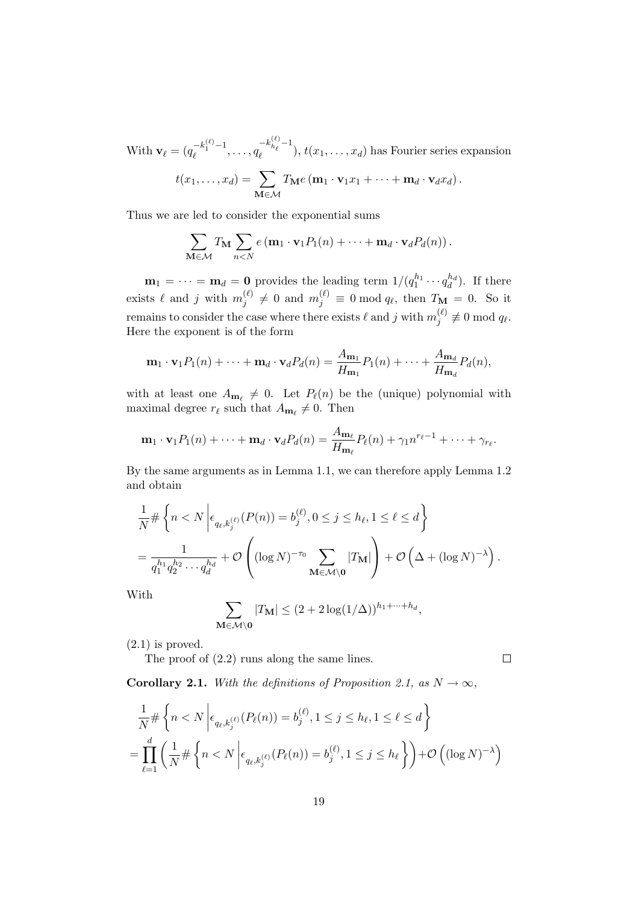With $\mathbf{v}_\ell = (q_\ell^{-k_1^{(\ell)}-1}, \ldots, q_\ell^{-k_{h_\ell}^{(\ell)}-1})$, $t(x_1, \ldots, x_d)$ has Fourier series expansion

$$t(x_1, \ldots, x_d) = \sum_{\mathbf{M} \in \mathcal{M}} T_{\mathbf{M}} e\left(\mathbf{m}_1 \cdot \mathbf{v}_1 x_1 + \cdots + \mathbf{m}_d \cdot \mathbf{v}_d x_d\right).$$

Thus we are led to consider the exponential sums

$$\sum_{\mathbf{M} \in \mathcal{M}} T_{\mathbf{M}} \sum_{n<N} e\left(\mathbf{m}_1 \cdot \mathbf{v}_1 P_1(n) + \cdots + \mathbf{m}_d \cdot \mathbf{v}_d P_d(n)\right).$$

$\mathbf{m}_1 = \cdots = \mathbf{m}_d = \mathbf{0}$ provides the leading term $1/(q_1^{h_1} \cdots q_d^{h_d})$. If there exists $\ell$ and $j$ with $m_j^{(\ell)} \neq 0$ and $m_j^{(\ell)} \equiv 0 \bmod q_\ell$, then $T_{\mathbf{M}} = 0$. So it remains to consider the case where there exists $\ell$ and $j$ with $m_j^{(\ell)} \not\equiv 0 \bmod q_\ell$. Here the exponent is of the form

$$\mathbf{m}_1 \cdot \mathbf{v}_1 P_1(n) + \cdots + \mathbf{m}_d \cdot \mathbf{v}_d P_d(n) = \frac{A_{\mathbf{m}_1}}{H_{\mathbf{m}_1}} P_1(n) + \cdots + \frac{A_{\mathbf{m}_d}}{H_{\mathbf{m}_d}} P_d(n),$$

with at least one $A_{\mathbf{m}_\ell} \neq 0$. Let $P_\ell(n)$ be the (unique) polynomial with maximal degree $r_\ell$ such that $A_{\mathbf{m}_\ell} \neq 0$. Then

$$\mathbf{m}_1 \cdot \mathbf{v}_1 P_1(n) + \cdots + \mathbf{m}_d \cdot \mathbf{v}_d P_d(n) = \frac{A_{\mathbf{m}_\ell}}{H_{\mathbf{m}_\ell}} P_\ell(n) + \gamma_1 n^{r_\ell - 1} + \cdots + \gamma_{r_\ell}.$$

By the same arguments as in Lemma 1.1, we can therefore apply Lemma 1.2 and obtain

$$\begin{aligned}
&\frac{1}{N} \# \left\{ n < N \,\middle|\, \epsilon_{q_\ell, k_j^{(\ell)}}(P(n)) = b_j^{(\ell)}, 0 \le j \le h_\ell, 1 \le \ell \le d \right\} \\
&= \frac{1}{q_1^{h_1} q_2^{h_2} \cdots q_d^{h_d}} + \mathcal{O}\left( (\log N)^{-\tau_0} \sum_{\mathbf{M} \in \mathcal{M} \setminus \mathbf{0}} |T_{\mathbf{M}}| \right) + \mathcal{O}\left( \Delta + (\log N)^{-\lambda} \right).
\end{aligned}$$

With

$$\sum_{\mathbf{M} \in \mathcal{M} \setminus \mathbf{0}} |T_{\mathbf{M}}| \le (2 + 2\log(1/\Delta))^{h_1 + \cdots + h_d},$$

(2.1) is proved.

The proof of (2.2) runs along the same lines. $\square$

**Corollary 2.1.** *With the definitions of Proposition 2.1, as $N \to \infty$,*

$$\begin{aligned}
&\frac{1}{N} \# \left\{ n < N \,\middle|\, \epsilon_{q_\ell, k_j^{(\ell)}}(P_\ell(n)) = b_j^{(\ell)}, 1 \le j \le h_\ell, 1 \le \ell \le d \right\} \\
&= \prod_{\ell=1}^{d} \left( \frac{1}{N} \# \left\{ n < N \,\middle|\, \epsilon_{q_\ell, k_j^{(\ell)}}(P_\ell(n)) = b_j^{(\ell)}, 1 \le j \le h_\ell \right\} \right) + \mathcal{O}\left( (\log N)^{-\lambda} \right)
\end{aligned}$$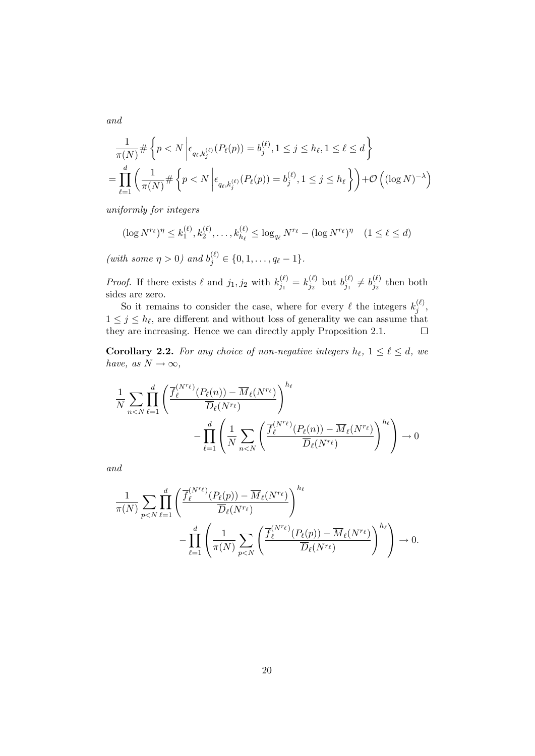*and*

$$\frac{1}{\pi(N)}\#\left\{p<N\,\middle|\,\epsilon_{q_\ell,k_j^{(\ell)}}(P_\ell(p))=b_j^{(\ell)},1\le j\le h_\ell,1\le \ell\le d\right\}$$
$$=\prod_{\ell=1}^{d}\left(\frac{1}{\pi(N)}\#\left\{p<N\,\middle|\,\epsilon_{q_\ell,k_j^{(\ell)}}(P_\ell(p))=b_j^{(\ell)},1\le j\le h_\ell\right\}\right)+\mathcal{O}\left((\log N)^{-\lambda}\right)$$

*uniformly for integers*

$$(\log N^{r_\ell})^\eta \le k_1^{(\ell)},k_2^{(\ell)},\ldots,k_{h_\ell}^{(\ell)}\le \log_{q_\ell} N^{r_\ell}-(\log N^{r_\ell})^\eta \quad (1\le \ell\le d)$$

*(with some $\eta>0$) and $b_j^{(\ell)}\in\{0,1,\ldots,q_\ell-1\}$.*

*Proof.* If there exists $\ell$ and $j_1,j_2$ with $k_{j_1}^{(\ell)}=k_{j_2}^{(\ell)}$ but $b_{j_1}^{(\ell)}\ne b_{j_2}^{(\ell)}$ then both sides are zero.

So it remains to consider the case, where for every $\ell$ the integers $k_j^{(\ell)}$, $1\le j\le h_\ell$, are different and without loss of generality we can assume that they are increasing. Hence we can directly apply Proposition 2.1. $\square$

**Corollary 2.2.** *For any choice of non-negative integers $h_\ell$, $1\le \ell\le d$, we have, as $N\to\infty$,*

$$\frac{1}{N}\sum_{n<N}\prod_{\ell=1}^{d}\left(\frac{\overline{f}_\ell^{(N^{r_\ell})}(P_\ell(n))-\overline{M}_\ell(N^{r_\ell})}{\overline{D}_\ell(N^{r_\ell})}\right)^{h_\ell} -\prod_{\ell=1}^{d}\left(\frac{1}{N}\sum_{n<N}\left(\frac{\overline{f}_\ell^{(N^{r_\ell})}(P_\ell(n))-\overline{M}_\ell(N^{r_\ell})}{\overline{D}_\ell(N^{r_\ell})}\right)^{h_\ell}\right)\to 0$$

*and*

$$\frac{1}{\pi(N)}\sum_{p<N}\prod_{\ell=1}^{d}\left(\frac{\overline{f}_\ell^{(N^{r_\ell})}(P_\ell(p))-\overline{M}_\ell(N^{r_\ell})}{\overline{D}_\ell(N^{r_\ell})}\right)^{h_\ell} -\prod_{\ell=1}^{d}\left(\frac{1}{\pi(N)}\sum_{p<N}\left(\frac{\overline{f}_\ell^{(N^{r_\ell})}(P_\ell(p))-\overline{M}_\ell(N^{r_\ell})}{\overline{D}_\ell(N^{r_\ell})}\right)^{h_\ell}\right)\to 0.$$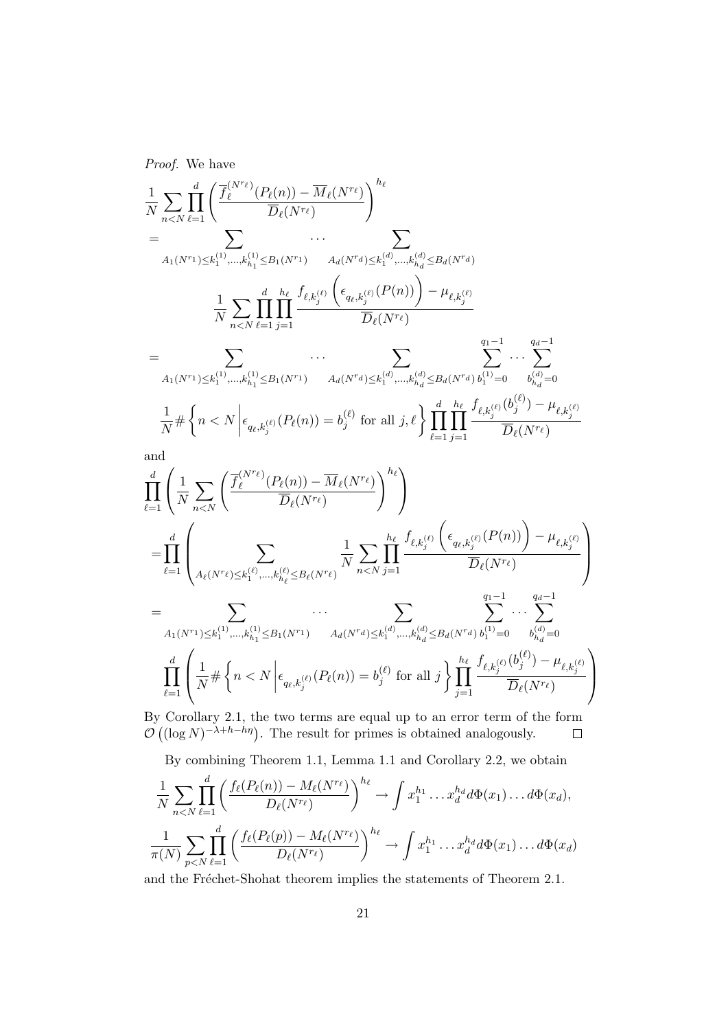*Proof.* We have

$$
\begin{aligned}
&\frac{1}{N}\sum_{n<N}\prod_{\ell=1}^{d}\left(\frac{\overline{f}_\ell^{(N^{r_\ell})}(P_\ell(n))-\overline{M}_\ell(N^{r_\ell})}{\overline{D}_\ell(N^{r_\ell})}\right)^{h_\ell}\\
=&\sum_{A_1(N^{r_1})\le k_1^{(1)},\dots,k_{h_1}^{(1)}\le B_1(N^{r_1})}\cdots\sum_{A_d(N^{r_d})\le k_1^{(d)},\dots,k_{h_d}^{(d)}\le B_d(N^{r_d})}\\
&\qquad\frac{1}{N}\sum_{n<N}\prod_{\ell=1}^{d}\prod_{j=1}^{h_\ell}\frac{f_{\ell,k_j^{(\ell)}}\left(\epsilon_{q_\ell,k_j^{(\ell)}}(P(n))\right)-\mu_{\ell,k_j^{(\ell)}}}{\overline{D}_\ell(N^{r_\ell})}\\
=&\sum_{A_1(N^{r_1})\le k_1^{(1)},\dots,k_{h_1}^{(1)}\le B_1(N^{r_1})}\cdots\sum_{A_d(N^{r_d})\le k_1^{(d)},\dots,k_{h_d}^{(d)}\le B_d(N^{r_d})}\sum_{b_1^{(1)}=0}^{q_1-1}\cdots\sum_{b_{h_d}^{(d)}=0}^{q_d-1}\\
&\qquad\frac{1}{N}\#\left\{n<N\,\middle|\,\epsilon_{q_\ell,k_j^{(\ell)}}(P_\ell(n))=b_j^{(\ell)}\text{ for all }j,\ell\right\}\prod_{\ell=1}^{d}\prod_{j=1}^{h_\ell}\frac{f_{\ell,k_j^{(\ell)}}(b_j^{(\ell)})-\mu_{\ell,k_j^{(\ell)}}}{\overline{D}_\ell(N^{r_\ell})}
\end{aligned}
$$

and

$$
\begin{aligned}
&\prod_{\ell=1}^{d}\left(\frac{1}{N}\sum_{n<N}\left(\frac{\overline{f}_\ell^{(N^{r_\ell})}(P_\ell(n))-\overline{M}_\ell(N^{r_\ell})}{\overline{D}_\ell(N^{r_\ell})}\right)^{h_\ell}\right)\\
=&\prod_{\ell=1}^{d}\left(\sum_{A_\ell(N^{r_\ell})\le k_1^{(\ell)},\dots,k_{h_\ell}^{(\ell)}\le B_\ell(N^{r_\ell})}\frac{1}{N}\sum_{n<N}\prod_{j=1}^{h_\ell}\frac{f_{\ell,k_j^{(\ell)}}\left(\epsilon_{q_\ell,k_j^{(\ell)}}(P(n))\right)-\mu_{\ell,k_j^{(\ell)}}}{\overline{D}_\ell(N^{r_\ell})}\right)\\
=&\sum_{A_1(N^{r_1})\le k_1^{(1)},\dots,k_{h_1}^{(1)}\le B_1(N^{r_1})}\cdots\sum_{A_d(N^{r_d})\le k_1^{(d)},\dots,k_{h_d}^{(d)}\le B_d(N^{r_d})}\sum_{b_1^{(1)}=0}^{q_1-1}\cdots\sum_{b_{h_d}^{(d)}=0}^{q_d-1}\\
&\prod_{\ell=1}^{d}\left(\frac{1}{N}\#\left\{n<N\,\middle|\,\epsilon_{q_\ell,k_j^{(\ell)}}(P_\ell(n))=b_j^{(\ell)}\text{ for all }j\right\}\prod_{j=1}^{h_\ell}\frac{f_{\ell,k_j^{(\ell)}}(b_j^{(\ell)})-\mu_{\ell,k_j^{(\ell)}}}{\overline{D}_\ell(N^{r_\ell})}\right)
\end{aligned}
$$

By Corollary 2.1, the two terms are equal up to an error term of the form $\mathcal{O}\left((\log N)^{-\lambda+h-h\eta}\right)$. The result for primes is obtained analogously. $\square$

By combining Theorem 1.1, Lemma 1.1 and Corollary 2.2, we obtain

$$
\frac{1}{N}\sum_{n<N}\prod_{\ell=1}^{d}\left(\frac{f_\ell(P_\ell(n))-M_\ell(N^{r_\ell})}{D_\ell(N^{r_\ell})}\right)^{h_\ell}\to\int x_1^{h_1}\dots x_d^{h_d}\,d\Phi(x_1)\dots d\Phi(x_d),
$$

$$
\frac{1}{\pi(N)}\sum_{p<N}\prod_{\ell=1}^{d}\left(\frac{f_\ell(P_\ell(p))-M_\ell(N^{r_\ell})}{D_\ell(N^{r_\ell})}\right)^{h_\ell}\to\int x_1^{h_1}\dots x_d^{h_d}\,d\Phi(x_1)\dots d\Phi(x_d)
$$

and the Fréchet-Shohat theorem implies the statements of Theorem 2.1.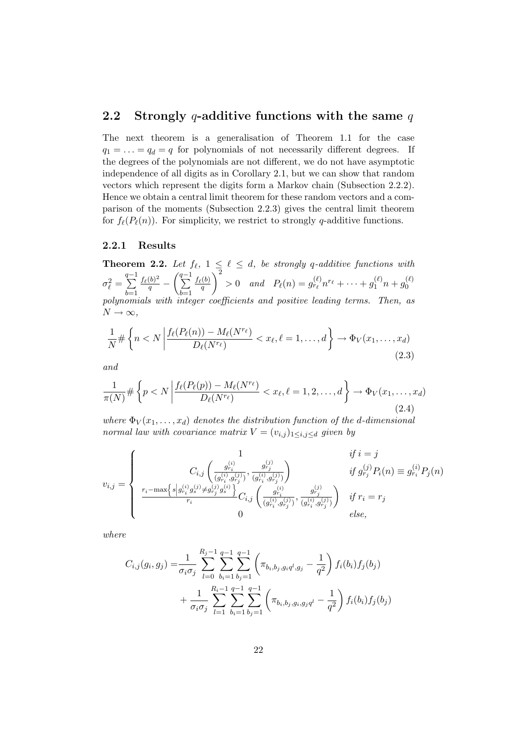## 2.2 Strongly $q$-additive functions with the same $q$

The next theorem is a generalisation of Theorem 1.1 for the case $q_1 = \ldots = q_d = q$ for polynomials of not necessarily different degrees. If the degrees of the polynomials are not different, we do not have asymptotic independence of all digits as in Corollary 2.1, but we can show that random vectors which represent the digits form a Markov chain (Subsection 2.2.2). Hence we obtain a central limit theorem for these random vectors and a comparison of the moments (Subsection 2.2.3) gives the central limit theorem for $f_\ell(P_\ell(n))$. For simplicity, we restrict to strongly $q$-additive functions.

### 2.2.1 Results

**Theorem 2.2.** *Let $f_\ell$, $1 \leq \ell \leq d$, be strongly $q$-additive functions with $\sigma_\ell^2 = \sum\limits_{b=1}^{q-1} \frac{f_\ell(b)^2}{q} - \left( \sum\limits_{b=1}^{q-1} \frac{f_\ell(b)}{q} \right)^2 > 0$ and $P_\ell(n) = g_{r_\ell}^{(\ell)} n^{r_\ell} + \cdots + g_1^{(\ell)} n + g_0^{(\ell)}$ polynomials with integer coefficients and positive leading terms. Then, as $N \to \infty$,*

$$\frac{1}{N} \# \left\{ n < N \,\middle|\, \frac{f_\ell(P_\ell(n)) - M_\ell(N^{r_\ell})}{D_\ell(N^{r_\ell})} < x_\ell, \ell = 1, \ldots, d \right\} \to \Phi_V(x_1, \ldots, x_d) \tag{2.3}$$

*and*

$$\frac{1}{\pi(N)} \# \left\{ p < N \,\middle|\, \frac{f_\ell(P_\ell(p)) - M_\ell(N^{r_\ell})}{D_\ell(N^{r_\ell})} < x_\ell, \ell = 1, 2, \ldots, d \right\} \to \Phi_V(x_1, \ldots, x_d) \tag{2.4}$$

*where $\Phi_V(x_1, \ldots, x_d)$ denotes the distribution function of the $d$-dimensional normal law with covariance matrix $V = (v_{i,j})_{1 \leq i,j \leq d}$ given by*

$$v_{i,j} = \begin{cases} 1 & \text{if } i = j \\ C_{i,j}\left( \frac{g_{r_i}^{(i)}}{(g_{r_i}^{(i)}, g_{r_j}^{(j)})}, \frac{g_{r_j}^{(j)}}{(g_{r_i}^{(i)}, g_{r_j}^{(j)})} \right) & \text{if } g_{r_j}^{(j)} P_i(n) \equiv g_{r_i}^{(i)} P_j(n) \\ \frac{r_i - \max\left\{ s \,\middle|\, g_{r_i}^{(i)} g_s^{(j)} \neq g_{r_j}^{(j)} g_s^{(i)} \right\}}{r_i} C_{i,j}\left( \frac{g_{r_i}^{(i)}}{(g_{r_i}^{(i)}, g_{r_j}^{(j)})}, \frac{g_{r_j}^{(j)}}{(g_{r_i}^{(i)}, g_{r_j}^{(j)})} \right) & \text{if } r_i = r_j \\ 0 & \text{else,} \end{cases}$$

*where*

$$\begin{aligned} C_{i,j}(g_i, g_j) =& \frac{1}{\sigma_i \sigma_j} \sum_{l=0}^{R_j - 1} \sum_{b_i=1}^{q-1} \sum_{b_j=1}^{q-1} \left( \pi_{b_i, b_j, g_i q^l, g_j} - \frac{1}{q^2} \right) f_i(b_i) f_j(b_j) \\ &+ \frac{1}{\sigma_i \sigma_j} \sum_{l=1}^{R_i - 1} \sum_{b_i=1}^{q-1} \sum_{b_j=1}^{q-1} \left( \pi_{b_i, b_j, g_i, g_j q^l} - \frac{1}{q^2} \right) f_i(b_i) f_j(b_j) \end{aligned}$$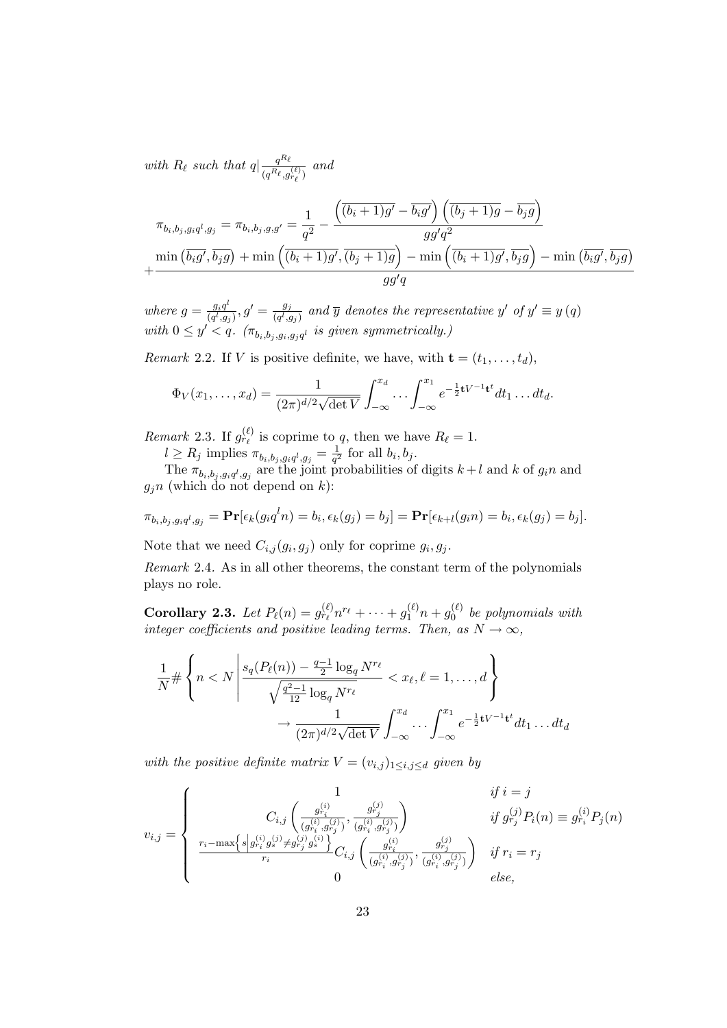*with $R_\ell$ such that $q | \frac{q^{R_\ell}}{(q^{R_\ell}, g_{r_\ell}^{(\ell)})}$ and*

$$\pi_{b_i,b_j,g_iq^l,g_j} = \pi_{b_i,b_j,g,g'} = \frac{1}{q^2} - \frac{\left(\overline{(b_i+1)g'} - \overline{b_ig'}\right)\left(\overline{(b_j+1)g} - \overline{b_jg}\right)}{gg'q^2}$$
$$+ \frac{\min\left(\overline{b_ig'}, \overline{b_jg}\right) + \min\left(\overline{(b_i+1)g'}, \overline{(b_j+1)g}\right) - \min\left(\overline{(b_i+1)g'}, \overline{b_jg}\right) - \min\left(\overline{b_ig'}, \overline{b_jg}\right)}{gg'q}$$

*where $g = \frac{g_iq^l}{(q^l,g_j)}$, $g' = \frac{g_j}{(q^l,g_j)}$ and $\overline{y}$ denotes the representative $y'$ of $y' \equiv y\ (q)$ with $0 \le y' < q$. ($\pi_{b_i,b_j,g_i,g_jq^l}$ is given symmetrically.)*

*Remark* 2.2. If $V$ is positive definite, we have, with $\mathbf{t} = (t_1, \dots, t_d)$,

$$\Phi_V(x_1,\dots,x_d) = \frac{1}{(2\pi)^{d/2}\sqrt{\det V}} \int_{-\infty}^{x_d} \dots \int_{-\infty}^{x_1} e^{-\frac{1}{2}\mathbf{t}V^{-1}\mathbf{t}^t} dt_1 \dots dt_d.$$

*Remark* 2.3. If $g_{r_\ell}^{(\ell)}$ is coprime to $q$, then we have $R_\ell = 1$.

$l \ge R_j$ implies $\pi_{b_i,b_j,g_iq^l,g_j} = \frac{1}{q^2}$ for all $b_i, b_j$.

The $\pi_{b_i,b_j,g_iq^l,g_j}$ are the joint probabilities of digits $k+l$ and $k$ of $g_in$ and $g_jn$ (which do not depend on $k$):

$$\pi_{b_i,b_j,g_iq^l,g_j} = \mathbf{Pr}[\epsilon_k(g_iq^ln) = b_i, \epsilon_k(g_j) = b_j] = \mathbf{Pr}[\epsilon_{k+l}(g_in) = b_i, \epsilon_k(g_j) = b_j].$$

Note that we need $C_{i,j}(g_i, g_j)$ only for coprime $g_i, g_j$.

*Remark* 2.4. As in all other theorems, the constant term of the polynomials plays no role.

**Corollary 2.3.** *Let $P_\ell(n) = g_{r_\ell}^{(\ell)}n^{r_\ell} + \dots + g_1^{(\ell)}n + g_0^{(\ell)}$ be polynomials with integer coefficients and positive leading terms. Then, as $N \to \infty$,*

$$\frac{1}{N}\#\left\{ n < N \left| \frac{s_q(P_\ell(n)) - \frac{q-1}{2}\log_q N^{r_\ell}}{\sqrt{\frac{q^2-1}{12}\log_q N^{r_\ell}}} < x_\ell, \ell = 1,\dots,d \right.\right\}$$
$$\to \frac{1}{(2\pi)^{d/2}\sqrt{\det V}} \int_{-\infty}^{x_d} \dots \int_{-\infty}^{x_1} e^{-\frac{1}{2}\mathbf{t}V^{-1}\mathbf{t}^t} dt_1 \dots dt_d$$

*with the positive definite matrix $V = (v_{i,j})_{1\le i,j\le d}$ given by*

$$v_{i,j} = \begin{cases} 1 & \text{if } i = j \\ C_{i,j}\left(\frac{g_{r_i}^{(i)}}{(g_{r_i}^{(i)}, g_{r_j}^{(j)})}, \frac{g_{r_j}^{(j)}}{(g_{r_i}^{(i)}, g_{r_j}^{(j)})}\right) & \text{if } g_{r_j}^{(j)}P_i(n) \equiv g_{r_i}^{(i)}P_j(n) \\ \frac{r_i - \max\left\{s \left| g_{r_i}^{(i)}g_s^{(j)} \ne g_{r_j}^{(j)}g_s^{(i)}\right.\right\}}{r_i} C_{i,j}\left(\frac{g_{r_i}^{(i)}}{(g_{r_i}^{(i)}, g_{r_j}^{(j)})}, \frac{g_{r_j}^{(j)}}{(g_{r_i}^{(i)}, g_{r_j}^{(j)})}\right) & \text{if } r_i = r_j \\ 0 & \text{else,} \end{cases}$$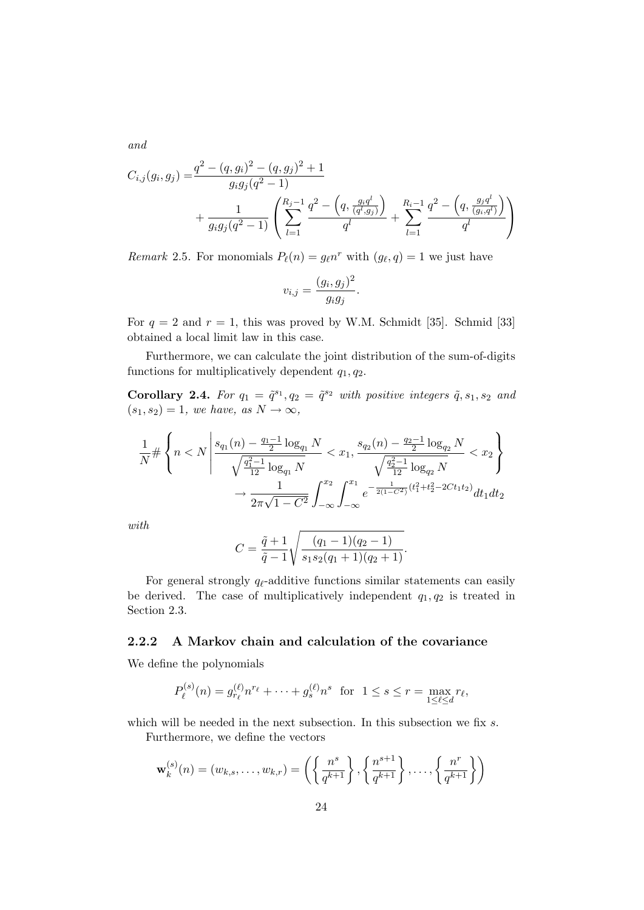*and*

$$
\begin{aligned}
C_{i,j}(g_i,g_j) =& \frac{q^2-(q,g_i)^2-(q,g_j)^2+1}{g_ig_j(q^2-1)} \\
&+ \frac{1}{g_ig_j(q^2-1)}\left(\sum_{l=1}^{R_j-1}\frac{q^2-\left(q,\frac{g_iq^l}{(q^l,g_j)}\right)}{q^l}+\sum_{l=1}^{R_i-1}\frac{q^2-\left(q,\frac{g_jq^l}{(g_i,q^l)}\right)}{q^l}\right)
\end{aligned}
$$

*Remark* 2.5. For monomials $P_\ell(n)=g_\ell n^r$ with $(g_\ell,q)=1$ we just have

$$
v_{i,j}=\frac{(g_i,g_j)^2}{g_ig_j}.
$$

For $q=2$ and $r=1$, this was proved by W.M. Schmidt [35]. Schmid [33] obtained a local limit law in this case.

Furthermore, we can calculate the joint distribution of the sum-of-digits functions for multiplicatively dependent $q_1,q_2$.

**Corollary 2.4.** *For $q_1=\tilde{q}^{s_1}, q_2=\tilde{q}^{s_2}$ with positive integers $\tilde{q},s_1,s_2$ and $(s_1,s_2)=1$, we have, as $N\to\infty$,*

$$
\begin{aligned}
\frac{1}{N}\#\left\{n<N\,\middle|\,\frac{s_{q_1}(n)-\frac{q_1-1}{2}\log_{q_1}N}{\sqrt{\frac{q_1^2-1}{12}\log_{q_1}N}}<x_1,\frac{s_{q_2}(n)-\frac{q_2-1}{2}\log_{q_2}N}{\sqrt{\frac{q_2^2-1}{12}\log_{q_2}N}}<x_2\right\} \\
\to\frac{1}{2\pi\sqrt{1-C^2}}\int_{-\infty}^{x_2}\int_{-\infty}^{x_1}e^{-\frac{1}{2(1-C^2)}(t_1^2+t_2^2-2Ct_1t_2)}dt_1dt_2
\end{aligned}
$$

*with*

$$
C=\frac{\tilde{q}+1}{\tilde{q}-1}\sqrt{\frac{(q_1-1)(q_2-1)}{s_1s_2(q_1+1)(q_2+1)}}.
$$

For general strongly $q_\ell$-additive functions similar statements can easily be derived. The case of multiplicatively independent $q_1,q_2$ is treated in Section 2.3.

### 2.2.2 A Markov chain and calculation of the covariance

We define the polynomials

$$
P_\ell^{(s)}(n)=g_{r_\ell}^{(\ell)}n^{r_\ell}+\cdots+g_s^{(\ell)}n^s \quad\text{for}\quad 1\le s\le r=\max_{1\le\ell\le d}r_\ell,
$$

which will be needed in the next subsection. In this subsection we fix $s$.

Furthermore, we define the vectors

$$
\mathbf{w}_k^{(s)}(n)=(w_{k,s},\dots,w_{k,r})=\left(\left\{\frac{n^s}{q^{k+1}}\right\},\left\{\frac{n^{s+1}}{q^{k+1}}\right\},\dots,\left\{\frac{n^r}{q^{k+1}}\right\}\right)
$$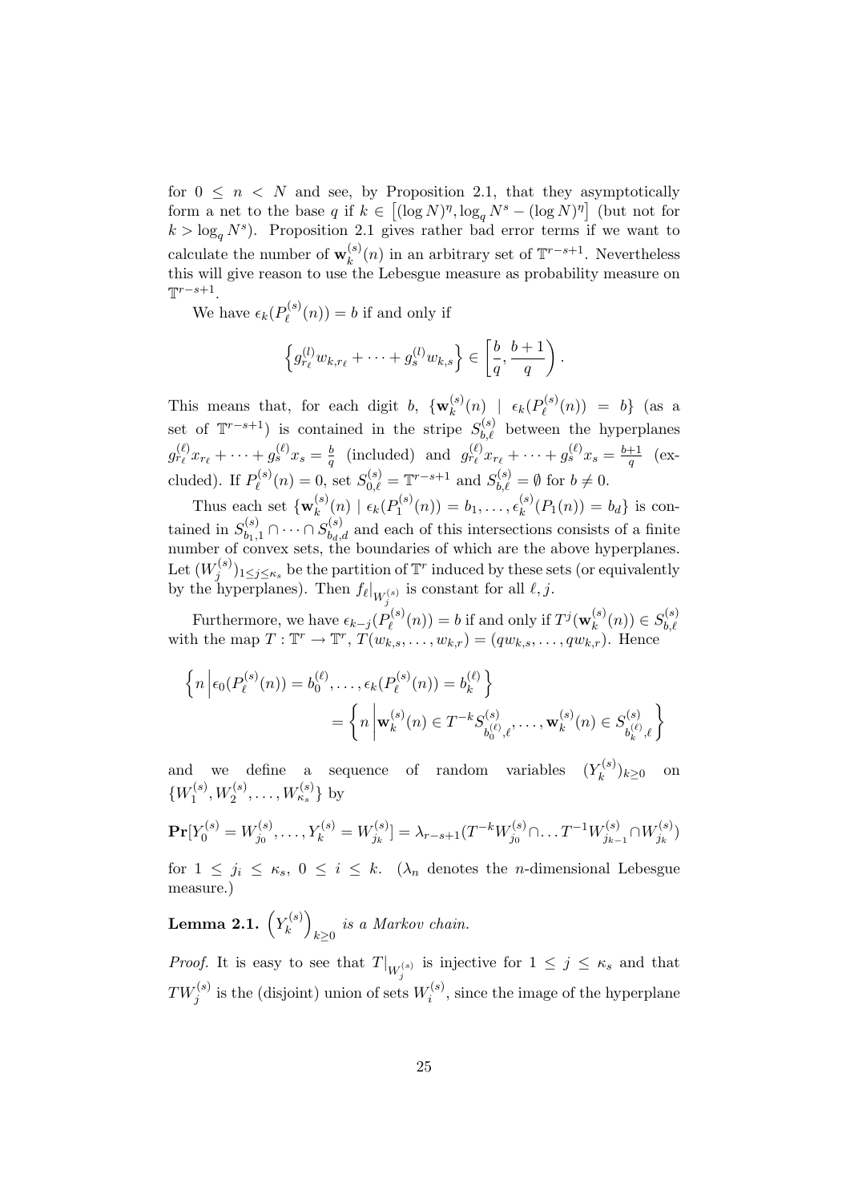for $0 \leq n < N$ and see, by Proposition 2.1, that they asymptotically form a net to the base $q$ if $k \in \left[(\log N)^\eta, \log_q N^s - (\log N)^\eta\right]$ (but not for $k > \log_q N^s$). Proposition 2.1 gives rather bad error terms if we want to calculate the number of $\mathbf{w}_k^{(s)}(n)$ in an arbitrary set of $\mathbb{T}^{r-s+1}$. Nevertheless this will give reason to use the Lebesgue measure as probability measure on $\mathbb{T}^{r-s+1}$.

We have $\epsilon_k(P_\ell^{(s)}(n)) = b$ if and only if

$$\left\{ g_{r_\ell}^{(l)} w_{k,r_\ell} + \cdots + g_s^{(l)} w_{k,s} \right\} \in \left[\frac{b}{q}, \frac{b+1}{q}\right).$$

This means that, for each digit $b$, $\{\mathbf{w}_k^{(s)}(n) \mid \epsilon_k(P_\ell^{(s)}(n)) = b\}$ (as a set of $\mathbb{T}^{r-s+1}$) is contained in the stripe $S_{b,\ell}^{(s)}$ between the hyperplanes $g_{r_\ell}^{(\ell)} x_{r_\ell} + \cdots + g_s^{(\ell)} x_s = \frac{b}{q}$ (included) and $g_{r_\ell}^{(\ell)} x_{r_\ell} + \cdots + g_s^{(\ell)} x_s = \frac{b+1}{q}$ (excluded). If $P_\ell^{(s)}(n) = 0$, set $S_{0,\ell}^{(s)} = \mathbb{T}^{r-s+1}$ and $S_{b,\ell}^{(s)} = \emptyset$ for $b \neq 0$.

Thus each set $\{\mathbf{w}_k^{(s)}(n) \mid \epsilon_k(P_1^{(s)}(n)) = b_1, \ldots, \epsilon_k^{(s)}(P_1(n)) = b_d\}$ is contained in $S_{b_1,1}^{(s)} \cap \cdots \cap S_{b_d,d}^{(s)}$ and each of this intersections consists of a finite number of convex sets, the boundaries of which are the above hyperplanes. Let $(W_j^{(s)})_{1 \leq j \leq \kappa_s}$ be the partition of $\mathbb{T}^r$ induced by these sets (or equivalently by the hyperplanes). Then $f_\ell|_{W_j^{(s)}}$ is constant for all $\ell, j$.

Furthermore, we have $\epsilon_{k-j}(P_\ell^{(s)}(n)) = b$ if and only if $T^j(\mathbf{w}_k^{(s)}(n)) \in S_{b,\ell}^{(s)}$ with the map $T : \mathbb{T}^r \to \mathbb{T}^r$, $T(w_{k,s}, \ldots, w_{k,r}) = (qw_{k,s}, \ldots, qw_{k,r})$. Hence

$$\begin{aligned} \left\{ n \,\middle|\, \epsilon_0(P_\ell^{(s)}(n)) = b_0^{(\ell)}, \ldots, \epsilon_k(P_\ell^{(s)}(n)) = b_k^{(\ell)} \right\} \\ = \left\{ n \,\middle|\, \mathbf{w}_k^{(s)}(n) \in T^{-k} S_{b_0^{(\ell)},\ell}^{(s)}, \ldots, \mathbf{w}_k^{(s)}(n) \in S_{b_k^{(\ell)},\ell}^{(s)} \right\} \end{aligned}$$

and we define a sequence of random variables $(Y_k^{(s)})_{k \geq 0}$ on $\{W_1^{(s)}, W_2^{(s)}, \ldots, W_{\kappa_s}^{(s)}\}$ by

$$\mathbf{Pr}[Y_0^{(s)} = W_{j_0}^{(s)}, \ldots, Y_k^{(s)} = W_{j_k}^{(s)}] = \lambda_{r-s+1}(T^{-k} W_{j_0}^{(s)} \cap \ldots T^{-1} W_{j_{k-1}}^{(s)} \cap W_{j_k}^{(s)})$$

for $1 \leq j_i \leq \kappa_s$, $0 \leq i \leq k$. ($\lambda_n$ denotes the $n$-dimensional Lebesgue measure.)

**Lemma 2.1.** *$\left(Y_k^{(s)}\right)_{k \geq 0}$ is a Markov chain.*

*Proof.* It is easy to see that $T|_{W_j^{(s)}}$ is injective for $1 \leq j \leq \kappa_s$ and that $TW_j^{(s)}$ is the (disjoint) union of sets $W_i^{(s)}$, since the image of the hyperplane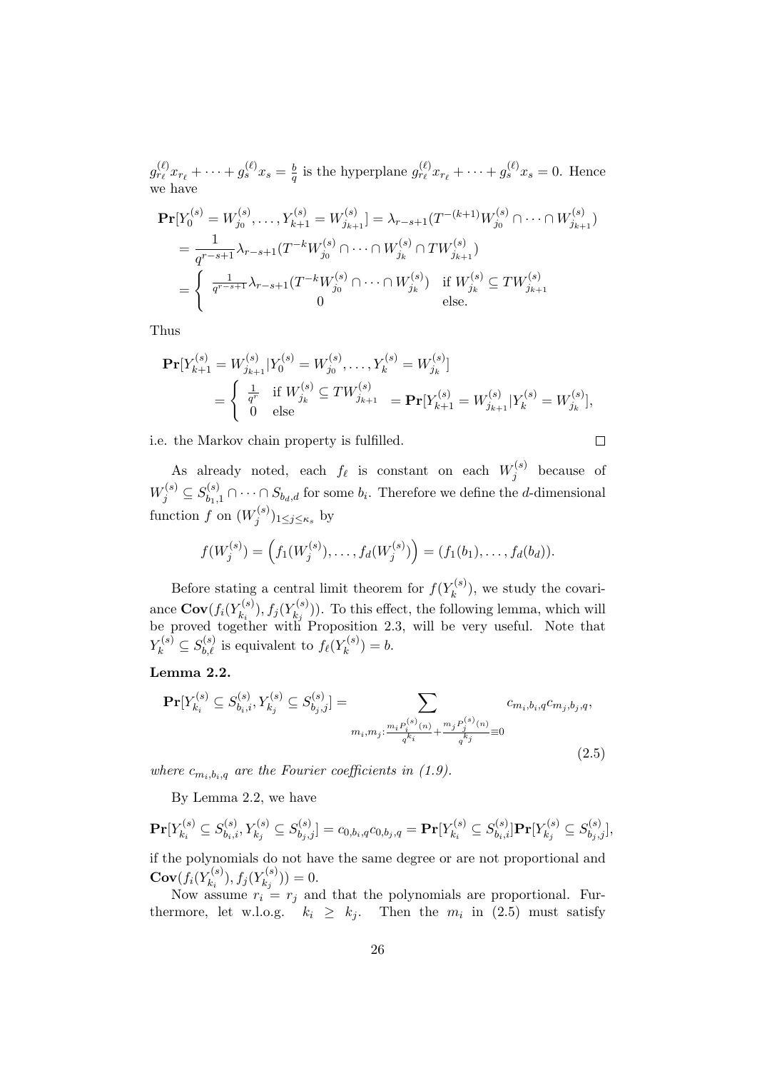$g_{r_\ell}^{(\ell)} x_{r_\ell} + \cdots + g_s^{(\ell)} x_s = \frac{b}{q}$ is the hyperplane $g_{r_\ell}^{(\ell)} x_{r_\ell} + \cdots + g_s^{(\ell)} x_s = 0$. Hence we have

$$
\begin{aligned}
\mathbf{Pr}[Y_0^{(s)} = W_{j_0}^{(s)}, \ldots, Y_{k+1}^{(s)} = W_{j_{k+1}}^{(s)}] &= \lambda_{r-s+1}(T^{-(k+1)} W_{j_0}^{(s)} \cap \cdots \cap W_{j_{k+1}}^{(s)}) \\
&= \frac{1}{q^{r-s+1}} \lambda_{r-s+1}(T^{-k} W_{j_0}^{(s)} \cap \cdots \cap W_{j_k}^{(s)} \cap T W_{j_{k+1}}^{(s)}) \\
&= \begin{cases} \frac{1}{q^{r-s+1}} \lambda_{r-s+1}(T^{-k} W_{j_0}^{(s)} \cap \cdots \cap W_{j_k}^{(s)}) & \text{if } W_{j_k}^{(s)} \subseteq T W_{j_{k+1}}^{(s)} \\ 0 & \text{else.} \end{cases}
\end{aligned}
$$

Thus

$$
\begin{aligned}
&\mathbf{Pr}[Y_{k+1}^{(s)} = W_{j_{k+1}}^{(s)} | Y_0^{(s)} = W_{j_0}^{(s)}, \ldots, Y_k^{(s)} = W_{j_k}^{(s)}] \\
&\qquad = \begin{cases} \frac{1}{q^r} & \text{if } W_{j_k}^{(s)} \subseteq T W_{j_{k+1}}^{(s)} \\ 0 & \text{else} \end{cases} = \mathbf{Pr}[Y_{k+1}^{(s)} = W_{j_{k+1}}^{(s)} | Y_k^{(s)} = W_{j_k}^{(s)}],
\end{aligned}
$$

i.e. the Markov chain property is fulfilled. $\square$

As already noted, each $f_\ell$ is constant on each $W_j^{(s)}$ because of $W_j^{(s)} \subseteq S_{b_1,1}^{(s)} \cap \cdots \cap S_{b_d,d}$ for some $b_i$. Therefore we define the $d$-dimensional function $f$ on $(W_j^{(s)})_{1 \le j \le \kappa_s}$ by

$$
f(W_j^{(s)}) = \left( f_1(W_j^{(s)}), \ldots, f_d(W_j^{(s)}) \right) = (f_1(b_1), \ldots, f_d(b_d)).
$$

Before stating a central limit theorem for $f(Y_k^{(s)})$, we study the covariance $\mathbf{Cov}(f_i(Y_{k_i}^{(s)}), f_j(Y_{k_j}^{(s)}))$. To this effect, the following lemma, which will be proved together with Proposition 2.3, will be very useful. Note that $Y_k^{(s)} \subseteq S_{b,\ell}^{(s)}$ is equivalent to $f_\ell(Y_k^{(s)}) = b$.

**Lemma 2.2.**

$$
\mathbf{Pr}[Y_{k_i}^{(s)} \subseteq S_{b_i,i}^{(s)}, Y_{k_j}^{(s)} \subseteq S_{b_j,j}^{(s)}] = \sum_{m_i, m_j : \frac{m_i P_i^{(s)}(n)}{q^{k_i}} + \frac{m_j P_j^{(s)}(n)}{q^{k_j}} \equiv 0} c_{m_i,b_i,q} c_{m_j,b_j,q}, \tag{2.5}
$$

*where $c_{m_i,b_i,q}$ are the Fourier coefficients in (1.9).*

By Lemma 2.2, we have

$$
\mathbf{Pr}[Y_{k_i}^{(s)} \subseteq S_{b_i,i}^{(s)}, Y_{k_j}^{(s)} \subseteq S_{b_j,j}^{(s)}] = c_{0,b_i,q} c_{0,b_j,q} = \mathbf{Pr}[Y_{k_i}^{(s)} \subseteq S_{b_i,i}^{(s)}] \mathbf{Pr}[Y_{k_j}^{(s)} \subseteq S_{b_j,j}^{(s)}],
$$

if the polynomials do not have the same degree or are not proportional and $\mathbf{Cov}(f_i(Y_{k_i}^{(s)}), f_j(Y_{k_j}^{(s)})) = 0$.

Now assume $r_i = r_j$ and that the polynomials are proportional. Furthermore, let w.l.o.g. $k_i \ge k_j$. Then the $m_i$ in (2.5) must satisfy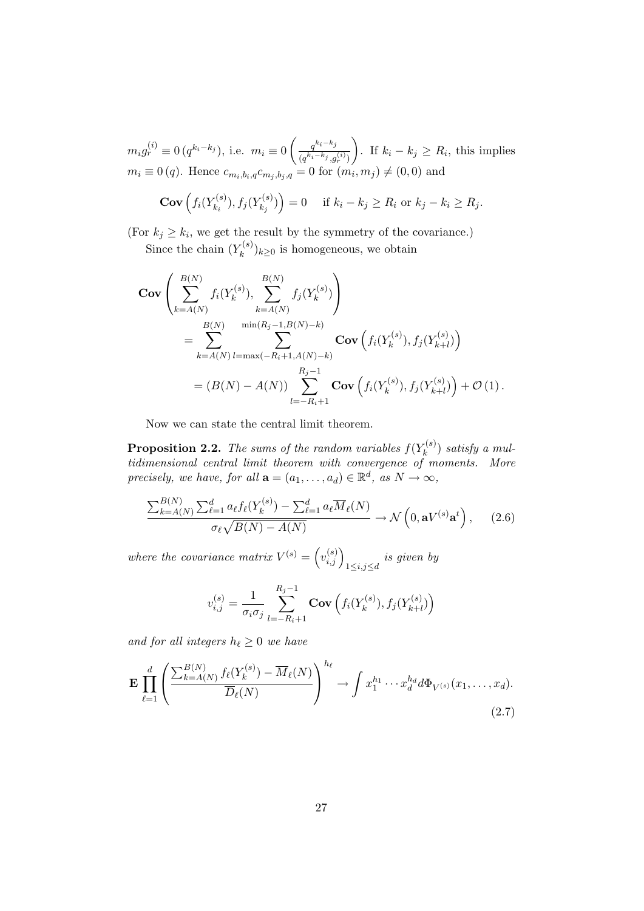$m_i g_r^{(i)} \equiv 0\,(q^{k_i-k_j})$, i.e. $m_i \equiv 0\left(\frac{q^{k_i-k_j}}{(q^{k_i-k_j},g_r^{(i)})}\right)$. If $k_i - k_j \geq R_i$, this implies $m_i \equiv 0\,(q)$. Hence $c_{m_i,b_i,q}c_{m_j,b_j,q} = 0$ for $(m_i,m_j) \neq (0,0)$ and

$$\mathbf{Cov}\left(f_i(Y_{k_i}^{(s)}), f_j(Y_{k_j}^{(s)})\right) = 0 \quad \text{ if } k_i - k_j \geq R_i \text{ or } k_j - k_i \geq R_j.$$

(For $k_j \geq k_i$, we get the result by the symmetry of the covariance.)

Since the chain $(Y_k^{(s)})_{k\geq 0}$ is homogeneous, we obtain

$$\begin{aligned}
\mathbf{Cov}&\left(\sum_{k=A(N)}^{B(N)} f_i(Y_k^{(s)}), \sum_{k=A(N)}^{B(N)} f_j(Y_k^{(s)})\right) \\
&= \sum_{k=A(N)}^{B(N)} \sum_{l=\max(-R_i+1,A(N)-k)}^{\min(R_j-1,B(N)-k)} \mathbf{Cov}\left(f_i(Y_k^{(s)}), f_j(Y_{k+l}^{(s)})\right) \\
&= (B(N)-A(N)) \sum_{l=-R_i+1}^{R_j-1} \mathbf{Cov}\left(f_i(Y_k^{(s)}), f_j(Y_{k+l}^{(s)})\right) + \mathcal{O}(1).
\end{aligned}$$

Now we can state the central limit theorem.

**Proposition 2.2.** *The sums of the random variables $f(Y_k^{(s)})$ satisfy a multidimensional central limit theorem with convergence of moments. More precisely, we have, for all $\mathbf{a} = (a_1,\dots,a_d) \in \mathbb{R}^d$, as $N \to \infty$,*

$$\frac{\sum_{k=A(N)}^{B(N)} \sum_{\ell=1}^{d} a_\ell f_\ell(Y_k^{(s)}) - \sum_{\ell=1}^{d} a_\ell \overline{M}_\ell(N)}{\sigma_\ell \sqrt{B(N)-A(N)}} \to \mathcal{N}\left(0, \mathbf{a}V^{(s)}\mathbf{a}^t\right), \qquad (2.6)$$

*where the covariance matrix $V^{(s)} = \left(v_{i,j}^{(s)}\right)_{1\leq i,j\leq d}$ is given by*

$$v_{i,j}^{(s)} = \frac{1}{\sigma_i\sigma_j} \sum_{l=-R_i+1}^{R_j-1} \mathbf{Cov}\left(f_i(Y_k^{(s)}), f_j(Y_{k+l}^{(s)})\right)$$

*and for all integers $h_\ell \geq 0$ we have*

$$\mathbf{E}\prod_{\ell=1}^{d}\left(\frac{\sum_{k=A(N)}^{B(N)} f_\ell(Y_k^{(s)}) - \overline{M}_\ell(N)}{\overline{D}_\ell(N)}\right)^{h_\ell} \to \int x_1^{h_1}\cdots x_d^{h_d}\, d\Phi_{V^{(s)}}(x_1,\dots,x_d). \qquad (2.7)$$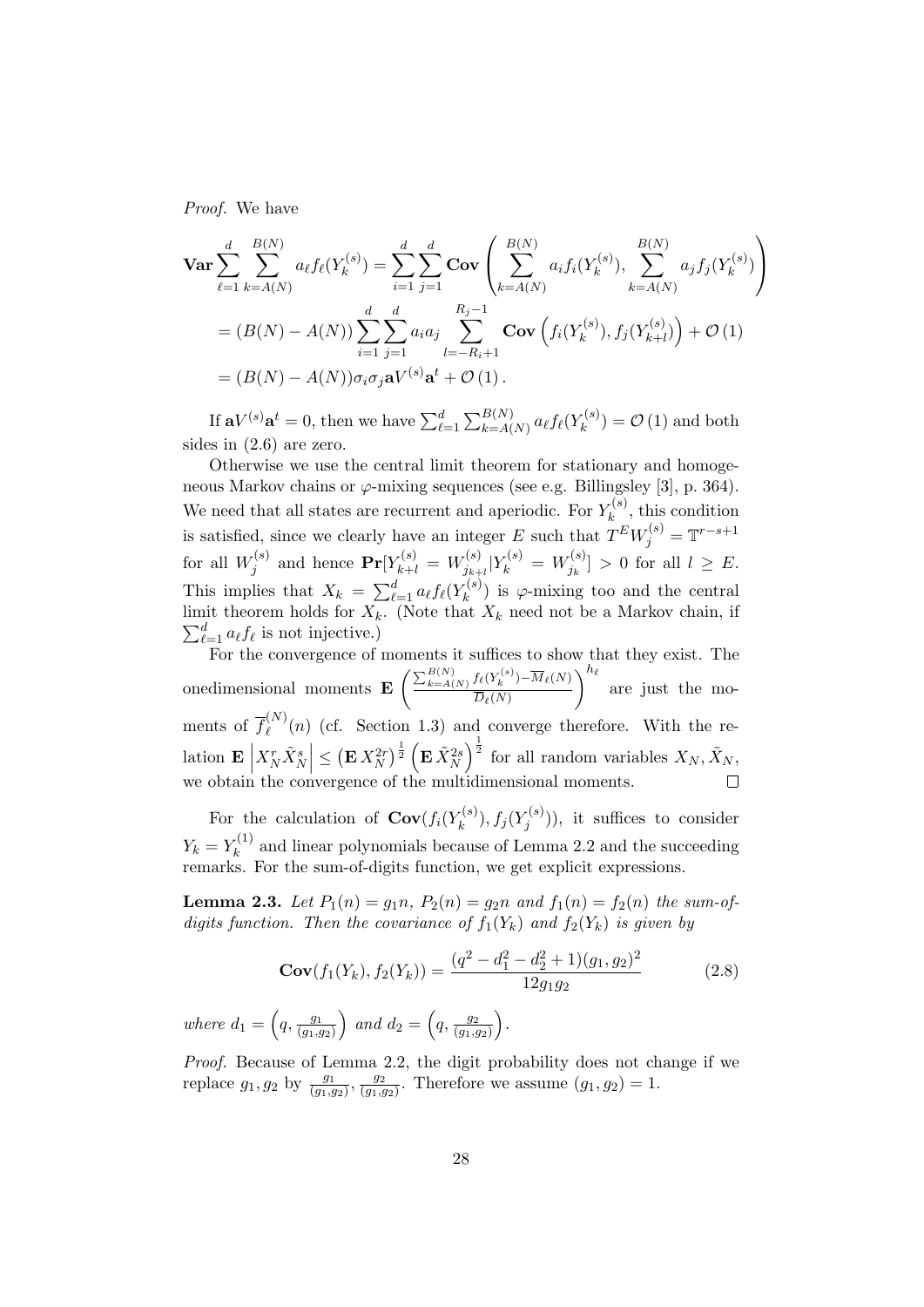*Proof.* We have

$$\begin{aligned}
\mathbf{Var} \sum_{\ell=1}^{d} \sum_{k=A(N)}^{B(N)} a_\ell f_\ell(Y_k^{(s)}) &= \sum_{i=1}^{d} \sum_{j=1}^{d} \mathbf{Cov} \left( \sum_{k=A(N)}^{B(N)} a_i f_i(Y_k^{(s)}), \sum_{k=A(N)}^{B(N)} a_j f_j(Y_k^{(s)}) \right) \\
&= (B(N) - A(N)) \sum_{i=1}^{d} \sum_{j=1}^{d} a_i a_j \sum_{l=-R_i+1}^{R_j-1} \mathbf{Cov} \left( f_i(Y_k^{(s)}), f_j(Y_{k+l}^{(s)}) \right) + \mathcal{O}(1) \\
&= (B(N) - A(N)) \sigma_i \sigma_j \mathbf{a} V^{(s)} \mathbf{a}^t + \mathcal{O}(1).
\end{aligned}$$

If $\mathbf{a} V^{(s)} \mathbf{a}^t = 0$, then we have $\sum_{\ell=1}^{d} \sum_{k=A(N)}^{B(N)} a_\ell f_\ell(Y_k^{(s)}) = \mathcal{O}(1)$ and both sides in (2.6) are zero.

Otherwise we use the central limit theorem for stationary and homogeneous Markov chains or $\varphi$-mixing sequences (see e.g. Billingsley [3], p. 364). We need that all states are recurrent and aperiodic. For $Y_k^{(s)}$, this condition is satisfied, since we clearly have an integer $E$ such that $T^E W_j^{(s)} = \mathbb{T}^{r-s+1}$ for all $W_j^{(s)}$ and hence $\mathbf{Pr}[Y_{k+l}^{(s)} = W_{j_{k+l}}^{(s)} | Y_k^{(s)} = W_{j_k}^{(s)}] > 0$ for all $l \geq E$. This implies that $X_k = \sum_{\ell=1}^{d} a_\ell f_\ell(Y_k^{(s)})$ is $\varphi$-mixing too and the central limit theorem holds for $X_k$. (Note that $X_k$ need not be a Markov chain, if $\sum_{\ell=1}^{d} a_\ell f_\ell$ is not injective.)

For the convergence of moments it suffices to show that they exist. The onedimensional moments $\mathbf{E} \left( \frac{\sum_{k=A(N)}^{B(N)} f_\ell(Y_k^{(s)}) - \overline{M}_\ell(N)}{\overline{D}_\ell(N)} \right)^{h_\ell}$ are just the moments of $\overline{f}_\ell^{(N)}(n)$ (cf. Section 1.3) and converge therefore. With the relation $\mathbf{E} \left| X_N^r \tilde{X}_N^s \right| \leq \left( \mathbf{E}\, X_N^{2r} \right)^{\frac{1}{2}} \left( \mathbf{E}\, \tilde{X}_N^{2s} \right)^{\frac{1}{2}}$ for all random variables $X_N, \tilde{X}_N$, we obtain the convergence of the multidimensional moments. □

For the calculation of $\mathbf{Cov}(f_i(Y_k^{(s)}), f_j(Y_j^{(s)}))$, it suffices to consider $Y_k = Y_k^{(1)}$ and linear polynomials because of Lemma 2.2 and the succeeding remarks. For the sum-of-digits function, we get explicit expressions.

**Lemma 2.3.** *Let $P_1(n) = g_1 n$, $P_2(n) = g_2 n$ and $f_1(n) = f_2(n)$ the sum-of-digits function. Then the covariance of $f_1(Y_k)$ and $f_2(Y_k)$ is given by*

$$\mathbf{Cov}(f_1(Y_k), f_2(Y_k)) = \frac{(q^2 - d_1^2 - d_2^2 + 1)(g_1, g_2)^2}{12 g_1 g_2} \tag{2.8}$$

*where $d_1 = \left(q, \frac{g_1}{(g_1, g_2)}\right)$ and $d_2 = \left(q, \frac{g_2}{(g_1, g_2)}\right)$.*

*Proof.* Because of Lemma 2.2, the digit probability does not change if we replace $g_1, g_2$ by $\frac{g_1}{(g_1, g_2)}, \frac{g_2}{(g_1, g_2)}$. Therefore we assume $(g_1, g_2) = 1$.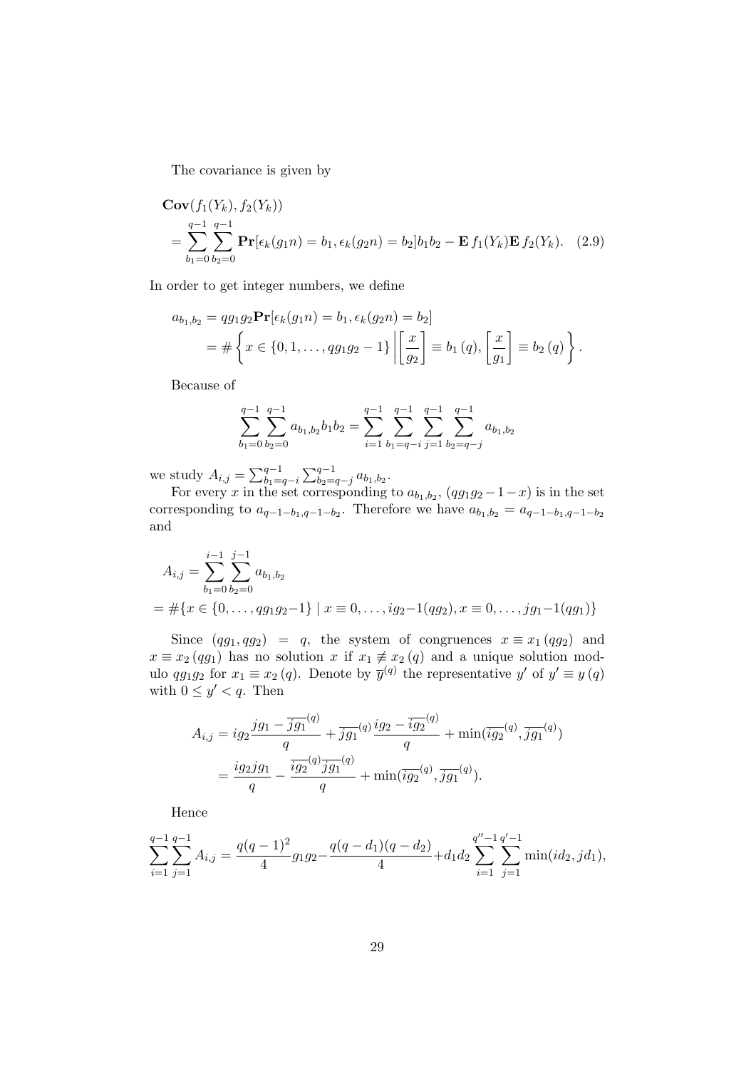The covariance is given by

$$\begin{aligned}
&\mathbf{Cov}(f_1(Y_k), f_2(Y_k)) \\
&= \sum_{b_1=0}^{q-1} \sum_{b_2=0}^{q-1} \mathbf{Pr}[\epsilon_k(g_1 n) = b_1, \epsilon_k(g_2 n) = b_2] b_1 b_2 - \mathbf{E}\, f_1(Y_k) \mathbf{E}\, f_2(Y_k). \quad (2.9)
\end{aligned}$$

In order to get integer numbers, we define

$$\begin{aligned}
a_{b_1,b_2} &= q g_1 g_2 \mathbf{Pr}[\epsilon_k(g_1 n) = b_1, \epsilon_k(g_2 n) = b_2] \\
&= \# \left\{ x \in \{0, 1, \ldots, q g_1 g_2 - 1\} \,\middle|\, \left[\frac{x}{g_2}\right] \equiv b_1 \,(q), \left[\frac{x}{g_1}\right] \equiv b_2 \,(q) \right\}.
\end{aligned}$$

Because of

$$\sum_{b_1=0}^{q-1} \sum_{b_2=0}^{q-1} a_{b_1,b_2} b_1 b_2 = \sum_{i=1}^{q-1} \sum_{b_1=q-i}^{q-1} \sum_{j=1}^{q-1} \sum_{b_2=q-j}^{q-1} a_{b_1,b_2}$$

we study $A_{i,j} = \sum_{b_1=q-i}^{q-1} \sum_{b_2=q-j}^{q-1} a_{b_1,b_2}$.

For every $x$ in the set corresponding to $a_{b_1,b_2}$, $(q g_1 g_2 - 1 - x)$ is in the set corresponding to $a_{q-1-b_1,q-1-b_2}$. Therefore we have $a_{b_1,b_2} = a_{q-1-b_1,q-1-b_2}$ and

$$\begin{aligned}
&A_{i,j} = \sum_{b_1=0}^{i-1} \sum_{b_2=0}^{j-1} a_{b_1,b_2} \\
&= \#\{x \in \{0, \ldots, q g_1 g_2 - 1\} \mid x \equiv 0, \ldots, i g_2 - 1 (q g_2), x \equiv 0, \ldots, j g_1 - 1 (q g_1)\}
\end{aligned}$$

Since $(q g_1, q g_2) = q$, the system of congruences $x \equiv x_1 \,(q g_2)$ and $x \equiv x_2 \,(q g_1)$ has no solution $x$ if $x_1 \not\equiv x_2 \,(q)$ and a unique solution modulo $q g_1 g_2$ for $x_1 \equiv x_2 \,(q)$. Denote by $\overline{y}^{(q)}$ the representative $y'$ of $y' \equiv y \,(q)$ with $0 \leq y' < q$. Then

$$\begin{aligned}
A_{i,j} &= i g_2 \frac{j g_1 - \overline{j g_1}^{(q)}}{q} + \overline{j g_1}^{(q)} \frac{i g_2 - \overline{i g_2}^{(q)}}{q} + \min(\overline{i g_2}^{(q)}, \overline{j g_1}^{(q)}) \\
&= \frac{i g_2 j g_1}{q} - \frac{\overline{i g_2}^{(q)} \overline{j g_1}^{(q)}}{q} + \min(\overline{i g_2}^{(q)}, \overline{j g_1}^{(q)}).
\end{aligned}$$

Hence

$$\sum_{i=1}^{q-1} \sum_{j=1}^{q-1} A_{i,j} = \frac{q(q-1)^2}{4} g_1 g_2 - \frac{q(q-d_1)(q-d_2)}{4} + d_1 d_2 \sum_{i=1}^{q''-1} \sum_{j=1}^{q'-1} \min(i d_2, j d_1),$$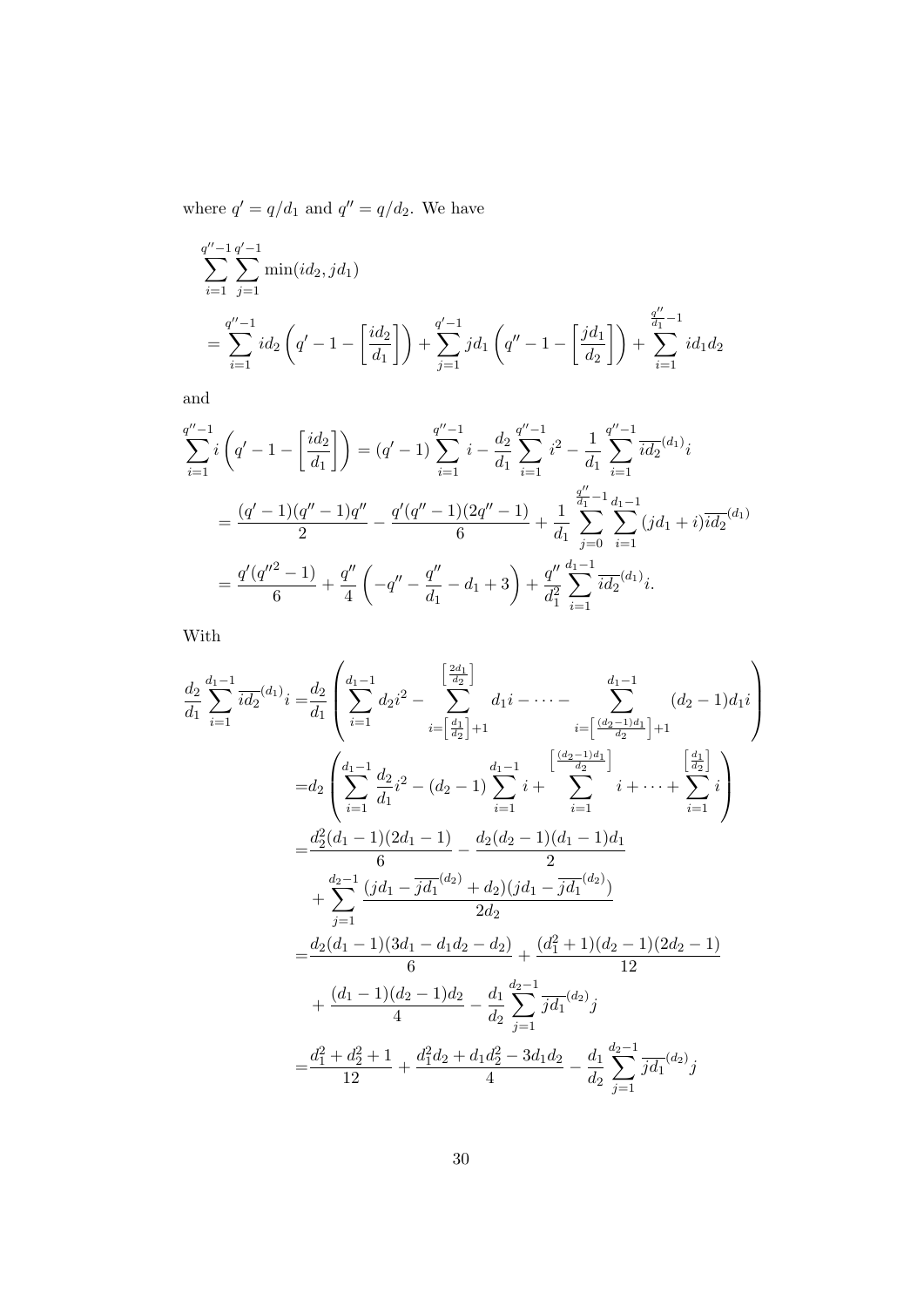where $q' = q/d_1$ and $q'' = q/d_2$. We have

$$
\begin{aligned}
&\sum_{i=1}^{q''-1}\sum_{j=1}^{q'-1}\min(id_2, jd_1)\\
&=\sum_{i=1}^{q''-1} id_2\left(q'-1-\left[\frac{id_2}{d_1}\right]\right)+\sum_{j=1}^{q'-1} jd_1\left(q''-1-\left[\frac{jd_1}{d_2}\right]\right)+\sum_{i=1}^{\frac{q''}{d_1}-1} id_1d_2
\end{aligned}
$$

and

$$
\begin{aligned}
\sum_{i=1}^{q''-1} i\left(q'-1-\left[\frac{id_2}{d_1}\right]\right) &= (q'-1)\sum_{i=1}^{q''-1} i - \frac{d_2}{d_1}\sum_{i=1}^{q''-1} i^2 - \frac{1}{d_1}\sum_{i=1}^{q''-1}\overline{id_2}^{(d_1)} i\\
&= \frac{(q'-1)(q''-1)q''}{2} - \frac{q'(q''-1)(2q''-1)}{6} + \frac{1}{d_1}\sum_{j=0}^{\frac{q''}{d_1}-1}\sum_{i=1}^{d_1-1}(jd_1+i)\overline{id_2}^{(d_1)}\\
&= \frac{q'(q''^2-1)}{6} + \frac{q''}{4}\left(-q''-\frac{q''}{d_1}-d_1+3\right) + \frac{q''}{d_1^2}\sum_{i=1}^{d_1-1}\overline{id_2}^{(d_1)} i.
\end{aligned}
$$

With

$$
\begin{aligned}
\frac{d_2}{d_1}\sum_{i=1}^{d_1-1}\overline{id_2}^{(d_1)} i =&\frac{d_2}{d_1}\left(\sum_{i=1}^{d_1-1} d_2 i^2 - \sum_{i=\left[\frac{d_1}{d_2}\right]+1}^{\left[\frac{2d_1}{d_2}\right]} d_1 i - \cdots - \sum_{i=\left[\frac{(d_2-1)d_1}{d_2}\right]+1}^{d_1-1}(d_2-1)d_1 i\right)\\
=&d_2\left(\sum_{i=1}^{d_1-1}\frac{d_2}{d_1}i^2 - (d_2-1)\sum_{i=1}^{d_1-1} i + \sum_{i=1}^{\left[\frac{(d_2-1)d_1}{d_2}\right]} i + \cdots + \sum_{i=1}^{\left[\frac{d_1}{d_2}\right]} i\right)\\
=&\frac{d_2^2(d_1-1)(2d_1-1)}{6} - \frac{d_2(d_2-1)(d_1-1)d_1}{2}\\
&+\sum_{j=1}^{d_2-1}\frac{(jd_1-\overline{jd_1}^{(d_2)}+d_2)(jd_1-\overline{jd_1}^{(d_2)})}{2d_2}\\
=&\frac{d_2(d_1-1)(3d_1-d_1d_2-d_2)}{6} + \frac{(d_1^2+1)(d_2-1)(2d_2-1)}{12}\\
&+\frac{(d_1-1)(d_2-1)d_2}{4} - \frac{d_1}{d_2}\sum_{j=1}^{d_2-1}\overline{jd_1}^{(d_2)} j\\
=&\frac{d_1^2+d_2^2+1}{12} + \frac{d_1^2d_2+d_1d_2^2-3d_1d_2}{4} - \frac{d_1}{d_2}\sum_{j=1}^{d_2-1}\overline{jd_1}^{(d_2)} j
\end{aligned}
$$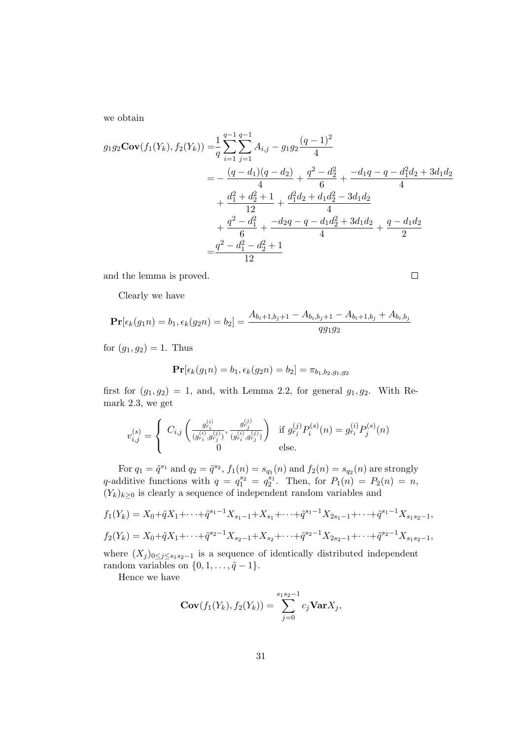we obtain

$$
\begin{aligned}
g_1 g_2 \mathbf{Cov}(f_1(Y_k), f_2(Y_k)) =& \frac{1}{q}\sum_{i=1}^{q-1}\sum_{j=1}^{q-1} A_{i,j} - g_1 g_2 \frac{(q-1)^2}{4} \\
=& -\frac{(q-d_1)(q-d_2)}{4} + \frac{q^2-d_2^2}{6} + \frac{-d_1 q - q - d_1^2 d_2 + 3d_1 d_2}{4} \\
&+ \frac{d_1^2+d_2^2+1}{12} + \frac{d_1^2 d_2 + d_1 d_2^2 - 3d_1 d_2}{4} \\
&+ \frac{q^2-d_1^2}{6} + \frac{-d_2 q - q - d_1 d_2^2 + 3d_1 d_2}{4} + \frac{q - d_1 d_2}{2} \\
=& \frac{q^2 - d_1^2 - d_2^2 + 1}{12}
\end{aligned}
$$

and the lemma is proved. □

Clearly we have

$$
\mathbf{Pr}[\epsilon_k(g_1 n) = b_1, \epsilon_k(g_2 n) = b_2] = \frac{A_{b_i+1,b_j+1} - A_{b_i,b_j+1} - A_{b_i+1,b_j} + A_{b_i,b_j}}{q g_1 g_2}
$$

for $(g_1, g_2) = 1$. Thus

$$
\mathbf{Pr}[\epsilon_k(g_1 n) = b_1, \epsilon_k(g_2 n) = b_2] = \pi_{b_1,b_2,g_1,g_2}
$$

first for $(g_1, g_2) = 1$, and, with Lemma 2.2, for general $g_1, g_2$. With Remark 2.3, we get

$$
v_{i,j}^{(s)} = \begin{cases} C_{i,j}\left(\frac{g_{r_i}^{(i)}}{(g_{r_i}^{(i)}, g_{r_j}^{(j)})}, \frac{g_{r_j}^{(j)}}{(g_{r_i}^{(i)}, g_{r_j}^{(j)})}\right) & \text{if } g_{r_j}^{(j)} P_i^{(s)}(n) = g_{r_i}^{(i)} P_j^{(s)}(n) \\ 0 & \text{else.} \end{cases}
$$

For $q_1 = \tilde{q}^{s_1}$ and $q_2 = \tilde{q}^{s_2}$, $f_1(n) = s_{q_1}(n)$ and $f_2(n) = s_{q_2}(n)$ are strongly $q$-additive functions with $q = q_1^{s_2} = q_2^{s_1}$. Then, for $P_1(n) = P_2(n) = n$, $(Y_k)_{k\geq 0}$ is clearly a sequence of independent random variables and

$$
f_1(Y_k) = X_0 + \tilde{q}X_1 + \cdots + \tilde{q}^{s_1-1}X_{s_1-1} + X_{s_1} + \cdots + \tilde{q}^{s_1-1}X_{2s_1-1} + \cdots + \tilde{q}^{s_1-1}X_{s_1 s_2 - 1},
$$

$$
f_2(Y_k) = X_0 + \tilde{q}X_1 + \cdots + \tilde{q}^{s_2-1}X_{s_2-1} + X_{s_2} + \cdots + \tilde{q}^{s_2-1}X_{2s_2-1} + \cdots + \tilde{q}^{s_2-1}X_{s_1 s_2 - 1},
$$

where $(X_j)_{0\leq j\leq s_1 s_2 - 1}$ is a sequence of identically distributed independent random variables on $\{0, 1, \ldots, \tilde{q}-1\}$.

Hence we have

$$
\mathbf{Cov}(f_1(Y_k), f_2(Y_k)) = \sum_{j=0}^{s_1 s_2 - 1} c_j \mathbf{Var} X_j,
$$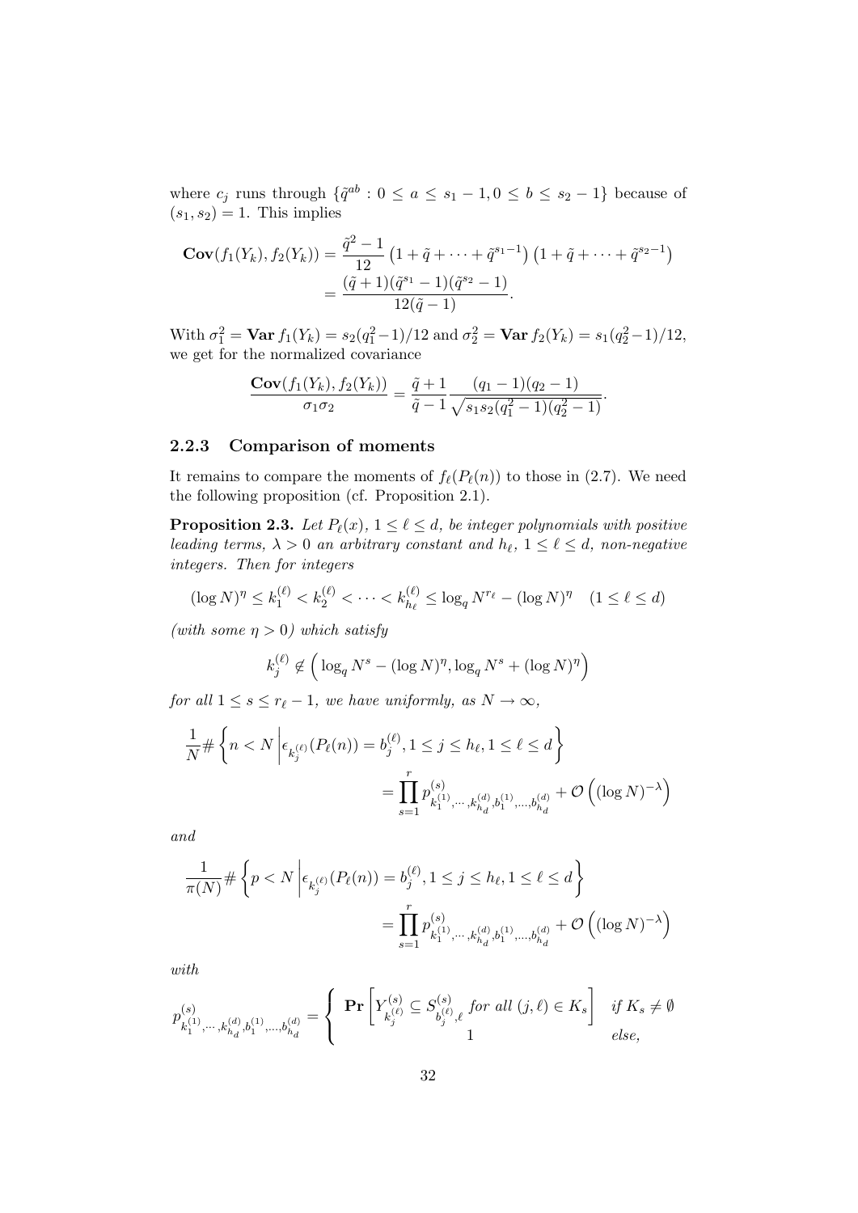where $c_j$ runs through $\{\tilde{q}^{ab} : 0 \le a \le s_1 - 1, 0 \le b \le s_2 - 1\}$ because of $(s_1, s_2) = 1$. This implies

$$\begin{aligned}
\mathbf{Cov}(f_1(Y_k), f_2(Y_k)) &= \frac{\tilde{q}^2 - 1}{12}\left(1 + \tilde{q} + \cdots + \tilde{q}^{s_1 - 1}\right)\left(1 + \tilde{q} + \cdots + \tilde{q}^{s_2 - 1}\right) \\
&= \frac{(\tilde{q}+1)(\tilde{q}^{s_1} - 1)(\tilde{q}^{s_2} - 1)}{12(\tilde{q} - 1)}.
\end{aligned}$$

With $\sigma_1^2 = \mathbf{Var}\, f_1(Y_k) = s_2(q_1^2 - 1)/12$ and $\sigma_2^2 = \mathbf{Var}\, f_2(Y_k) = s_1(q_2^2 - 1)/12$, we get for the normalized covariance

$$\frac{\mathbf{Cov}(f_1(Y_k), f_2(Y_k))}{\sigma_1 \sigma_2} = \frac{\tilde{q}+1}{\tilde{q}-1} \frac{(q_1 - 1)(q_2 - 1)}{\sqrt{s_1 s_2 (q_1^2 - 1)(q_2^2 - 1)}}.$$

### 2.2.3 Comparison of moments

It remains to compare the moments of $f_\ell(P_\ell(n))$ to those in (2.7). We need the following proposition (cf. Proposition 2.1).

**Proposition 2.3.** *Let $P_\ell(x)$, $1 \le \ell \le d$, be integer polynomials with positive leading terms, $\lambda > 0$ an arbitrary constant and $h_\ell$, $1 \le \ell \le d$, non-negative integers. Then for integers*

$$(\log N)^\eta \le k_1^{(\ell)} < k_2^{(\ell)} < \cdots < k_{h_\ell}^{(\ell)} \le \log_q N^{r_\ell} - (\log N)^\eta \quad (1 \le \ell \le d)$$

*(with some $\eta > 0$) which satisfy*

$$k_j^{(\ell)} \notin \left(\log_q N^s - (\log N)^\eta, \log_q N^s + (\log N)^\eta\right)$$

*for all $1 \le s \le r_\ell - 1$, we have uniformly, as $N \to \infty$,*

$$\frac{1}{N}\#\left\{n < N \,\middle|\, \epsilon_{k_j^{(\ell)}}(P_\ell(n)) = b_j^{(\ell)}, 1 \le j \le h_\ell, 1 \le \ell \le d\right\} = \prod_{s=1}^{r} p^{(s)}_{k_1^{(1)},\cdots,k_{h_d}^{(d)},b_1^{(1)},\ldots,b_{h_d}^{(d)}} + \mathcal{O}\left((\log N)^{-\lambda}\right)$$

*and*

$$\frac{1}{\pi(N)}\#\left\{p < N \,\middle|\, \epsilon_{k_j^{(\ell)}}(P_\ell(n)) = b_j^{(\ell)}, 1 \le j \le h_\ell, 1 \le \ell \le d\right\} = \prod_{s=1}^{r} p^{(s)}_{k_1^{(1)},\cdots,k_{h_d}^{(d)},b_1^{(1)},\ldots,b_{h_d}^{(d)}} + \mathcal{O}\left((\log N)^{-\lambda}\right)$$

*with*

$$p^{(s)}_{k_1^{(1)},\cdots,k_{h_d}^{(d)},b_1^{(1)},\ldots,b_{h_d}^{(d)}} = \begin{cases} \mathbf{Pr}\left[Y^{(s)}_{k_j^{(\ell)}} \subseteq S^{(s)}_{b_j^{(\ell)},\ell} \text{ for all } (j,\ell) \in K_s\right] & \text{if } K_s \ne \emptyset \\ 1 & \text{else,} \end{cases}$$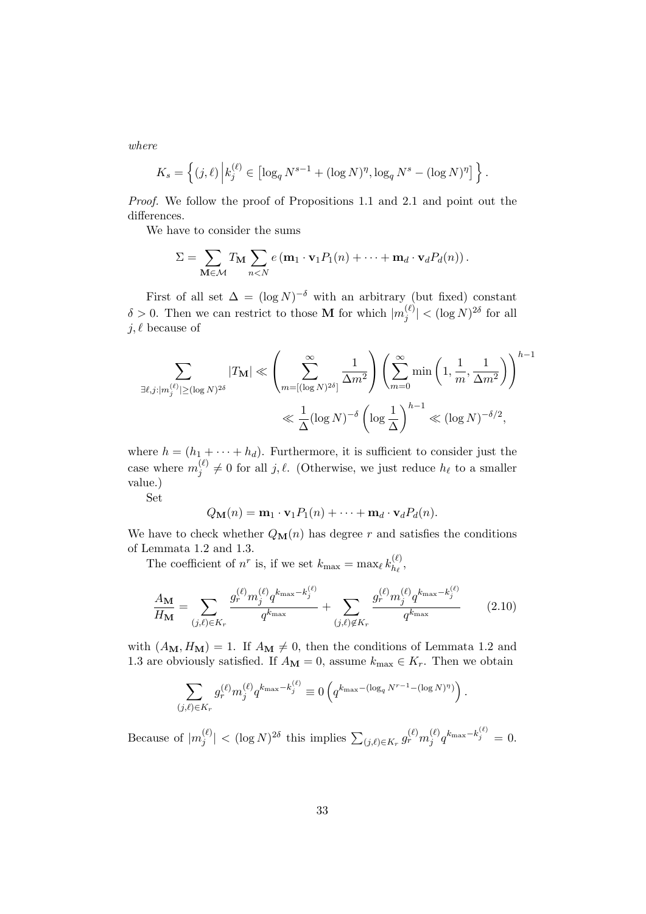*where*

$$K_s = \left\{ (j,\ell) \,\middle|\, k_j^{(\ell)} \in \left[\log_q N^{s-1} + (\log N)^\eta, \log_q N^s - (\log N)^\eta\right] \right\}.$$

*Proof.* We follow the proof of Propositions 1.1 and 2.1 and point out the differences.

We have to consider the sums

$$\Sigma = \sum_{\mathbf{M}\in\mathcal{M}} T_{\mathbf{M}} \sum_{n<N} e\left(\mathbf{m}_1\cdot\mathbf{v}_1 P_1(n) + \cdots + \mathbf{m}_d\cdot\mathbf{v}_d P_d(n)\right).$$

First of all set $\Delta = (\log N)^{-\delta}$ with an arbitrary (but fixed) constant $\delta > 0$. Then we can restrict to those $\mathbf{M}$ for which $|m_j^{(\ell)}| < (\log N)^{2\delta}$ for all $j,\ell$ because of

$$\sum_{\exists \ell,j: |m_j^{(\ell)}|\geq(\log N)^{2\delta}} |T_{\mathbf{M}}| \ll \left(\sum_{m=[(\log N)^{2\delta}]}^{\infty} \frac{1}{\Delta m^2}\right)\left(\sum_{m=0}^{\infty} \min\left(1, \frac{1}{m}, \frac{1}{\Delta m^2}\right)\right)^{h-1}$$
$$\ll \frac{1}{\Delta}(\log N)^{-\delta}\left(\log\frac{1}{\Delta}\right)^{h-1} \ll (\log N)^{-\delta/2},$$

where $h = (h_1 + \cdots + h_d)$. Furthermore, it is sufficient to consider just the case where $m_j^{(\ell)} \neq 0$ for all $j,\ell$. (Otherwise, we just reduce $h_\ell$ to a smaller value.)

Set

$$Q_{\mathbf{M}}(n) = \mathbf{m}_1\cdot\mathbf{v}_1 P_1(n) + \cdots + \mathbf{m}_d\cdot\mathbf{v}_d P_d(n).$$

We have to check whether $Q_{\mathbf{M}}(n)$ has degree $r$ and satisfies the conditions of Lemmata 1.2 and 1.3.

The coefficient of $n^r$ is, if we set $k_{\max} = \max_\ell k_{h_\ell}^{(\ell)}$,

$$\frac{A_{\mathbf{M}}}{H_{\mathbf{M}}} = \sum_{(j,\ell)\in K_r} \frac{g_r^{(\ell)} m_j^{(\ell)} q^{k_{\max}-k_j^{(\ell)}}}{q^{k_{\max}}} + \sum_{(j,\ell)\notin K_r} \frac{g_r^{(\ell)} m_j^{(\ell)} q^{k_{\max}-k_j^{(\ell)}}}{q^{k_{\max}}} \tag{2.10}$$

with $(A_{\mathbf{M}}, H_{\mathbf{M}}) = 1$. If $A_{\mathbf{M}} \neq 0$, then the conditions of Lemmata 1.2 and 1.3 are obviously satisfied. If $A_{\mathbf{M}} = 0$, assume $k_{\max} \in K_r$. Then we obtain

$$\sum_{(j,\ell)\in K_r} g_r^{(\ell)} m_j^{(\ell)} q^{k_{\max}-k_j^{(\ell)}} \equiv 0 \left(q^{k_{\max}-(\log_q N^{r-1} - (\log N)^\eta)}\right).$$

Because of $|m_j^{(\ell)}| < (\log N)^{2\delta}$ this implies $\sum_{(j,\ell)\in K_r} g_r^{(\ell)} m_j^{(\ell)} q^{k_{\max}-k_j^{(\ell)}} = 0$.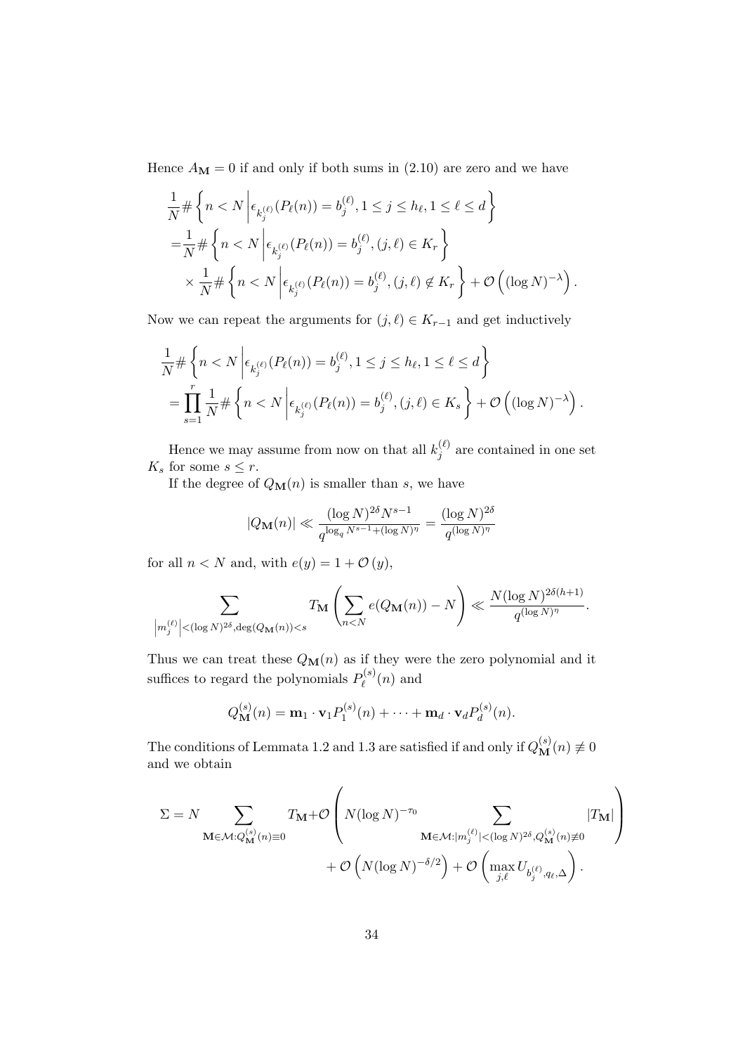Hence $A_{\mathbf{M}} = 0$ if and only if both sums in (2.10) are zero and we have

$$\begin{aligned}
&\frac{1}{N}\#\left\{ n < N \,\middle|\, \epsilon_{k_j^{(\ell)}}(P_\ell(n)) = b_j^{(\ell)}, 1 \le j \le h_\ell, 1 \le \ell \le d \right\} \\
=&\frac{1}{N}\#\left\{ n < N \,\middle|\, \epsilon_{k_j^{(\ell)}}(P_\ell(n)) = b_j^{(\ell)}, (j,\ell) \in K_r \right\} \\
&\times \frac{1}{N}\#\left\{ n < N \,\middle|\, \epsilon_{k_j^{(\ell)}}(P_\ell(n)) = b_j^{(\ell)}, (j,\ell) \notin K_r \right\} + \mathcal{O}\left((\log N)^{-\lambda}\right).
\end{aligned}$$

Now we can repeat the arguments for $(j,\ell) \in K_{r-1}$ and get inductively

$$\begin{aligned}
&\frac{1}{N}\#\left\{ n < N \,\middle|\, \epsilon_{k_j^{(\ell)}}(P_\ell(n)) = b_j^{(\ell)}, 1 \le j \le h_\ell, 1 \le \ell \le d \right\} \\
&= \prod_{s=1}^{r} \frac{1}{N}\#\left\{ n < N \,\middle|\, \epsilon_{k_j^{(\ell)}}(P_\ell(n)) = b_j^{(\ell)}, (j,\ell) \in K_s \right\} + \mathcal{O}\left((\log N)^{-\lambda}\right).
\end{aligned}$$

Hence we may assume from now on that all $k_j^{(\ell)}$ are contained in one set $K_s$ for some $s \le r$.

If the degree of $Q_{\mathbf{M}}(n)$ is smaller than $s$, we have

$$|Q_{\mathbf{M}}(n)| \ll \frac{(\log N)^{2\delta} N^{s-1}}{q^{\log_q N^{s-1} + (\log N)^\eta}} = \frac{(\log N)^{2\delta}}{q^{(\log N)^\eta}}$$

for all $n < N$ and, with $e(y) = 1 + \mathcal{O}(y)$,

$$\sum_{\left|m_j^{(\ell)}\right| < (\log N)^{2\delta}, \deg(Q_{\mathbf{M}}(n)) < s} T_{\mathbf{M}} \left( \sum_{n<N} e(Q_{\mathbf{M}}(n)) - N \right) \ll \frac{N(\log N)^{2\delta(h+1)}}{q^{(\log N)^\eta}}.$$

Thus we can treat these $Q_{\mathbf{M}}(n)$ as if they were the zero polynomial and it suffices to regard the polynomials $P_\ell^{(s)}(n)$ and

$$Q_{\mathbf{M}}^{(s)}(n) = \mathbf{m}_1 \cdot \mathbf{v}_1 P_1^{(s)}(n) + \cdots + \mathbf{m}_d \cdot \mathbf{v}_d P_d^{(s)}(n).$$

The conditions of Lemmata 1.2 and 1.3 are satisfied if and only if $Q_{\mathbf{M}}^{(s)}(n) \not\equiv 0$ and we obtain

$$\begin{aligned}
\Sigma = N \sum_{\mathbf{M} \in \mathcal{M} : Q_{\mathbf{M}}^{(s)}(n) \equiv 0} T_{\mathbf{M}} + \mathcal{O}\left( N (\log N)^{-\tau_0} \sum_{\mathbf{M} \in \mathcal{M} : |m_j^{(\ell)}| < (\log N)^{2\delta}, Q_{\mathbf{M}}^{(s)}(n) \not\equiv 0} |T_{\mathbf{M}}| \right) \\
+ \mathcal{O}\left( N (\log N)^{-\delta/2} \right) + \mathcal{O}\left( \max_{j,\ell} U_{b_j^{(\ell)}, q_\ell, \Delta} \right).
\end{aligned}$$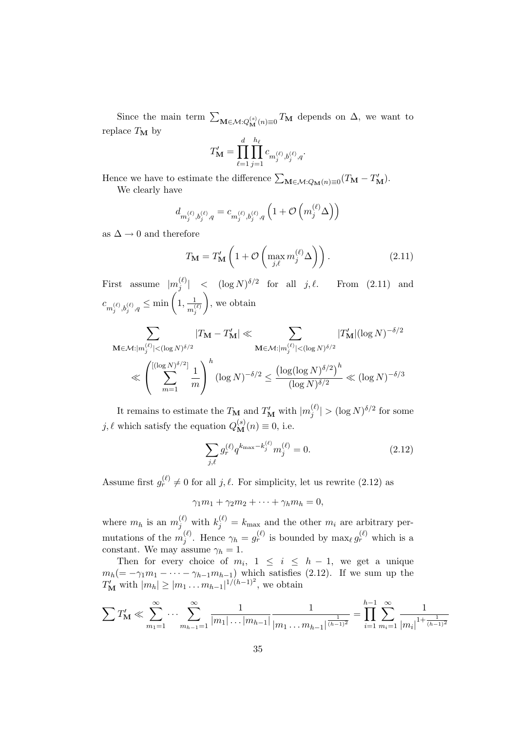Since the main term $\sum_{\mathbf{M}\in\mathcal{M}:Q_{\mathbf{M}}^{(s)}(n)\equiv 0} T_{\mathbf{M}}$ depends on $\Delta$, we want to replace $T_{\mathbf{M}}$ by

$$T'_{\mathbf{M}} = \prod_{\ell=1}^{d} \prod_{j=1}^{h_\ell} c_{m_j^{(\ell)}, b_j^{(\ell)}, q}.$$

Hence we have to estimate the difference $\sum_{\mathbf{M}\in\mathcal{M}:Q_{\mathbf{M}}(n)\equiv 0}(T_{\mathbf{M}} - T'_{\mathbf{M}})$.

We clearly have

$$d_{m_j^{(\ell)}, b_j^{(\ell)}, q} = c_{m_j^{(\ell)}, b_j^{(\ell)}, q}\left(1 + \mathcal{O}\left(m_j^{(\ell)}\Delta\right)\right)$$

as $\Delta \to 0$ and therefore

$$T_{\mathbf{M}} = T'_{\mathbf{M}}\left(1 + \mathcal{O}\left(\max_{j,\ell} m_j^{(\ell)}\Delta\right)\right). \tag{2.11}$$

First assume $|m_j^{(\ell)}| < (\log N)^{\delta/2}$ for all $j,\ell$. From (2.11) and $c_{m_j^{(\ell)}, b_j^{(\ell)}, q} \le \min\left(1, \frac{1}{m_j^{(\ell)}}\right)$, we obtain

$$\sum_{\mathbf{M}\in\mathcal{M}:|m_j^{(\ell)}|<(\log N)^{\delta/2}} |T_{\mathbf{M}} - T'_{\mathbf{M}}| \ll \sum_{\mathbf{M}\in\mathcal{M}:|m_j^{(\ell)}|<(\log N)^{\delta/2}} |T'_{\mathbf{M}}|(\log N)^{-\delta/2}$$

$$\ll \left(\sum_{m=1}^{[(\log N)^{\delta/2}]} \frac{1}{m}\right)^h (\log N)^{-\delta/2} \le \frac{\left(\log(\log N)^{\delta/2}\right)^h}{(\log N)^{\delta/2}} \ll (\log N)^{-\delta/3}$$

It remains to estimate the $T_{\mathbf{M}}$ and $T'_{\mathbf{M}}$ with $|m_j^{(\ell)}| > (\log N)^{\delta/2}$ for some $j,\ell$ which satisfy the equation $Q_{\mathbf{M}}^{(s)}(n) \equiv 0$, i.e.

$$\sum_{j,\ell} g_r^{(\ell)} q^{k_{\max} - k_j^{(\ell)}} m_j^{(\ell)} = 0. \tag{2.12}$$

Assume first $g_r^{(\ell)} \neq 0$ for all $j,\ell$. For simplicity, let us rewrite (2.12) as

$$\gamma_1 m_1 + \gamma_2 m_2 + \cdots + \gamma_h m_h = 0,$$

where $m_h$ is an $m_j^{(\ell)}$ with $k_j^{(\ell)} = k_{\max}$ and the other $m_i$ are arbitrary permutations of the $m_j^{(\ell)}$. Hence $\gamma_h = g_r^{(\ell)}$ is bounded by $\max_\ell g_r^{(\ell)}$ which is a constant. We may assume $\gamma_h = 1$.

Then for every choice of $m_i$, $1 \le i \le h-1$, we get a unique $m_h (= -\gamma_1 m_1 - \cdots - \gamma_{h-1} m_{h-1})$ which satisfies (2.12). If we sum up the $T'_{\mathbf{M}}$ with $|m_h| \ge |m_1 \ldots m_{h-1}|^{1/(h-1)^2}$, we obtain

$$\sum T'_{\mathbf{M}} \ll \sum_{m_1=1}^{\infty} \cdots \sum_{m_{h-1}=1}^{\infty} \frac{1}{|m_1| \ldots |m_{h-1}|} \frac{1}{|m_1 \ldots m_{h-1}|^{\frac{1}{(h-1)^2}}} = \prod_{i=1}^{h-1} \sum_{m_i=1}^{\infty} \frac{1}{|m_i|^{1+\frac{1}{(h-1)^2}}}$$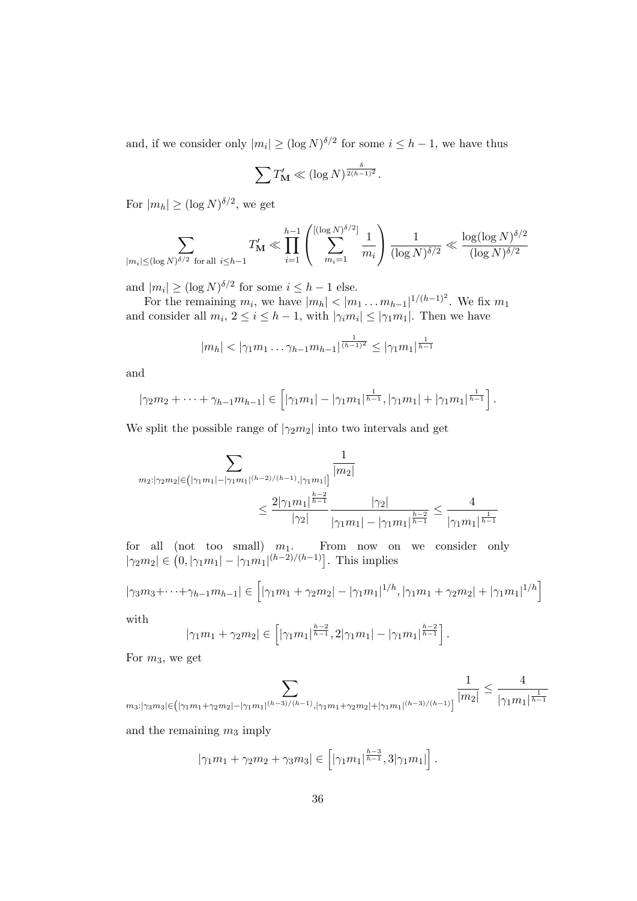and, if we consider only $|m_i| \geq (\log N)^{\delta/2}$ for some $i \leq h-1$, we have thus

$$\sum T'_{\mathbf{M}} \ll (\log N)^{\frac{\delta}{2(h-1)^2}}.$$

For $|m_h| \geq (\log N)^{\delta/2}$, we get

$$\sum_{|m_i| \leq (\log N)^{\delta/2} \text{ for all } i \leq h-1} T'_{\mathbf{M}} \ll \prod_{i=1}^{h-1} \left( \sum_{m_i=1}^{[(\log N)^{\delta/2}]} \frac{1}{m_i} \right) \frac{1}{(\log N)^{\delta/2}} \ll \frac{\log(\log N)^{\delta/2}}{(\log N)^{\delta/2}}$$

and $|m_i| \geq (\log N)^{\delta/2}$ for some $i \leq h-1$ else.

For the remaining $m_i$, we have $|m_h| < |m_1 \ldots m_{h-1}|^{1/(h-1)^2}$. We fix $m_1$ and consider all $m_i$, $2 \leq i \leq h-1$, with $|\gamma_i m_i| \leq |\gamma_1 m_1|$. Then we have

$$|m_h| < |\gamma_1 m_1 \ldots \gamma_{h-1} m_{h-1}|^{\frac{1}{(h-1)^2}} \leq |\gamma_1 m_1|^{\frac{1}{h-1}}$$

and

$$|\gamma_2 m_2 + \cdots + \gamma_{h-1} m_{h-1}| \in \left[ |\gamma_1 m_1| - |\gamma_1 m_1|^{\frac{1}{h-1}}, |\gamma_1 m_1| + |\gamma_1 m_1|^{\frac{1}{h-1}} \right].$$

We split the possible range of $|\gamma_2 m_2|$ into two intervals and get

$$\sum_{m_2 : |\gamma_2 m_2| \in \left( |\gamma_1 m_1| - |\gamma_1 m_1|^{(h-2)/(h-1)}, |\gamma_1 m_1| \right]} \frac{1}{|m_2|} \leq \frac{2|\gamma_1 m_1|^{\frac{h-2}{h-1}}}{|\gamma_2|} \frac{|\gamma_2|}{|\gamma_1 m_1| - |\gamma_1 m_1|^{\frac{h-2}{h-1}}} \leq \frac{4}{|\gamma_1 m_1|^{\frac{1}{h-1}}}$$

for all (not too small) $m_1$. From now on we consider only $|\gamma_2 m_2| \in \left(0, |\gamma_1 m_1| - |\gamma_1 m_1|^{(h-2)/(h-1)}\right]$. This implies

$$|\gamma_3 m_3 + \cdots + \gamma_{h-1} m_{h-1}| \in \left[ |\gamma_1 m_1 + \gamma_2 m_2| - |\gamma_1 m_1|^{1/h}, |\gamma_1 m_1 + \gamma_2 m_2| + |\gamma_1 m_1|^{1/h} \right]$$

with

$$|\gamma_1 m_1 + \gamma_2 m_2| \in \left[ |\gamma_1 m_1|^{\frac{h-2}{h-1}}, 2|\gamma_1 m_1| - |\gamma_1 m_1|^{\frac{h-2}{h-1}} \right].$$

For $m_3$, we get

$$\sum_{m_3 : |\gamma_3 m_3| \in \left( |\gamma_1 m_1 + \gamma_2 m_2| - |\gamma_1 m_1|^{(h-3)/(h-1)}, |\gamma_1 m_1 + \gamma_2 m_2| + |\gamma_1 m_1|^{(h-3)/(h-1)} \right]} \frac{1}{|m_2|} \leq \frac{4}{|\gamma_1 m_1|^{\frac{1}{h-1}}}$$

and the remaining $m_3$ imply

$$|\gamma_1 m_1 + \gamma_2 m_2 + \gamma_3 m_3| \in \left[ |\gamma_1 m_1|^{\frac{h-3}{h-1}}, 3|\gamma_1 m_1| \right].$$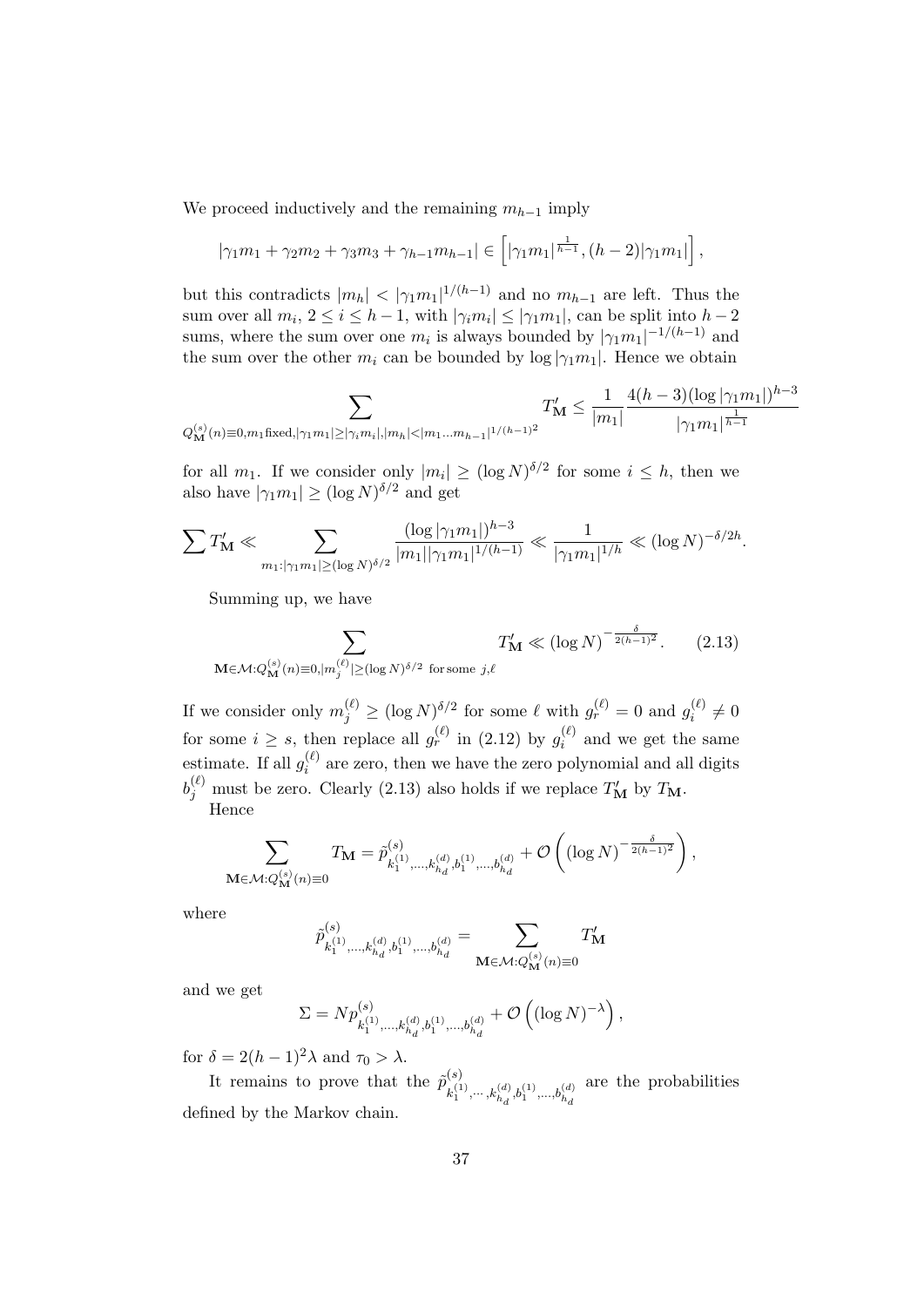We proceed inductively and the remaining $m_{h-1}$ imply

$$|\gamma_1 m_1 + \gamma_2 m_2 + \gamma_3 m_3 + \gamma_{h-1} m_{h-1}| \in \left[ |\gamma_1 m_1|^{\frac{1}{h-1}}, (h-2)|\gamma_1 m_1| \right],$$

but this contradicts $|m_h| < |\gamma_1 m_1|^{1/(h-1)}$ and no $m_{h-1}$ are left. Thus the sum over all $m_i$, $2 \le i \le h-1$, with $|\gamma_i m_i| \le |\gamma_1 m_1|$, can be split into $h-2$ sums, where the sum over one $m_i$ is always bounded by $|\gamma_1 m_1|^{-1/(h-1)}$ and the sum over the other $m_i$ can be bounded by $\log |\gamma_1 m_1|$. Hence we obtain

$$\sum_{Q_{\mathbf{M}}^{(s)}(n) \equiv 0, m_1 \text{fixed}, |\gamma_1 m_1| \ge |\gamma_i m_i|, |m_h| < |m_1 \dots m_{h-1}|^{1/(h-1)^2}} T'_{\mathbf{M}} \le \frac{1}{|m_1|} \frac{4(h-3)(\log |\gamma_1 m_1|)^{h-3}}{|\gamma_1 m_1|^{\frac{1}{h-1}}}$$

for all $m_1$. If we consider only $|m_i| \ge (\log N)^{\delta/2}$ for some $i \le h$, then we also have $|\gamma_1 m_1| \ge (\log N)^{\delta/2}$ and get

$$\sum T'_{\mathbf{M}} \ll \sum_{m_1 : |\gamma_1 m_1| \ge (\log N)^{\delta/2}} \frac{(\log |\gamma_1 m_1|)^{h-3}}{|m_1| |\gamma_1 m_1|^{1/(h-1)}} \ll \frac{1}{|\gamma_1 m_1|^{1/h}} \ll (\log N)^{-\delta/2h}.$$

Summing up, we have

$$\sum_{\mathbf{M} \in \mathcal{M} : Q_{\mathbf{M}}^{(s)}(n) \equiv 0, |m_j^{(\ell)}| \ge (\log N)^{\delta/2} \text{ for some } j, \ell} T'_{\mathbf{M}} \ll (\log N)^{-\frac{\delta}{2(h-1)^2}}. \tag{2.13}$$

If we consider only $m_j^{(\ell)} \ge (\log N)^{\delta/2}$ for some $\ell$ with $g_r^{(\ell)} = 0$ and $g_i^{(\ell)} \ne 0$ for some $i \ge s$, then replace all $g_r^{(\ell)}$ in (2.12) by $g_i^{(\ell)}$ and we get the same estimate. If all $g_i^{(\ell)}$ are zero, then we have the zero polynomial and all digits $b_j^{(\ell)}$ must be zero. Clearly (2.13) also holds if we replace $T'_{\mathbf{M}}$ by $T_{\mathbf{M}}$.

Hence

$$\sum_{\mathbf{M} \in \mathcal{M} : Q_{\mathbf{M}}^{(s)}(n) \equiv 0} T_{\mathbf{M}} = \tilde{p}^{(s)}_{k_1^{(1)}, \dots, k_{h_d}^{(d)}, b_1^{(1)}, \dots, b_{h_d}^{(d)}} + \mathcal{O}\left( (\log N)^{-\frac{\delta}{2(h-1)^2}} \right),$$

where

$$\tilde{p}^{(s)}_{k_1^{(1)}, \dots, k_{h_d}^{(d)}, b_1^{(1)}, \dots, b_{h_d}^{(d)}} = \sum_{\mathbf{M} \in \mathcal{M} : Q_{\mathbf{M}}^{(s)}(n) \equiv 0} T'_{\mathbf{M}}$$

and we get

$$\Sigma = N p^{(s)}_{k_1^{(1)}, \dots, k_{h_d}^{(d)}, b_1^{(1)}, \dots, b_{h_d}^{(d)}} + \mathcal{O}\left( (\log N)^{-\lambda} \right),$$

for $\delta = 2(h-1)^2 \lambda$ and $\tau_0 > \lambda$.

It remains to prove that the $\tilde{p}^{(s)}_{k_1^{(1)}, \cdots, k_{h_d}^{(d)}, b_1^{(1)}, \dots, b_{h_d}^{(d)}}$ are the probabilities defined by the Markov chain.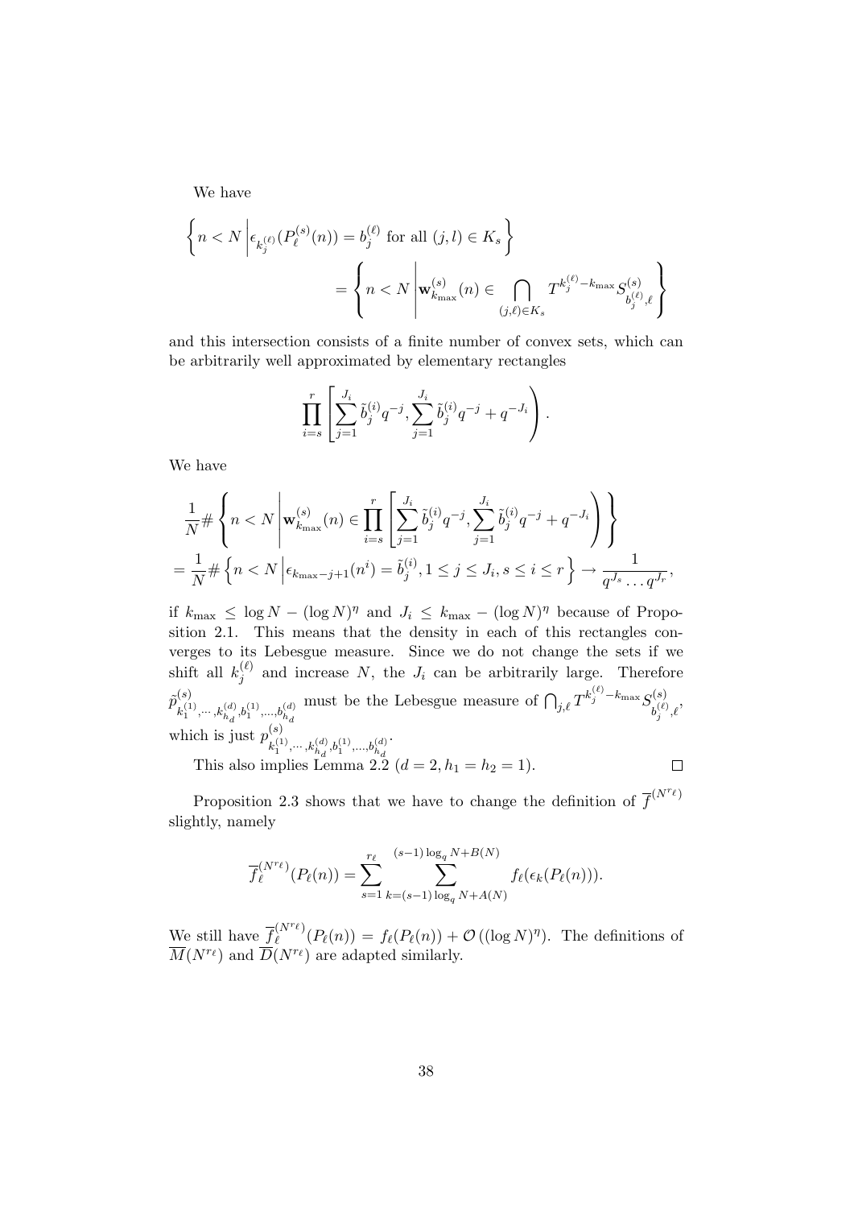We have

$$\left\{ n < N \,\middle|\, \epsilon_{k_j^{(\ell)}}(P_\ell^{(s)}(n)) = b_j^{(\ell)} \text{ for all } (j,l) \in K_s \right\}$$
$$= \left\{ n < N \,\middle|\, \mathbf{w}_{k_{\max}}^{(s)}(n) \in \bigcap_{(j,\ell)\in K_s} T^{k_j^{(\ell)} - k_{\max}} S_{b_j^{(\ell)},\ell}^{(s)} \right\}$$

and this intersection consists of a finite number of convex sets, which can be arbitrarily well approximated by elementary rectangles

$$\prod_{i=s}^{r} \left[ \sum_{j=1}^{J_i} \tilde{b}_j^{(i)} q^{-j}, \sum_{j=1}^{J_i} \tilde{b}_j^{(i)} q^{-j} + q^{-J_i} \right).$$

We have

$$\frac{1}{N}\# \left\{ n < N \,\middle|\, \mathbf{w}_{k_{\max}}^{(s)}(n) \in \prod_{i=s}^{r} \left[ \sum_{j=1}^{J_i} \tilde{b}_j^{(i)} q^{-j}, \sum_{j=1}^{J_i} \tilde{b}_j^{(i)} q^{-j} + q^{-J_i} \right) \right\}$$
$$= \frac{1}{N}\# \left\{ n < N \,\middle|\, \epsilon_{k_{\max}-j+1}(n^i) = \tilde{b}_j^{(i)}, 1 \le j \le J_i, s \le i \le r \right\} \to \frac{1}{q^{J_s} \dots q^{J_r}},$$

if $k_{\max} \le \log N - (\log N)^\eta$ and $J_i \le k_{\max} - (\log N)^\eta$ because of Proposition 2.1. This means that the density in each of this rectangles converges to its Lebesgue measure. Since we do not change the sets if we shift all $k_j^{(\ell)}$ and increase $N$, the $J_i$ can be arbitrarily large. Therefore $\tilde{p}^{(s)}_{k_1^{(1)},\cdots,k_{h_d}^{(d)},b_1^{(1)},\dots,b_{h_d}^{(d)}}$ must be the Lebesgue measure of $\bigcap_{j,\ell} T^{k_j^{(\ell)} - k_{\max}} S_{b_j^{(\ell)},\ell}^{(s)}$, which is just $p^{(s)}_{k_1^{(1)},\cdots,k_{h_d}^{(d)},b_1^{(1)},\dots,b_{h_d}^{(d)}}$.

This also implies Lemma 2.2 ($d = 2, h_1 = h_2 = 1$). $\square$

Proposition 2.3 shows that we have to change the definition of $\overline{f}^{(N^{r_\ell})}$ slightly, namely

$$\overline{f}_\ell^{(N^{r_\ell})}(P_\ell(n)) = \sum_{s=1}^{r_\ell} \sum_{k=(s-1)\log_q N + A(N)}^{(s-1)\log_q N + B(N)} f_\ell(\epsilon_k(P_\ell(n))).$$

We still have $\overline{f}_\ell^{(N^{r_\ell})}(P_\ell(n)) = f_\ell(P_\ell(n)) + \mathcal{O}\left((\log N)^\eta\right)$. The definitions of $\overline{M}(N^{r_\ell})$ and $\overline{D}(N^{r_\ell})$ are adapted similarly.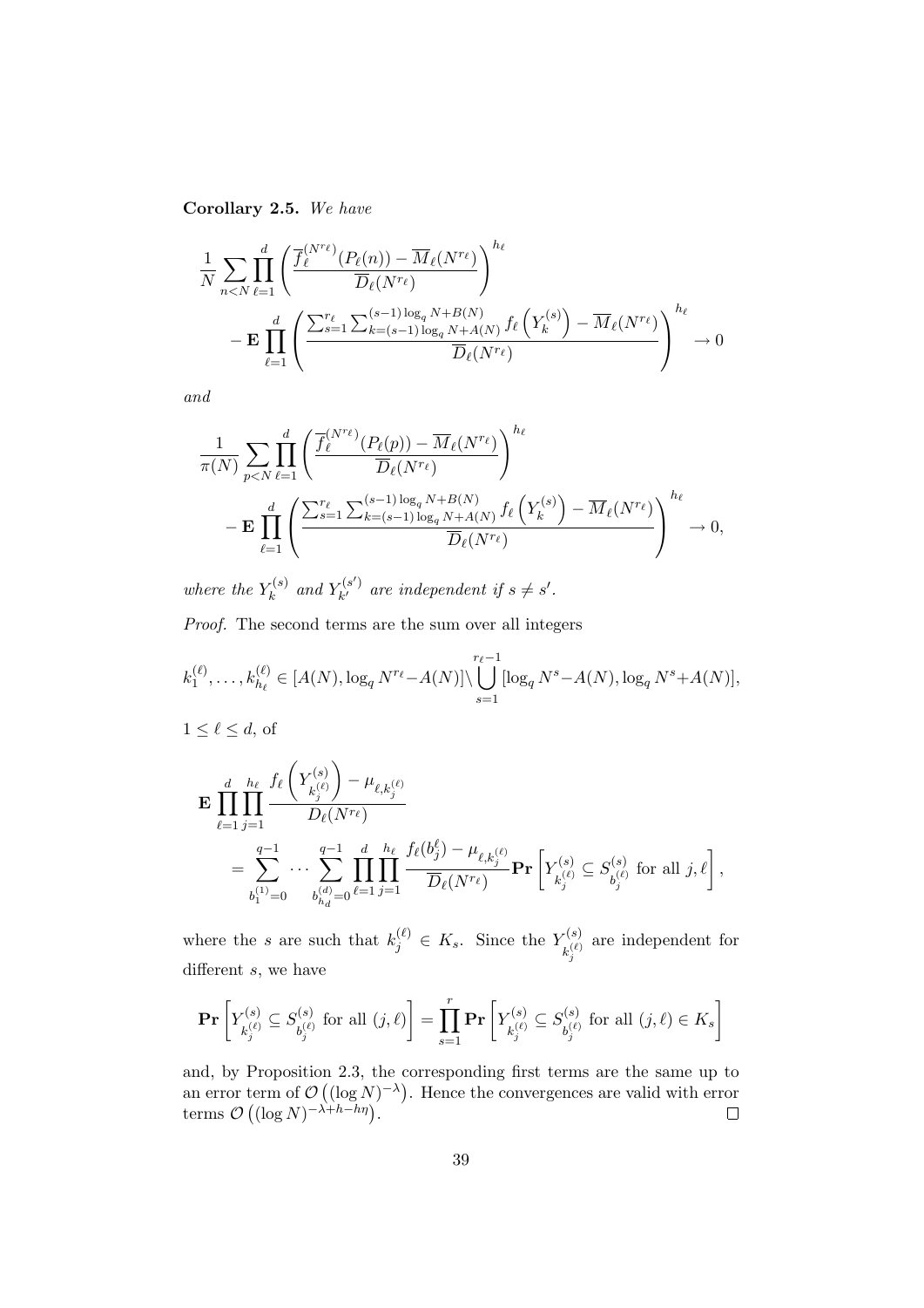**Corollary 2.5.** *We have*

$$\frac{1}{N}\sum_{n<N}\prod_{\ell=1}^{d}\left(\frac{\overline{f}_\ell^{(N^{r_\ell})}(P_\ell(n))-\overline{M}_\ell(N^{r_\ell})}{\overline{D}_\ell(N^{r_\ell})}\right)^{h_\ell}$$
$$-\mathbf{E}\prod_{\ell=1}^{d}\left(\frac{\sum_{s=1}^{r_\ell}\sum_{k=(s-1)\log_q N+A(N)}^{(s-1)\log_q N+B(N)} f_\ell\left(Y_k^{(s)}\right)-\overline{M}_\ell(N^{r_\ell})}{\overline{D}_\ell(N^{r_\ell})}\right)^{h_\ell}\to 0$$

*and*

$$\frac{1}{\pi(N)}\sum_{p<N}\prod_{\ell=1}^{d}\left(\frac{\overline{f}_\ell^{(N^{r_\ell})}(P_\ell(p))-\overline{M}_\ell(N^{r_\ell})}{\overline{D}_\ell(N^{r_\ell})}\right)^{h_\ell}$$
$$-\mathbf{E}\prod_{\ell=1}^{d}\left(\frac{\sum_{s=1}^{r_\ell}\sum_{k=(s-1)\log_q N+A(N)}^{(s-1)\log_q N+B(N)} f_\ell\left(Y_k^{(s)}\right)-\overline{M}_\ell(N^{r_\ell})}{\overline{D}_\ell(N^{r_\ell})}\right)^{h_\ell}\to 0,$$

*where the $Y_k^{(s)}$ and $Y_{k'}^{(s')}$ are independent if $s\neq s'$.*

*Proof.* The second terms are the sum over all integers

$$k_1^{(\ell)},\ldots,k_{h_\ell}^{(\ell)}\in[A(N),\log_q N^{r_\ell}-A(N)]\setminus\bigcup_{s=1}^{r_\ell-1}[\log_q N^s-A(N),\log_q N^s+A(N)],$$

$1\le \ell\le d$, of

$$\mathbf{E}\prod_{\ell=1}^{d}\prod_{j=1}^{h_\ell}\frac{f_\ell\left(Y^{(s)}_{k_j^{(\ell)}}\right)-\mu_{\ell,k_j^{(\ell)}}}{D_\ell(N^{r_\ell})}$$
$$=\sum_{b_1^{(1)}=0}^{q-1}\cdots\sum_{b_{h_d}^{(d)}=0}^{q-1}\prod_{\ell=1}^{d}\prod_{j=1}^{h_\ell}\frac{f_\ell(b_j^\ell)-\mu_{\ell,k_j^{(\ell)}}}{\overline{D}_\ell(N^{r_\ell})}\mathbf{Pr}\left[Y^{(s)}_{k_j^{(\ell)}}\subseteq S^{(s)}_{b_j^{(\ell)}}\text{ for all }j,\ell\right],$$

where the $s$ are such that $k_j^{(\ell)}\in K_s$. Since the $Y^{(s)}_{k_j^{(\ell)}}$ are independent for different $s$, we have

$$\mathbf{Pr}\left[Y^{(s)}_{k_j^{(\ell)}}\subseteq S^{(s)}_{b_j^{(\ell)}}\text{ for all }(j,\ell)\right]=\prod_{s=1}^{r}\mathbf{Pr}\left[Y^{(s)}_{k_j^{(\ell)}}\subseteq S^{(s)}_{b_j^{(\ell)}}\text{ for all }(j,\ell)\in K_s\right]$$

and, by Proposition 2.3, the corresponding first terms are the same up to an error term of $\mathcal{O}\left((\log N)^{-\lambda}\right)$. Hence the convergences are valid with error terms $\mathcal{O}\left((\log N)^{-\lambda+h-h\eta}\right)$. $\square$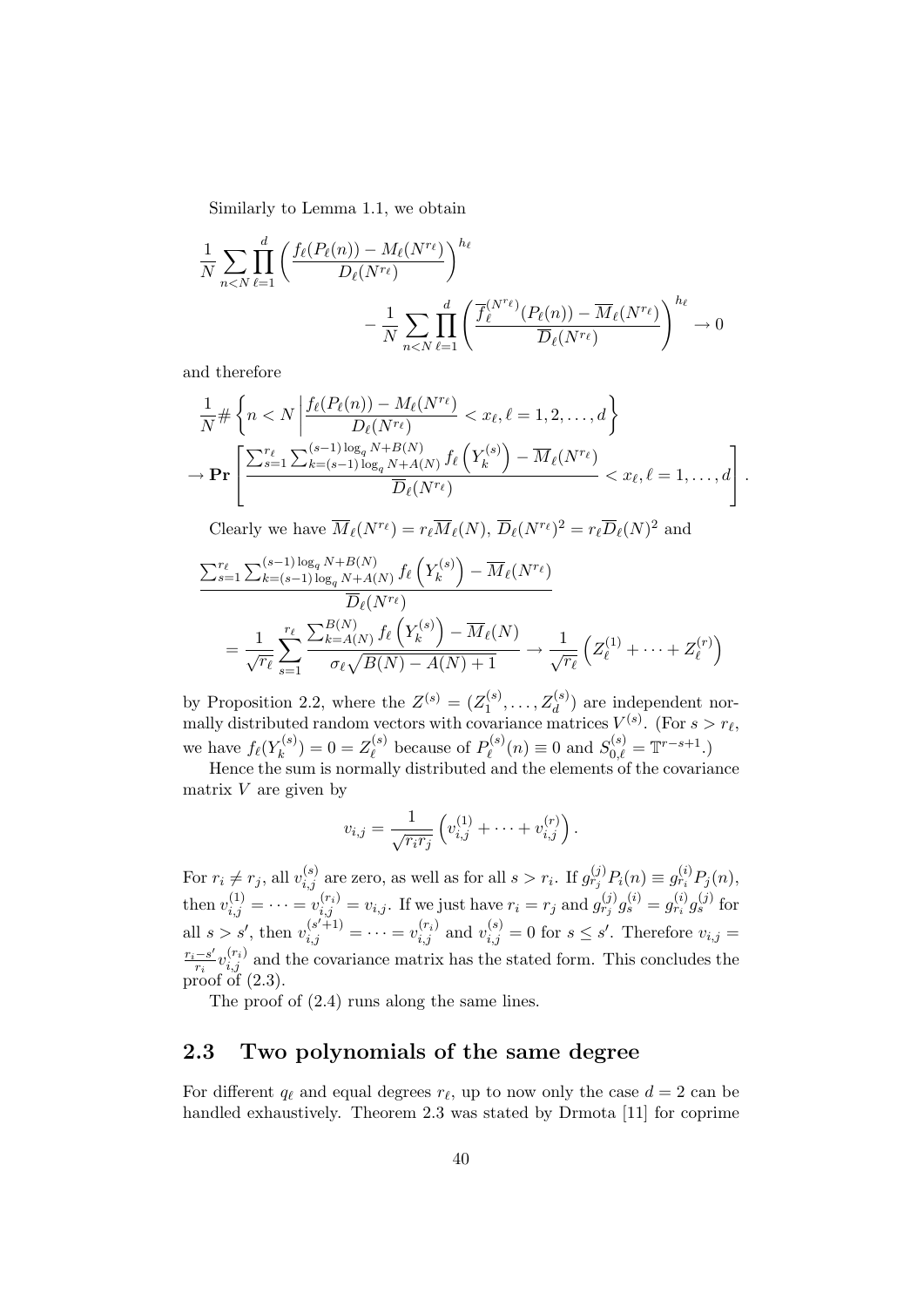Similarly to Lemma 1.1, we obtain

$$\frac{1}{N}\sum_{n<N}\prod_{\ell=1}^{d}\left(\frac{f_\ell(P_\ell(n))-M_\ell(N^{r_\ell})}{D_\ell(N^{r_\ell})}\right)^{h_\ell} - \frac{1}{N}\sum_{n<N}\prod_{\ell=1}^{d}\left(\frac{\overline{f}_\ell^{(N^{r_\ell})}(P_\ell(n))-\overline{M}_\ell(N^{r_\ell})}{\overline{D}_\ell(N^{r_\ell})}\right)^{h_\ell} \to 0$$

and therefore

$$\frac{1}{N}\#\left\{n<N \,\middle|\, \frac{f_\ell(P_\ell(n))-M_\ell(N^{r_\ell})}{D_\ell(N^{r_\ell})} < x_\ell, \ell=1,2,\ldots,d\right\}$$
$$\to \mathbf{Pr}\left[\frac{\sum_{s=1}^{r_\ell}\sum_{k=(s-1)\log_q N+A(N)}^{(s-1)\log_q N+B(N)} f_\ell\left(Y_k^{(s)}\right)-\overline{M}_\ell(N^{r_\ell})}{\overline{D}_\ell(N^{r_\ell})} < x_\ell, \ell=1,\ldots,d\right].$$

Clearly we have $\overline{M}_\ell(N^{r_\ell}) = r_\ell \overline{M}_\ell(N)$, $\overline{D}_\ell(N^{r_\ell})^2 = r_\ell \overline{D}_\ell(N)^2$ and

$$\frac{\sum_{s=1}^{r_\ell}\sum_{k=(s-1)\log_q N+A(N)}^{(s-1)\log_q N+B(N)} f_\ell\left(Y_k^{(s)}\right)-\overline{M}_\ell(N^{r_\ell})}{\overline{D}_\ell(N^{r_\ell})}$$
$$= \frac{1}{\sqrt{r_\ell}}\sum_{s=1}^{r_\ell}\frac{\sum_{k=A(N)}^{B(N)} f_\ell\left(Y_k^{(s)}\right)-\overline{M}_\ell(N)}{\sigma_\ell\sqrt{B(N)-A(N)+1}} \to \frac{1}{\sqrt{r_\ell}}\left(Z_\ell^{(1)}+\cdots+Z_\ell^{(r)}\right)$$

by Proposition 2.2, where the $Z^{(s)} = (Z_1^{(s)},\ldots,Z_d^{(s)})$ are independent normally distributed random vectors with covariance matrices $V^{(s)}$. (For $s > r_\ell$, we have $f_\ell(Y_k^{(s)}) = 0 = Z_\ell^{(s)}$ because of $P_\ell^{(s)}(n) \equiv 0$ and $S_{0,\ell}^{(s)} = \mathbb{T}^{r-s+1}$.)

Hence the sum is normally distributed and the elements of the covariance matrix $V$ are given by

$$v_{i,j} = \frac{1}{\sqrt{r_i r_j}}\left(v_{i,j}^{(1)}+\cdots+v_{i,j}^{(r)}\right).$$

For $r_i \neq r_j$, all $v_{i,j}^{(s)}$ are zero, as well as for all $s > r_i$. If $g_{r_j}^{(j)}P_i(n) \equiv g_{r_i}^{(i)}P_j(n)$, then $v_{i,j}^{(1)} = \cdots = v_{i,j}^{(r_i)} = v_{i,j}$. If we just have $r_i = r_j$ and $g_{r_j}^{(j)}g_s^{(i)} = g_{r_i}^{(i)}g_s^{(j)}$ for all $s > s'$, then $v_{i,j}^{(s'+1)} = \cdots = v_{i,j}^{(r_i)}$ and $v_{i,j}^{(s)} = 0$ for $s \leq s'$. Therefore $v_{i,j} = \frac{r_i - s'}{r_i}v_{i,j}^{(r_i)}$ and the covariance matrix has the stated form. This concludes the proof of (2.3).

The proof of (2.4) runs along the same lines.

## 2.3 Two polynomials of the same degree

For different $q_\ell$ and equal degrees $r_\ell$, up to now only the case $d = 2$ can be handled exhaustively. Theorem 2.3 was stated by Drmota [11] for coprime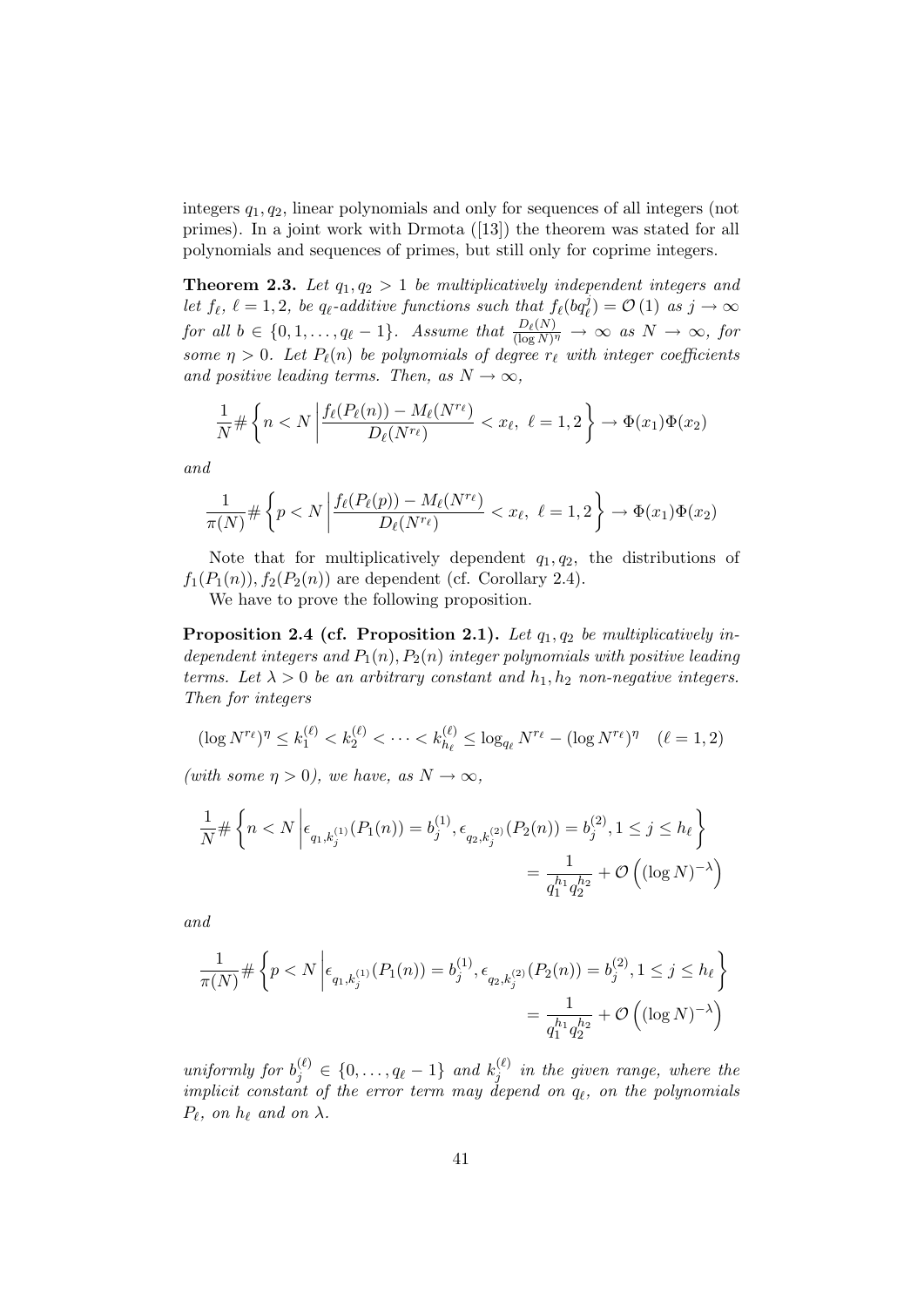integers $q_1, q_2$, linear polynomials and only for sequences of all integers (not primes). In a joint work with Drmota ([13]) the theorem was stated for all polynomials and sequences of primes, but still only for coprime integers.

**Theorem 2.3.** *Let $q_1, q_2 > 1$ be multiplicatively independent integers and let $f_\ell$, $\ell = 1, 2$, be $q_\ell$-additive functions such that $f_\ell(bq_\ell^j) = \mathcal{O}(1)$ as $j \to \infty$ for all $b \in \{0, 1, \ldots, q_\ell - 1\}$. Assume that $\frac{D_\ell(N)}{(\log N)^\eta} \to \infty$ as $N \to \infty$, for some $\eta > 0$. Let $P_\ell(n)$ be polynomials of degree $r_\ell$ with integer coefficients and positive leading terms. Then, as $N \to \infty$,*

$$\frac{1}{N} \# \left\{ n < N \left| \frac{f_\ell(P_\ell(n)) - M_\ell(N^{r_\ell})}{D_\ell(N^{r_\ell})} < x_\ell,\ \ell = 1, 2 \right.\right\} \to \Phi(x_1)\Phi(x_2)$$

*and*

$$\frac{1}{\pi(N)} \# \left\{ p < N \left| \frac{f_\ell(P_\ell(p)) - M_\ell(N^{r_\ell})}{D_\ell(N^{r_\ell})} < x_\ell,\ \ell = 1, 2 \right.\right\} \to \Phi(x_1)\Phi(x_2)$$

Note that for multiplicatively dependent $q_1, q_2$, the distributions of $f_1(P_1(n)), f_2(P_2(n))$ are dependent (cf. Corollary 2.4).

We have to prove the following proposition.

**Proposition 2.4 (cf. Proposition 2.1).** *Let $q_1, q_2$ be multiplicatively independent integers and $P_1(n), P_2(n)$ integer polynomials with positive leading terms. Let $\lambda > 0$ be an arbitrary constant and $h_1, h_2$ non-negative integers. Then for integers*

$$(\log N^{r_\ell})^\eta \le k_1^{(\ell)} < k_2^{(\ell)} < \cdots < k_{h_\ell}^{(\ell)} \le \log_{q_\ell} N^{r_\ell} - (\log N^{r_\ell})^\eta \quad (\ell = 1, 2)$$

*(with some $\eta > 0$), we have, as $N \to \infty$,*

$$\frac{1}{N} \# \left\{ n < N \left| \epsilon_{q_1, k_j^{(1)}}(P_1(n)) = b_j^{(1)}, \epsilon_{q_2, k_j^{(2)}}(P_2(n)) = b_j^{(2)}, 1 \le j \le h_\ell \right.\right\} = \frac{1}{q_1^{h_1} q_2^{h_2}} + \mathcal{O}\left((\log N)^{-\lambda}\right)$$

*and*

$$\frac{1}{\pi(N)} \# \left\{ p < N \left| \epsilon_{q_1, k_j^{(1)}}(P_1(n)) = b_j^{(1)}, \epsilon_{q_2, k_j^{(2)}}(P_2(n)) = b_j^{(2)}, 1 \le j \le h_\ell \right.\right\} = \frac{1}{q_1^{h_1} q_2^{h_2}} + \mathcal{O}\left((\log N)^{-\lambda}\right)$$

*uniformly for $b_j^{(\ell)} \in \{0, \ldots, q_\ell - 1\}$ and $k_j^{(\ell)}$ in the given range, where the implicit constant of the error term may depend on $q_\ell$, on the polynomials $P_\ell$, on $h_\ell$ and on $\lambda$.*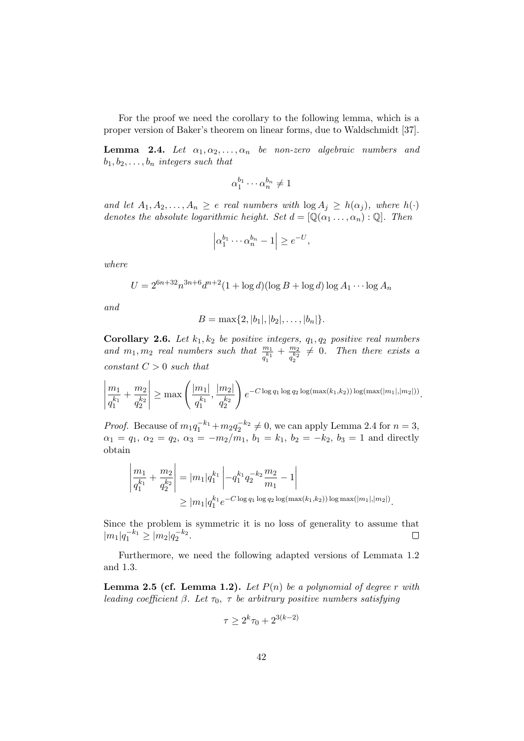For the proof we need the corollary to the following lemma, which is a proper version of Baker's theorem on linear forms, due to Waldschmidt [37].

**Lemma 2.4.** *Let $\alpha_1, \alpha_2, \ldots, \alpha_n$ be non-zero algebraic numbers and $b_1, b_2, \ldots, b_n$ integers such that*

$$\alpha_1^{b_1} \cdots \alpha_n^{b_n} \neq 1$$

*and let $A_1, A_2, \ldots, A_n \geq e$ real numbers with $\log A_j \geq h(\alpha_j)$, where $h(\cdot)$ denotes the absolute logarithmic height. Set $d = [\mathbb{Q}(\alpha_1 \ldots, \alpha_n) : \mathbb{Q}]$. Then*

$$\left| \alpha_1^{b_1} \cdots \alpha_n^{b_n} - 1 \right| \geq e^{-U},$$

*where*

$$U = 2^{6n+32} n^{3n+6} d^{n+2} (1 + \log d)(\log B + \log d) \log A_1 \cdots \log A_n$$

*and*

$$B = \max\{2, |b_1|, |b_2|, \ldots, |b_n|\}.$$

**Corollary 2.6.** *Let $k_1, k_2$ be positive integers, $q_1, q_2$ positive real numbers and $m_1, m_2$ real numbers such that $\frac{m_1}{q_1^{k_1}} + \frac{m_2}{q_2^{k_2}} \neq 0$. Then there exists a constant $C > 0$ such that*

$$\left| \frac{m_1}{q_1^{k_1}} + \frac{m_2}{q_2^{k_2}} \right| \geq \max\left( \frac{|m_1|}{q_1^{k_1}}, \frac{|m_2|}{q_2^{k_2}} \right) e^{-C \log q_1 \log q_2 \log(\max(k_1,k_2)) \log(\max(|m_1|,|m_2|))}.$$

*Proof.* Because of $m_1 q_1^{-k_1} + m_2 q_2^{-k_2} \neq 0$, we can apply Lemma 2.4 for $n = 3$, $\alpha_1 = q_1$, $\alpha_2 = q_2$, $\alpha_3 = -m_2/m_1$, $b_1 = k_1$, $b_2 = -k_2$, $b_3 = 1$ and directly obtain

$$\begin{aligned}
\left| \frac{m_1}{q_1^{k_1}} + \frac{m_2}{q_2^{k_2}} \right| &= |m_1| q_1^{k_1} \left| -q_1^{k_1} q_2^{-k_2} \frac{m_2}{m_1} - 1 \right| \\
&\geq |m_1| q_1^{k_1} e^{-C \log q_1 \log q_2 \log(\max(k_1,k_2)) \log \max(|m_1|,|m_2|)}.
\end{aligned}$$

Since the problem is symmetric it is no loss of generality to assume that $|m_1| q_1^{-k_1} \geq |m_2| q_2^{-k_2}$. □

Furthermore, we need the following adapted versions of Lemmata 1.2 and 1.3.

**Lemma 2.5 (cf. Lemma 1.2).** *Let $P(n)$ be a polynomial of degree $r$ with leading coefficient $\beta$. Let $\tau_0$, $\tau$ be arbitrary positive numbers satisfying*

$$\tau \geq 2^k \tau_0 + 2^{3(k-2)}$$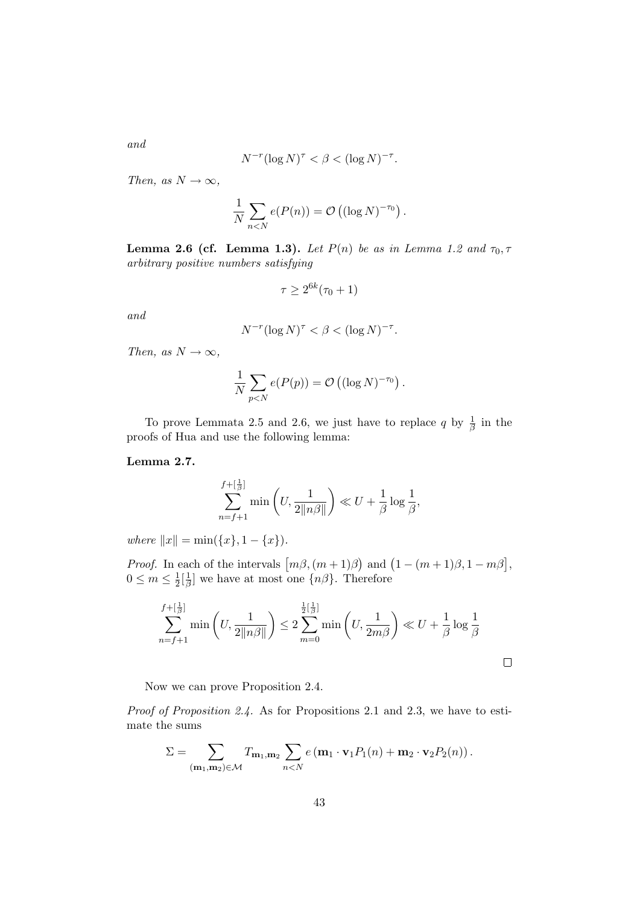*and*

$$N^{-r}(\log N)^{\tau} < \beta < (\log N)^{-\tau}.$$

*Then, as* $N \to \infty$,

$$\frac{1}{N}\sum_{n<N} e(P(n)) = \mathcal{O}\left((\log N)^{-\tau_0}\right).$$

**Lemma 2.6 (cf. Lemma 1.3).** *Let $P(n)$ be as in Lemma 1.2 and $\tau_0, \tau$ arbitrary positive numbers satisfying*

$$\tau \geq 2^{6k}(\tau_0 + 1)$$

*and*

$$N^{-r}(\log N)^{\tau} < \beta < (\log N)^{-\tau}.$$

*Then, as* $N \to \infty$,

$$\frac{1}{N}\sum_{p<N} e(P(p)) = \mathcal{O}\left((\log N)^{-\tau_0}\right).$$

To prove Lemmata 2.5 and 2.6, we just have to replace $q$ by $\frac{1}{\beta}$ in the proofs of Hua and use the following lemma:

**Lemma 2.7.**

$$\sum_{n=f+1}^{f+[\frac{1}{\beta}]} \min\left(U, \frac{1}{2\|n\beta\|}\right) \ll U + \frac{1}{\beta}\log\frac{1}{\beta},$$

*where* $\|x\| = \min(\{x\}, 1 - \{x\})$.

*Proof.* In each of the intervals $\left[m\beta, (m+1)\beta\right)$ and $\left(1-(m+1)\beta, 1-m\beta\right]$, $0 \leq m \leq \frac{1}{2}[\frac{1}{\beta}]$ we have at most one $\{n\beta\}$. Therefore

$$\sum_{n=f+1}^{f+[\frac{1}{\beta}]} \min\left(U, \frac{1}{2\|n\beta\|}\right) \leq 2\sum_{m=0}^{\frac{1}{2}[\frac{1}{\beta}]} \min\left(U, \frac{1}{2m\beta}\right) \ll U + \frac{1}{\beta}\log\frac{1}{\beta}$$

□

Now we can prove Proposition 2.4.

*Proof of Proposition 2.4.* As for Propositions 2.1 and 2.3, we have to estimate the sums

$$\Sigma = \sum_{(\mathbf{m}_1,\mathbf{m}_2)\in\mathcal{M}} T_{\mathbf{m}_1,\mathbf{m}_2} \sum_{n<N} e\left(\mathbf{m}_1 \cdot \mathbf{v}_1 P_1(n) + \mathbf{m}_2 \cdot \mathbf{v}_2 P_2(n)\right).$$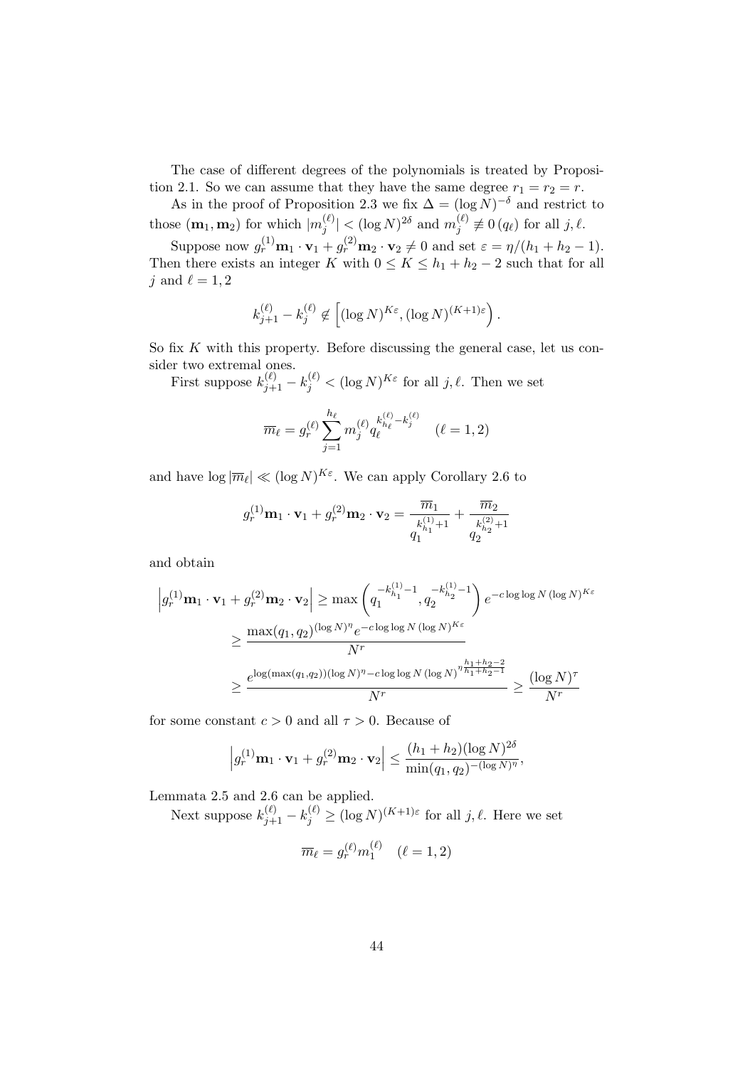The case of different degrees of the polynomials is treated by Proposition 2.1. So we can assume that they have the same degree $r_1 = r_2 = r$.

As in the proof of Proposition 2.3 we fix $\Delta = (\log N)^{-\delta}$ and restrict to those $(\mathbf{m}_1, \mathbf{m}_2)$ for which $|m_j^{(\ell)}| < (\log N)^{2\delta}$ and $m_j^{(\ell)} \not\equiv 0\,(q_\ell)$ for all $j, \ell$.

Suppose now $g_r^{(1)}\mathbf{m}_1 \cdot \mathbf{v}_1 + g_r^{(2)}\mathbf{m}_2 \cdot \mathbf{v}_2 \neq 0$ and set $\varepsilon = \eta/(h_1 + h_2 - 1)$. Then there exists an integer $K$ with $0 \leq K \leq h_1 + h_2 - 2$ such that for all $j$ and $\ell = 1, 2$

$$k_{j+1}^{(\ell)} - k_j^{(\ell)} \notin \left[(\log N)^{K\varepsilon}, (\log N)^{(K+1)\varepsilon}\right).$$

So fix $K$ with this property. Before discussing the general case, let us consider two extremal ones.

First suppose $k_{j+1}^{(\ell)} - k_j^{(\ell)} < (\log N)^{K\varepsilon}$ for all $j, \ell$. Then we set

$$\overline{m}_\ell = g_r^{(\ell)} \sum_{j=1}^{h_\ell} m_j^{(\ell)} q_\ell^{k_{h_\ell}^{(\ell)} - k_j^{(\ell)}} \quad (\ell = 1, 2)$$

and have $\log |\overline{m}_\ell| \ll (\log N)^{K\varepsilon}$. We can apply Corollary 2.6 to

$$g_r^{(1)}\mathbf{m}_1 \cdot \mathbf{v}_1 + g_r^{(2)}\mathbf{m}_2 \cdot \mathbf{v}_2 = \frac{\overline{m}_1}{q_1^{k_{h_1}^{(1)}+1}} + \frac{\overline{m}_2}{q_2^{k_{h_2}^{(2)}+1}}$$

and obtain

$$\begin{aligned}
\left| g_r^{(1)}\mathbf{m}_1 \cdot \mathbf{v}_1 + g_r^{(2)}\mathbf{m}_2 \cdot \mathbf{v}_2 \right| &\geq \max\left( q_1^{-k_{h_1}^{(1)}-1}, q_2^{-k_{h_2}^{(1)}-1} \right) e^{-c \log\log N\, (\log N)^{K\varepsilon}} \\
&\geq \frac{\max(q_1, q_2)^{(\log N)^\eta} e^{-c\log\log N\,(\log N)^{K\varepsilon}}}{N^r} \\
&\geq \frac{e^{\log(\max(q_1,q_2))(\log N)^\eta - c\log\log N\,(\log N)^{\eta\frac{h_1+h_2-2}{h_1+h_2-1}}}}{N^r} \geq \frac{(\log N)^\tau}{N^r}
\end{aligned}$$

for some constant $c > 0$ and all $\tau > 0$. Because of

$$\left| g_r^{(1)}\mathbf{m}_1 \cdot \mathbf{v}_1 + g_r^{(2)}\mathbf{m}_2 \cdot \mathbf{v}_2 \right| \leq \frac{(h_1 + h_2)(\log N)^{2\delta}}{\min(q_1, q_2)^{-(\log N)^\eta}},$$

Lemmata 2.5 and 2.6 can be applied.

Next suppose $k_{j+1}^{(\ell)} - k_j^{(\ell)} \geq (\log N)^{(K+1)\varepsilon}$ for all $j, \ell$. Here we set

$$\overline{m}_\ell = g_r^{(\ell)} m_1^{(\ell)} \quad (\ell = 1, 2)$$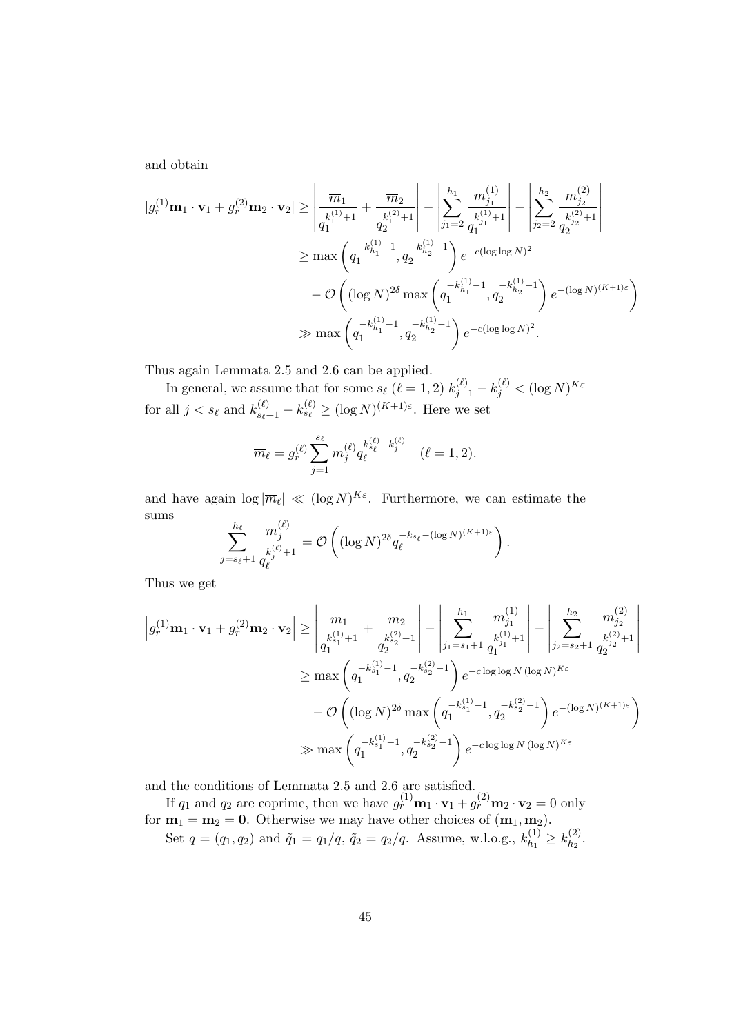and obtain

$$
\begin{aligned}
|g_r^{(1)}\mathbf{m}_1\cdot\mathbf{v}_1+g_r^{(2)}\mathbf{m}_2\cdot\mathbf{v}_2| &\geq \left|\frac{\overline{m}_1}{q_1^{k_1^{(1)}+1}}+\frac{\overline{m}_2}{q_2^{k_1^{(2)}+1}}\right| - \left|\sum_{j_1=2}^{h_1}\frac{m_{j_1}^{(1)}}{q_1^{k_{j_1}^{(1)}+1}}\right| - \left|\sum_{j_2=2}^{h_2}\frac{m_{j_2}^{(2)}}{q_2^{k_{j_2}^{(2)}+1}}\right| \\
&\geq \max\left(q_1^{-k_{h_1}^{(1)}-1},q_2^{-k_{h_2}^{(1)}-1}\right)e^{-c(\log\log N)^2} \\
&\quad -\mathcal{O}\left((\log N)^{2\delta}\max\left(q_1^{-k_{h_1}^{(1)}-1},q_2^{-k_{h_2}^{(1)}-1}\right)e^{-(\log N)^{(K+1)\varepsilon}}\right) \\
&\gg \max\left(q_1^{-k_{h_1}^{(1)}-1},q_2^{-k_{h_2}^{(1)}-1}\right)e^{-c(\log\log N)^2}.
\end{aligned}
$$

Thus again Lemmata 2.5 and 2.6 can be applied.

In general, we assume that for some $s_\ell$ ($\ell=1,2$) $k_{j+1}^{(\ell)}-k_j^{(\ell)}<(\log N)^{K\varepsilon}$ for all $j<s_\ell$ and $k_{s_\ell+1}^{(\ell)}-k_{s_\ell}^{(\ell)}\geq(\log N)^{(K+1)\varepsilon}$. Here we set

$$
\overline{m}_\ell = g_r^{(\ell)}\sum_{j=1}^{s_\ell} m_j^{(\ell)} q_\ell^{k_{s_\ell}^{(\ell)}-k_j^{(\ell)}} \quad (\ell=1,2).
$$

and have again $\log|\overline{m}_\ell| \ll (\log N)^{K\varepsilon}$. Furthermore, we can estimate the sums

$$
\sum_{j=s_\ell+1}^{h_\ell}\frac{m_j^{(\ell)}}{q_\ell^{k_j^{(\ell)}+1}} = \mathcal{O}\left((\log N)^{2\delta}q_\ell^{-k_{s_\ell}-(\log N)^{(K+1)\varepsilon}}\right).
$$

Thus we get

$$
\begin{aligned}
\left|g_r^{(1)}\mathbf{m}_1\cdot\mathbf{v}_1+g_r^{(2)}\mathbf{m}_2\cdot\mathbf{v}_2\right| &\geq \left|\frac{\overline{m}_1}{q_1^{k_{s_1}^{(1)}+1}}+\frac{\overline{m}_2}{q_2^{k_{s_2}^{(2)}+1}}\right| - \left|\sum_{j_1=s_1+1}^{h_1}\frac{m_{j_1}^{(1)}}{q_1^{k_{j_1}^{(1)}+1}}\right| - \left|\sum_{j_2=s_2+1}^{h_2}\frac{m_{j_2}^{(2)}}{q_2^{k_{j_2}^{(2)}+1}}\right| \\
&\geq \max\left(q_1^{-k_{s_1}^{(1)}-1},q_2^{-k_{s_2}^{(2)}-1}\right)e^{-c\log\log N\,(\log N)^{K\varepsilon}} \\
&\quad -\mathcal{O}\left((\log N)^{2\delta}\max\left(q_1^{-k_{s_1}^{(1)}-1},q_2^{-k_{s_2}^{(2)}-1}\right)e^{-(\log N)^{(K+1)\varepsilon}}\right) \\
&\gg \max\left(q_1^{-k_{s_1}^{(1)}-1},q_2^{-k_{s_2}^{(2)}-1}\right)e^{-c\log\log N\,(\log N)^{K\varepsilon}}
\end{aligned}
$$

and the conditions of Lemmata 2.5 and 2.6 are satisfied.

If $q_1$ and $q_2$ are coprime, then we have $g_r^{(1)}\mathbf{m}_1\cdot\mathbf{v}_1+g_r^{(2)}\mathbf{m}_2\cdot\mathbf{v}_2=0$ only for $\mathbf{m}_1=\mathbf{m}_2=\mathbf{0}$. Otherwise we may have other choices of $(\mathbf{m}_1,\mathbf{m}_2)$.

Set $q=(q_1,q_2)$ and $\tilde{q}_1=q_1/q$, $\tilde{q}_2=q_2/q$. Assume, w.l.o.g., $k_{h_1}^{(1)}\geq k_{h_2}^{(2)}$.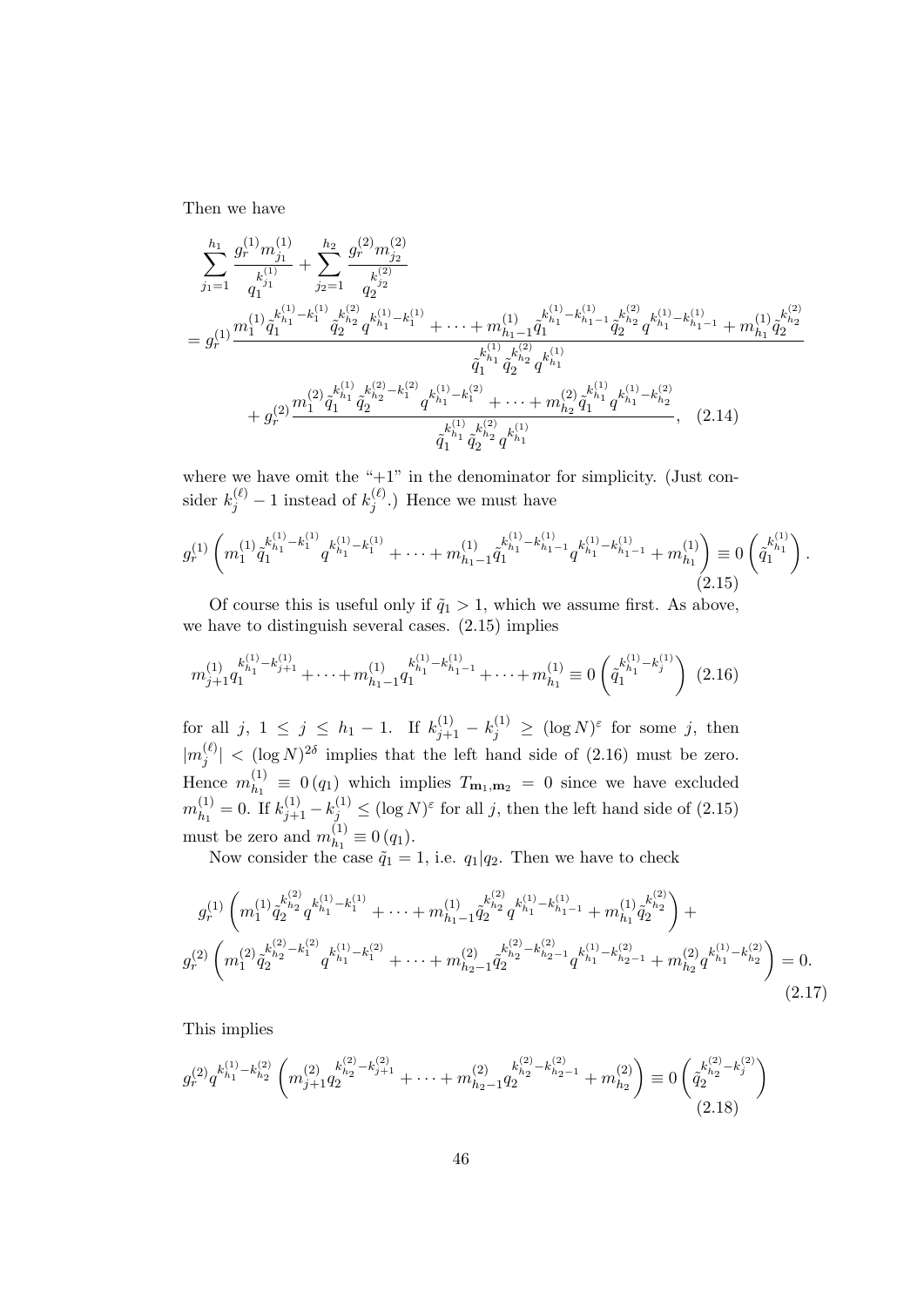Then we have

$$\sum_{j_1=1}^{h_1} \frac{g_r^{(1)} m_{j_1}^{(1)}}{q_1^{k_{j_1}^{(1)}}} + \sum_{j_2=1}^{h_2} \frac{g_r^{(2)} m_{j_2}^{(2)}}{q_2^{k_{j_2}^{(2)}}}$$

$$= g_r^{(1)} \frac{m_1^{(1)} \tilde{q}_1^{k_{h_1}^{(1)}-k_1^{(1)}} \tilde{q}_2^{k_{h_2}^{(2)}} q^{k_{h_1}^{(1)}-k_1^{(1)}} + \cdots + m_{h_1-1}^{(1)} \tilde{q}_1^{k_{h_1}^{(1)}-k_{h_1-1}^{(1)}} \tilde{q}_2^{k_{h_2}^{(2)}} q^{k_{h_1}^{(1)}-k_{h_1-1}^{(1)}} + m_{h_1}^{(1)} \tilde{q}_2^{k_{h_2}^{(2)}}}{\tilde{q}_1^{k_{h_1}^{(1)}} \tilde{q}_2^{k_{h_2}^{(2)}} q^{k_{h_1}^{(1)}}}$$

$$+ g_r^{(2)} \frac{m_1^{(2)} \tilde{q}_1^{k_{h_1}^{(1)}} \tilde{q}_2^{k_{h_2}^{(2)}-k_1^{(2)}} q^{k_{h_1}^{(1)}-k_1^{(2)}} + \cdots + m_{h_2}^{(2)} \tilde{q}_1^{k_{h_1}^{(1)}} q^{k_{h_1}^{(1)}-k_{h_2}^{(2)}}}{\tilde{q}_1^{k_{h_1}^{(1)}} \tilde{q}_2^{k_{h_2}^{(2)}} q^{k_{h_1}^{(1)}}}, \quad (2.14)$$

where we have omit the "+1" in the denominator for simplicity. (Just consider $k_j^{(\ell)} - 1$ instead of $k_j^{(\ell)}$.) Hence we must have

$$g_r^{(1)} \left( m_1^{(1)} \tilde{q}_1^{k_{h_1}^{(1)}-k_1^{(1)}} q^{k_{h_1}^{(1)}-k_1^{(1)}} + \cdots + m_{h_1-1}^{(1)} \tilde{q}_1^{k_{h_1}^{(1)}-k_{h_1-1}^{(1)}} q^{k_{h_1}^{(1)}-k_{h_1-1}^{(1)}} + m_{h_1}^{(1)} \right) \equiv 0 \left( \tilde{q}_1^{k_{h_1}^{(1)}} \right). \quad (2.15)$$

Of course this is useful only if $\tilde{q}_1 > 1$, which we assume first. As above, we have to distinguish several cases. (2.15) implies

$$m_{j+1}^{(1)} q_1^{k_{h_1}^{(1)}-k_{j+1}^{(1)}} + \cdots + m_{h_1-1}^{(1)} q_1^{k_{h_1}^{(1)}-k_{h_1-1}^{(1)}} + \cdots + m_{h_1}^{(1)} \equiv 0 \left( \tilde{q}_1^{k_{h_1}^{(1)}-k_j^{(1)}} \right) \quad (2.16)$$

for all $j$, $1 \le j \le h_1 - 1$. If $k_{j+1}^{(1)} - k_j^{(1)} \ge (\log N)^{\varepsilon}$ for some $j$, then $|m_j^{(\ell)}| < (\log N)^{2\delta}$ implies that the left hand side of (2.16) must be zero. Hence $m_{h_1}^{(1)} \equiv 0\,(q_1)$ which implies $T_{\mathbf{m}_1,\mathbf{m}_2} = 0$ since we have excluded $m_{h_1}^{(1)} = 0$. If $k_{j+1}^{(1)} - k_j^{(1)} \le (\log N)^{\varepsilon}$ for all $j$, then the left hand side of (2.15) must be zero and $m_{h_1}^{(1)} \equiv 0\,(q_1)$.

Now consider the case $\tilde{q}_1 = 1$, i.e. $q_1 | q_2$. Then we have to check

$$g_r^{(1)} \left( m_1^{(1)} \tilde{q}_2^{k_{h_2}^{(2)}} q^{k_{h_1}^{(1)}-k_1^{(1)}} + \cdots + m_{h_1-1}^{(1)} \tilde{q}_2^{k_{h_2}^{(2)}} q^{k_{h_1}^{(1)}-k_{h_1-1}^{(1)}} + m_{h_1}^{(1)} \tilde{q}_2^{k_{h_2}^{(2)}} \right) +$$

$$g_r^{(2)} \left( m_1^{(2)} \tilde{q}_2^{k_{h_2}^{(2)}-k_1^{(2)}} q^{k_{h_1}^{(1)}-k_1^{(2)}} + \cdots + m_{h_2-1}^{(2)} \tilde{q}_2^{k_{h_2}^{(2)}-k_{h_2-1}^{(2)}} q^{k_{h_1}^{(1)}-k_{h_2-1}^{(2)}} + m_{h_2}^{(2)} q^{k_{h_1}^{(1)}-k_{h_2}^{(2)}} \right) = 0. \quad (2.17)$$

This implies

$$g_r^{(2)} q^{k_{h_1}^{(1)}-k_{h_2}^{(2)}} \left( m_{j+1}^{(2)} q_2^{k_{h_2}^{(2)}-k_{j+1}^{(2)}} + \cdots + m_{h_2-1}^{(2)} q_2^{k_{h_2}^{(2)}-k_{h_2-1}^{(2)}} + m_{h_2}^{(2)} \right) \equiv 0 \left( \tilde{q}_2^{k_{h_2}^{(2)}-k_j^{(2)}} \right) \quad (2.18)$$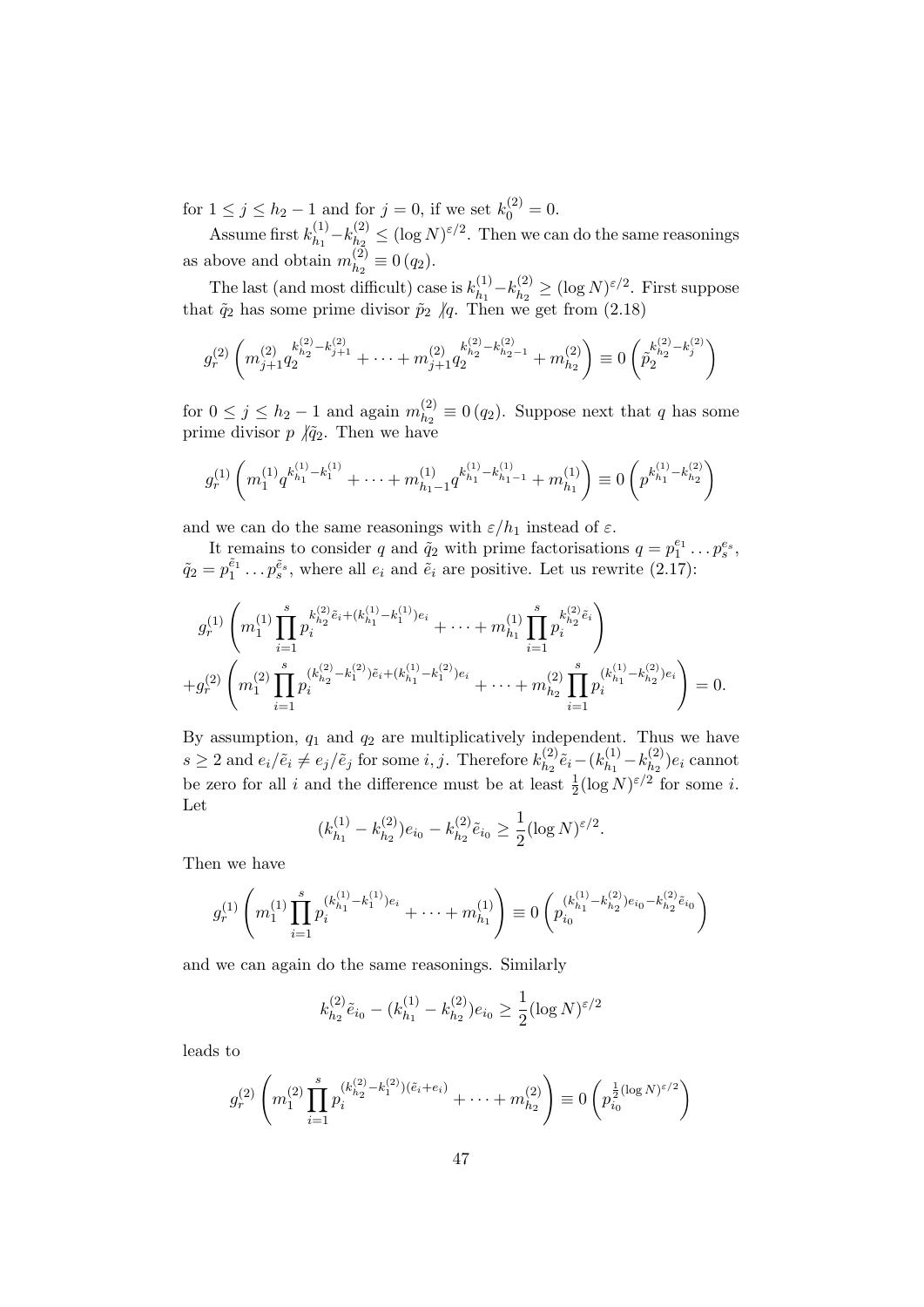for $1 \leq j \leq h_2 - 1$ and for $j = 0$, if we set $k_0^{(2)} = 0$.

Assume first $k_{h_1}^{(1)} - k_{h_2}^{(2)} \leq (\log N)^{\varepsilon/2}$. Then we can do the same reasonings as above and obtain $m_{h_2}^{(2)} \equiv 0\,(q_2)$.

The last (and most difficult) case is $k_{h_1}^{(1)} - k_{h_2}^{(2)} \geq (\log N)^{\varepsilon/2}$. First suppose that $\tilde{q}_2$ has some prime divisor $\tilde{p}_2 \not| q$. Then we get from (2.18)

$$g_r^{(2)} \left( m_{j+1}^{(2)} q_2^{k_{h_2}^{(2)} - k_{j+1}^{(2)}} + \cdots + m_{j+1}^{(2)} q_2^{k_{h_2}^{(2)} - k_{h_2 - 1}^{(2)}} + m_{h_2}^{(2)} \right) \equiv 0 \left( \tilde{p}_2^{k_{h_2}^{(2)} - k_j^{(2)}} \right)$$

for $0 \leq j \leq h_2 - 1$ and again $m_{h_2}^{(2)} \equiv 0\,(q_2)$. Suppose next that $q$ has some prime divisor $p \not| \tilde{q}_2$. Then we have

$$g_r^{(1)} \left( m_1^{(1)} q^{k_{h_1}^{(1)} - k_1^{(1)}} + \cdots + m_{h_1 - 1}^{(1)} q^{k_{h_1}^{(1)} - k_{h_1 - 1}^{(1)}} + m_{h_1}^{(1)} \right) \equiv 0 \left( p^{k_{h_1}^{(1)} - k_{h_2}^{(2)}} \right)$$

and we can do the same reasonings with $\varepsilon/h_1$ instead of $\varepsilon$.

It remains to consider $q$ and $\tilde{q}_2$ with prime factorisations $q = p_1^{e_1} \dots p_s^{e_s}$, $\tilde{q}_2 = p_1^{\tilde{e}_1} \dots p_s^{\tilde{e}_s}$, where all $e_i$ and $\tilde{e}_i$ are positive. Let us rewrite (2.17):

$$\begin{aligned} &g_r^{(1)} \left( m_1^{(1)} \prod_{i=1}^s p_i^{k_{h_2}^{(2)} \tilde{e}_i + (k_{h_1}^{(1)} - k_1^{(1)}) e_i} + \cdots + m_{h_1}^{(1)} \prod_{i=1}^s p_i^{k_{h_2}^{(2)} \tilde{e}_i} \right) \\ &+ g_r^{(2)} \left( m_1^{(2)} \prod_{i=1}^s p_i^{(k_{h_2}^{(2)} - k_1^{(2)}) \tilde{e}_i + (k_{h_1}^{(1)} - k_1^{(2)}) e_i} + \cdots + m_{h_2}^{(2)} \prod_{i=1}^s p_i^{(k_{h_1}^{(1)} - k_{h_2}^{(2)}) e_i} \right) = 0. \end{aligned}$$

By assumption, $q_1$ and $q_2$ are multiplicatively independent. Thus we have $s \geq 2$ and $e_i/\tilde{e}_i \neq e_j/\tilde{e}_j$ for some $i, j$. Therefore $k_{h_2}^{(2)} \tilde{e}_i - (k_{h_1}^{(1)} - k_{h_2}^{(2)}) e_i$ cannot be zero for all $i$ and the difference must be at least $\frac{1}{2}(\log N)^{\varepsilon/2}$ for some $i$. Let

$$(k_{h_1}^{(1)} - k_{h_2}^{(2)}) e_{i_0} - k_{h_2}^{(2)} \tilde{e}_{i_0} \geq \frac{1}{2}(\log N)^{\varepsilon/2}.$$

Then we have

$$g_r^{(1)} \left( m_1^{(1)} \prod_{i=1}^s p_i^{(k_{h_1}^{(1)} - k_1^{(1)}) e_i} + \cdots + m_{h_1}^{(1)} \right) \equiv 0 \left( p_{i_0}^{(k_{h_1}^{(1)} - k_{h_2}^{(2)}) e_{i_0} - k_{h_2}^{(2)} \tilde{e}_{i_0}} \right)$$

and we can again do the same reasonings. Similarly

$$k_{h_2}^{(2)} \tilde{e}_{i_0} - (k_{h_1}^{(1)} - k_{h_2}^{(2)}) e_{i_0} \geq \frac{1}{2}(\log N)^{\varepsilon/2}$$

leads to

$$g_r^{(2)} \left( m_1^{(2)} \prod_{i=1}^s p_i^{(k_{h_2}^{(2)} - k_1^{(2)})(\tilde{e}_i + e_i)} + \cdots + m_{h_2}^{(2)} \right) \equiv 0 \left( p_{i_0}^{\frac{1}{2}(\log N)^{\varepsilon/2}} \right)$$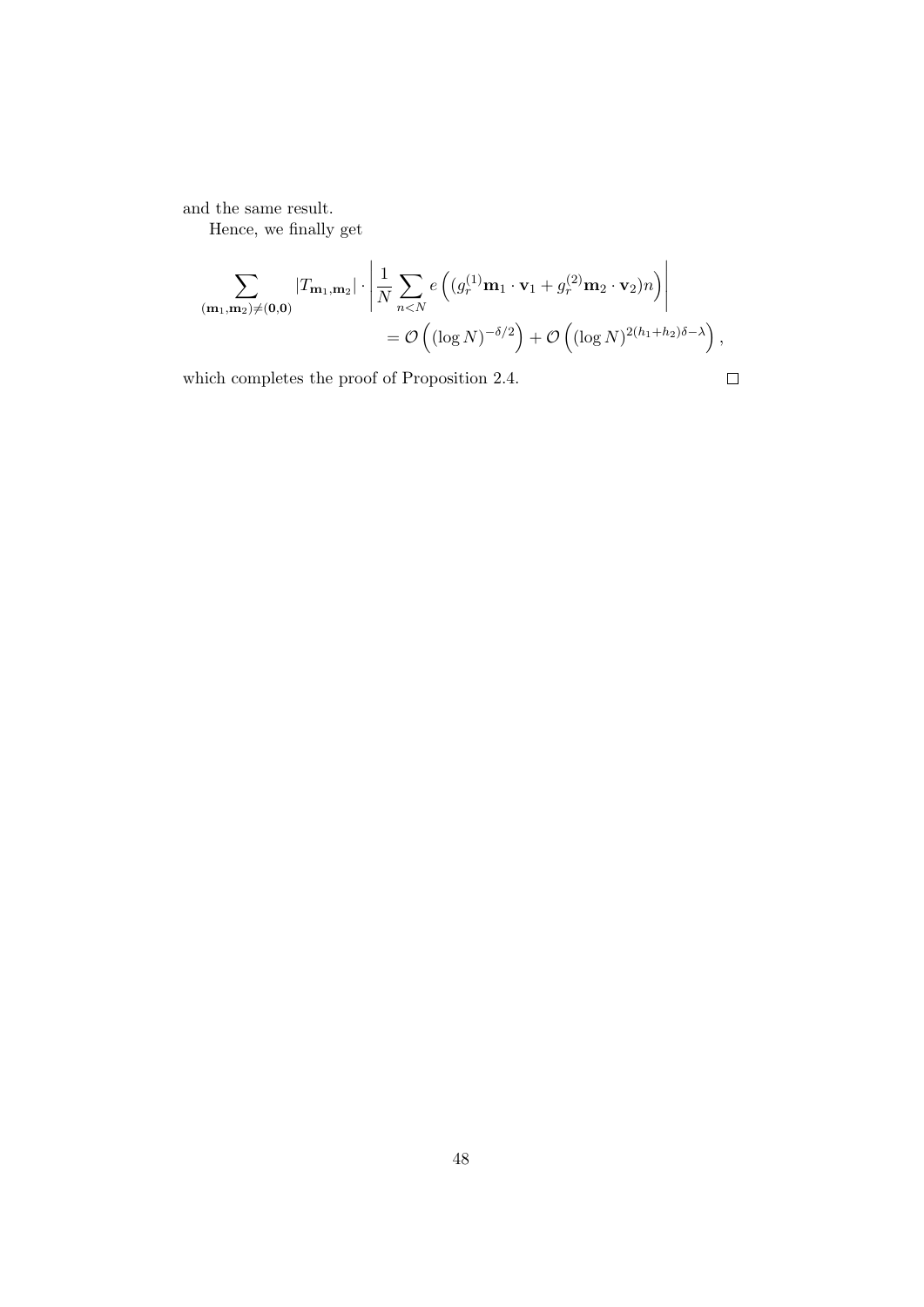and the same result.

Hence, we finally get

$$\sum_{(\mathbf{m}_1,\mathbf{m}_2)\neq(\mathbf{0},\mathbf{0})} |T_{\mathbf{m}_1,\mathbf{m}_2}| \cdot \left| \frac{1}{N} \sum_{n<N} e\left( (g_r^{(1)} \mathbf{m}_1 \cdot \mathbf{v}_1 + g_r^{(2)} \mathbf{m}_2 \cdot \mathbf{v}_2) n \right) \right|$$
$$= \mathcal{O}\left( (\log N)^{-\delta/2} \right) + \mathcal{O}\left( (\log N)^{2(h_1+h_2)\delta-\lambda} \right),$$

which completes the proof of Proposition 2.4. $\square$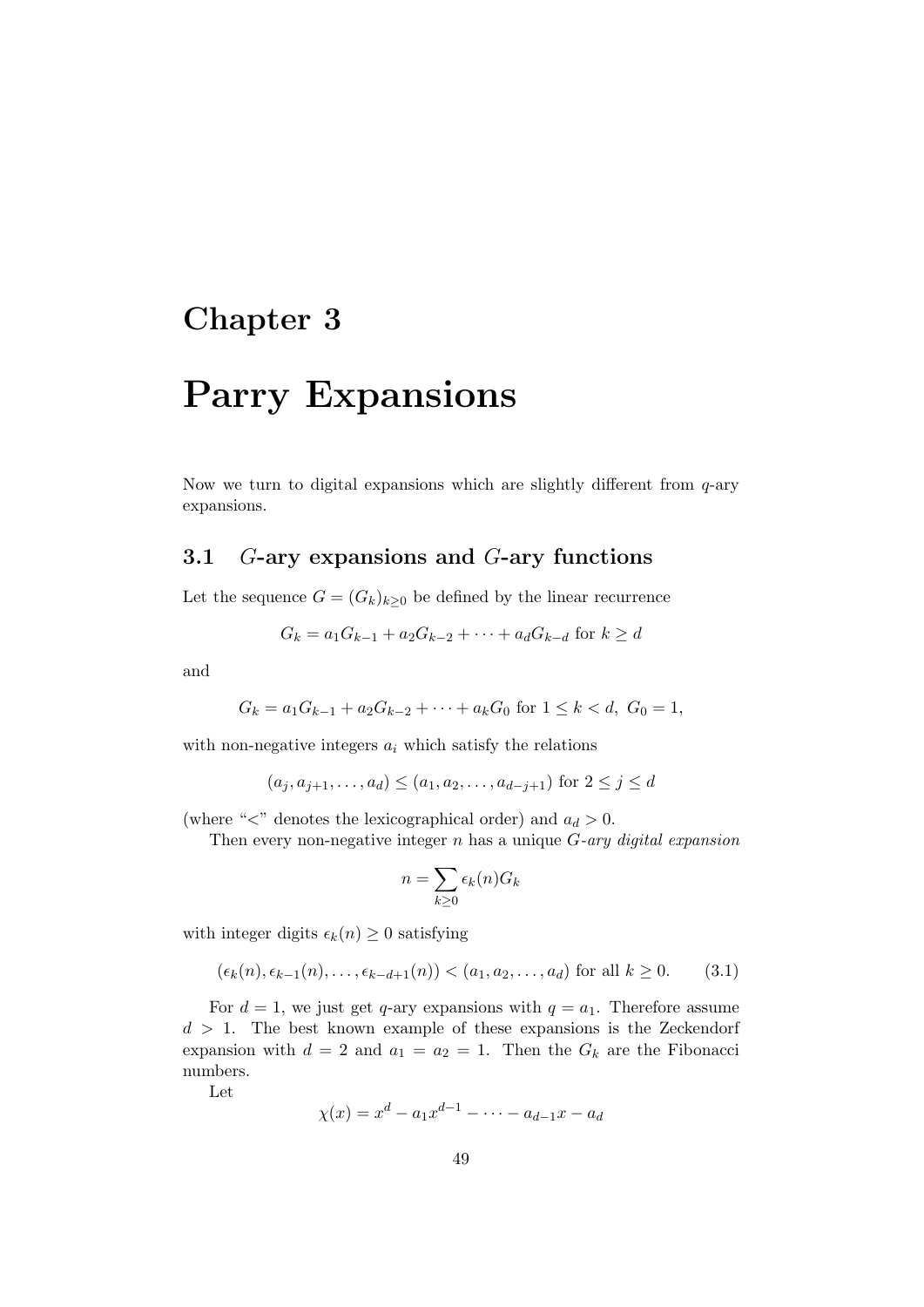# Chapter 3

# Parry Expansions

Now we turn to digital expansions which are slightly different from $q$-ary expansions.

## 3.1 $G$-ary expansions and $G$-ary functions

Let the sequence $G = (G_k)_{k \geq 0}$ be defined by the linear recurrence

$$G_k = a_1 G_{k-1} + a_2 G_{k-2} + \cdots + a_d G_{k-d} \text{ for } k \geq d$$

and

$$G_k = a_1 G_{k-1} + a_2 G_{k-2} + \cdots + a_k G_0 \text{ for } 1 \leq k < d,\ G_0 = 1,$$

with non-negative integers $a_i$ which satisfy the relations

$$(a_j, a_{j+1}, \ldots, a_d) \leq (a_1, a_2, \ldots, a_{d-j+1}) \text{ for } 2 \leq j \leq d$$

(where "$<$" denotes the lexicographical order) and $a_d > 0$.

Then every non-negative integer $n$ has a unique *$G$-ary digital expansion*

$$n = \sum_{k \geq 0} \epsilon_k(n) G_k$$

with integer digits $\epsilon_k(n) \geq 0$ satisfying

$$(\epsilon_k(n), \epsilon_{k-1}(n), \ldots, \epsilon_{k-d+1}(n)) < (a_1, a_2, \ldots, a_d) \text{ for all } k \geq 0. \tag{3.1}$$

For $d = 1$, we just get $q$-ary expansions with $q = a_1$. Therefore assume $d > 1$. The best known example of these expansions is the Zeckendorf expansion with $d = 2$ and $a_1 = a_2 = 1$. Then the $G_k$ are the Fibonacci numbers.

Let

$$\chi(x) = x^d - a_1 x^{d-1} - \cdots - a_{d-1} x - a_d$$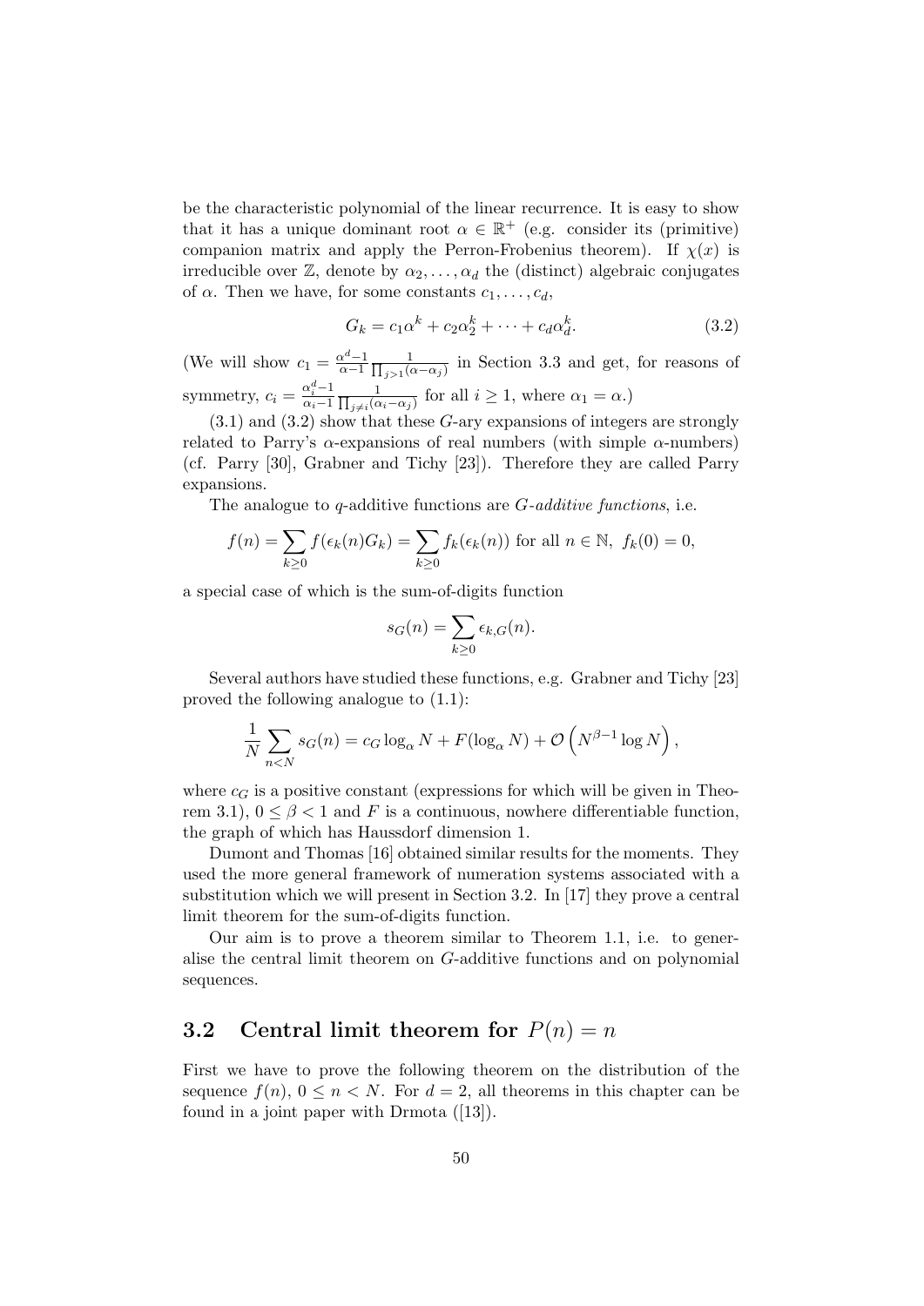be the characteristic polynomial of the linear recurrence. It is easy to show that it has a unique dominant root $\alpha \in \mathbb{R}^+$ (e.g. consider its (primitive) companion matrix and apply the Perron-Frobenius theorem). If $\chi(x)$ is irreducible over $\mathbb{Z}$, denote by $\alpha_2, \ldots, \alpha_d$ the (distinct) algebraic conjugates of $\alpha$. Then we have, for some constants $c_1, \ldots, c_d$,

$$G_k = c_1\alpha^k + c_2\alpha_2^k + \cdots + c_d\alpha_d^k. \tag{3.2}$$

(We will show $c_1 = \frac{\alpha^d - 1}{\alpha - 1} \frac{1}{\prod_{j>1}(\alpha - \alpha_j)}$ in Section 3.3 and get, for reasons of symmetry, $c_i = \frac{\alpha_i^d - 1}{\alpha_i - 1} \frac{1}{\prod_{j \neq i}(\alpha_i - \alpha_j)}$ for all $i \geq 1$, where $\alpha_1 = \alpha$.)

(3.1) and (3.2) show that these $G$-ary expansions of integers are strongly related to Parry's $\alpha$-expansions of real numbers (with simple $\alpha$-numbers) (cf. Parry [30], Grabner and Tichy [23]). Therefore they are called Parry expansions.

The analogue to $q$-additive functions are *$G$-additive functions*, i.e.

$$f(n) = \sum_{k \geq 0} f(\epsilon_k(n) G_k) = \sum_{k \geq 0} f_k(\epsilon_k(n)) \text{ for all } n \in \mathbb{N},\ f_k(0) = 0,$$

a special case of which is the sum-of-digits function

$$s_G(n) = \sum_{k \geq 0} \epsilon_{k,G}(n).$$

Several authors have studied these functions, e.g. Grabner and Tichy [23] proved the following analogue to (1.1):

$$\frac{1}{N} \sum_{n < N} s_G(n) = c_G \log_\alpha N + F(\log_\alpha N) + \mathcal{O}\left(N^{\beta - 1} \log N\right),$$

where $c_G$ is a positive constant (expressions for which will be given in Theorem 3.1), $0 \leq \beta < 1$ and $F$ is a continuous, nowhere differentiable function, the graph of which has Haussdorf dimension 1.

Dumont and Thomas [16] obtained similar results for the moments. They used the more general framework of numeration systems associated with a substitution which we will present in Section 3.2. In [17] they prove a central limit theorem for the sum-of-digits function.

Our aim is to prove a theorem similar to Theorem 1.1, i.e. to generalise the central limit theorem on $G$-additive functions and on polynomial sequences.

## 3.2 Central limit theorem for $P(n) = n$

First we have to prove the following theorem on the distribution of the sequence $f(n)$, $0 \leq n < N$. For $d = 2$, all theorems in this chapter can be found in a joint paper with Drmota ([13]).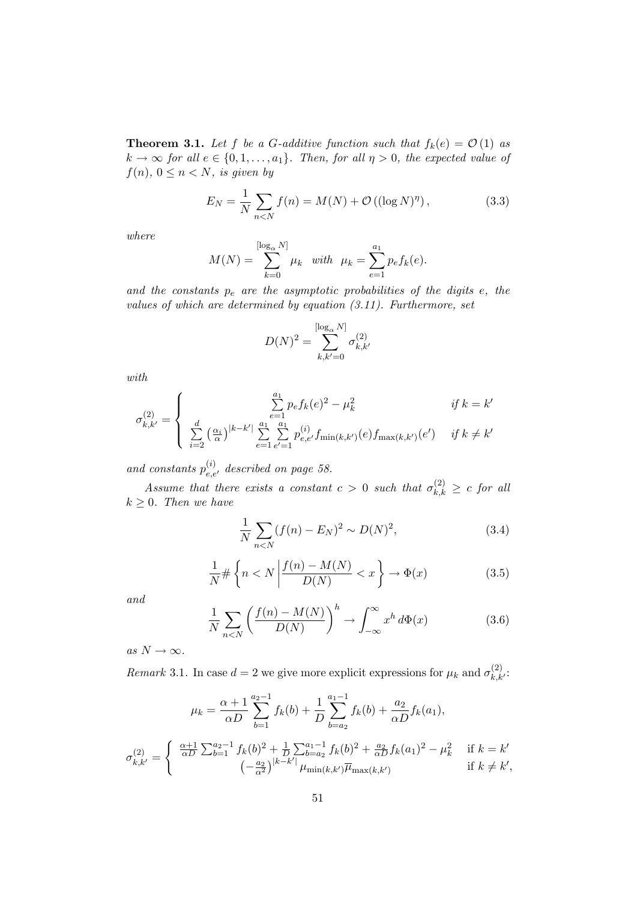**Theorem 3.1.** *Let $f$ be a $G$-additive function such that $f_k(e) = \mathcal{O}(1)$ as $k \to \infty$ for all $e \in \{0, 1, \dots, a_1\}$. Then, for all $\eta > 0$, the expected value of $f(n)$, $0 \leq n < N$, is given by*

$$E_N = \frac{1}{N} \sum_{n<N} f(n) = M(N) + \mathcal{O}\left((\log N)^{\eta}\right), \tag{3.3}$$

*where*

$$M(N) = \sum_{k=0}^{[\log_\alpha N]} \mu_k \quad \text{with} \quad \mu_k = \sum_{e=1}^{a_1} p_e f_k(e).$$

*and the constants $p_e$ are the asymptotic probabilities of the digits $e$, the values of which are determined by equation (3.11). Furthermore, set*

$$D(N)^2 = \sum_{k,k'=0}^{[\log_\alpha N]} \sigma_{k,k'}^{(2)}$$

*with*

$$\sigma_{k,k'}^{(2)} = \begin{cases} \sum\limits_{e=1}^{a_1} p_e f_k(e)^2 - \mu_k^2 & \text{if } k = k' \\ \sum\limits_{i=2}^{d} \left(\frac{\alpha_i}{\alpha}\right)^{|k-k'|} \sum\limits_{e=1}^{a_1} \sum\limits_{e'=1}^{a_1} p_{e,e'}^{(i)} f_{\min(k,k')}(e) f_{\max(k,k')}(e') & \text{if } k \neq k' \end{cases}$$

*and constants $p_{e,e'}^{(i)}$ described on page 58.*

*Assume that there exists a constant $c > 0$ such that $\sigma_{k,k}^{(2)} \geq c$ for all $k \geq 0$. Then we have*

$$\frac{1}{N} \sum_{n<N} (f(n) - E_N)^2 \sim D(N)^2, \tag{3.4}$$

$$\frac{1}{N} \# \left\{ n < N \,\middle|\, \frac{f(n) - M(N)}{D(N)} < x \right\} \to \Phi(x) \tag{3.5}$$

*and*

$$\frac{1}{N} \sum_{n<N} \left( \frac{f(n) - M(N)}{D(N)} \right)^h \to \int_{-\infty}^{\infty} x^h \, d\Phi(x) \tag{3.6}$$

*as $N \to \infty$.*

*Remark* 3.1. In case $d = 2$ we give more explicit expressions for $\mu_k$ and $\sigma_{k,k'}^{(2)}$:

$$\mu_k = \frac{\alpha+1}{\alpha D} \sum_{b=1}^{a_2-1} f_k(b) + \frac{1}{D} \sum_{b=a_2}^{a_1-1} f_k(b) + \frac{a_2}{\alpha D} f_k(a_1),$$

$$\sigma_{k,k'}^{(2)} = \begin{cases} \frac{\alpha+1}{\alpha D} \sum_{b=1}^{a_2-1} f_k(b)^2 + \frac{1}{D} \sum_{b=a_2}^{a_1-1} f_k(b)^2 + \frac{a_2}{\alpha D} f_k(a_1)^2 - \mu_k^2 & \text{if } k = k' \\ \left(-\frac{a_2}{\alpha^2}\right)^{|k-k'|} \mu_{\min(k,k')} \overline{\mu}_{\max(k,k')} & \text{if } k \neq k', \end{cases}$$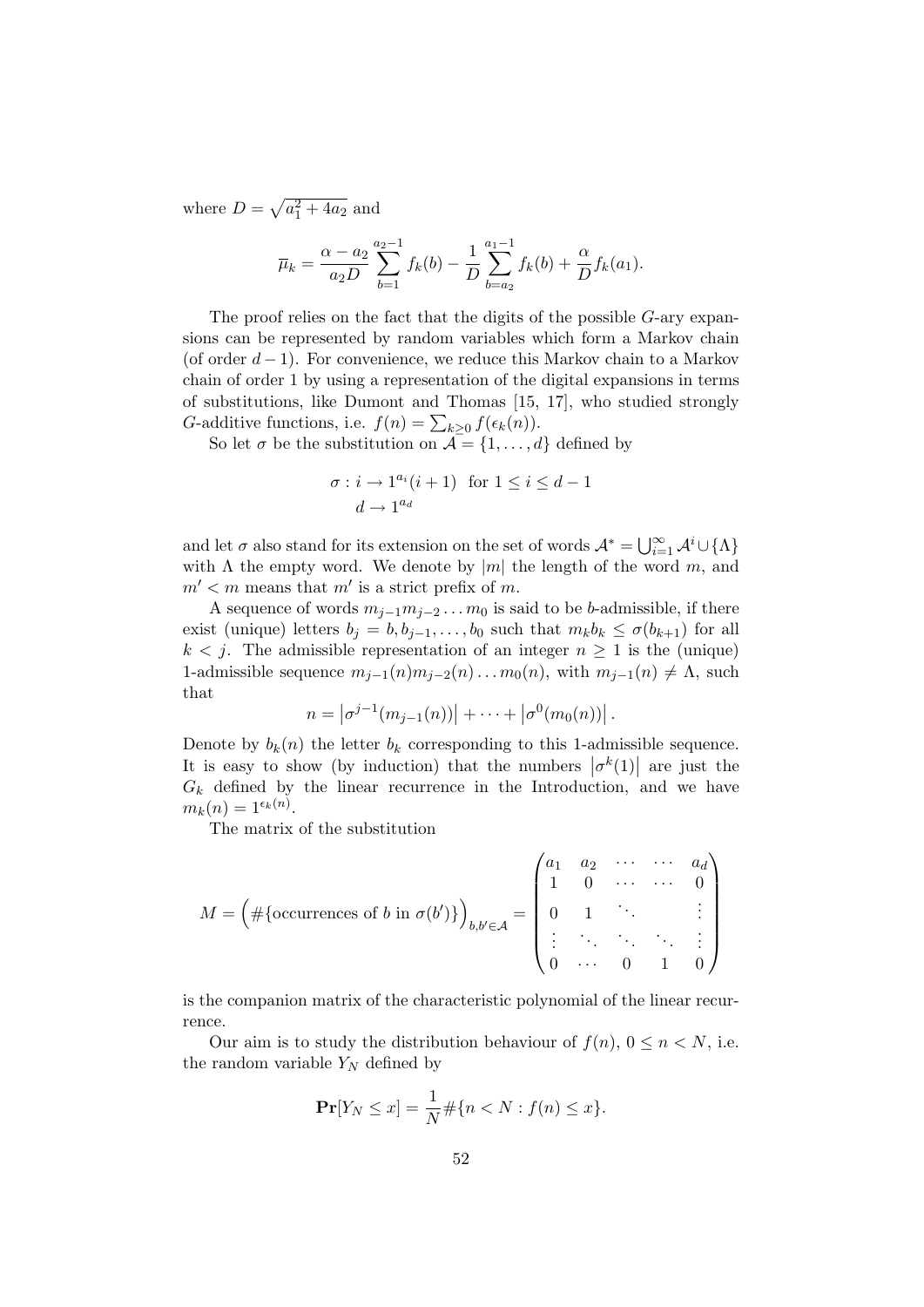where $D = \sqrt{a_1^2 + 4a_2}$ and

$$\overline{\mu}_k = \frac{\alpha - a_2}{a_2 D} \sum_{b=1}^{a_2-1} f_k(b) - \frac{1}{D} \sum_{b=a_2}^{a_1-1} f_k(b) + \frac{\alpha}{D} f_k(a_1).$$

The proof relies on the fact that the digits of the possible $G$-ary expansions can be represented by random variables which form a Markov chain (of order $d-1$). For convenience, we reduce this Markov chain to a Markov chain of order 1 by using a representation of the digital expansions in terms of substitutions, like Dumont and Thomas [15, 17], who studied strongly $G$-additive functions, i.e. $f(n) = \sum_{k \geq 0} f(\epsilon_k(n))$.

So let $\sigma$ be the substitution on $\mathcal{A} = \{1, \ldots, d\}$ defined by

$$\begin{aligned} \sigma : i &\to 1^{a_i}(i+1) \quad \text{for } 1 \leq i \leq d-1 \\ d &\to 1^{a_d} \end{aligned}$$

and let $\sigma$ also stand for its extension on the set of words $\mathcal{A}^* = \bigcup_{i=1}^{\infty} \mathcal{A}^i \cup \{\Lambda\}$ with $\Lambda$ the empty word. We denote by $|m|$ the length of the word $m$, and $m' < m$ means that $m'$ is a strict prefix of $m$.

A sequence of words $m_{j-1} m_{j-2} \ldots m_0$ is said to be $b$-admissible, if there exist (unique) letters $b_j = b, b_{j-1}, \ldots, b_0$ such that $m_k b_k \leq \sigma(b_{k+1})$ for all $k < j$. The admissible representation of an integer $n \geq 1$ is the (unique) 1-admissible sequence $m_{j-1}(n) m_{j-2}(n) \ldots m_0(n)$, with $m_{j-1}(n) \neq \Lambda$, such that

$$n = \left|\sigma^{j-1}(m_{j-1}(n))\right| + \cdots + \left|\sigma^0(m_0(n))\right|.$$

Denote by $b_k(n)$ the letter $b_k$ corresponding to this 1-admissible sequence. It is easy to show (by induction) that the numbers $\left|\sigma^k(1)\right|$ are just the $G_k$ defined by the linear recurrence in the Introduction, and we have $m_k(n) = 1^{\epsilon_k(n)}$.

The matrix of the substitution

$$M = \Big(\#\{\text{occurrences of } b \text{ in } \sigma(b')\}\Big)_{b,b' \in \mathcal{A}} = \begin{pmatrix} a_1 & a_2 & \cdots & \cdots & a_d \\ 1 & 0 & \cdots & \cdots & 0 \\ 0 & 1 & \ddots & & \vdots \\ \vdots & \ddots & \ddots & \ddots & \vdots \\ 0 & \cdots & 0 & 1 & 0 \end{pmatrix}$$

is the companion matrix of the characteristic polynomial of the linear recurrence.

Our aim is to study the distribution behaviour of $f(n)$, $0 \leq n < N$, i.e. the random variable $Y_N$ defined by

$$\mathbf{Pr}[Y_N \leq x] = \frac{1}{N} \#\{n < N : f(n) \leq x\}.$$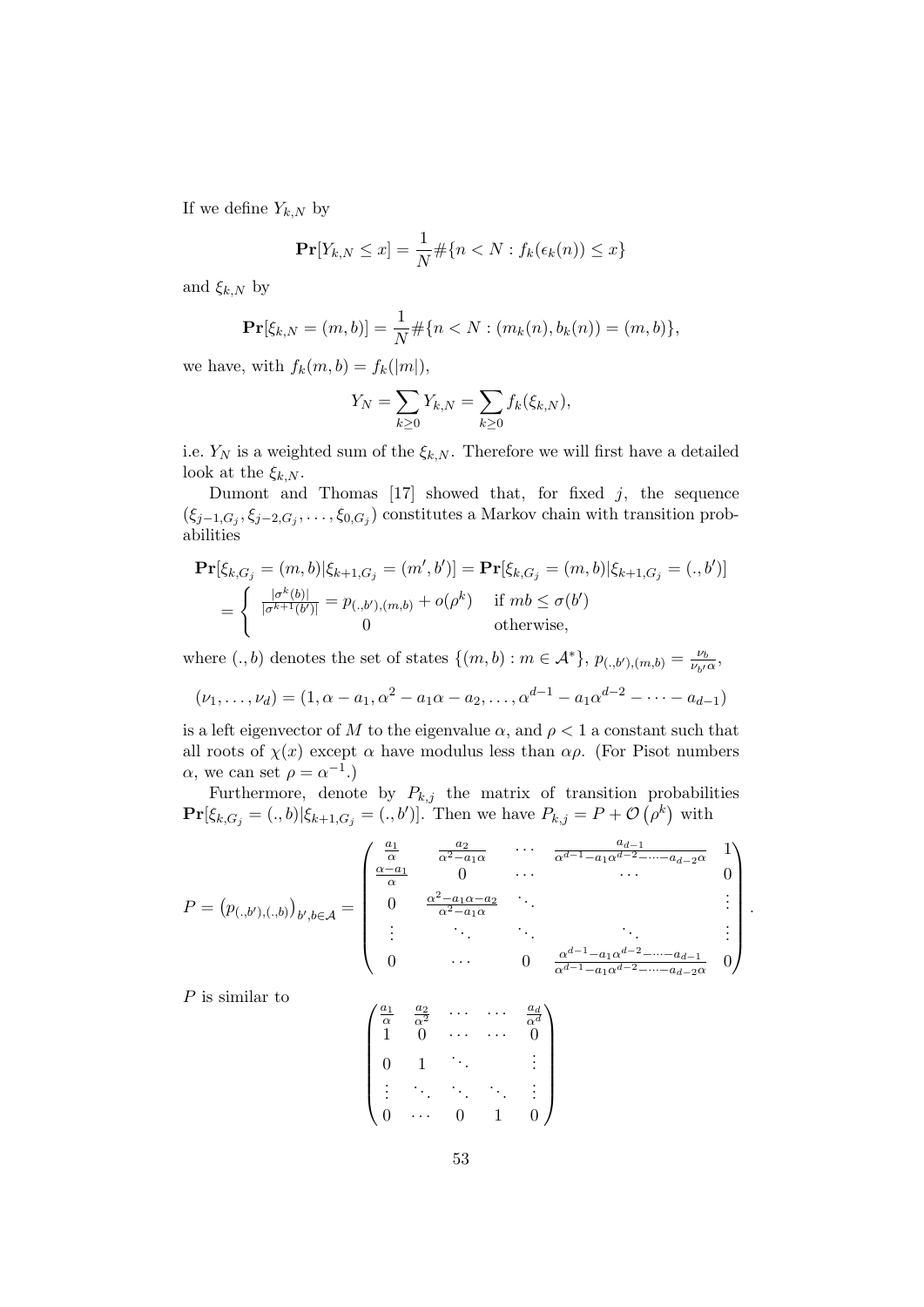If we define $Y_{k,N}$ by

$$\mathbf{Pr}[Y_{k,N} \le x] = \frac{1}{N} \#\{n < N : f_k(\epsilon_k(n)) \le x\}$$

and $\xi_{k,N}$ by

$$\mathbf{Pr}[\xi_{k,N} = (m,b)] = \frac{1}{N} \#\{n < N : (m_k(n), b_k(n)) = (m,b)\},$$

we have, with $f_k(m,b) = f_k(|m|)$,

$$Y_N = \sum_{k \ge 0} Y_{k,N} = \sum_{k \ge 0} f_k(\xi_{k,N}),$$

i.e. $Y_N$ is a weighted sum of the $\xi_{k,N}$. Therefore we will first have a detailed look at the $\xi_{k,N}$.

Dumont and Thomas [17] showed that, for fixed $j$, the sequence $(\xi_{j-1,G_j}, \xi_{j-2,G_j}, \ldots, \xi_{0,G_j})$ constitutes a Markov chain with transition probabilities

$$\begin{aligned}
&\mathbf{Pr}[\xi_{k,G_j} = (m,b) | \xi_{k+1,G_j} = (m',b')] = \mathbf{Pr}[\xi_{k,G_j} = (m,b) | \xi_{k+1,G_j} = (.,b')] \\
&= \begin{cases} \frac{|\sigma^k(b)|}{|\sigma^{k+1}(b')|} = p_{(.,b'),(m,b)} + o(\rho^k) & \text{if } mb \le \sigma(b') \\ 0 & \text{otherwise,} \end{cases}
\end{aligned}$$

where $(.,b)$ denotes the set of states $\{(m,b) : m \in \mathcal{A}^*\}$, $p_{(.,b'),(m,b)} = \frac{\nu_b}{\nu_{b'}\alpha}$,

$$(\nu_1, \ldots, \nu_d) = (1, \alpha - a_1, \alpha^2 - a_1\alpha - a_2, \ldots, \alpha^{d-1} - a_1\alpha^{d-2} - \cdots - a_{d-1})$$

is a left eigenvector of $M$ to the eigenvalue $\alpha$, and $\rho < 1$ a constant such that all roots of $\chi(x)$ except $\alpha$ have modulus less than $\alpha\rho$. (For Pisot numbers $\alpha$, we can set $\rho = \alpha^{-1}$.)

Furthermore, denote by $P_{k,j}$ the matrix of transition probabilities $\mathbf{Pr}[\xi_{k,G_j} = (.,b) | \xi_{k+1,G_j} = (.,b')]$. Then we have $P_{k,j} = P + \mathcal{O}\left(\rho^k\right)$ with

$$P = \left(p_{(.,b'),(.,b)}\right)_{b',b \in \mathcal{A}} = \begin{pmatrix} \frac{a_1}{\alpha} & \frac{a_2}{\alpha^2 - a_1\alpha} & \cdots & \frac{a_{d-1}}{\alpha^{d-1} - a_1\alpha^{d-2} - \cdots - a_{d-2}\alpha} & 1 \\ \frac{\alpha - a_1}{\alpha} & 0 & \cdots & \cdots & 0 \\ 0 & \frac{\alpha^2 - a_1\alpha - a_2}{\alpha^2 - a_1\alpha} & \ddots & & \vdots \\ \vdots & \ddots & \ddots & \ddots & \vdots \\ 0 & \cdots & 0 & \frac{\alpha^{d-1} - a_1\alpha^{d-2} - \cdots - a_{d-1}}{\alpha^{d-1} - a_1\alpha^{d-2} - \cdots - a_{d-2}\alpha} & 0 \end{pmatrix}.$$

$P$ is similar to

$$\begin{pmatrix} \frac{a_1}{\alpha} & \frac{a_2}{\alpha^2} & \cdots & \cdots & \frac{a_d}{\alpha^d} \\ 1 & 0 & \cdots & \cdots & 0 \\ 0 & 1 & \ddots & & \vdots \\ \vdots & \ddots & \ddots & \ddots & \vdots \\ 0 & \cdots & 0 & 1 & 0 \end{pmatrix}$$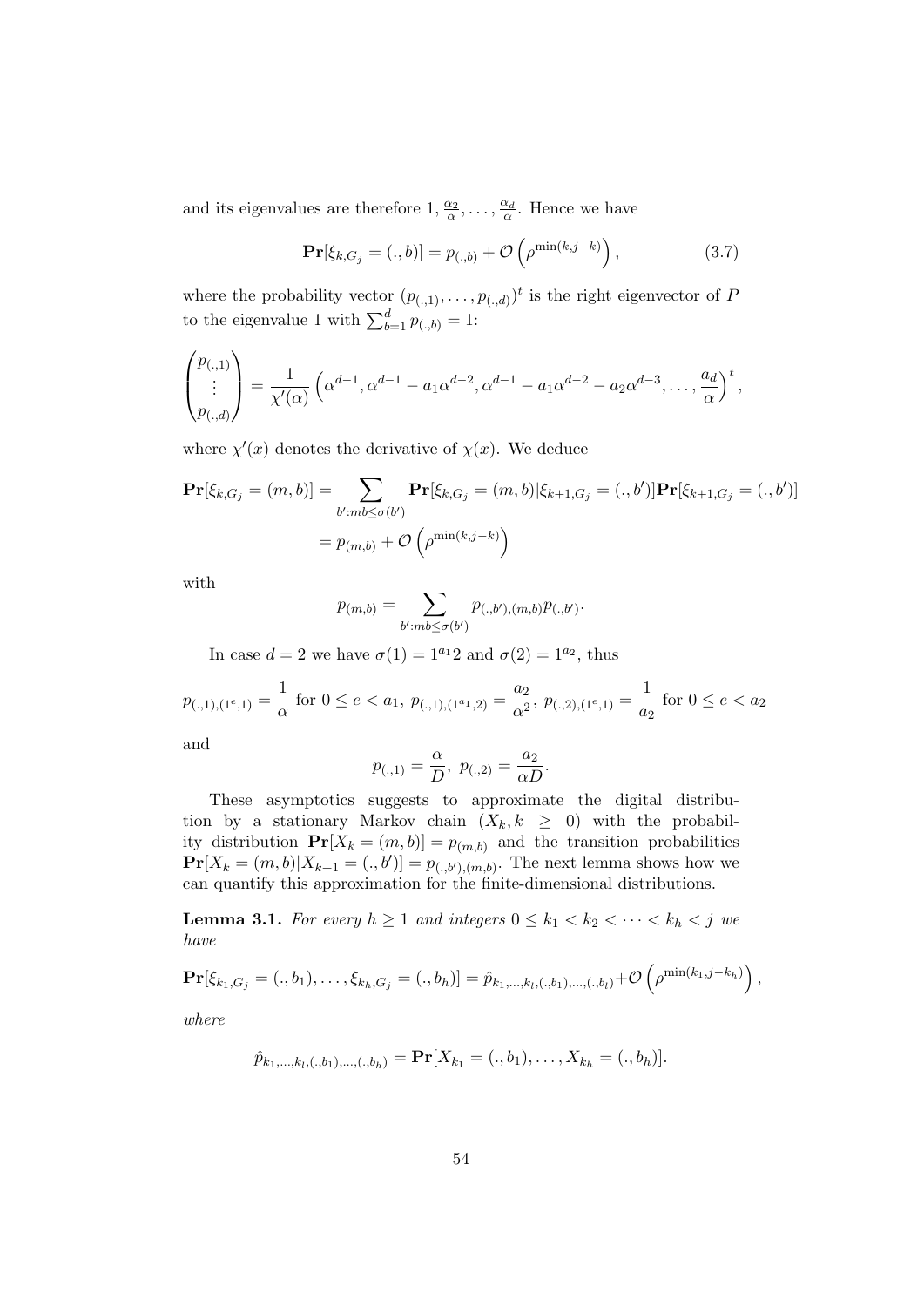and its eigenvalues are therefore $1, \frac{\alpha_2}{\alpha}, \dots, \frac{\alpha_d}{\alpha}$. Hence we have

$$\mathbf{Pr}[\xi_{k,G_j} = (.,b)] = p_{(.,b)} + \mathcal{O}\left(\rho^{\min(k,j-k)}\right), \tag{3.7}$$

where the probability vector $(p_{(.,1)}, \dots, p_{(.,d)})^t$ is the right eigenvector of $P$ to the eigenvalue 1 with $\sum_{b=1}^{d} p_{(.,b)} = 1$:

$$\begin{pmatrix} p_{(.,1)} \\ \vdots \\ p_{(.,d)} \end{pmatrix} = \frac{1}{\chi'(\alpha)} \left(\alpha^{d-1}, \alpha^{d-1} - a_1\alpha^{d-2}, \alpha^{d-1} - a_1\alpha^{d-2} - a_2\alpha^{d-3}, \dots, \frac{a_d}{\alpha}\right)^t,$$

where $\chi'(x)$ denotes the derivative of $\chi(x)$. We deduce

$$\begin{aligned}
\mathbf{Pr}[\xi_{k,G_j} = (m,b)] &= \sum_{b':mb \leq \sigma(b')} \mathbf{Pr}[\xi_{k,G_j} = (m,b) | \xi_{k+1,G_j} = (.,b')] \mathbf{Pr}[\xi_{k+1,G_j} = (.,b')] \\
&= p_{(m,b)} + \mathcal{O}\left(\rho^{\min(k,j-k)}\right)
\end{aligned}$$

with

$$p_{(m,b)} = \sum_{b':mb \leq \sigma(b')} p_{(.,b'),(m,b)} p_{(.,b')}.$$

In case $d = 2$ we have $\sigma(1) = 1^{a_1}2$ and $\sigma(2) = 1^{a_2}$, thus

$$p_{(.,1),(1^e,1)} = \frac{1}{\alpha} \text{ for } 0 \leq e < a_1,\ p_{(.,1),(1^{a_1},2)} = \frac{a_2}{\alpha^2},\ p_{(.,2),(1^e,1)} = \frac{1}{a_2} \text{ for } 0 \leq e < a_2$$

and

$$p_{(.,1)} = \frac{\alpha}{D},\ p_{(.,2)} = \frac{a_2}{\alpha D}.$$

These asymptotics suggests to approximate the digital distribution by a stationary Markov chain $(X_k, k \geq 0)$ with the probability distribution $\mathbf{Pr}[X_k = (m,b)] = p_{(m,b)}$ and the transition probabilities $\mathbf{Pr}[X_k = (m,b) | X_{k+1} = (.,b')] = p_{(.,b'),(m,b)}$. The next lemma shows how we can quantify this approximation for the finite-dimensional distributions.

**Lemma 3.1.** *For every $h \geq 1$ and integers $0 \leq k_1 < k_2 < \cdots < k_h < j$ we have*

$$\mathbf{Pr}[\xi_{k_1,G_j} = (.,b_1), \dots, \xi_{k_h,G_j} = (.,b_h)] = \hat{p}_{k_1,\dots,k_l,(.,b_1),\dots,(.,b_l)} + \mathcal{O}\left(\rho^{\min(k_1,j-k_h)}\right),$$

*where*

$$\hat{p}_{k_1,\dots,k_l,(.,b_1),\dots,(.,b_h)} = \mathbf{Pr}[X_{k_1} = (.,b_1), \dots, X_{k_h} = (.,b_h)].$$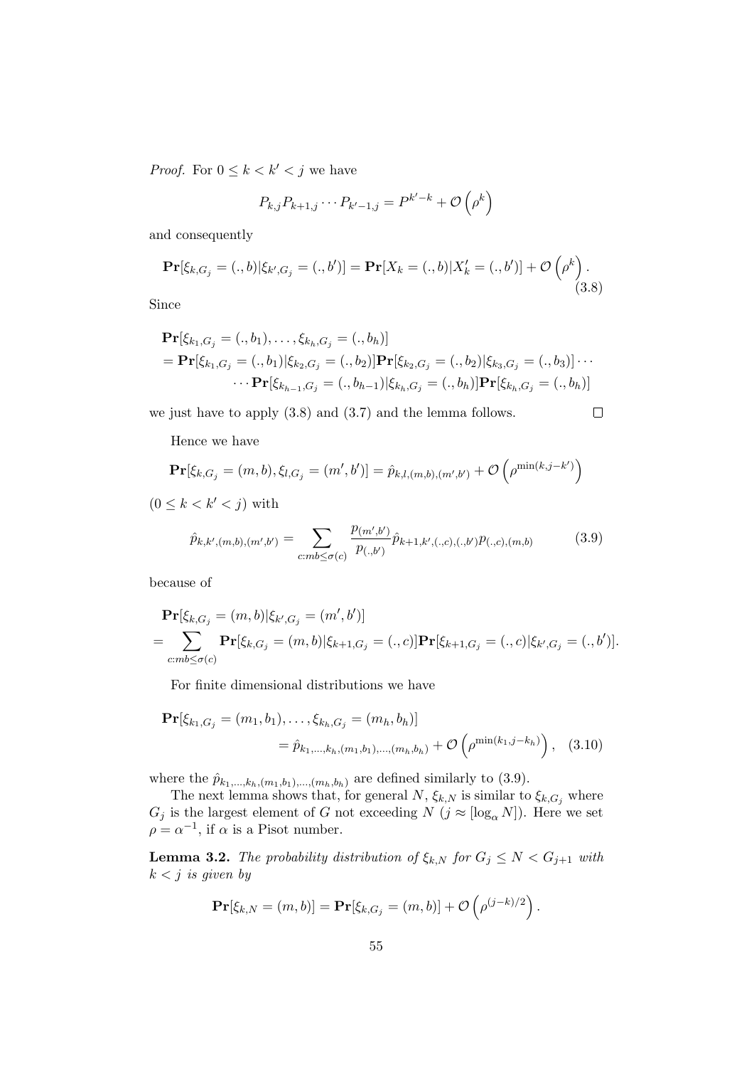*Proof.* For $0 \le k < k' < j$ we have

$$P_{k,j} P_{k+1,j} \cdots P_{k'-1,j} = P^{k'-k} + \mathcal{O}\left(\rho^{k}\right)$$

and consequently

$$\mathbf{Pr}[\xi_{k,G_j} = (.,b) | \xi_{k',G_j} = (.,b')] = \mathbf{Pr}[X_k = (.,b) | X'_k = (.,b')] + \mathcal{O}\left(\rho^{k}\right). \tag{3.8}$$

Since

$$\begin{aligned}
&\mathbf{Pr}[\xi_{k_1,G_j} = (.,b_1), \ldots, \xi_{k_h,G_j} = (.,b_h)] \\
&= \mathbf{Pr}[\xi_{k_1,G_j} = (.,b_1) | \xi_{k_2,G_j} = (.,b_2)] \mathbf{Pr}[\xi_{k_2,G_j} = (.,b_2) | \xi_{k_3,G_j} = (.,b_3)] \cdots \\
&\qquad \cdots \mathbf{Pr}[\xi_{k_{h-1},G_j} = (.,b_{h-1}) | \xi_{k_h,G_j} = (.,b_h)] \mathbf{Pr}[\xi_{k_h,G_j} = (.,b_h)]
\end{aligned}$$

we just have to apply (3.8) and (3.7) and the lemma follows. $\square$

Hence we have

$$\mathbf{Pr}[\xi_{k,G_j} = (m,b), \xi_{l,G_j} = (m',b')] = \hat{p}_{k,l,(m,b),(m',b')} + \mathcal{O}\left(\rho^{\min(k,j-k')}\right)$$

$(0 \le k < k' < j)$ with

$$\hat{p}_{k,k',(m,b),(m',b')} = \sum_{c: mb \le \sigma(c)} \frac{p_{(m',b')}}{p_{(.,b')}} \hat{p}_{k+1,k',(.,c),(.,b')} p_{(.,c),(m,b)} \tag{3.9}$$

because of

$$\begin{aligned}
&\mathbf{Pr}[\xi_{k,G_j} = (m,b) | \xi_{k',G_j} = (m',b')] \\
&= \sum_{c: mb \le \sigma(c)} \mathbf{Pr}[\xi_{k,G_j} = (m,b) | \xi_{k+1,G_j} = (.,c)] \mathbf{Pr}[\xi_{k+1,G_j} = (.,c) | \xi_{k',G_j} = (.,b')].
\end{aligned}$$

For finite dimensional distributions we have

$$\begin{aligned}
&\mathbf{Pr}[\xi_{k_1,G_j} = (m_1,b_1), \ldots, \xi_{k_h,G_j} = (m_h,b_h)] \\
&\qquad = \hat{p}_{k_1,\ldots,k_h,(m_1,b_1),\ldots,(m_h,b_h)} + \mathcal{O}\left(\rho^{\min(k_1,j-k_h)}\right), \quad (3.10)
\end{aligned}$$

where the $\hat{p}_{k_1,\ldots,k_h,(m_1,b_1),\ldots,(m_h,b_h)}$ are defined similarly to (3.9).

The next lemma shows that, for general $N$, $\xi_{k,N}$ is similar to $\xi_{k,G_j}$ where $G_j$ is the largest element of $G$ not exceeding $N$ ($j \approx [\log_\alpha N]$). Here we set $\rho = \alpha^{-1}$, if $\alpha$ is a Pisot number.

**Lemma 3.2.** *The probability distribution of $\xi_{k,N}$ for $G_j \le N < G_{j+1}$ with $k < j$ is given by*

$$\mathbf{Pr}[\xi_{k,N} = (m,b)] = \mathbf{Pr}[\xi_{k,G_j} = (m,b)] + \mathcal{O}\left(\rho^{(j-k)/2}\right).$$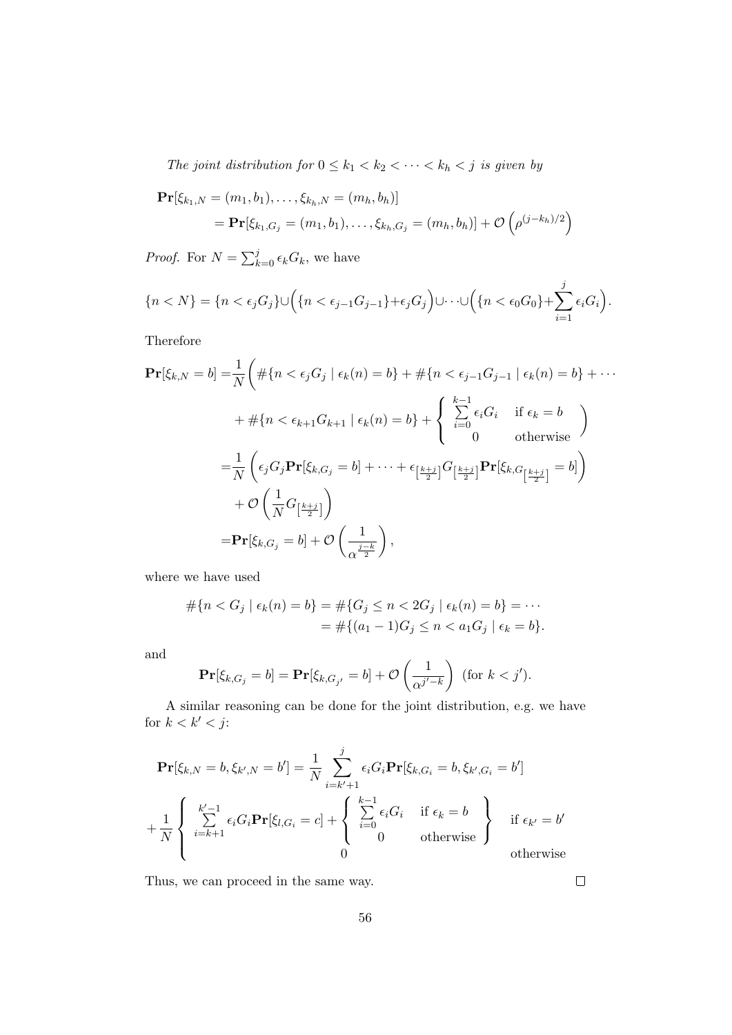*The joint distribution for $0 \le k_1 < k_2 < \cdots < k_h < j$ is given by*

$$\begin{aligned}
&\mathbf{Pr}[\xi_{k_1,N} = (m_1, b_1), \ldots, \xi_{k_h,N} = (m_h, b_h)] \\
&\quad = \mathbf{Pr}[\xi_{k_1,G_j} = (m_1, b_1), \ldots, \xi_{k_h,G_j} = (m_h, b_h)] + \mathcal{O}\left(\rho^{(j-k_h)/2}\right)
\end{aligned}$$

*Proof.* For $N = \sum_{k=0}^{j} \epsilon_k G_k$, we have

$$\{n < N\} = \{n < \epsilon_j G_j\} \cup \Big(\{n < \epsilon_{j-1} G_{j-1}\} + \epsilon_j G_j\Big) \cup \cdots \cup \Big(\{n < \epsilon_0 G_0\} + \sum_{i=1}^{j} \epsilon_i G_i\Big).$$

Therefore

$$\begin{aligned}
\mathbf{Pr}[\xi_{k,N} = b] =& \frac{1}{N}\Bigg( \#\{n < \epsilon_j G_j \mid \epsilon_k(n) = b\} + \#\{n < \epsilon_{j-1} G_{j-1} \mid \epsilon_k(n) = b\} + \cdots \\
&+ \#\{n < \epsilon_{k+1} G_{k+1} \mid \epsilon_k(n) = b\} + \left\{ \begin{array}{ll} \sum_{i=0}^{k-1} \epsilon_i G_i & \text{if } \epsilon_k = b \\ 0 & \text{otherwise} \end{array} \right. \Bigg) \\
=& \frac{1}{N}\left( \epsilon_j G_j \mathbf{Pr}[\xi_{k,G_j} = b] + \cdots + \epsilon_{\left[\frac{k+j}{2}\right]} G_{\left[\frac{k+j}{2}\right]} \mathbf{Pr}[\xi_{k,G_{\left[\frac{k+j}{2}\right]}} = b] \right) \\
&+ \mathcal{O}\left( \frac{1}{N} G_{\left[\frac{k+j}{2}\right]} \right) \\
=& \mathbf{Pr}[\xi_{k,G_j} = b] + \mathcal{O}\left( \frac{1}{\alpha^{\frac{j-k}{2}}} \right),
\end{aligned}$$

where we have used

$$\begin{aligned}
\#\{n < G_j \mid \epsilon_k(n) = b\} &= \#\{G_j \le n < 2G_j \mid \epsilon_k(n) = b\} = \cdots \\
&= \#\{(a_1 - 1)G_j \le n < a_1 G_j \mid \epsilon_k = b\}.
\end{aligned}$$

and

$$\mathbf{Pr}[\xi_{k,G_j} = b] = \mathbf{Pr}[\xi_{k,G_{j'}} = b] + \mathcal{O}\left( \frac{1}{\alpha^{j'-k}} \right) \text{ (for } k < j'\text{)}.$$

A similar reasoning can be done for the joint distribution, e.g. we have for $k < k' < j$:

$$\begin{aligned}
&\mathbf{Pr}[\xi_{k,N} = b, \xi_{k',N} = b'] = \frac{1}{N} \sum_{i=k'+1}^{j} \epsilon_i G_i \mathbf{Pr}[\xi_{k,G_i} = b, \xi_{k',G_i} = b'] \\
&+ \frac{1}{N} \left\{ \begin{array}{ll} \sum_{i=k+1}^{k'-1} \epsilon_i G_i \mathbf{Pr}[\xi_{l,G_i} = c] + \left\{ \begin{array}{ll} \sum_{i=0}^{k-1} \epsilon_i G_i & \text{if } \epsilon_k = b \\ 0 & \text{otherwise} \end{array} \right\} & \text{if } \epsilon_{k'} = b' \\ 0 & \text{otherwise} \end{array} \right.
\end{aligned}$$

Thus, we can proceed in the same way. $\square$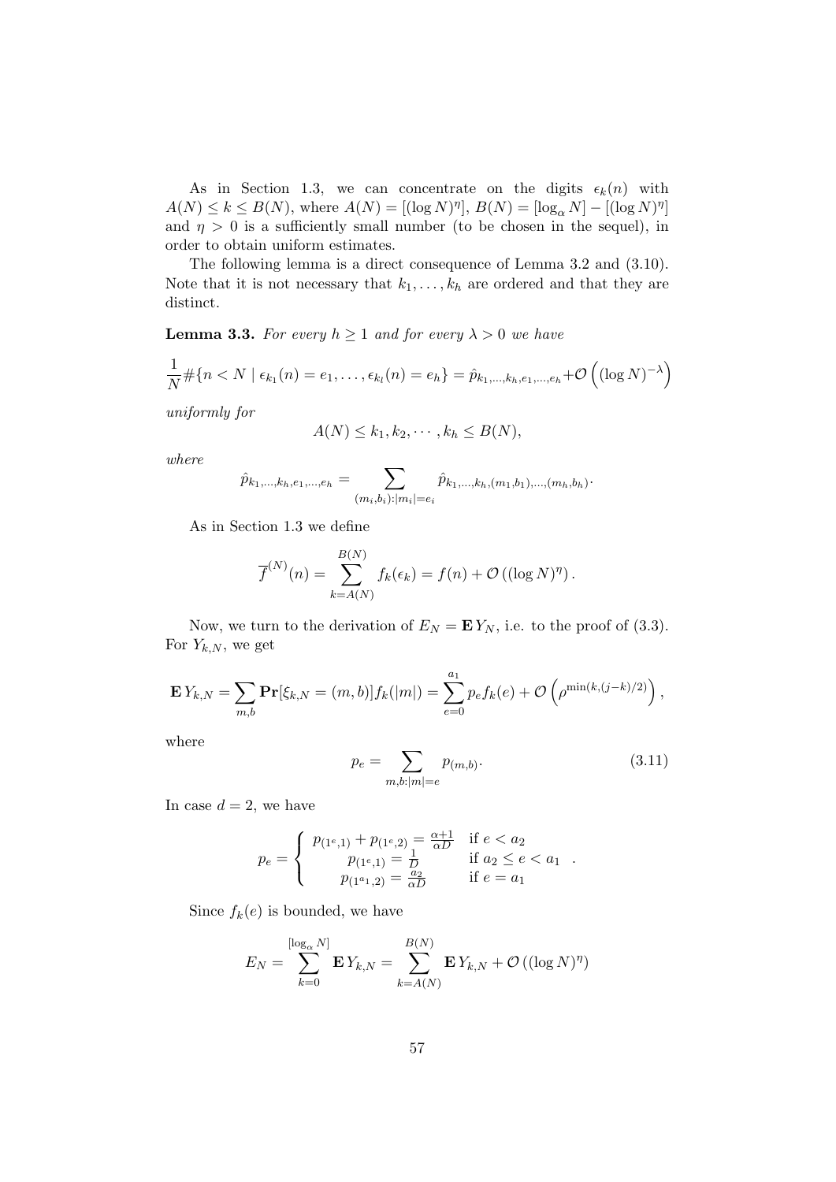As in Section 1.3, we can concentrate on the digits $\epsilon_k(n)$ with $A(N) \le k \le B(N)$, where $A(N) = [(\log N)^\eta]$, $B(N) = [\log_\alpha N] - [(\log N)^\eta]$ and $\eta > 0$ is a sufficiently small number (to be chosen in the sequel), in order to obtain uniform estimates.

The following lemma is a direct consequence of Lemma 3.2 and (3.10). Note that it is not necessary that $k_1, \ldots, k_h$ are ordered and that they are distinct.

**Lemma 3.3.** *For every $h \ge 1$ and for every $\lambda > 0$ we have*

$$\frac{1}{N}\#\{n < N \mid \epsilon_{k_1}(n) = e_1, \ldots, \epsilon_{k_l}(n) = e_h\} = \hat{p}_{k_1,\ldots,k_h,e_1,\ldots,e_h} + \mathcal{O}\left((\log N)^{-\lambda}\right)$$

*uniformly for*

$$A(N) \le k_1, k_2, \cdots, k_h \le B(N),$$

*where*

$$\hat{p}_{k_1,\ldots,k_h,e_1,\ldots,e_h} = \sum_{(m_i,b_i):|m_i|=e_i} \hat{p}_{k_1,\ldots,k_h,(m_1,b_1),\ldots,(m_h,b_h)}.$$

As in Section 1.3 we define

$$\overline{f}^{(N)}(n) = \sum_{k=A(N)}^{B(N)} f_k(\epsilon_k) = f(n) + \mathcal{O}\left((\log N)^\eta\right).$$

Now, we turn to the derivation of $E_N = \mathbf{E}\, Y_N$, i.e. to the proof of (3.3). For $Y_{k,N}$, we get

$$\mathbf{E}\, Y_{k,N} = \sum_{m,b} \mathbf{Pr}[\xi_{k,N} = (m,b)] f_k(|m|) = \sum_{e=0}^{a_1} p_e f_k(e) + \mathcal{O}\left(\rho^{\min(k,(j-k)/2)}\right),$$

where

$$p_e = \sum_{m,b:|m|=e} p_{(m,b)}. \tag{3.11}$$

In case $d = 2$, we have

$$p_e = \begin{cases} p_{(1^e,1)} + p_{(1^e,2)} = \frac{\alpha+1}{\alpha D} & \text{if } e < a_2 \\ p_{(1^e,1)} = \frac{1}{D} & \text{if } a_2 \le e < a_1 \\ p_{(1^{a_1},2)} = \frac{a_2}{\alpha D} & \text{if } e = a_1 \end{cases}.$$

Since $f_k(e)$ is bounded, we have

$$E_N = \sum_{k=0}^{[\log_\alpha N]} \mathbf{E}\, Y_{k,N} = \sum_{k=A(N)}^{B(N)} \mathbf{E}\, Y_{k,N} + \mathcal{O}\left((\log N)^\eta\right)$$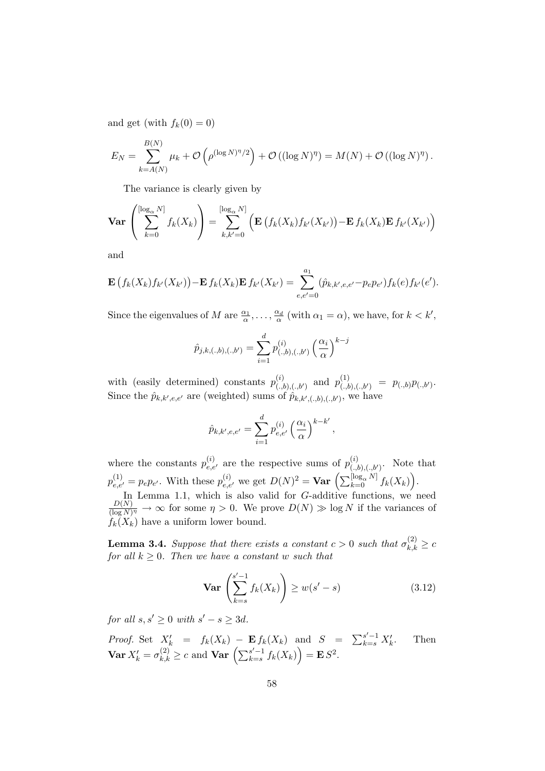and get (with $f_k(0) = 0$)

$$E_N = \sum_{k=A(N)}^{B(N)} \mu_k + \mathcal{O}\left(\rho^{(\log N)^\eta/2}\right) + \mathcal{O}\left((\log N)^\eta\right) = M(N) + \mathcal{O}\left((\log N)^\eta\right).$$

The variance is clearly given by

$$\mathbf{Var}\left(\sum_{k=0}^{[\log_\alpha N]} f_k(X_k)\right) = \sum_{k,k'=0}^{[\log_\alpha N]} \Big(\mathbf{E}\left(f_k(X_k) f_{k'}(X_{k'})\right) - \mathbf{E}\, f_k(X_k) \mathbf{E}\, f_{k'}(X_{k'})\Big)$$

and

$$\mathbf{E}\left(f_k(X_k) f_{k'}(X_{k'})\right) - \mathbf{E}\, f_k(X_k) \mathbf{E}\, f_{k'}(X_{k'}) = \sum_{e,e'=0}^{a_1} (\hat{p}_{k,k',e,e'} - p_e p_{e'}) f_k(e) f_{k'}(e').$$

Since the eigenvalues of $M$ are $\frac{\alpha_1}{\alpha}, \dots, \frac{\alpha_d}{\alpha}$ (with $\alpha_1 = \alpha$), we have, for $k < k'$,

$$\hat{p}_{j,k,(.,b),(.,b')} = \sum_{i=1}^{d} p^{(i)}_{(.,b),(.,b')} \left(\frac{\alpha_i}{\alpha}\right)^{k-j}$$

with (easily determined) constants $p^{(i)}_{(.,b),(.,b')}$ and $p^{(1)}_{(.,b),(.,b')} = p_{(.,b)} p_{(.,b')}$. Since the $\hat{p}_{k,k',e,e'}$ are (weighted) sums of $\hat{p}_{k,k',(.,b),(.,b')}$, we have

$$\hat{p}_{k,k',e,e'} = \sum_{i=1}^{d} p^{(i)}_{e,e'} \left(\frac{\alpha_i}{\alpha}\right)^{k-k'},$$

where the constants $p^{(i)}_{e,e'}$ are the respective sums of $p^{(i)}_{(.,b),(.,b')}$. Note that $p^{(1)}_{e,e'} = p_e p_{e'}$. With these $p^{(i)}_{e,e'}$ we get $D(N)^2 = \mathbf{Var}\left(\sum_{k=0}^{[\log_\alpha N]} f_k(X_k)\right)$.

In Lemma 1.1, which is also valid for $G$-additive functions, we need $\frac{D(N)}{(\log N)^\eta} \to \infty$ for some $\eta > 0$. We prove $D(N) \gg \log N$ if the variances of $f_k(X_k)$ have a uniform lower bound.

**Lemma 3.4.** *Suppose that there exists a constant $c > 0$ such that $\sigma^{(2)}_{k,k} \geq c$ for all $k \geq 0$. Then we have a constant $w$ such that*

$$\mathbf{Var}\left(\sum_{k=s}^{s'-1} f_k(X_k)\right) \geq w(s'-s) \tag{3.12}$$

*for all $s, s' \geq 0$ with $s' - s \geq 3d$.*

*Proof.* Set $X'_k = f_k(X_k) - \mathbf{E}\, f_k(X_k)$ and $S = \sum_{k=s}^{s'-1} X'_k$. Then $\mathbf{Var}\, X'_k = \sigma^{(2)}_{k,k} \geq c$ and $\mathbf{Var}\left(\sum_{k=s}^{s'-1} f_k(X_k)\right) = \mathbf{E}\, S^2$.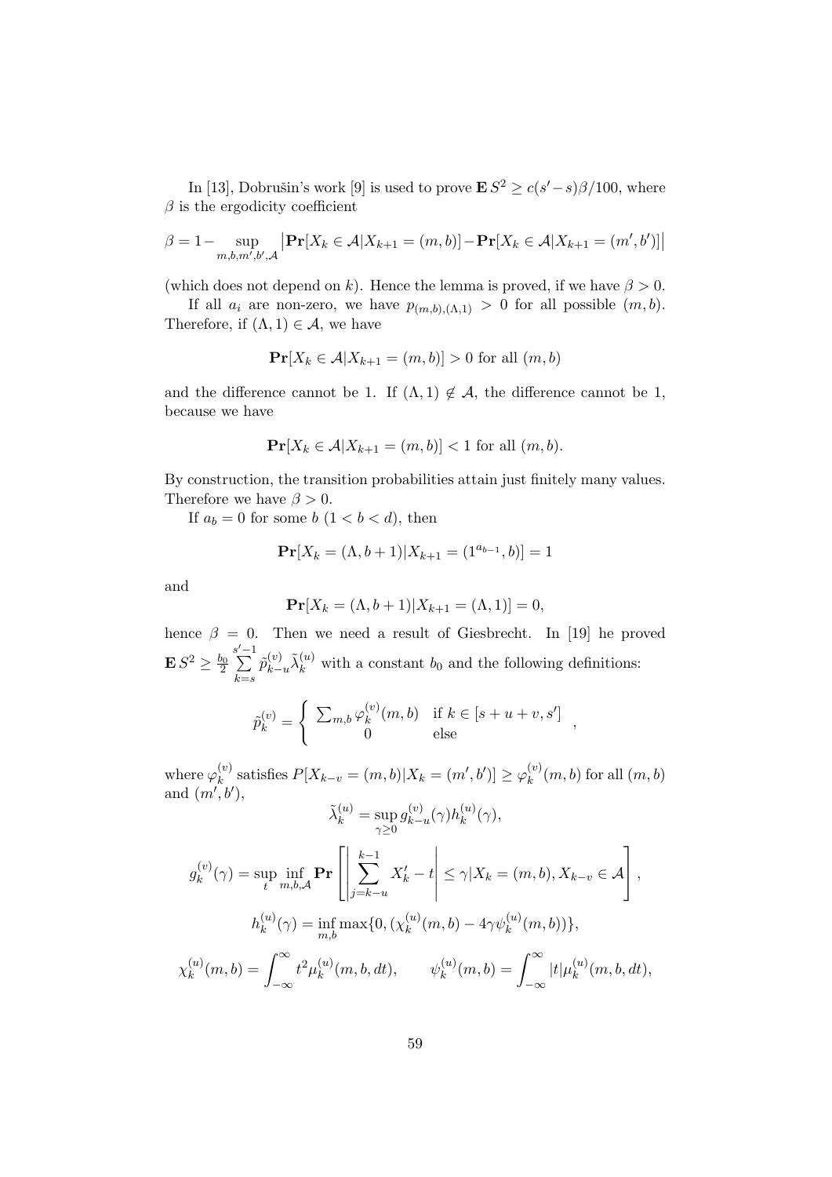In [13], Dobrušin's work [9] is used to prove $\mathbf{E}\, S^2 \geq c(s'-s)\beta/100$, where $\beta$ is the ergodicity coefficient

$$\beta = 1 - \sup_{m,b,m',b',\mathcal{A}} \left| \mathbf{Pr}[X_k \in \mathcal{A} | X_{k+1} = (m,b)] - \mathbf{Pr}[X_k \in \mathcal{A} | X_{k+1} = (m',b')] \right|$$

(which does not depend on $k$). Hence the lemma is proved, if we have $\beta > 0$.

If all $a_i$ are non-zero, we have $p_{(m,b),(\Lambda,1)} > 0$ for all possible $(m,b)$. Therefore, if $(\Lambda,1) \in \mathcal{A}$, we have

$$\mathbf{Pr}[X_k \in \mathcal{A} | X_{k+1} = (m,b)] > 0 \text{ for all } (m,b)$$

and the difference cannot be 1. If $(\Lambda,1) \notin \mathcal{A}$, the difference cannot be 1, because we have

$$\mathbf{Pr}[X_k \in \mathcal{A} | X_{k+1} = (m,b)] < 1 \text{ for all } (m,b).$$

By construction, the transition probabilities attain just finitely many values. Therefore we have $\beta > 0$.

If $a_b = 0$ for some $b$ $(1 < b < d)$, then

$$\mathbf{Pr}[X_k = (\Lambda, b+1) | X_{k+1} = (1^{a_{b-1}}, b)] = 1$$

and

$$\mathbf{Pr}[X_k = (\Lambda, b+1) | X_{k+1} = (\Lambda, 1)] = 0,$$

hence $\beta = 0$. Then we need a result of Giesbrecht. In [19] he proved $\mathbf{E}\, S^2 \geq \frac{b_0}{2} \sum_{k=s}^{s'-1} \tilde{p}_{k-u}^{(v)} \tilde{\lambda}_k^{(u)}$ with a constant $b_0$ and the following definitions:

$$\tilde{p}_k^{(v)} = \begin{cases} \sum_{m,b} \varphi_k^{(v)}(m,b) & \text{if } k \in [s+u+v, s'] \\ 0 & \text{else} \end{cases},$$

where $\varphi_k^{(v)}$ satisfies $P[X_{k-v} = (m,b) | X_k = (m',b')] \geq \varphi_k^{(v)}(m,b)$ for all $(m,b)$ and $(m',b')$,

$$\tilde{\lambda}_k^{(u)} = \sup_{\gamma \geq 0} g_{k-u}^{(v)}(\gamma) h_k^{(u)}(\gamma),$$

$$g_k^{(v)}(\gamma) = \sup_t \inf_{m,b,\mathcal{A}} \mathbf{Pr}\left[ \left| \sum_{j=k-u}^{k-1} X'_k - t \right| \leq \gamma | X_k = (m,b), X_{k-v} \in \mathcal{A} \right],$$

$$h_k^{(u)}(\gamma) = \inf_{m,b} \max\{0, (\chi_k^{(u)}(m,b) - 4\gamma\psi_k^{(u)}(m,b))\},$$

$$\chi_k^{(u)}(m,b) = \int_{-\infty}^{\infty} t^2 \mu_k^{(u)}(m,b,dt), \qquad \psi_k^{(u)}(m,b) = \int_{-\infty}^{\infty} |t| \mu_k^{(u)}(m,b,dt),$$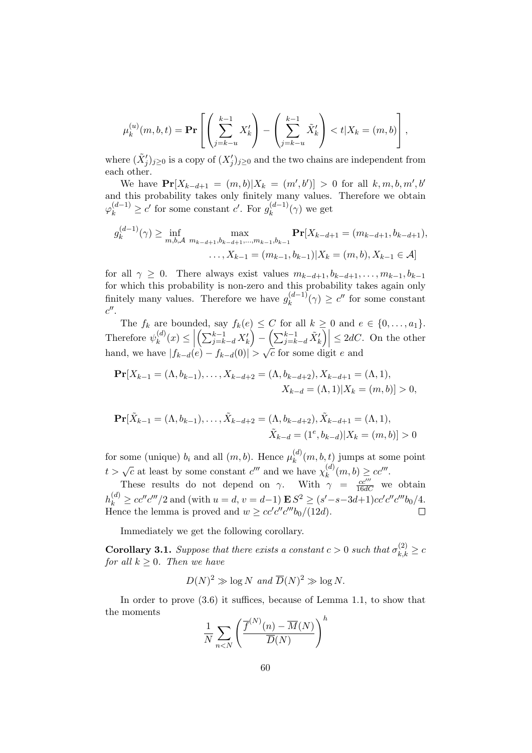$$\mu_k^{(u)}(m,b,t) = \mathbf{Pr}\left[ \left( \sum_{j=k-u}^{k-1} X'_k \right) - \left( \sum_{j=k-u}^{k-1} \tilde{X}'_k \right) < t | X_k = (m,b) \right],$$

where $(\tilde{X}'_j)_{j\geq 0}$ is a copy of $(X'_j)_{j\geq 0}$ and the two chains are independent from each other.

We have $\mathbf{Pr}[X_{k-d+1} = (m,b)|X_k = (m',b')] > 0$ for all $k,m,b,m',b'$ and this probability takes only finitely many values. Therefore we obtain $\varphi_k^{(d-1)} \geq c'$ for some constant $c'$. For $g_k^{(d-1)}(\gamma)$ we get

$$g_k^{(d-1)}(\gamma) \geq \inf_{m,b,\mathcal{A}} \max_{m_{k-d+1},b_{k-d+1},\ldots,m_{k-1},b_{k-1}} \mathbf{Pr}[X_{k-d+1} = (m_{k-d+1}, b_{k-d+1}),$$
$$\ldots, X_{k-1} = (m_{k-1}, b_{k-1}) | X_k = (m,b), X_{k-1} \in \mathcal{A}]$$

for all $\gamma \geq 0$. There always exist values $m_{k-d+1}, b_{k-d+1}, \ldots, m_{k-1}, b_{k-1}$ for which this probability is non-zero and this probability takes again only finitely many values. Therefore we have $g_k^{(d-1)}(\gamma) \geq c''$ for some constant $c''$.

The $f_k$ are bounded, say $f_k(e) \leq C$ for all $k \geq 0$ and $e \in \{0,\ldots,a_1\}$. Therefore $\psi_k^{(d)}(x) \leq \left| \left( \sum_{j=k-d}^{k-1} X'_k \right) - \left( \sum_{j=k-d}^{k-1} \tilde{X}'_k \right) \right| \leq 2dC$. On the other hand, we have $|f_{k-d}(e) - f_{k-d}(0)| > \sqrt{c}$ for some digit $e$ and

$$\mathbf{Pr}[X_{k-1} = (\Lambda, b_{k-1}), \ldots, X_{k-d+2} = (\Lambda, b_{k-d+2}), X_{k-d+1} = (\Lambda, 1),$$
$$X_{k-d} = (\Lambda, 1) | X_k = (m,b)] > 0,$$

$$\mathbf{Pr}[\tilde{X}_{k-1} = (\Lambda, b_{k-1}), \ldots, \tilde{X}_{k-d+2} = (\Lambda, b_{k-d+2}), \tilde{X}_{k-d+1} = (\Lambda, 1),$$
$$\tilde{X}_{k-d} = (1^e, b_{k-d}) | X_k = (m,b)] > 0$$

for some (unique) $b_i$ and all $(m,b)$. Hence $\mu_k^{(d)}(m,b,t)$ jumps at some point $t > \sqrt{c}$ at least by some constant $c'''$ and we have $\chi_k^{(d)}(m,b) \geq cc'''$.

These results do not depend on $\gamma$. With $\gamma = \frac{cc'''}{16dC}$ we obtain $h_k^{(d)} \geq cc''c'''/2$ and (with $u = d$, $v = d-1$) $\mathbf{E}\, S^2 \geq (s'-s-3d+1)cc'c''c'''b_0/4$. Hence the lemma is proved and $w \geq cc'c''c'''b_0/(12d)$. $\square$

Immediately we get the following corollary.

**Corollary 3.1.** *Suppose that there exists a constant $c > 0$ such that $\sigma_{k,k}^{(2)} \geq c$ for all $k \geq 0$. Then we have*

$$D(N)^2 \gg \log N \text{ and } \overline{D}(N)^2 \gg \log N.$$

In order to prove (3.6) it suffices, because of Lemma 1.1, to show that the moments

$$\frac{1}{N} \sum_{n<N} \left( \frac{\overline{f}^{(N)}(n) - \overline{M}(N)}{\overline{D}(N)} \right)^h$$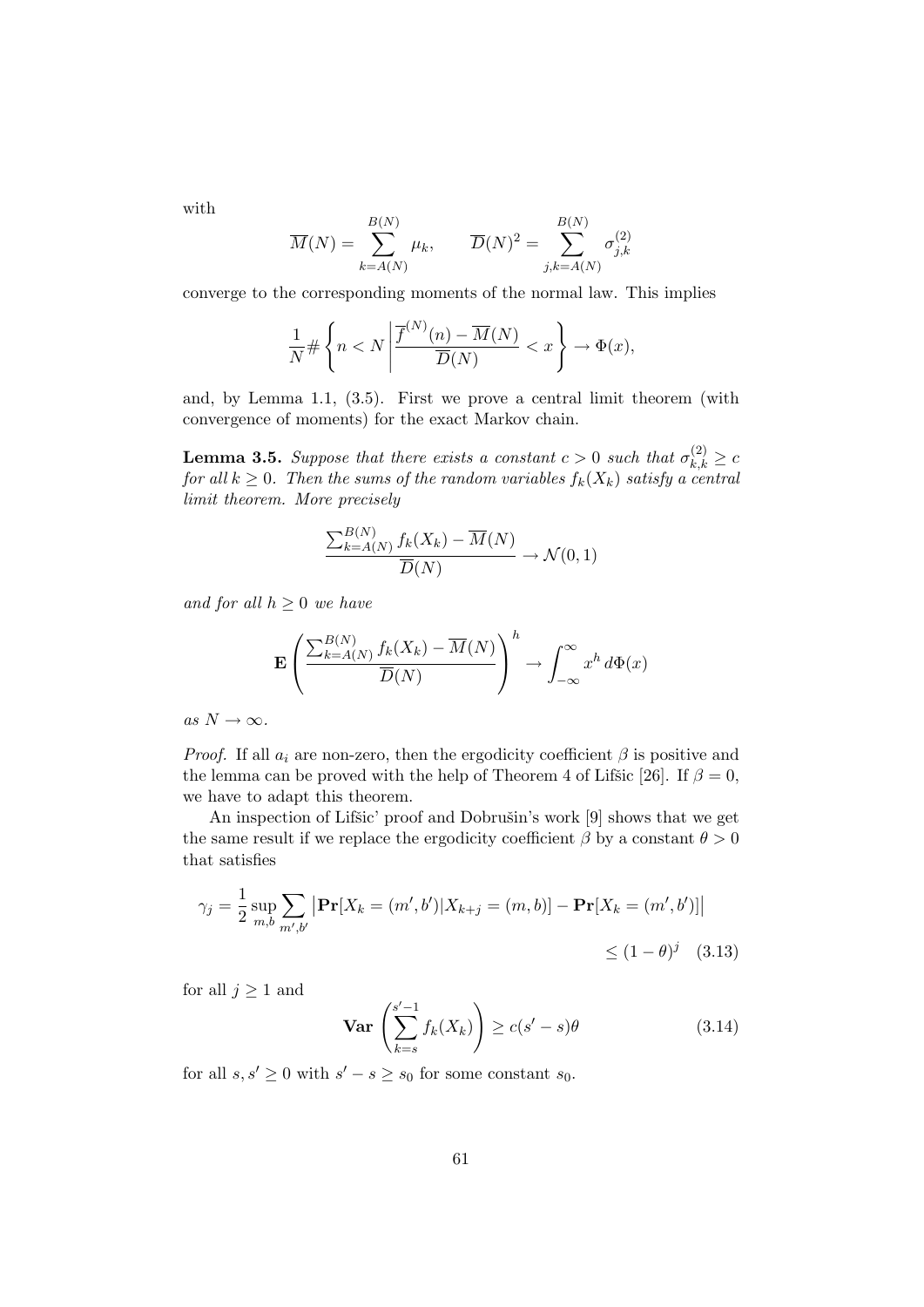with

$$\overline{M}(N) = \sum_{k=A(N)}^{B(N)} \mu_k, \qquad \overline{D}(N)^2 = \sum_{j,k=A(N)}^{B(N)} \sigma_{j,k}^{(2)}$$

converge to the corresponding moments of the normal law. This implies

$$\frac{1}{N} \# \left\{ n < N \,\middle|\, \frac{\overline{f}^{(N)}(n) - \overline{M}(N)}{\overline{D}(N)} < x \right\} \to \Phi(x),$$

and, by Lemma 1.1, (3.5). First we prove a central limit theorem (with convergence of moments) for the exact Markov chain.

**Lemma 3.5.** *Suppose that there exists a constant $c > 0$ such that $\sigma_{k,k}^{(2)} \geq c$ for all $k \geq 0$. Then the sums of the random variables $f_k(X_k)$ satisfy a central limit theorem. More precisely*

$$\frac{\sum_{k=A(N)}^{B(N)} f_k(X_k) - \overline{M}(N)}{\overline{D}(N)} \to \mathcal{N}(0,1)$$

*and for all $h \geq 0$ we have*

$$\mathbf{E} \left( \frac{\sum_{k=A(N)}^{B(N)} f_k(X_k) - \overline{M}(N)}{\overline{D}(N)} \right)^h \to \int_{-\infty}^{\infty} x^h \, d\Phi(x)$$

*as $N \to \infty$.*

*Proof.* If all $a_i$ are non-zero, then the ergodicity coefficient $\beta$ is positive and the lemma can be proved with the help of Theorem 4 of Lifšic [26]. If $\beta = 0$, we have to adapt this theorem.

An inspection of Lifšic' proof and Dobrušin's work [9] shows that we get the same result if we replace the ergodicity coefficient $\beta$ by a constant $\theta > 0$ that satisfies

$$\gamma_j = \frac{1}{2} \sup_{m,b} \sum_{m',b'} \left| \mathbf{Pr}[X_k = (m',b') | X_{k+j} = (m,b)] - \mathbf{Pr}[X_k = (m',b')] \right| \leq (1-\theta)^j \quad (3.13)$$

for all $j \geq 1$ and

$$\mathbf{Var} \left( \sum_{k=s}^{s'-1} f_k(X_k) \right) \geq c(s'-s)\theta \quad (3.14)$$

for all $s, s' \geq 0$ with $s' - s \geq s_0$ for some constant $s_0$.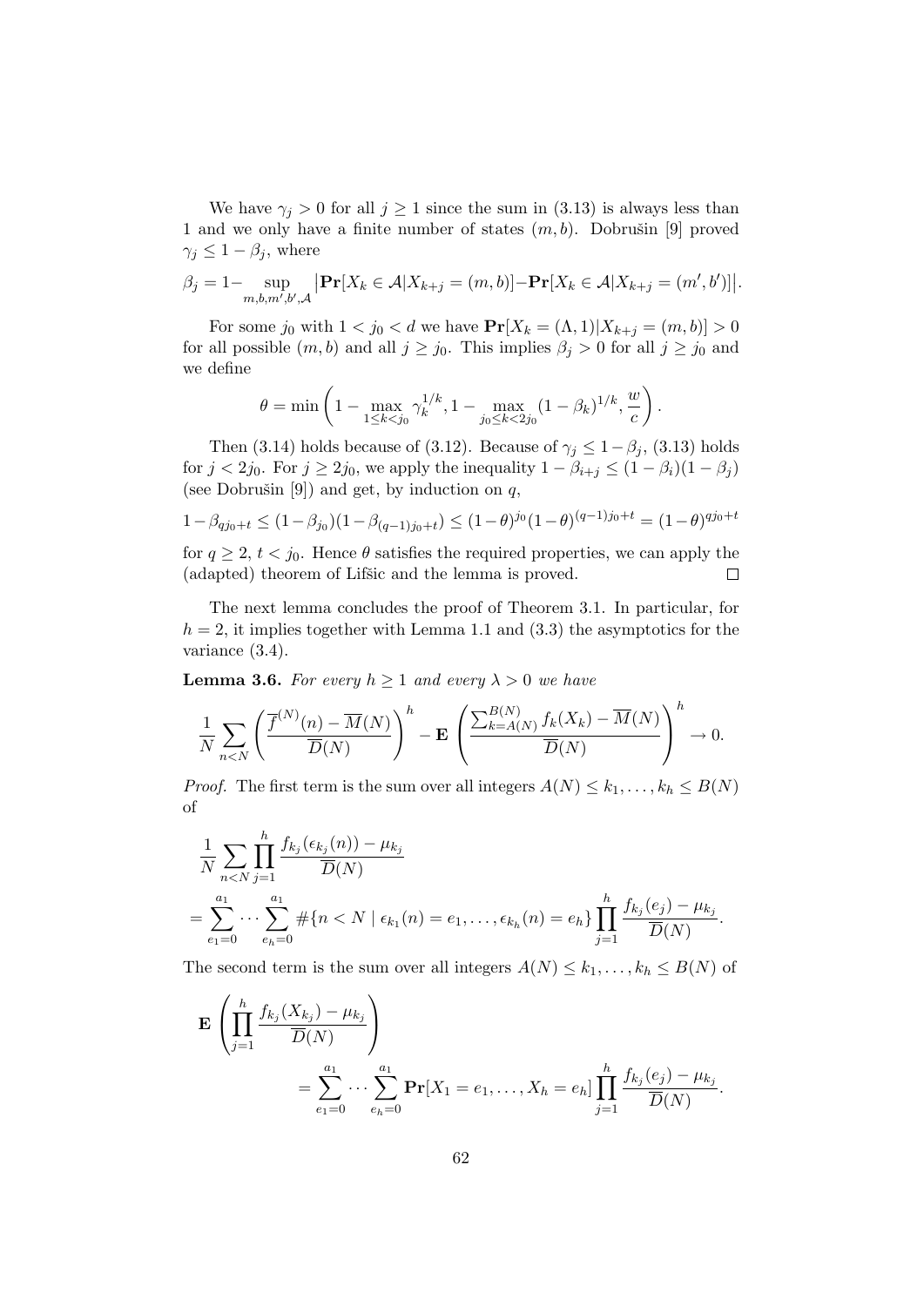We have $\gamma_j > 0$ for all $j \geq 1$ since the sum in (3.13) is always less than 1 and we only have a finite number of states $(m, b)$. Dobrušin [9] proved $\gamma_j \leq 1 - \beta_j$, where

$$\beta_j = 1 - \sup_{m,b,m',b',\mathcal{A}} \left| \mathbf{Pr}[X_k \in \mathcal{A} | X_{k+j} = (m,b)] - \mathbf{Pr}[X_k \in \mathcal{A} | X_{k+j} = (m',b')] \right|.$$

For some $j_0$ with $1 < j_0 < d$ we have $\mathbf{Pr}[X_k = (\Lambda, 1) | X_{k+j} = (m,b)] > 0$ for all possible $(m,b)$ and all $j \geq j_0$. This implies $\beta_j > 0$ for all $j \geq j_0$ and we define

$$\theta = \min \left( 1 - \max_{1 \leq k < j_0} \gamma_k^{1/k}, 1 - \max_{j_0 \leq k < 2j_0} (1 - \beta_k)^{1/k}, \frac{w}{c} \right).$$

Then (3.14) holds because of (3.12). Because of $\gamma_j \leq 1 - \beta_j$, (3.13) holds for $j < 2j_0$. For $j \geq 2j_0$, we apply the inequality $1 - \beta_{i+j} \leq (1 - \beta_i)(1 - \beta_j)$ (see Dobrušin [9]) and get, by induction on $q$,

$$1 - \beta_{qj_0+t} \leq (1 - \beta_{j_0})(1 - \beta_{(q-1)j_0+t}) \leq (1-\theta)^{j_0}(1-\theta)^{(q-1)j_0+t} = (1-\theta)^{qj_0+t}$$

for $q \geq 2$, $t < j_0$. Hence $\theta$ satisfies the required properties, we can apply the (adapted) theorem of Lifšic and the lemma is proved. $\square$

The next lemma concludes the proof of Theorem 3.1. In particular, for $h = 2$, it implies together with Lemma 1.1 and (3.3) the asymptotics for the variance (3.4).

**Lemma 3.6.** *For every $h \geq 1$ and every $\lambda > 0$ we have*

$$\frac{1}{N} \sum_{n<N} \left( \frac{\overline{f}^{(N)}(n) - \overline{M}(N)}{\overline{D}(N)} \right)^h - \mathbf{E} \left( \frac{\sum_{k=A(N)}^{B(N)} f_k(X_k) - \overline{M}(N)}{\overline{D}(N)} \right)^h \to 0.$$

*Proof.* The first term is the sum over all integers $A(N) \leq k_1, \ldots, k_h \leq B(N)$ of

$$\begin{aligned}
&\frac{1}{N} \sum_{n<N} \prod_{j=1}^{h} \frac{f_{k_j}(\epsilon_{k_j}(n)) - \mu_{k_j}}{\overline{D}(N)} \\
&= \sum_{e_1=0}^{a_1} \cdots \sum_{e_h=0}^{a_1} \#\{n < N \mid \epsilon_{k_1}(n) = e_1, \ldots, \epsilon_{k_h}(n) = e_h\} \prod_{j=1}^{h} \frac{f_{k_j}(e_j) - \mu_{k_j}}{\overline{D}(N)}.
\end{aligned}$$

The second term is the sum over all integers $A(N) \leq k_1, \ldots, k_h \leq B(N)$ of

$$\begin{aligned}
\mathbf{E} &\left( \prod_{j=1}^{h} \frac{f_{k_j}(X_{k_j}) - \mu_{k_j}}{\overline{D}(N)} \right) \\
&= \sum_{e_1=0}^{a_1} \cdots \sum_{e_h=0}^{a_1} \mathbf{Pr}[X_1 = e_1, \ldots, X_h = e_h] \prod_{j=1}^{h} \frac{f_{k_j}(e_j) - \mu_{k_j}}{\overline{D}(N)}.
\end{aligned}$$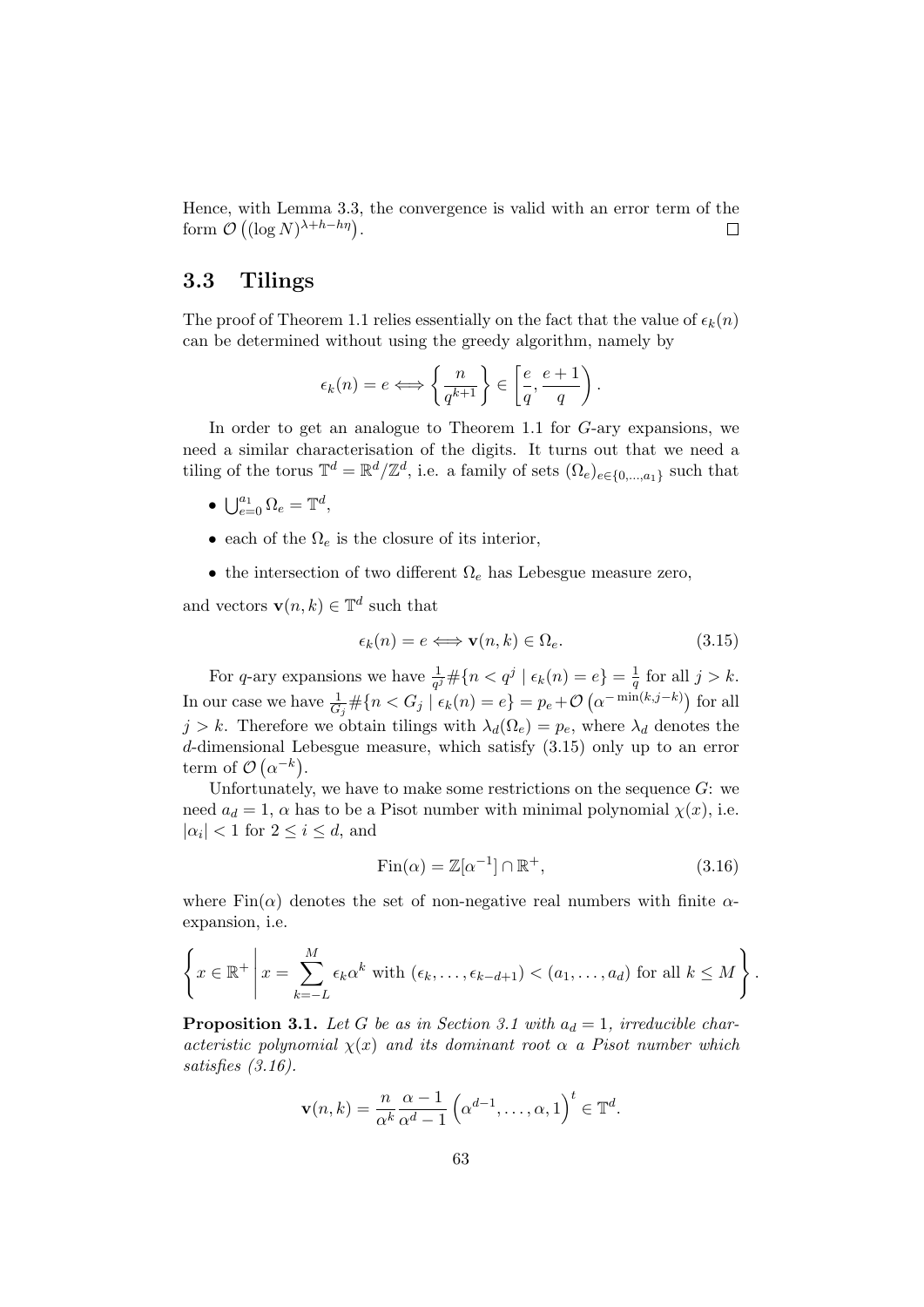Hence, with Lemma 3.3, the convergence is valid with an error term of the form $\mathcal{O}\left((\log N)^{\lambda+h-h\eta}\right)$. $\square$

## 3.3 Tilings

The proof of Theorem 1.1 relies essentially on the fact that the value of $\epsilon_k(n)$ can be determined without using the greedy algorithm, namely by

$$\epsilon_k(n) = e \Longleftrightarrow \left\{\frac{n}{q^{k+1}}\right\} \in \left[\frac{e}{q}, \frac{e+1}{q}\right).$$

In order to get an analogue to Theorem 1.1 for $G$-ary expansions, we need a similar characterisation of the digits. It turns out that we need a tiling of the torus $\mathbb{T}^d = \mathbb{R}^d/\mathbb{Z}^d$, i.e. a family of sets $(\Omega_e)_{e\in\{0,\ldots,a_1\}}$ such that

- $\bigcup_{e=0}^{a_1} \Omega_e = \mathbb{T}^d$,
- each of the $\Omega_e$ is the closure of its interior,
- the intersection of two different $\Omega_e$ has Lebesgue measure zero,

and vectors $\mathbf{v}(n,k) \in \mathbb{T}^d$ such that

$$\epsilon_k(n) = e \Longleftrightarrow \mathbf{v}(n,k) \in \Omega_e. \tag{3.15}$$

For $q$-ary expansions we have $\frac{1}{q^j}\#\{n < q^j \mid \epsilon_k(n) = e\} = \frac{1}{q}$ for all $j > k$. In our case we have $\frac{1}{G_j}\#\{n < G_j \mid \epsilon_k(n) = e\} = p_e + \mathcal{O}\left(\alpha^{-\min(k,j-k)}\right)$ for all $j > k$. Therefore we obtain tilings with $\lambda_d(\Omega_e) = p_e$, where $\lambda_d$ denotes the $d$-dimensional Lebesgue measure, which satisfy (3.15) only up to an error term of $\mathcal{O}\left(\alpha^{-k}\right)$.

Unfortunately, we have to make some restrictions on the sequence $G$: we need $a_d = 1$, $\alpha$ has to be a Pisot number with minimal polynomial $\chi(x)$, i.e. $|\alpha_i| < 1$ for $2 \le i \le d$, and

$$\mathrm{Fin}(\alpha) = \mathbb{Z}[\alpha^{-1}] \cap \mathbb{R}^+, \tag{3.16}$$

where $\mathrm{Fin}(\alpha)$ denotes the set of non-negative real numbers with finite $\alpha$-expansion, i.e.

$$\left\{ x \in \mathbb{R}^+ \,\middle|\, x = \sum_{k=-L}^{M} \epsilon_k \alpha^k \text{ with } (\epsilon_k, \ldots, \epsilon_{k-d+1}) < (a_1, \ldots, a_d) \text{ for all } k \le M \right\}.$$

**Proposition 3.1.** *Let $G$ be as in Section 3.1 with $a_d = 1$, irreducible characteristic polynomial $\chi(x)$ and its dominant root $\alpha$ a Pisot number which satisfies (3.16).*

$$\mathbf{v}(n,k) = \frac{n}{\alpha^k}\frac{\alpha-1}{\alpha^d-1}\left(\alpha^{d-1}, \ldots, \alpha, 1\right)^t \in \mathbb{T}^d.$$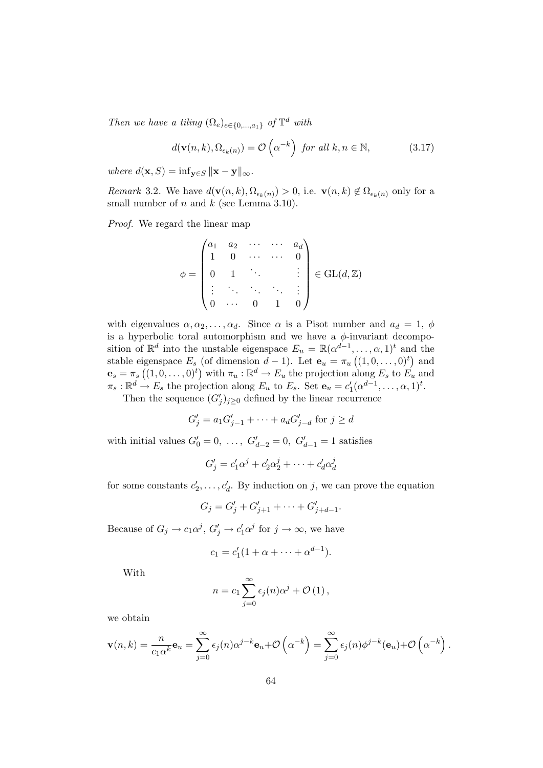*Then we have a tiling* $(\Omega_e)_{e\in\{0,\ldots,a_1\}}$ *of* $\mathbb{T}^d$ *with*

$$d(\mathbf{v}(n,k),\Omega_{\epsilon_k(n)}) = \mathcal{O}\left(\alpha^{-k}\right) \text{ for all } k,n\in\mathbb{N}, \tag{3.17}$$

*where* $d(\mathbf{x},S) = \inf_{\mathbf{y}\in S}\|\mathbf{x}-\mathbf{y}\|_\infty$.

*Remark* 3.2. We have $d(\mathbf{v}(n,k),\Omega_{\epsilon_k(n)}) > 0$, i.e. $\mathbf{v}(n,k)\notin\Omega_{\epsilon_k(n)}$ only for a small number of $n$ and $k$ (see Lemma 3.10).

*Proof.* We regard the linear map

$$\phi = \begin{pmatrix} a_1 & a_2 & \cdots & \cdots & a_d \\ 1 & 0 & \cdots & \cdots & 0 \\ 0 & 1 & \ddots & & \vdots \\ \vdots & \ddots & \ddots & \ddots & \vdots \\ 0 & \cdots & 0 & 1 & 0 \end{pmatrix} \in \mathrm{GL}(d,\mathbb{Z})$$

with eigenvalues $\alpha,\alpha_2,\ldots,\alpha_d$. Since $\alpha$ is a Pisot number and $a_d = 1$, $\phi$ is a hyperbolic toral automorphism and we have a $\phi$-invariant decomposition of $\mathbb{R}^d$ into the unstable eigenspace $E_u = \mathbb{R}(\alpha^{d-1},\ldots,\alpha,1)^t$ and the stable eigenspace $E_s$ (of dimension $d-1$). Let $\mathbf{e}_u = \pi_u\left((1,0,\ldots,0)^t\right)$ and $\mathbf{e}_s = \pi_s\left((1,0,\ldots,0)^t\right)$ with $\pi_u:\mathbb{R}^d\to E_u$ the projection along $E_s$ to $E_u$ and $\pi_s:\mathbb{R}^d\to E_s$ the projection along $E_u$ to $E_s$. Set $\mathbf{e}_u = c_1'(\alpha^{d-1},\ldots,\alpha,1)^t$.

Then the sequence $(G_j')_{j\ge 0}$ defined by the linear recurrence

$$G_j' = a_1G_{j-1}' + \cdots + a_dG_{j-d}' \text{ for } j\ge d$$

with initial values $G_0' = 0,\ \ldots,\ G_{d-2}' = 0,\ G_{d-1}' = 1$ satisfies

$$G_j' = c_1'\alpha^j + c_2'\alpha_2^j + \cdots + c_d'\alpha_d^j$$

for some constants $c_2',\ldots,c_d'$. By induction on $j$, we can prove the equation

$$G_j = G_j' + G_{j+1}' + \cdots + G_{j+d-1}'.$$

Because of $G_j\to c_1\alpha^j$, $G_j'\to c_1'\alpha^j$ for $j\to\infty$, we have

$$c_1 = c_1'(1+\alpha+\cdots+\alpha^{d-1}).$$

With

$$n = c_1\sum_{j=0}^{\infty}\epsilon_j(n)\alpha^j + \mathcal{O}(1),$$

we obtain

$$\mathbf{v}(n,k) = \frac{n}{c_1\alpha^k}\mathbf{e}_u = \sum_{j=0}^{\infty}\epsilon_j(n)\alpha^{j-k}\mathbf{e}_u + \mathcal{O}\left(\alpha^{-k}\right) = \sum_{j=0}^{\infty}\epsilon_j(n)\phi^{j-k}(\mathbf{e}_u) + \mathcal{O}\left(\alpha^{-k}\right).$$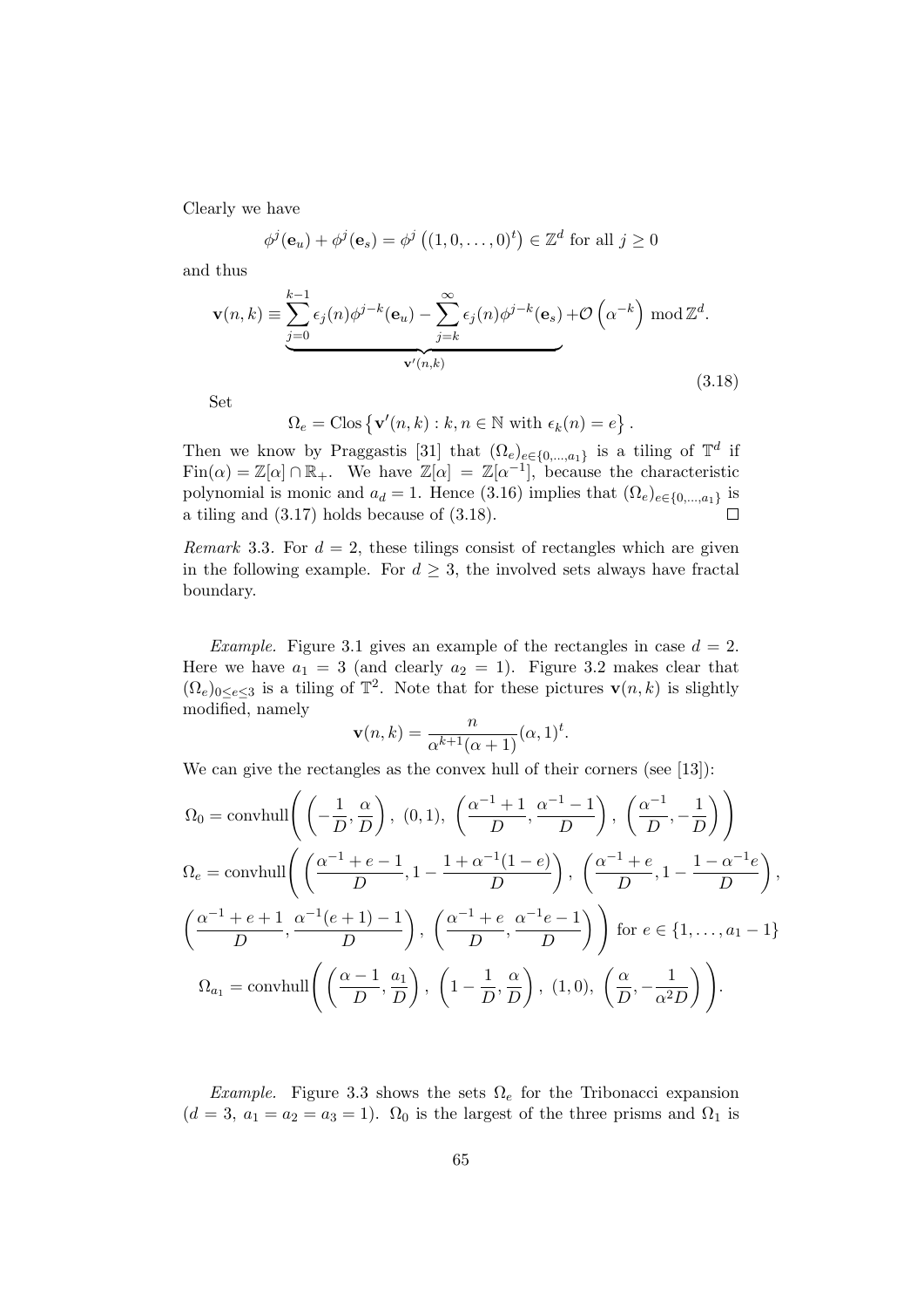Clearly we have

$$\phi^j(\mathbf{e}_u) + \phi^j(\mathbf{e}_s) = \phi^j\left((1,0,\dots,0)^t\right) \in \mathbb{Z}^d \text{ for all } j \geq 0$$

and thus

$$\mathbf{v}(n,k) \equiv \underbrace{\sum_{j=0}^{k-1} \epsilon_j(n)\phi^{j-k}(\mathbf{e}_u) - \sum_{j=k}^{\infty} \epsilon_j(n)\phi^{j-k}(\mathbf{e}_s)}_{\mathbf{v}'(n,k)} + \mathcal{O}\left(\alpha^{-k}\right) \bmod \mathbb{Z}^d. \tag{3.18}$$

Set

$$\Omega_e = \operatorname{Clos}\left\{\mathbf{v}'(n,k) : k, n \in \mathbb{N} \text{ with } \epsilon_k(n) = e\right\}.$$

Then we know by Praggastis [31] that $(\Omega_e)_{e\in\{0,\dots,a_1\}}$ is a tiling of $\mathbb{T}^d$ if $\operatorname{Fin}(\alpha) = \mathbb{Z}[\alpha] \cap \mathbb{R}_+$. We have $\mathbb{Z}[\alpha] = \mathbb{Z}[\alpha^{-1}]$, because the characteristic polynomial is monic and $a_d = 1$. Hence (3.16) implies that $(\Omega_e)_{e\in\{0,\dots,a_1\}}$ is a tiling and (3.17) holds because of (3.18). $\square$

*Remark* 3.3. For $d = 2$, these tilings consist of rectangles which are given in the following example. For $d \geq 3$, the involved sets always have fractal boundary.

*Example.* Figure 3.1 gives an example of the rectangles in case $d = 2$. Here we have $a_1 = 3$ (and clearly $a_2 = 1$). Figure 3.2 makes clear that $(\Omega_e)_{0\leq e\leq 3}$ is a tiling of $\mathbb{T}^2$. Note that for these pictures $\mathbf{v}(n,k)$ is slightly modified, namely

$$\mathbf{v}(n,k) = \frac{n}{\alpha^{k+1}(\alpha+1)}(\alpha, 1)^t.$$

We can give the rectangles as the convex hull of their corners (see [13]):

$$\Omega_0 = \operatorname{convhull}\left(\left(-\frac{1}{D}, \frac{\alpha}{D}\right),\ (0,1),\ \left(\frac{\alpha^{-1}+1}{D}, \frac{\alpha^{-1}-1}{D}\right),\ \left(\frac{\alpha^{-1}}{D}, -\frac{1}{D}\right)\right)$$

$$\Omega_e = \operatorname{convhull}\left(\left(\frac{\alpha^{-1}+e-1}{D}, 1-\frac{1+\alpha^{-1}(1-e)}{D}\right),\ \left(\frac{\alpha^{-1}+e}{D}, 1-\frac{1-\alpha^{-1}e}{D}\right),\right.$$

$$\left.\left(\frac{\alpha^{-1}+e+1}{D}, \frac{\alpha^{-1}(e+1)-1}{D}\right),\ \left(\frac{\alpha^{-1}+e}{D}, \frac{\alpha^{-1}e-1}{D}\right)\right) \text{ for } e \in \{1,\dots,a_1-1\}$$

$$\Omega_{a_1} = \operatorname{convhull}\left(\left(\frac{\alpha-1}{D}, \frac{a_1}{D}\right),\ \left(1-\frac{1}{D}, \frac{\alpha}{D}\right),\ (1,0),\ \left(\frac{\alpha}{D}, -\frac{1}{\alpha^2 D}\right)\right).$$

*Example.* Figure 3.3 shows the sets $\Omega_e$ for the Tribonacci expansion ($d = 3$, $a_1 = a_2 = a_3 = 1$). $\Omega_0$ is the largest of the three prisms and $\Omega_1$ is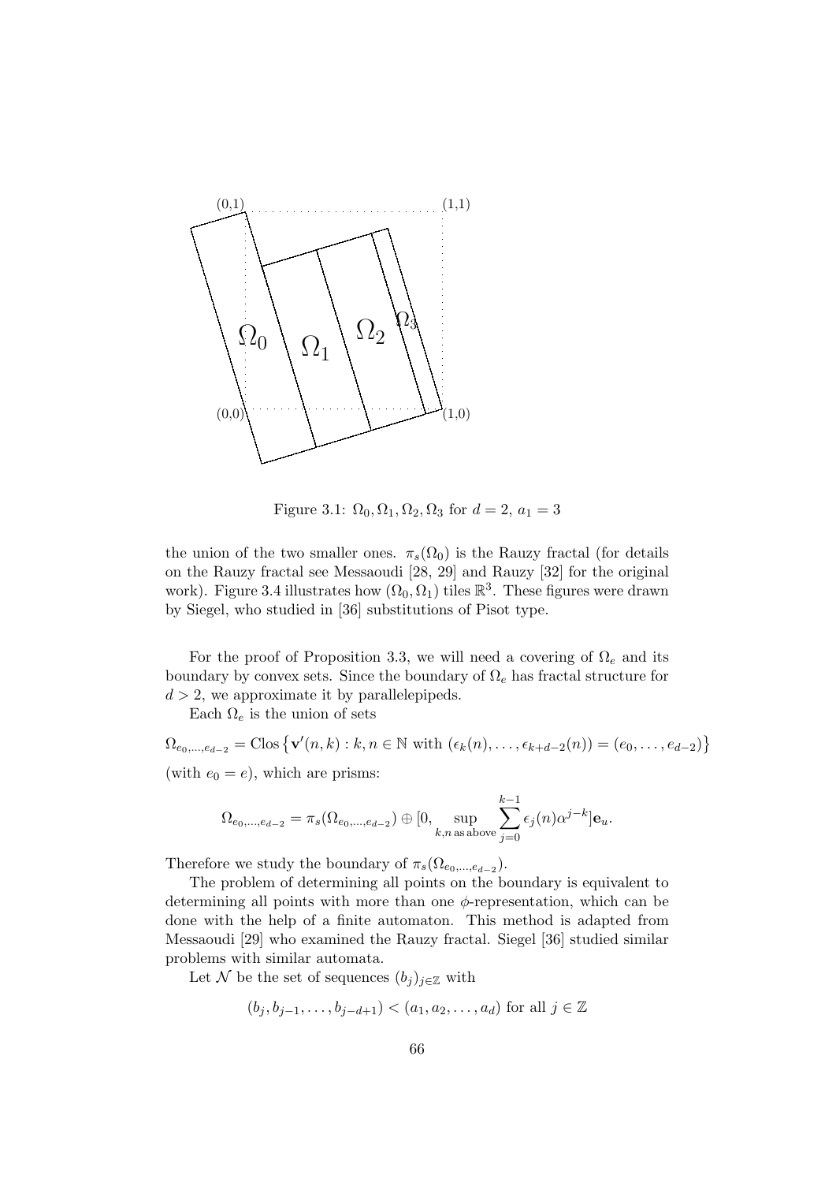Figure 3.1: $\Omega_0, \Omega_1, \Omega_2, \Omega_3$ for $d = 2$, $a_1 = 3$

the union of the two smaller ones. $\pi_s(\Omega_0)$ is the Rauzy fractal (for details on the Rauzy fractal see Messaoudi [28, 29] and Rauzy [32] for the original work). Figure 3.4 illustrates how $(\Omega_0, \Omega_1)$ tiles $\mathbb{R}^3$. These figures were drawn by Siegel, who studied in [36] substitutions of Pisot type.

For the proof of Proposition 3.3, we will need a covering of $\Omega_e$ and its boundary by convex sets. Since the boundary of $\Omega_e$ has fractal structure for $d > 2$, we approximate it by parallelepipeds.

Each $\Omega_e$ is the union of sets

$$\Omega_{e_0,\ldots,e_{d-2}} = \text{Clos}\left\{\mathbf{v}'(n,k) : k, n \in \mathbb{N} \text{ with } (\epsilon_k(n), \ldots, \epsilon_{k+d-2}(n)) = (e_0, \ldots, e_{d-2})\right\}$$

(with $e_0 = e$), which are prisms:

$$\Omega_{e_0,\ldots,e_{d-2}} = \pi_s(\Omega_{e_0,\ldots,e_{d-2}}) \oplus [0, \sup_{k,n \text{ as above}} \sum_{j=0}^{k-1} \epsilon_j(n)\alpha^{j-k}]\mathbf{e}_u.$$

Therefore we study the boundary of $\pi_s(\Omega_{e_0,\ldots,e_{d-2}})$.

The problem of determining all points on the boundary is equivalent to determining all points with more than one $\phi$-representation, which can be done with the help of a finite automaton. This method is adapted from Messaoudi [29] who examined the Rauzy fractal. Siegel [36] studied similar problems with similar automata.

Let $\mathcal{N}$ be the set of sequences $(b_j)_{j\in\mathbb{Z}}$ with

$$(b_j, b_{j-1}, \ldots, b_{j-d+1}) < (a_1, a_2, \ldots, a_d) \text{ for all } j \in \mathbb{Z}$$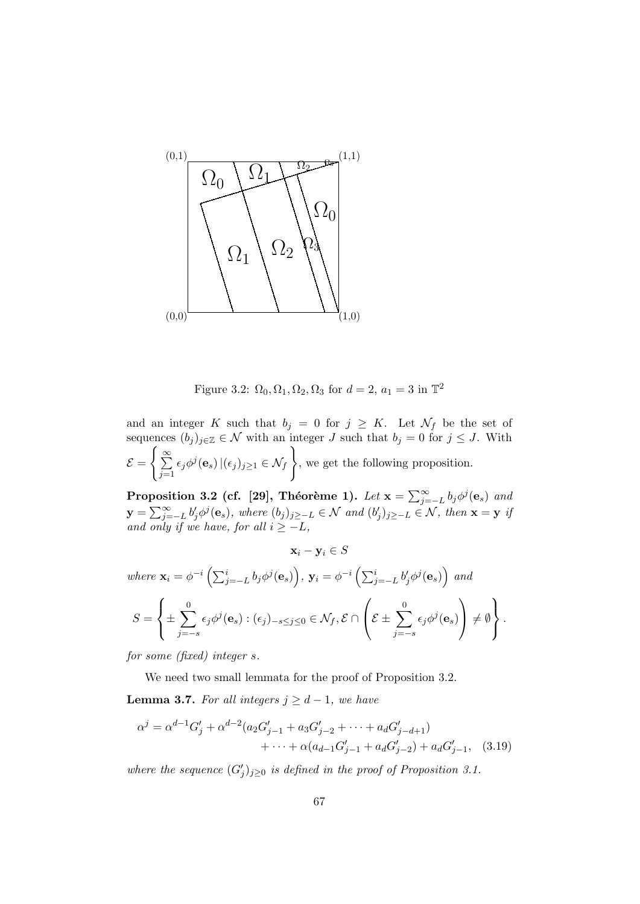Figure 3.2: $\Omega_0, \Omega_1, \Omega_2, \Omega_3$ for $d = 2$, $a_1 = 3$ in $\mathbb{T}^2$

and an integer $K$ such that $b_j = 0$ for $j \geq K$. Let $\mathcal{N}_f$ be the set of sequences $(b_j)_{j\in\mathbb{Z}} \in \mathcal{N}$ with an integer $J$ such that $b_j = 0$ for $j \leq J$. With $\mathcal{E} = \left\{ \sum_{j=1}^{\infty} \epsilon_j \phi^j(\mathbf{e}_s) \,|\, (\epsilon_j)_{j\geq 1} \in \mathcal{N}_f \right\}$, we get the following proposition.

**Proposition 3.2 (cf. [29], Théorème 1).** *Let* $\mathbf{x} = \sum_{j=-L}^{\infty} b_j \phi^j(\mathbf{e}_s)$ *and* $\mathbf{y} = \sum_{j=-L}^{\infty} b'_j \phi^j(\mathbf{e}_s)$*, where* $(b_j)_{j\geq -L} \in \mathcal{N}$ *and* $(b'_j)_{j\geq -L} \in \mathcal{N}$*, then* $\mathbf{x} = \mathbf{y}$ *if and only if we have, for all* $i \geq -L$*,*

$$\mathbf{x}_i - \mathbf{y}_i \in S$$

*where* $\mathbf{x}_i = \phi^{-i}\left(\sum_{j=-L}^{i} b_j \phi^j(\mathbf{e}_s)\right)$*,* $\mathbf{y}_i = \phi^{-i}\left(\sum_{j=-L}^{i} b'_j \phi^j(\mathbf{e}_s)\right)$ *and*

$$S = \left\{ \pm \sum_{j=-s}^{0} \epsilon_j \phi^j(\mathbf{e}_s) : (\epsilon_j)_{-s\leq j\leq 0} \in \mathcal{N}_f, \mathcal{E} \cap \left( \mathcal{E} \pm \sum_{j=-s}^{0} \epsilon_j \phi^j(\mathbf{e}_s) \right) \neq \emptyset \right\}.$$

*for some (fixed) integer* $s$*.*

We need two small lemmata for the proof of Proposition 3.2.

**Lemma 3.7.** *For all integers* $j \geq d - 1$*, we have*

$$\alpha^j = \alpha^{d-1} G'_j + \alpha^{d-2}(a_2 G'_{j-1} + a_3 G'_{j-2} + \cdots + a_d G'_{j-d+1}) + \cdots + \alpha(a_{d-1} G'_{j-1} + a_d G'_{j-2}) + a_d G'_{j-1}, \quad (3.19)$$

*where the sequence* $(G'_j)_{j\geq 0}$ *is defined in the proof of Proposition 3.1.*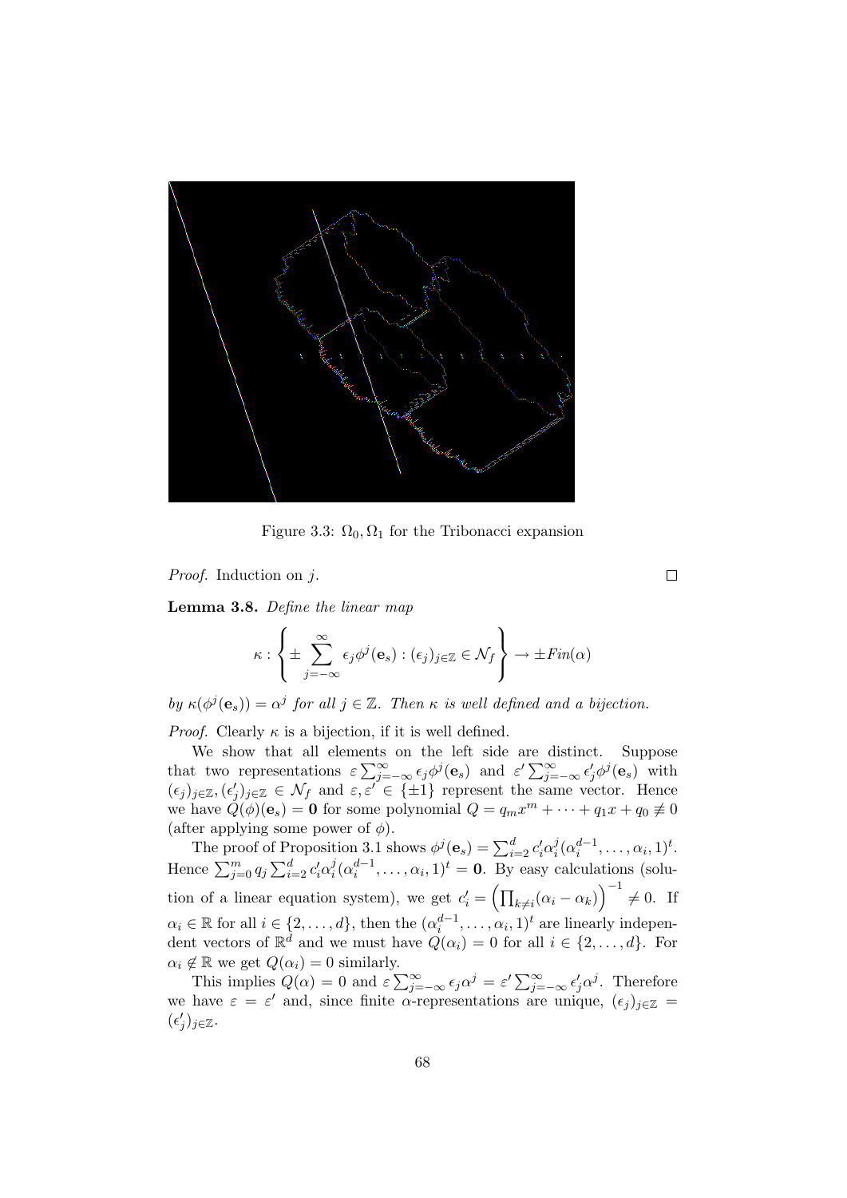Figure 3.3: $\Omega_0, \Omega_1$ for the Tribonacci expansion

*Proof.* Induction on $j$. $\square$

**Lemma 3.8.** *Define the linear map*

$$\kappa : \left\{ \pm \sum_{j=-\infty}^{\infty} \epsilon_j \phi^j(\mathbf{e}_s) : (\epsilon_j)_{j\in\mathbb{Z}} \in \mathcal{N}_f \right\} \to \pm Fin(\alpha)$$

*by* $\kappa(\phi^j(\mathbf{e}_s)) = \alpha^j$ *for all* $j \in \mathbb{Z}$. *Then* $\kappa$ *is well defined and a bijection.*

*Proof.* Clearly $\kappa$ is a bijection, if it is well defined.

We show that all elements on the left side are distinct. Suppose that two representations $\varepsilon \sum_{j=-\infty}^{\infty} \epsilon_j \phi^j(\mathbf{e}_s)$ and $\varepsilon' \sum_{j=-\infty}^{\infty} \epsilon'_j \phi^j(\mathbf{e}_s)$ with $(\epsilon_j)_{j\in\mathbb{Z}}, (\epsilon'_j)_{j\in\mathbb{Z}} \in \mathcal{N}_f$ and $\varepsilon, \varepsilon' \in \{\pm 1\}$ represent the same vector. Hence we have $Q(\phi)(\mathbf{e}_s) = \mathbf{0}$ for some polynomial $Q = q_m x^m + \cdots + q_1 x + q_0 \not\equiv 0$ (after applying some power of $\phi$).

The proof of Proposition 3.1 shows $\phi^j(\mathbf{e}_s) = \sum_{i=2}^{d} c'_i \alpha_i^j (\alpha_i^{d-1}, \ldots, \alpha_i, 1)^t$. Hence $\sum_{j=0}^{m} q_j \sum_{i=2}^{d} c'_i \alpha_i^j (\alpha_i^{d-1}, \ldots, \alpha_i, 1)^t = \mathbf{0}$. By easy calculations (solution of a linear equation system), we get $c'_i = \left(\prod_{k\neq i}(\alpha_i - \alpha_k)\right)^{-1} \neq 0$. If $\alpha_i \in \mathbb{R}$ for all $i \in \{2, \ldots, d\}$, then the $(\alpha_i^{d-1}, \ldots, \alpha_i, 1)^t$ are linearly independent vectors of $\mathbb{R}^d$ and we must have $Q(\alpha_i) = 0$ for all $i \in \{2, \ldots, d\}$. For $\alpha_i \notin \mathbb{R}$ we get $Q(\alpha_i) = 0$ similarly.

This implies $Q(\alpha) = 0$ and $\varepsilon \sum_{j=-\infty}^{\infty} \epsilon_j \alpha^j = \varepsilon' \sum_{j=-\infty}^{\infty} \epsilon'_j \alpha^j$. Therefore we have $\varepsilon = \varepsilon'$ and, since finite $\alpha$-representations are unique, $(\epsilon_j)_{j\in\mathbb{Z}} = (\epsilon'_j)_{j\in\mathbb{Z}}$.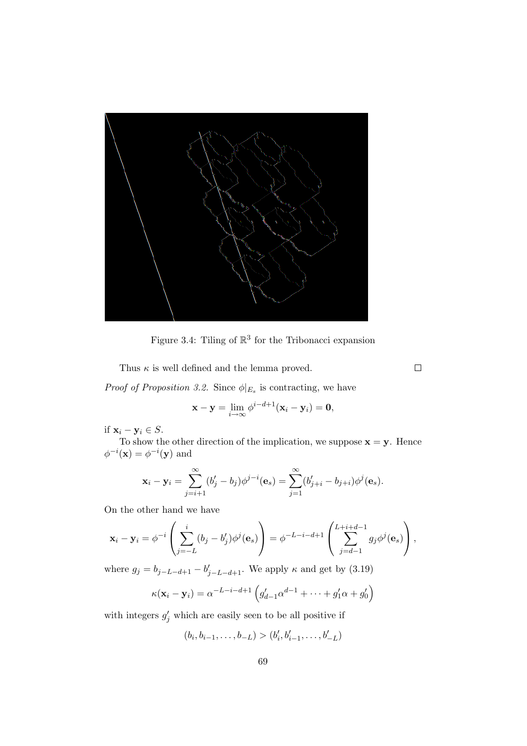Figure 3.4: Tiling of $\mathbb{R}^3$ for the Tribonacci expansion

Thus $\kappa$ is well defined and the lemma proved. $\square$

*Proof of Proposition 3.2.* Since $\phi|_{E_s}$ is contracting, we have

$$\mathbf{x} - \mathbf{y} = \lim_{i \to \infty} \phi^{i-d+1}(\mathbf{x}_i - \mathbf{y}_i) = \mathbf{0},$$

if $\mathbf{x}_i - \mathbf{y}_i \in S$.

To show the other direction of the implication, we suppose $\mathbf{x} = \mathbf{y}$. Hence $\phi^{-i}(\mathbf{x}) = \phi^{-i}(\mathbf{y})$ and

$$\mathbf{x}_i - \mathbf{y}_i = \sum_{j=i+1}^{\infty} (b'_j - b_j)\phi^{j-i}(\mathbf{e}_s) = \sum_{j=1}^{\infty} (b'_{j+i} - b_{j+i})\phi^j(\mathbf{e}_s).$$

On the other hand we have

$$\mathbf{x}_i - \mathbf{y}_i = \phi^{-i}\left(\sum_{j=-L}^{i} (b_j - b'_j)\phi^j(\mathbf{e}_s)\right) = \phi^{-L-i-d+1}\left(\sum_{j=d-1}^{L+i+d-1} g_j \phi^j(\mathbf{e}_s)\right),$$

where $g_j = b_{j-L-d+1} - b'_{j-L-d+1}$. We apply $\kappa$ and get by (3.19)

$$\kappa(\mathbf{x}_i - \mathbf{y}_i) = \alpha^{-L-i-d+1}\left(g'_{d-1}\alpha^{d-1} + \cdots + g'_1\alpha + g'_0\right)$$

with integers $g'_j$ which are easily seen to be all positive if

$$(b_i, b_{i-1}, \ldots, b_{-L}) > (b'_i, b'_{i-1}, \ldots, b'_{-L})$$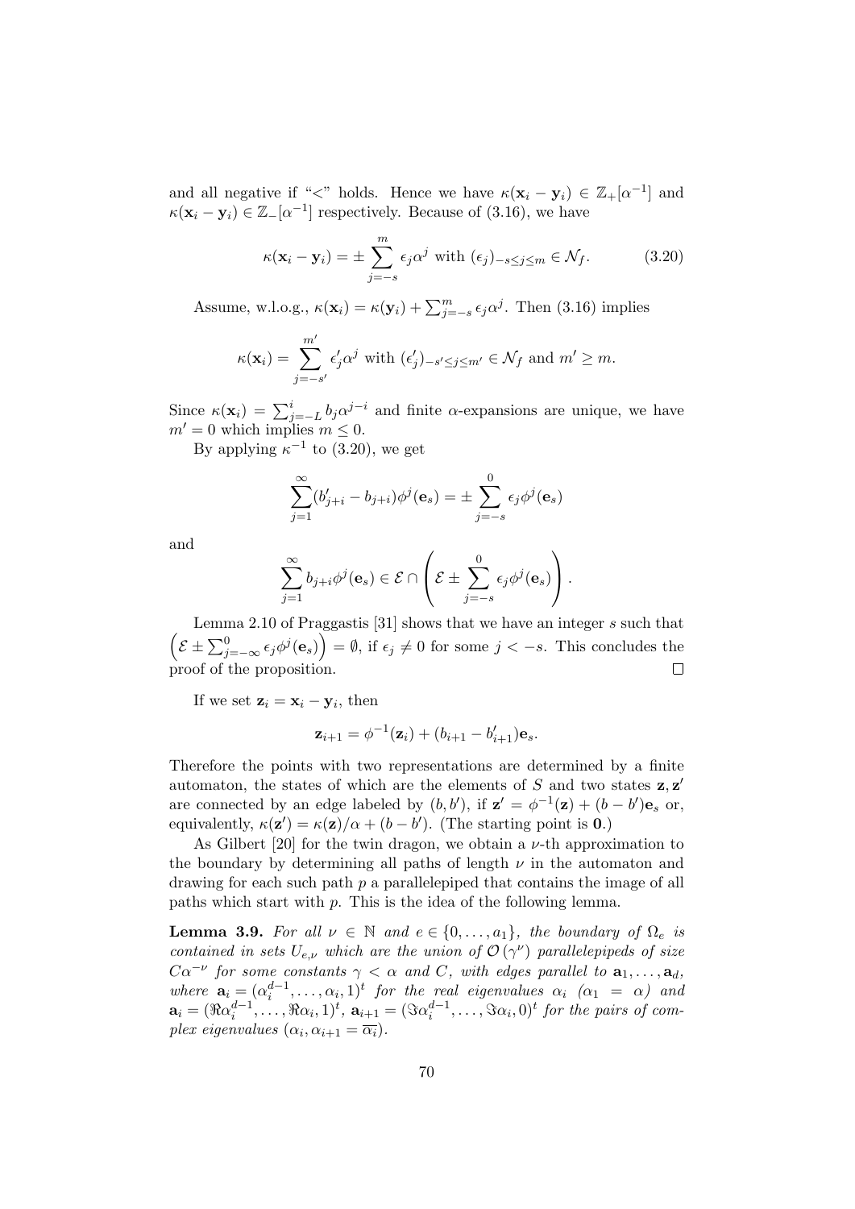and all negative if "<" holds. Hence we have $\kappa(\mathbf{x}_i - \mathbf{y}_i) \in \mathbb{Z}_+[\alpha^{-1}]$ and $\kappa(\mathbf{x}_i - \mathbf{y}_i) \in \mathbb{Z}_-[\alpha^{-1}]$ respectively. Because of (3.16), we have

$$\kappa(\mathbf{x}_i - \mathbf{y}_i) = \pm \sum_{j=-s}^{m} \epsilon_j \alpha^j \text{ with } (\epsilon_j)_{-s \le j \le m} \in \mathcal{N}_f. \tag{3.20}$$

Assume, w.l.o.g., $\kappa(\mathbf{x}_i) = \kappa(\mathbf{y}_i) + \sum_{j=-s}^{m} \epsilon_j \alpha^j$. Then (3.16) implies

$$\kappa(\mathbf{x}_i) = \sum_{j=-s'}^{m'} \epsilon'_j \alpha^j \text{ with } (\epsilon'_j)_{-s' \le j \le m'} \in \mathcal{N}_f \text{ and } m' \ge m.$$

Since $\kappa(\mathbf{x}_i) = \sum_{j=-L}^{i} b_j \alpha^{j-i}$ and finite $\alpha$-expansions are unique, we have $m' = 0$ which implies $m \le 0$.

By applying $\kappa^{-1}$ to (3.20), we get

$$\sum_{j=1}^{\infty} (b'_{j+i} - b_{j+i}) \phi^j(\mathbf{e}_s) = \pm \sum_{j=-s}^{0} \epsilon_j \phi^j(\mathbf{e}_s)$$

and

$$\sum_{j=1}^{\infty} b_{j+i} \phi^j(\mathbf{e}_s) \in \mathcal{E} \cap \left( \mathcal{E} \pm \sum_{j=-s}^{0} \epsilon_j \phi^j(\mathbf{e}_s) \right).$$

Lemma 2.10 of Praggastis [31] shows that we have an integer $s$ such that $\left( \mathcal{E} \pm \sum_{j=-\infty}^{0} \epsilon_j \phi^j(\mathbf{e}_s) \right) = \emptyset$, if $\epsilon_j \ne 0$ for some $j < -s$. This concludes the proof of the proposition. $\square$

If we set $\mathbf{z}_i = \mathbf{x}_i - \mathbf{y}_i$, then

$$\mathbf{z}_{i+1} = \phi^{-1}(\mathbf{z}_i) + (b_{i+1} - b'_{i+1}) \mathbf{e}_s.$$

Therefore the points with two representations are determined by a finite automaton, the states of which are the elements of $S$ and two states $\mathbf{z}, \mathbf{z}'$ are connected by an edge labeled by $(b, b')$, if $\mathbf{z}' = \phi^{-1}(\mathbf{z}) + (b - b')\mathbf{e}_s$ or, equivalently, $\kappa(\mathbf{z}') = \kappa(\mathbf{z})/\alpha + (b - b')$. (The starting point is $\mathbf{0}$.)

As Gilbert [20] for the twin dragon, we obtain a $\nu$-th approximation to the boundary by determining all paths of length $\nu$ in the automaton and drawing for each such path $p$ a parallelepiped that contains the image of all paths which start with $p$. This is the idea of the following lemma.

**Lemma 3.9.** *For all $\nu \in \mathbb{N}$ and $e \in \{0, \ldots, a_1\}$, the boundary of $\Omega_e$ is contained in sets $U_{e,\nu}$ which are the union of $\mathcal{O}(\gamma^\nu)$ parallelepipeds of size $C\alpha^{-\nu}$ for some constants $\gamma < \alpha$ and $C$, with edges parallel to $\mathbf{a}_1, \ldots, \mathbf{a}_d$, where $\mathbf{a}_i = (\alpha_i^{d-1}, \ldots, \alpha_i, 1)^t$ for the real eigenvalues $\alpha_i$ ($\alpha_1 = \alpha$) and $\mathbf{a}_i = (\Re\alpha_i^{d-1}, \ldots, \Re\alpha_i, 1)^t$, $\mathbf{a}_{i+1} = (\Im\alpha_i^{d-1}, \ldots, \Im\alpha_i, 0)^t$ for the pairs of complex eigenvalues ($\alpha_i, \alpha_{i+1} = \overline{\alpha_i}$).*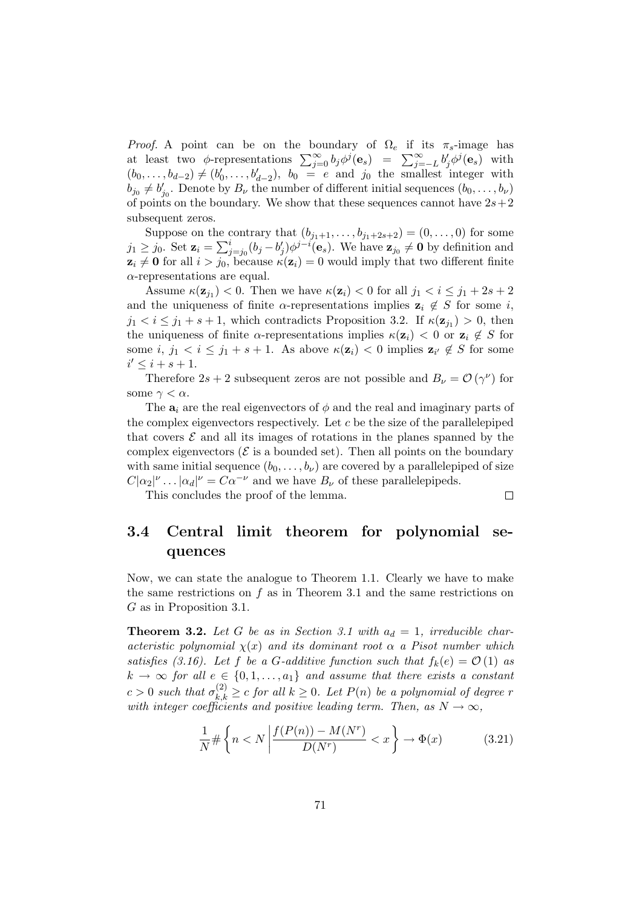*Proof.* A point can be on the boundary of $\Omega_e$ if its $\pi_s$-image has at least two $\phi$-representations $\sum_{j=0}^{\infty} b_j \phi^j(\mathbf{e}_s) = \sum_{j=-L}^{\infty} b'_j \phi^j(\mathbf{e}_s)$ with $(b_0, \ldots, b_{d-2}) \neq (b'_0, \ldots, b'_{d-2})$, $b_0 = e$ and $j_0$ the smallest integer with $b_{j_0} \neq b'_{j_0}$. Denote by $B_\nu$ the number of different initial sequences $(b_0, \ldots, b_\nu)$ of points on the boundary. We show that these sequences cannot have $2s+2$ subsequent zeros.

Suppose on the contrary that $(b_{j_1+1}, \ldots, b_{j_1+2s+2}) = (0, \ldots, 0)$ for some $j_1 \geq j_0$. Set $\mathbf{z}_i = \sum_{j=j_0}^{i} (b_j - b'_j) \phi^{j-i}(\mathbf{e}_s)$. We have $\mathbf{z}_{j_0} \neq \mathbf{0}$ by definition and $\mathbf{z}_i \neq \mathbf{0}$ for all $i > j_0$, because $\kappa(\mathbf{z}_i) = 0$ would imply that two different finite $\alpha$-representations are equal.

Assume $\kappa(\mathbf{z}_{j_1}) < 0$. Then we have $\kappa(\mathbf{z}_i) < 0$ for all $j_1 < i \leq j_1 + 2s + 2$ and the uniqueness of finite $\alpha$-representations implies $\mathbf{z}_i \notin S$ for some $i$, $j_1 < i \leq j_1 + s + 1$, which contradicts Proposition 3.2. If $\kappa(\mathbf{z}_{j_1}) > 0$, then the uniqueness of finite $\alpha$-representations implies $\kappa(\mathbf{z}_i) < 0$ or $\mathbf{z}_i \notin S$ for some $i$, $j_1 < i \leq j_1 + s + 1$. As above $\kappa(\mathbf{z}_i) < 0$ implies $\mathbf{z}_{i'} \notin S$ for some $i' \leq i + s + 1$.

Therefore $2s + 2$ subsequent zeros are not possible and $B_\nu = \mathcal{O}(\gamma^\nu)$ for some $\gamma < \alpha$.

The $\mathbf{a}_i$ are the real eigenvectors of $\phi$ and the real and imaginary parts of the complex eigenvectors respectively. Let $c$ be the size of the parallelepiped that covers $\mathcal{E}$ and all its images of rotations in the planes spanned by the complex eigenvectors ($\mathcal{E}$ is a bounded set). Then all points on the boundary with same initial sequence $(b_0, \ldots, b_\nu)$ are covered by a parallelepiped of size $C|\alpha_2|^\nu \ldots |\alpha_d|^\nu = C\alpha^{-\nu}$ and we have $B_\nu$ of these parallelepipeds.

This concludes the proof of the lemma. $\square$

## 3.4 Central limit theorem for polynomial sequences

Now, we can state the analogue to Theorem 1.1. Clearly we have to make the same restrictions on $f$ as in Theorem 3.1 and the same restrictions on $G$ as in Proposition 3.1.

**Theorem 3.2.** *Let $G$ be as in Section 3.1 with $a_d = 1$, irreducible characteristic polynomial $\chi(x)$ and its dominant root $\alpha$ a Pisot number which satisfies (3.16). Let $f$ be a $G$-additive function such that $f_k(e) = \mathcal{O}(1)$ as $k \to \infty$ for all $e \in \{0, 1, \ldots, a_1\}$ and assume that there exists a constant $c > 0$ such that $\sigma_{k,k}^{(2)} \geq c$ for all $k \geq 0$. Let $P(n)$ be a polynomial of degree $r$ with integer coefficients and positive leading term. Then, as $N \to \infty$,*

$$\frac{1}{N} \# \left\{ n < N \,\middle|\, \frac{f(P(n)) - M(N^r)}{D(N^r)} < x \right\} \to \Phi(x) \tag{3.21}$$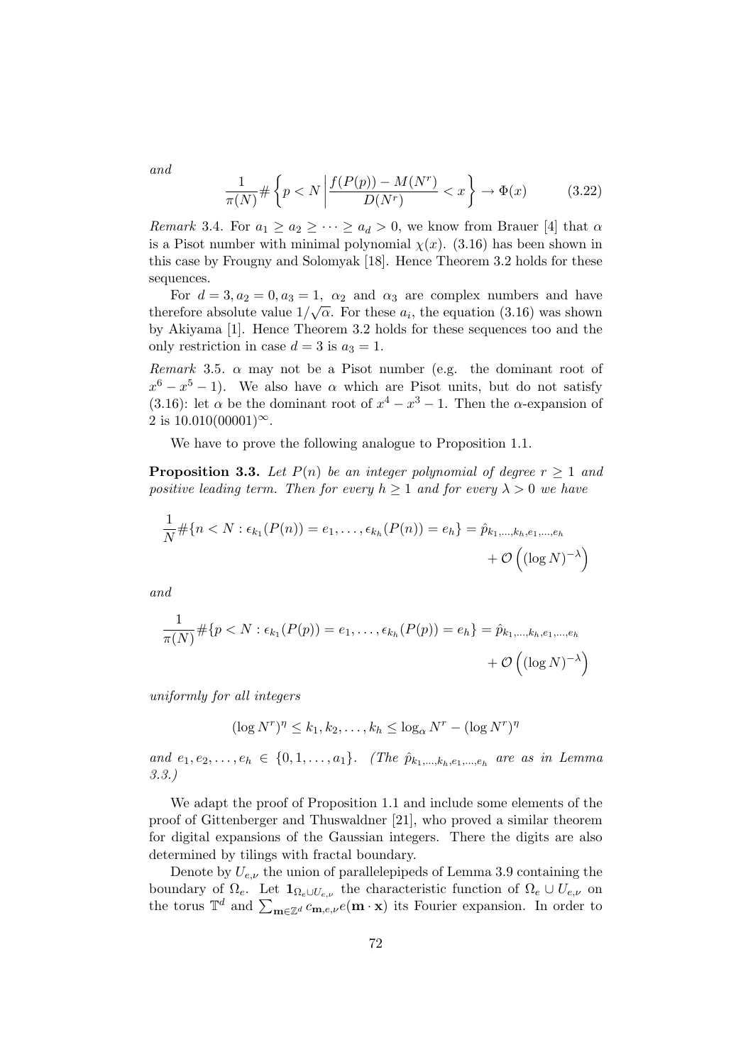*and*

$$\frac{1}{\pi(N)} \# \left\{ p < N \,\middle|\, \frac{f(P(p)) - M(N^r)}{D(N^r)} < x \right\} \to \Phi(x) \tag{3.22}$$

*Remark* 3.4. For $a_1 \geq a_2 \geq \cdots \geq a_d > 0$, we know from Brauer [4] that $\alpha$ is a Pisot number with minimal polynomial $\chi(x)$. (3.16) has been shown in this case by Frougny and Solomyak [18]. Hence Theorem 3.2 holds for these sequences.

For $d = 3, a_2 = 0, a_3 = 1$, $\alpha_2$ and $\alpha_3$ are complex numbers and have therefore absolute value $1/\sqrt{\alpha}$. For these $a_i$, the equation (3.16) was shown by Akiyama [1]. Hence Theorem 3.2 holds for these sequences too and the only restriction in case $d = 3$ is $a_3 = 1$.

*Remark* 3.5. $\alpha$ may not be a Pisot number (e.g. the dominant root of $x^6 - x^5 - 1$). We also have $\alpha$ which are Pisot units, but do not satisfy (3.16): let $\alpha$ be the dominant root of $x^4 - x^3 - 1$. Then the $\alpha$-expansion of 2 is $10.010(00001)^\infty$.

We have to prove the following analogue to Proposition 1.1.

**Proposition 3.3.** *Let $P(n)$ be an integer polynomial of degree $r \geq 1$ and positive leading term. Then for every $h \geq 1$ and for every $\lambda > 0$ we have*

$$\frac{1}{N} \#\{n < N : \epsilon_{k_1}(P(n)) = e_1, \ldots, \epsilon_{k_h}(P(n)) = e_h\} = \hat{p}_{k_1,\ldots,k_h,e_1,\ldots,e_h} + \mathcal{O}\left((\log N)^{-\lambda}\right)$$

*and*

$$\frac{1}{\pi(N)} \#\{p < N : \epsilon_{k_1}(P(p)) = e_1, \ldots, \epsilon_{k_h}(P(p)) = e_h\} = \hat{p}_{k_1,\ldots,k_h,e_1,\ldots,e_h} + \mathcal{O}\left((\log N)^{-\lambda}\right)$$

*uniformly for all integers*

$$(\log N^r)^\eta \leq k_1, k_2, \ldots, k_h \leq \log_\alpha N^r - (\log N^r)^\eta$$

*and $e_1, e_2, \ldots, e_h \in \{0, 1, \ldots, a_1\}$. (The $\hat{p}_{k_1,\ldots,k_h,e_1,\ldots,e_h}$ are as in Lemma 3.3.)*

We adapt the proof of Proposition 1.1 and include some elements of the proof of Gittenberger and Thuswaldner [21], who proved a similar theorem for digital expansions of the Gaussian integers. There the digits are also determined by tilings with fractal boundary.

Denote by $U_{e,\nu}$ the union of parallelepipeds of Lemma 3.9 containing the boundary of $\Omega_e$. Let $\mathbf{1}_{\Omega_e \cup U_{e,\nu}}$ the characteristic function of $\Omega_e \cup U_{e,\nu}$ on the torus $\mathbb{T}^d$ and $\sum_{\mathbf{m} \in \mathbb{Z}^d} c_{\mathbf{m},e,\nu} e(\mathbf{m} \cdot \mathbf{x})$ its Fourier expansion. In order to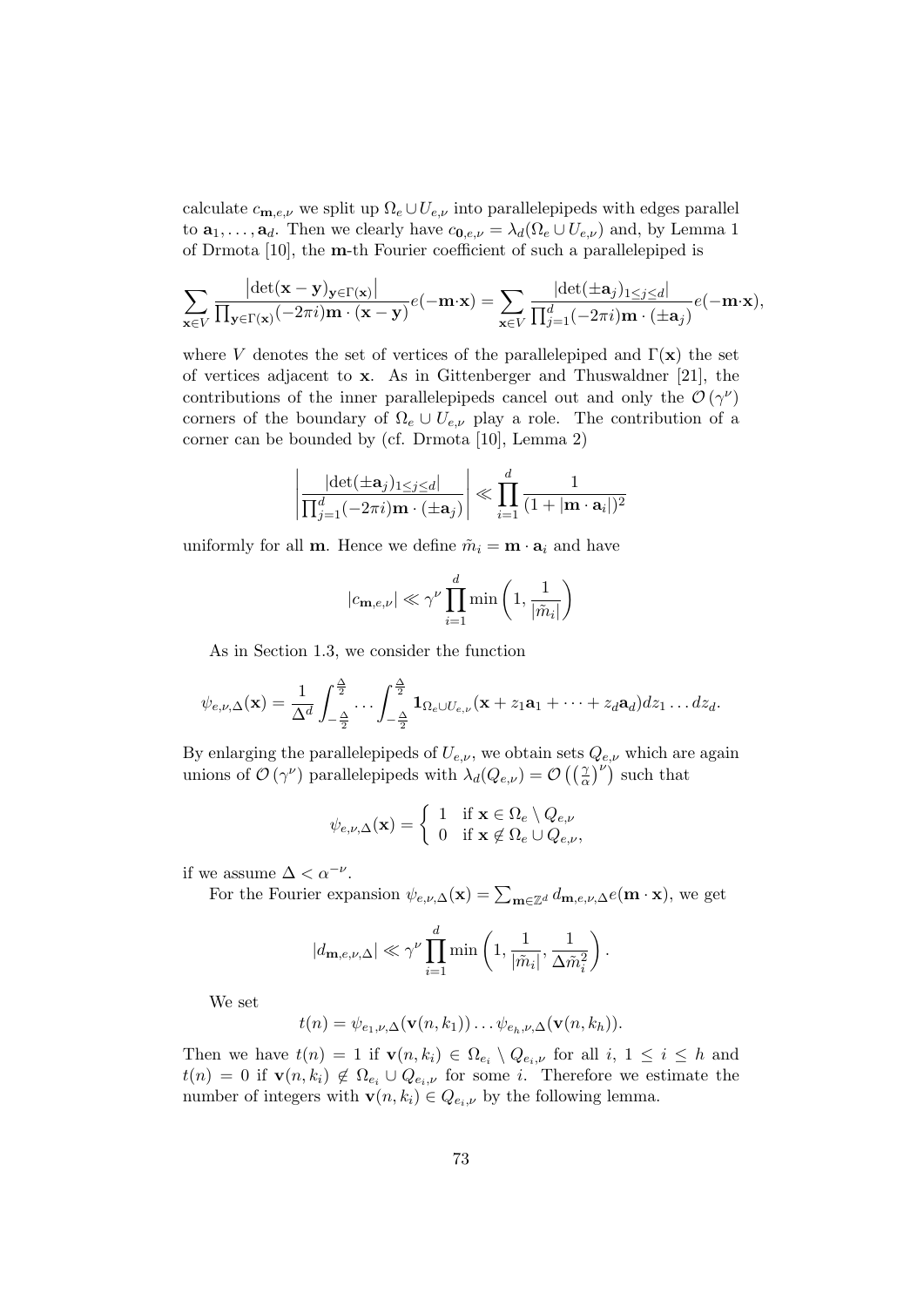calculate $c_{\mathbf{m},e,\nu}$ we split up $\Omega_e \cup U_{e,\nu}$ into parallelepipeds with edges parallel to $\mathbf{a}_1, \ldots, \mathbf{a}_d$. Then we clearly have $c_{\mathbf{0},e,\nu} = \lambda_d(\Omega_e \cup U_{e,\nu})$ and, by Lemma 1 of Drmota [10], the $\mathbf{m}$-th Fourier coefficient of such a parallelepiped is

$$\sum_{\mathbf{x}\in V} \frac{\left|\det(\mathbf{x}-\mathbf{y})_{\mathbf{y}\in\Gamma(\mathbf{x})}\right|}{\prod_{\mathbf{y}\in\Gamma(\mathbf{x})}(-2\pi i)\mathbf{m}\cdot(\mathbf{x}-\mathbf{y})} e(-\mathbf{m}\cdot\mathbf{x}) = \sum_{\mathbf{x}\in V} \frac{|\det(\pm\mathbf{a}_j)_{1\le j\le d}|}{\prod_{j=1}^d (-2\pi i)\mathbf{m}\cdot(\pm\mathbf{a}_j)} e(-\mathbf{m}\cdot\mathbf{x}),$$

where $V$ denotes the set of vertices of the parallelepiped and $\Gamma(\mathbf{x})$ the set of vertices adjacent to $\mathbf{x}$. As in Gittenberger and Thuswaldner [21], the contributions of the inner parallelepipeds cancel out and only the $\mathcal{O}(\gamma^\nu)$ corners of the boundary of $\Omega_e \cup U_{e,\nu}$ play a role. The contribution of a corner can be bounded by (cf. Drmota [10], Lemma 2)

$$\left| \frac{|\det(\pm\mathbf{a}_j)_{1\le j\le d}|}{\prod_{j=1}^d (-2\pi i)\mathbf{m}\cdot(\pm\mathbf{a}_j)} \right| \ll \prod_{i=1}^d \frac{1}{(1+|\mathbf{m}\cdot\mathbf{a}_i|)^2}$$

uniformly for all $\mathbf{m}$. Hence we define $\tilde{m}_i = \mathbf{m}\cdot\mathbf{a}_i$ and have

$$|c_{\mathbf{m},e,\nu}| \ll \gamma^\nu \prod_{i=1}^d \min\left(1, \frac{1}{|\tilde{m}_i|}\right)$$

As in Section 1.3, we consider the function

$$\psi_{e,\nu,\Delta}(\mathbf{x}) = \frac{1}{\Delta^d} \int_{-\frac{\Delta}{2}}^{\frac{\Delta}{2}} \cdots \int_{-\frac{\Delta}{2}}^{\frac{\Delta}{2}} \mathbf{1}_{\Omega_e\cup U_{e,\nu}}(\mathbf{x} + z_1\mathbf{a}_1 + \cdots + z_d\mathbf{a}_d) dz_1 \ldots dz_d.$$

By enlarging the parallelepipeds of $U_{e,\nu}$, we obtain sets $Q_{e,\nu}$ which are again unions of $\mathcal{O}(\gamma^\nu)$ parallelepipeds with $\lambda_d(Q_{e,\nu}) = \mathcal{O}\left(\left(\frac{\gamma}{\alpha}\right)^\nu\right)$ such that

$$\psi_{e,\nu,\Delta}(\mathbf{x}) = \begin{cases} 1 & \text{if } \mathbf{x} \in \Omega_e \setminus Q_{e,\nu} \\ 0 & \text{if } \mathbf{x} \notin \Omega_e \cup Q_{e,\nu}, \end{cases}$$

if we assume $\Delta < \alpha^{-\nu}$.

For the Fourier expansion $\psi_{e,\nu,\Delta}(\mathbf{x}) = \sum_{\mathbf{m}\in\mathbb{Z}^d} d_{\mathbf{m},e,\nu,\Delta} e(\mathbf{m}\cdot\mathbf{x})$, we get

$$|d_{\mathbf{m},e,\nu,\Delta}| \ll \gamma^\nu \prod_{i=1}^d \min\left(1, \frac{1}{|\tilde{m}_i|}, \frac{1}{\Delta\tilde{m}_i^2}\right).$$

We set

$$t(n) = \psi_{e_1,\nu,\Delta}(\mathbf{v}(n,k_1)) \ldots \psi_{e_h,\nu,\Delta}(\mathbf{v}(n,k_h)).$$

Then we have $t(n) = 1$ if $\mathbf{v}(n,k_i) \in \Omega_{e_i} \setminus Q_{e_i,\nu}$ for all $i$, $1 \le i \le h$ and $t(n) = 0$ if $\mathbf{v}(n,k_i) \notin \Omega_{e_i} \cup Q_{e_i,\nu}$ for some $i$. Therefore we estimate the number of integers with $\mathbf{v}(n,k_i) \in Q_{e_i,\nu}$ by the following lemma.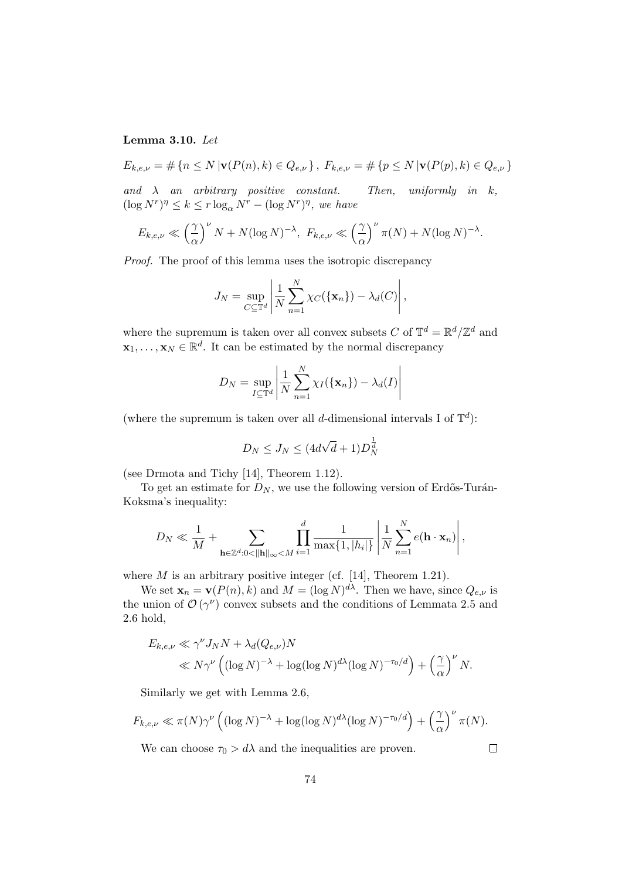**Lemma 3.10.** *Let*

$$E_{k,e,\nu} = \#\left\{n \le N \,|\, \mathbf{v}(P(n),k) \in Q_{e,\nu}\right\},\ F_{k,e,\nu} = \#\left\{p \le N \,|\, \mathbf{v}(P(p),k) \in Q_{e,\nu}\right\}$$

*and $\lambda$ an arbitrary positive constant. Then, uniformly in $k$, $(\log N^r)^\eta \le k \le r\log_\alpha N^r - (\log N^r)^\eta$, we have*

$$E_{k,e,\nu} \ll \left(\frac{\gamma}{\alpha}\right)^\nu N + N(\log N)^{-\lambda},\ F_{k,e,\nu} \ll \left(\frac{\gamma}{\alpha}\right)^\nu \pi(N) + N(\log N)^{-\lambda}.$$

*Proof.* The proof of this lemma uses the isotropic discrepancy

$$J_N = \sup_{C\subseteq \mathbb{T}^d}\left|\frac{1}{N}\sum_{n=1}^N \chi_C(\{\mathbf{x}_n\}) - \lambda_d(C)\right|,$$

where the supremum is taken over all convex subsets $C$ of $\mathbb{T}^d = \mathbb{R}^d/\mathbb{Z}^d$ and $\mathbf{x}_1,\ldots,\mathbf{x}_N \in \mathbb{R}^d$. It can be estimated by the normal discrepancy

$$D_N = \sup_{I\subseteq \mathbb{T}^d}\left|\frac{1}{N}\sum_{n=1}^N \chi_I(\{\mathbf{x}_n\}) - \lambda_d(I)\right|$$

(where the supremum is taken over all $d$-dimensional intervals I of $\mathbb{T}^d$):

$$D_N \le J_N \le (4d\sqrt{d}+1)D_N^{\frac{1}{d}}$$

(see Drmota and Tichy [14], Theorem 1.12).

To get an estimate for $D_N$, we use the following version of Erdős-Turán-Koksma's inequality:

$$D_N \ll \frac{1}{M} + \sum_{\mathbf{h}\in\mathbb{Z}^d:0<\|\mathbf{h}\|_\infty<M}\prod_{i=1}^d \frac{1}{\max\{1,|h_i|\}}\left|\frac{1}{N}\sum_{n=1}^N e(\mathbf{h}\cdot\mathbf{x}_n)\right|,$$

where $M$ is an arbitrary positive integer (cf. [14], Theorem 1.21).

We set $\mathbf{x}_n = \mathbf{v}(P(n),k)$ and $M = (\log N)^{d\lambda}$. Then we have, since $Q_{e,\nu}$ is the union of $\mathcal{O}(\gamma^\nu)$ convex subsets and the conditions of Lemmata 2.5 and 2.6 hold,

$$\begin{aligned}E_{k,e,\nu} &\ll \gamma^\nu J_N N + \lambda_d(Q_{e,\nu})N \\ &\ll N\gamma^\nu\left((\log N)^{-\lambda} + \log(\log N)^{d\lambda}(\log N)^{-\tau_0/d}\right) + \left(\frac{\gamma}{\alpha}\right)^\nu N.\end{aligned}$$

Similarly we get with Lemma 2.6,

$$F_{k,e,\nu} \ll \pi(N)\gamma^\nu\left((\log N)^{-\lambda} + \log(\log N)^{d\lambda}(\log N)^{-\tau_0/d}\right) + \left(\frac{\gamma}{\alpha}\right)^\nu \pi(N).$$

We can choose $\tau_0 > d\lambda$ and the inequalities are proven. $\square$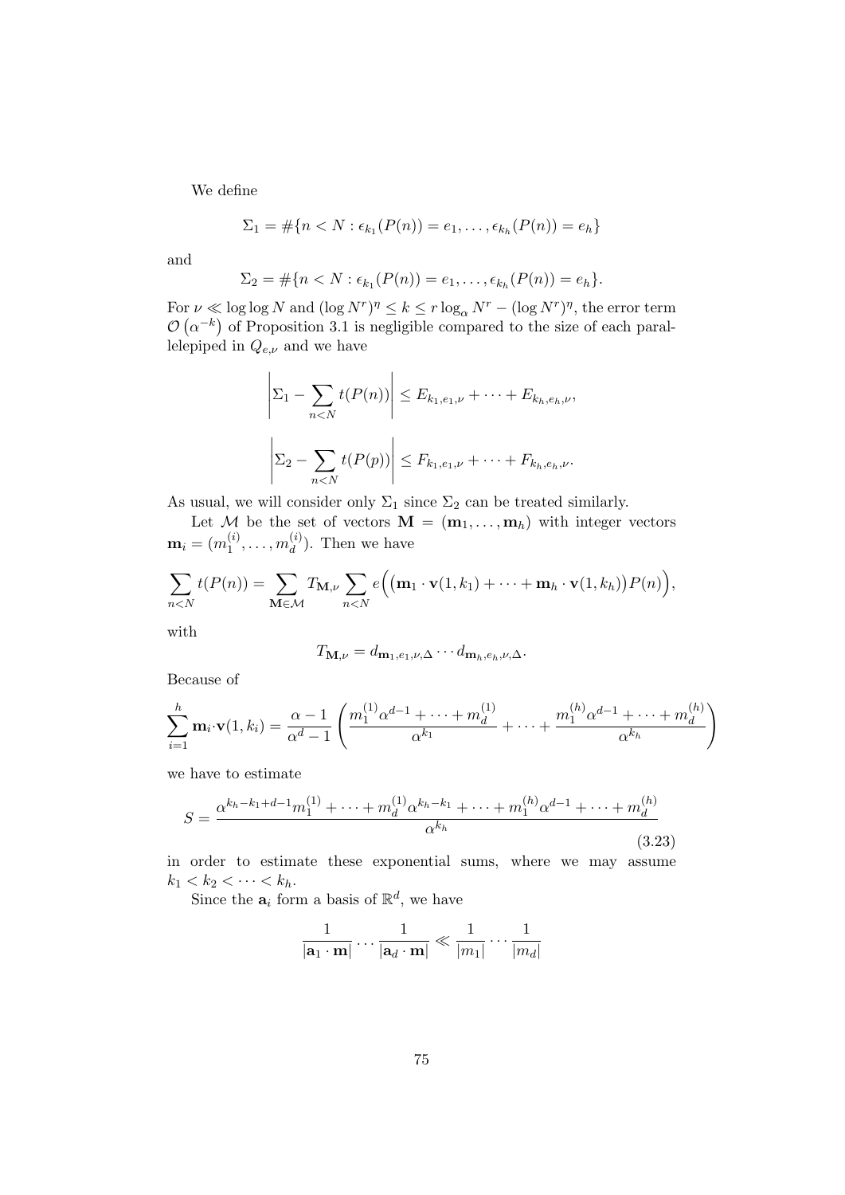We define

$$\Sigma_1 = \#\{n < N : \epsilon_{k_1}(P(n)) = e_1, \ldots, \epsilon_{k_h}(P(n)) = e_h\}$$

and

$$\Sigma_2 = \#\{n < N : \epsilon_{k_1}(P(n)) = e_1, \ldots, \epsilon_{k_h}(P(n)) = e_h\}.$$

For $\nu \ll \log\log N$ and $(\log N^r)^\eta \leq k \leq r\log_\alpha N^r - (\log N^r)^\eta$, the error term $\mathcal{O}\left(\alpha^{-k}\right)$ of Proposition 3.1 is negligible compared to the size of each parallelepiped in $Q_{e,\nu}$ and we have

$$\left|\Sigma_1 - \sum_{n<N} t(P(n))\right| \leq E_{k_1,e_1,\nu} + \cdots + E_{k_h,e_h,\nu},$$

$$\left|\Sigma_2 - \sum_{n<N} t(P(p))\right| \leq F_{k_1,e_1,\nu} + \cdots + F_{k_h,e_h,\nu}.$$

As usual, we will consider only $\Sigma_1$ since $\Sigma_2$ can be treated similarly.

Let $\mathcal{M}$ be the set of vectors $\mathbf{M} = (\mathbf{m}_1, \ldots, \mathbf{m}_h)$ with integer vectors $\mathbf{m}_i = (m_1^{(i)}, \ldots, m_d^{(i)})$. Then we have

$$\sum_{n<N} t(P(n)) = \sum_{\mathbf{M}\in\mathcal{M}} T_{\mathbf{M},\nu} \sum_{n<N} e\Big(\big(\mathbf{m}_1 \cdot \mathbf{v}(1,k_1) + \cdots + \mathbf{m}_h \cdot \mathbf{v}(1,k_h)\big)P(n)\Big),$$

with

$$T_{\mathbf{M},\nu} = d_{\mathbf{m}_1,e_1,\nu,\Delta} \cdots d_{\mathbf{m}_h,e_h,\nu,\Delta}.$$

Because of

$$\sum_{i=1}^{h} \mathbf{m}_i \cdot \mathbf{v}(1,k_i) = \frac{\alpha-1}{\alpha^d-1}\left(\frac{m_1^{(1)}\alpha^{d-1} + \cdots + m_d^{(1)}}{\alpha^{k_1}} + \cdots + \frac{m_1^{(h)}\alpha^{d-1} + \cdots + m_d^{(h)}}{\alpha^{k_h}}\right)$$

we have to estimate

$$S = \frac{\alpha^{k_h-k_1+d-1}m_1^{(1)} + \cdots + m_d^{(1)}\alpha^{k_h-k_1} + \cdots + m_1^{(h)}\alpha^{d-1} + \cdots + m_d^{(h)}}{\alpha^{k_h}} \tag{3.23}$$

in order to estimate these exponential sums, where we may assume $k_1 < k_2 < \cdots < k_h$.

Since the $\mathbf{a}_i$ form a basis of $\mathbb{R}^d$, we have

$$\frac{1}{|\mathbf{a}_1 \cdot \mathbf{m}|} \cdots \frac{1}{|\mathbf{a}_d \cdot \mathbf{m}|} \ll \frac{1}{|m_1|} \cdots \frac{1}{|m_d|}$$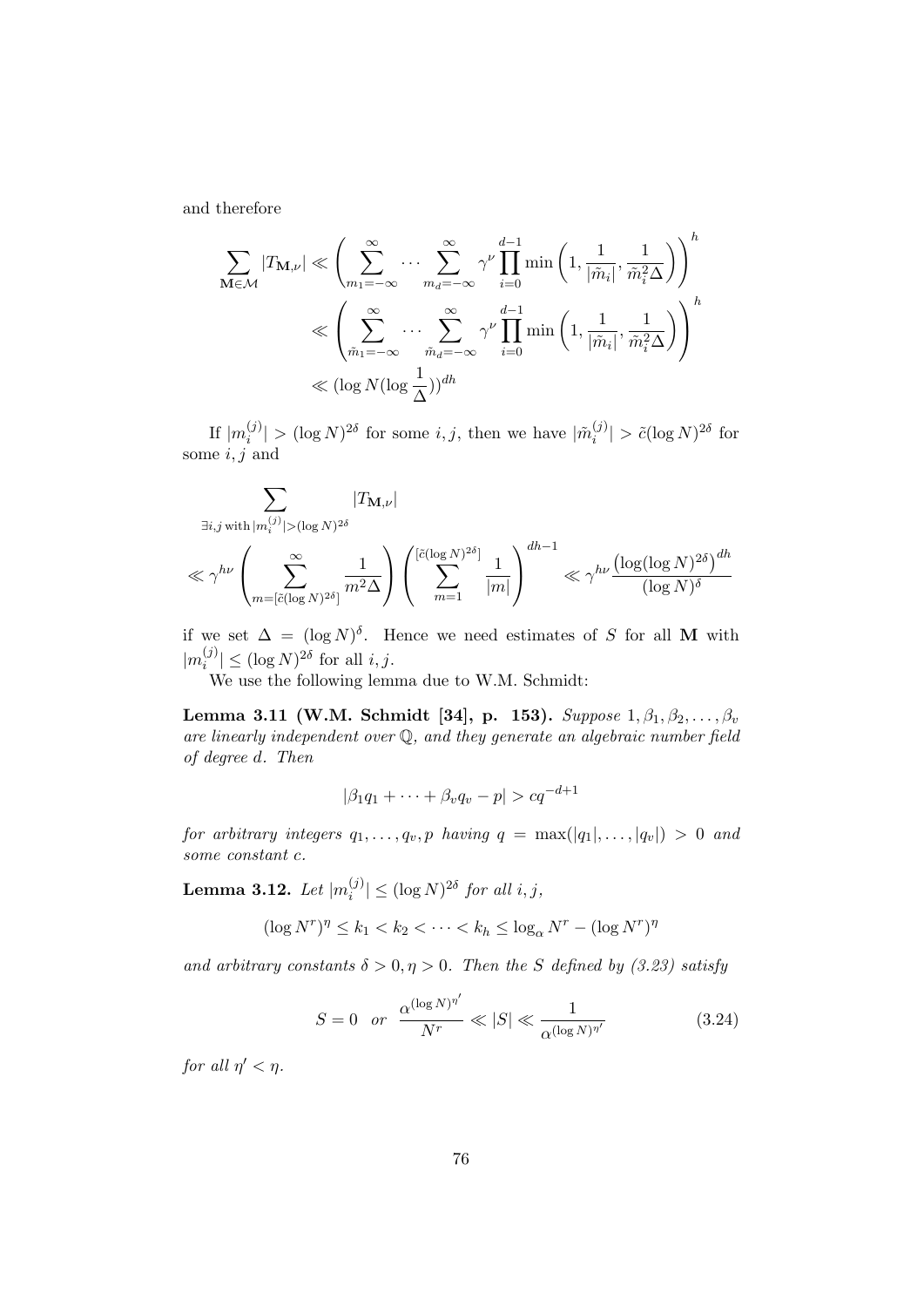and therefore

$$\sum_{\mathbf{M}\in\mathcal{M}} |T_{\mathbf{M},\nu}| \ll \left( \sum_{m_1=-\infty}^{\infty} \cdots \sum_{m_d=-\infty}^{\infty} \gamma^{\nu} \prod_{i=0}^{d-1} \min\left(1, \frac{1}{|\tilde{m}_i|}, \frac{1}{\tilde{m}_i^2 \Delta}\right) \right)^h$$
$$\ll \left( \sum_{\tilde{m}_1=-\infty}^{\infty} \cdots \sum_{\tilde{m}_d=-\infty}^{\infty} \gamma^{\nu} \prod_{i=0}^{d-1} \min\left(1, \frac{1}{|\tilde{m}_i|}, \frac{1}{\tilde{m}_i^2 \Delta}\right) \right)^h$$
$$\ll (\log N (\log \frac{1}{\Delta}))^{dh}$$

If $|m_i^{(j)}| > (\log N)^{2\delta}$ for some $i, j$, then we have $|\tilde{m}_i^{(j)}| > \tilde{c}(\log N)^{2\delta}$ for some $i, j$ and

$$\sum_{\exists i,j \text{ with } |m_i^{(j)}| > (\log N)^{2\delta}} |T_{\mathbf{M},\nu}|$$
$$\ll \gamma^{h\nu} \left( \sum_{m=[\tilde{c}(\log N)^{2\delta}]}^{\infty} \frac{1}{m^2 \Delta} \right) \left( \sum_{m=1}^{[\tilde{c}(\log N)^{2\delta}]} \frac{1}{|m|} \right)^{dh-1} \ll \gamma^{h\nu} \frac{\left(\log(\log N)^{2\delta}\right)^{dh}}{(\log N)^{\delta}}$$

if we set $\Delta = (\log N)^{\delta}$. Hence we need estimates of $S$ for all $\mathbf{M}$ with $|m_i^{(j)}| \leq (\log N)^{2\delta}$ for all $i, j$.

We use the following lemma due to W.M. Schmidt:

**Lemma 3.11 (W.M. Schmidt [34], p. 153).** *Suppose $1, \beta_1, \beta_2, \ldots, \beta_v$ are linearly independent over $\mathbb{Q}$, and they generate an algebraic number field of degree $d$. Then*

$$|\beta_1 q_1 + \cdots + \beta_v q_v - p| > c q^{-d+1}$$

*for arbitrary integers $q_1, \ldots, q_v, p$ having $q = \max(|q_1|, \ldots, |q_v|) > 0$ and some constant $c$.*

**Lemma 3.12.** *Let $|m_i^{(j)}| \leq (\log N)^{2\delta}$ for all $i, j$,*

$$(\log N^r)^{\eta} \leq k_1 < k_2 < \cdots < k_h \leq \log_{\alpha} N^r - (\log N^r)^{\eta}$$

*and arbitrary constants $\delta > 0, \eta > 0$. Then the $S$ defined by (3.23) satisfy*

$$S = 0 \quad or \quad \frac{\alpha^{(\log N)^{\eta'}}}{N^r} \ll |S| \ll \frac{1}{\alpha^{(\log N)^{\eta'}}} \tag{3.24}$$

*for all $\eta' < \eta$.*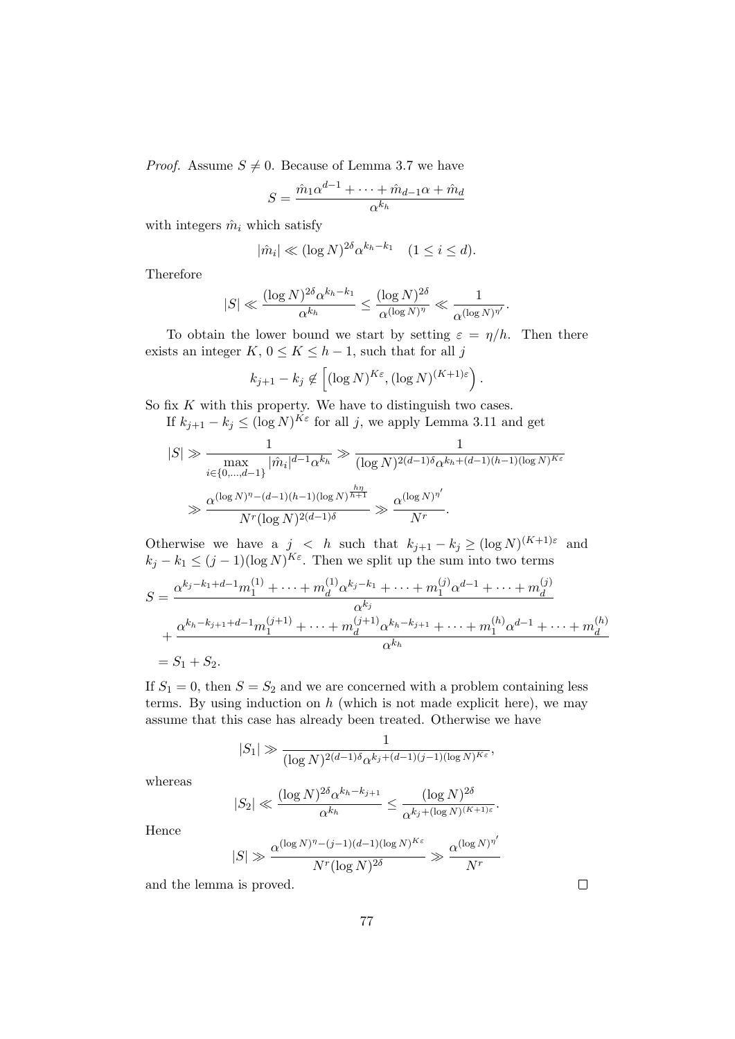*Proof.* Assume $S \neq 0$. Because of Lemma 3.7 we have

$$S = \frac{\hat{m}_1 \alpha^{d-1} + \cdots + \hat{m}_{d-1}\alpha + \hat{m}_d}{\alpha^{k_h}}$$

with integers $\hat{m}_i$ which satisfy

$$|\hat{m}_i| \ll (\log N)^{2\delta} \alpha^{k_h - k_1} \quad (1 \leq i \leq d).$$

Therefore

$$|S| \ll \frac{(\log N)^{2\delta} \alpha^{k_h - k_1}}{\alpha^{k_h}} \leq \frac{(\log N)^{2\delta}}{\alpha^{(\log N)^\eta}} \ll \frac{1}{\alpha^{(\log N)^{\eta'}}}.$$

To obtain the lower bound we start by setting $\varepsilon = \eta/h$. Then there exists an integer $K$, $0 \leq K \leq h-1$, such that for all $j$

$$k_{j+1} - k_j \notin \left[(\log N)^{K\varepsilon}, (\log N)^{(K+1)\varepsilon}\right).$$

So fix $K$ with this property. We have to distinguish two cases.

If $k_{j+1} - k_j \leq (\log N)^{K\varepsilon}$ for all $j$, we apply Lemma 3.11 and get

$$|S| \gg \frac{1}{\max\limits_{i \in \{0,\ldots,d-1\}} |\hat{m}_i|^{d-1} \alpha^{k_h}} \gg \frac{1}{(\log N)^{2(d-1)\delta} \alpha^{k_h + (d-1)(h-1)(\log N)^{K\varepsilon}}}$$

$$\gg \frac{\alpha^{(\log N)^\eta - (d-1)(h-1)(\log N)^{\frac{h\eta}{h+1}}}}{N^r (\log N)^{2(d-1)\delta}} \gg \frac{\alpha^{(\log N)^{\eta'}}}{N^r}.$$

Otherwise we have a $j < h$ such that $k_{j+1} - k_j \geq (\log N)^{(K+1)\varepsilon}$ and $k_j - k_1 \leq (j-1)(\log N)^{K\varepsilon}$. Then we split up the sum into two terms

$$\begin{aligned}
S &= \frac{\alpha^{k_j - k_1 + d - 1} m_1^{(1)} + \cdots + m_d^{(1)} \alpha^{k_j - k_1} + \cdots + m_1^{(j)} \alpha^{d-1} + \cdots + m_d^{(j)}}{\alpha^{k_j}} \\
&\quad + \frac{\alpha^{k_h - k_{j+1} + d - 1} m_1^{(j+1)} + \cdots + m_d^{(j+1)} \alpha^{k_h - k_{j+1}} + \cdots + m_1^{(h)} \alpha^{d-1} + \cdots + m_d^{(h)}}{\alpha^{k_h}} \\
&= S_1 + S_2.
\end{aligned}$$

If $S_1 = 0$, then $S = S_2$ and we are concerned with a problem containing less terms. By using induction on $h$ (which is not made explicit here), we may assume that this case has already been treated. Otherwise we have

$$|S_1| \gg \frac{1}{(\log N)^{2(d-1)\delta} \alpha^{k_j + (d-1)(j-1)(\log N)^{K\varepsilon}}},$$

whereas

$$|S_2| \ll \frac{(\log N)^{2\delta} \alpha^{k_h - k_{j+1}}}{\alpha^{k_h}} \leq \frac{(\log N)^{2\delta}}{\alpha^{k_j + (\log N)^{(K+1)\varepsilon}}}.$$

Hence

$$|S| \gg \frac{\alpha^{(\log N)^\eta - (j-1)(d-1)(\log N)^{K\varepsilon}}}{N^r (\log N)^{2\delta}} \gg \frac{\alpha^{(\log N)^{\eta'}}}{N^r}$$

and the lemma is proved. □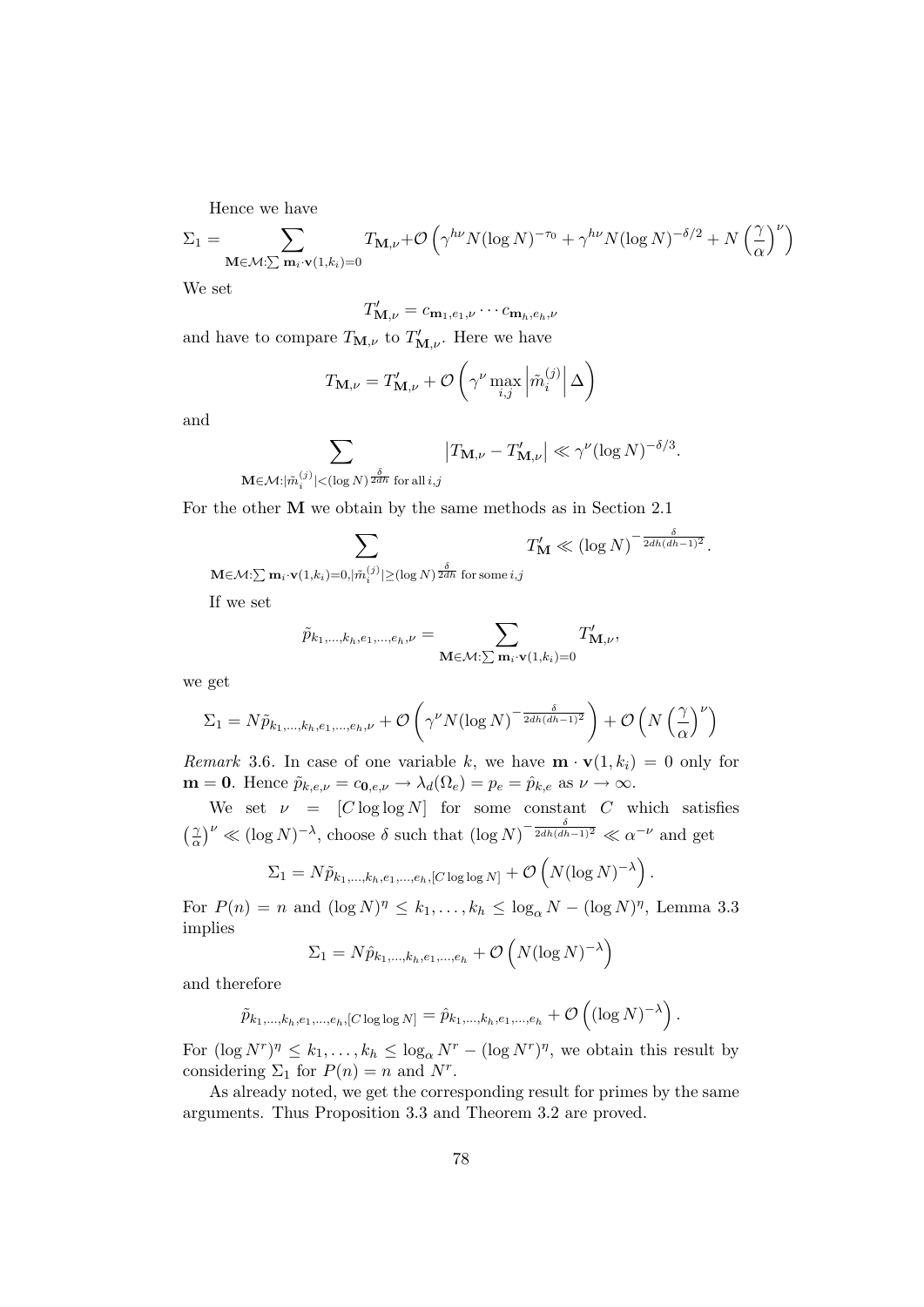Hence we have

$$\Sigma_1 = \sum_{\mathbf{M}\in\mathcal{M}:\sum \mathbf{m}_i\cdot\mathbf{v}(1,k_i)=0} T_{\mathbf{M},\nu} + \mathcal{O}\left(\gamma^{h\nu} N(\log N)^{-\tau_0} + \gamma^{h\nu} N(\log N)^{-\delta/2} + N\left(\frac{\gamma}{\alpha}\right)^{\nu}\right)$$

We set

$$T'_{\mathbf{M},\nu} = c_{\mathbf{m}_1,e_1,\nu}\cdots c_{\mathbf{m}_h,e_h,\nu}$$

and have to compare $T_{\mathbf{M},\nu}$ to $T'_{\mathbf{M},\nu}$. Here we have

$$T_{\mathbf{M},\nu} = T'_{\mathbf{M},\nu} + \mathcal{O}\left(\gamma^{\nu}\max_{i,j}\left|\tilde{m}_i^{(j)}\right|\Delta\right)$$

and

$$\sum_{\mathbf{M}\in\mathcal{M}:|\tilde{m}_i^{(j)}|<(\log N)^{\frac{\delta}{2dh}} \text{ for all } i,j} \left|T_{\mathbf{M},\nu} - T'_{\mathbf{M},\nu}\right| \ll \gamma^{\nu}(\log N)^{-\delta/3}.$$

For the other $\mathbf{M}$ we obtain by the same methods as in Section 2.1

$$\sum_{\mathbf{M}\in\mathcal{M}:\sum \mathbf{m}_i\cdot\mathbf{v}(1,k_i)=0,|\tilde{m}_i^{(j)}|\geq(\log N)^{\frac{\delta}{2dh}} \text{ for some } i,j} T'_{\mathbf{M}} \ll (\log N)^{-\frac{\delta}{2dh(dh-1)^2}}.$$

If we set

$$\tilde{p}_{k_1,\ldots,k_h,e_1,\ldots,e_h,\nu} = \sum_{\mathbf{M}\in\mathcal{M}:\sum \mathbf{m}_i\cdot\mathbf{v}(1,k_i)=0} T'_{\mathbf{M},\nu},$$

we get

$$\Sigma_1 = N\tilde{p}_{k_1,\ldots,k_h,e_1,\ldots,e_h,\nu} + \mathcal{O}\left(\gamma^{\nu}N(\log N)^{-\frac{\delta}{2dh(dh-1)^2}}\right) + \mathcal{O}\left(N\left(\frac{\gamma}{\alpha}\right)^{\nu}\right)$$

*Remark* 3.6. In case of one variable $k$, we have $\mathbf{m}\cdot\mathbf{v}(1,k_i) = 0$ only for $\mathbf{m} = \mathbf{0}$. Hence $\tilde{p}_{k,e,\nu} = c_{\mathbf{0},e,\nu} \to \lambda_d(\Omega_e) = p_e = \hat{p}_{k,e}$ as $\nu\to\infty$.

We set $\nu = [C\log\log N]$ for some constant $C$ which satisfies $\left(\frac{\gamma}{\alpha}\right)^{\nu} \ll (\log N)^{-\lambda}$, choose $\delta$ such that $(\log N)^{-\frac{\delta}{2dh(dh-1)^2}} \ll \alpha^{-\nu}$ and get

$$\Sigma_1 = N\tilde{p}_{k_1,\ldots,k_h,e_1,\ldots,e_h,[C\log\log N]} + \mathcal{O}\left(N(\log N)^{-\lambda}\right).$$

For $P(n) = n$ and $(\log N)^{\eta} \leq k_1,\ldots,k_h \leq \log_\alpha N - (\log N)^{\eta}$, Lemma 3.3 implies

$$\Sigma_1 = N\hat{p}_{k_1,\ldots,k_h,e_1,\ldots,e_h} + \mathcal{O}\left(N(\log N)^{-\lambda}\right)$$

and therefore

$$\tilde{p}_{k_1,\ldots,k_h,e_1,\ldots,e_h,[C\log\log N]} = \hat{p}_{k_1,\ldots,k_h,e_1,\ldots,e_h} + \mathcal{O}\left((\log N)^{-\lambda}\right).$$

For $(\log N^r)^{\eta} \leq k_1,\ldots,k_h \leq \log_\alpha N^r - (\log N^r)^{\eta}$, we obtain this result by considering $\Sigma_1$ for $P(n) = n$ and $N^r$.

As already noted, we get the corresponding result for primes by the same arguments. Thus Proposition 3.3 and Theorem 3.2 are proved.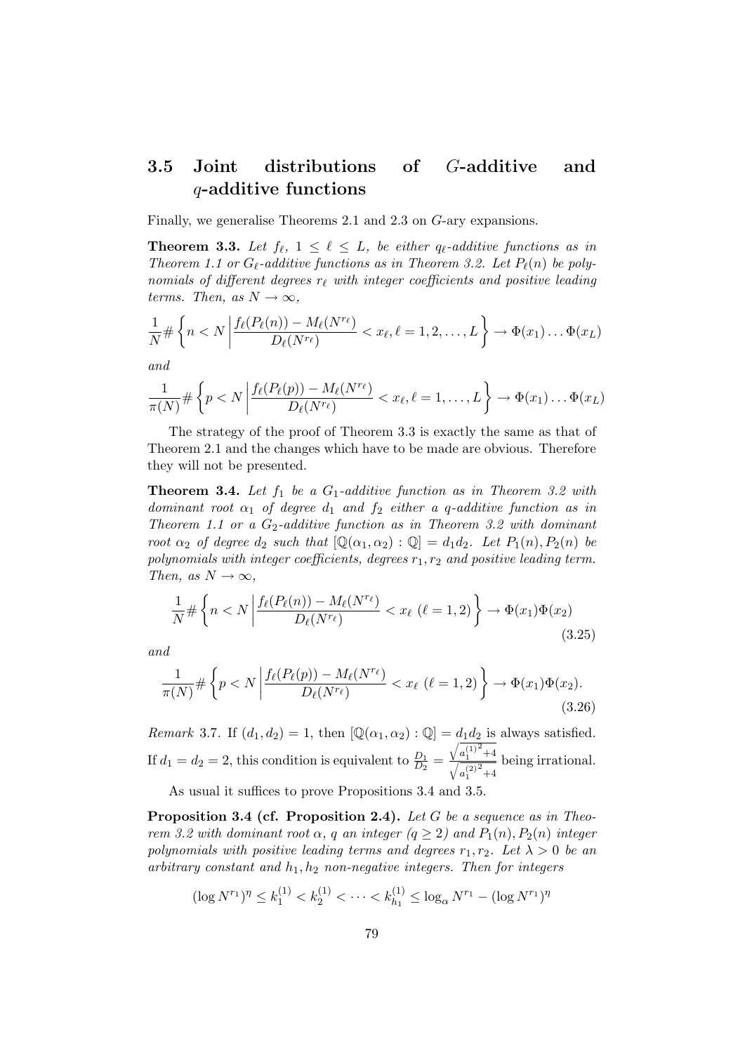## 3.5 Joint distributions of $G$-additive and $q$-additive functions

Finally, we generalise Theorems 2.1 and 2.3 on $G$-ary expansions.

**Theorem 3.3.** *Let $f_\ell$, $1 \le \ell \le L$, be either $q_\ell$-additive functions as in Theorem 1.1 or $G_\ell$-additive functions as in Theorem 3.2. Let $P_\ell(n)$ be polynomials of different degrees $r_\ell$ with integer coefficients and positive leading terms. Then, as $N \to \infty$,*

$$\frac{1}{N}\#\left\{n < N \,\middle|\, \frac{f_\ell(P_\ell(n)) - M_\ell(N^{r_\ell})}{D_\ell(N^{r_\ell})} < x_\ell, \ell = 1, 2, \dots, L\right\} \to \Phi(x_1)\dots\Phi(x_L)$$

*and*

$$\frac{1}{\pi(N)}\#\left\{p < N \,\middle|\, \frac{f_\ell(P_\ell(p)) - M_\ell(N^{r_\ell})}{D_\ell(N^{r_\ell})} < x_\ell, \ell = 1, \dots, L\right\} \to \Phi(x_1)\dots\Phi(x_L)$$

The strategy of the proof of Theorem 3.3 is exactly the same as that of Theorem 2.1 and the changes which have to be made are obvious. Therefore they will not be presented.

**Theorem 3.4.** *Let $f_1$ be a $G_1$-additive function as in Theorem 3.2 with dominant root $\alpha_1$ of degree $d_1$ and $f_2$ either a $q$-additive function as in Theorem 1.1 or a $G_2$-additive function as in Theorem 3.2 with dominant root $\alpha_2$ of degree $d_2$ such that $[\mathbb{Q}(\alpha_1, \alpha_2) : \mathbb{Q}] = d_1 d_2$. Let $P_1(n), P_2(n)$ be polynomials with integer coefficients, degrees $r_1, r_2$ and positive leading term. Then, as $N \to \infty$,*

$$\frac{1}{N}\#\left\{n < N \,\middle|\, \frac{f_\ell(P_\ell(n)) - M_\ell(N^{r_\ell})}{D_\ell(N^{r_\ell})} < x_\ell \ (\ell = 1, 2)\right\} \to \Phi(x_1)\Phi(x_2) \tag{3.25}$$

*and*

$$\frac{1}{\pi(N)}\#\left\{p < N \,\middle|\, \frac{f_\ell(P_\ell(p)) - M_\ell(N^{r_\ell})}{D_\ell(N^{r_\ell})} < x_\ell \ (\ell = 1, 2)\right\} \to \Phi(x_1)\Phi(x_2). \tag{3.26}$$

*Remark* 3.7. If $(d_1, d_2) = 1$, then $[\mathbb{Q}(\alpha_1, \alpha_2) : \mathbb{Q}] = d_1 d_2$ is always satisfied. If $d_1 = d_2 = 2$, this condition is equivalent to $\frac{D_1}{D_2} = \frac{\sqrt{{a_1^{(1)}}^2 + 4}}{\sqrt{{a_1^{(2)}}^2 + 4}}$ being irrational.

As usual it suffices to prove Propositions 3.4 and 3.5.

**Proposition 3.4 (cf. Proposition 2.4).** *Let $G$ be a sequence as in Theorem 3.2 with dominant root $\alpha$, $q$ an integer ($q \ge 2$) and $P_1(n), P_2(n)$ integer polynomials with positive leading terms and degrees $r_1, r_2$. Let $\lambda > 0$ be an arbitrary constant and $h_1, h_2$ non-negative integers. Then for integers*

$$(\log N^{r_1})^\eta \le k_1^{(1)} < k_2^{(1)} < \dots < k_{h_1}^{(1)} \le \log_\alpha N^{r_1} - (\log N^{r_1})^\eta$$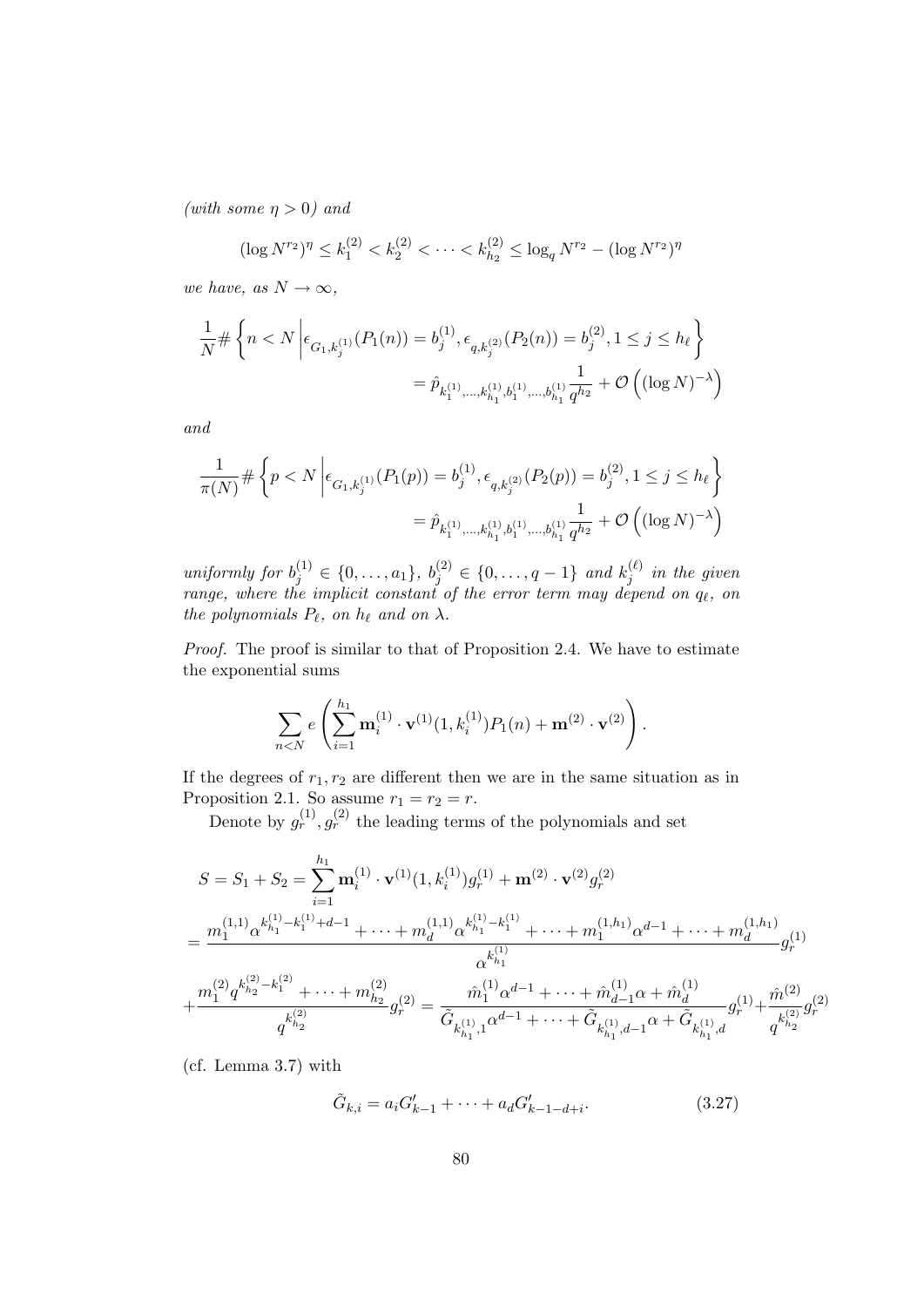*(with some $\eta > 0$) and*

$$(\log N^{r_2})^\eta \le k_1^{(2)} < k_2^{(2)} < \cdots < k_{h_2}^{(2)} \le \log_q N^{r_2} - (\log N^{r_2})^\eta$$

*we have, as $N \to \infty$,*

$$\frac{1}{N}\# \left\{ n < N \,\middle|\, \epsilon_{G_1, k_j^{(1)}}(P_1(n)) = b_j^{(1)}, \epsilon_{q, k_j^{(2)}}(P_2(n)) = b_j^{(2)}, 1 \le j \le h_\ell \right\}$$
$$= \hat{p}_{k_1^{(1)}, \ldots, k_{h_1}^{(1)}, b_1^{(1)}, \ldots, b_{h_1}^{(1)}} \frac{1}{q^{h_2}} + \mathcal{O}\left( (\log N)^{-\lambda} \right)$$

*and*

$$\frac{1}{\pi(N)}\# \left\{ p < N \,\middle|\, \epsilon_{G_1, k_j^{(1)}}(P_1(p)) = b_j^{(1)}, \epsilon_{q, k_j^{(2)}}(P_2(p)) = b_j^{(2)}, 1 \le j \le h_\ell \right\}$$
$$= \hat{p}_{k_1^{(1)}, \ldots, k_{h_1}^{(1)}, b_1^{(1)}, \ldots, b_{h_1}^{(1)}} \frac{1}{q^{h_2}} + \mathcal{O}\left( (\log N)^{-\lambda} \right)$$

*uniformly for $b_j^{(1)} \in \{0, \ldots, a_1\}$, $b_j^{(2)} \in \{0, \ldots, q-1\}$ and $k_j^{(\ell)}$ in the given range, where the implicit constant of the error term may depend on $q_\ell$, on the polynomials $P_\ell$, on $h_\ell$ and on $\lambda$.*

*Proof.* The proof is similar to that of Proposition 2.4. We have to estimate the exponential sums

$$\sum_{n<N} e\left( \sum_{i=1}^{h_1} \mathbf{m}_i^{(1)} \cdot \mathbf{v}^{(1)}(1, k_i^{(1)}) P_1(n) + \mathbf{m}^{(2)} \cdot \mathbf{v}^{(2)} \right).$$

If the degrees of $r_1, r_2$ are different then we are in the same situation as in Proposition 2.1. So assume $r_1 = r_2 = r$.

Denote by $g_r^{(1)}, g_r^{(2)}$ the leading terms of the polynomials and set

$$S = S_1 + S_2 = \sum_{i=1}^{h_1} \mathbf{m}_i^{(1)} \cdot \mathbf{v}^{(1)}(1, k_i^{(1)}) g_r^{(1)} + \mathbf{m}^{(2)} \cdot \mathbf{v}^{(2)} g_r^{(2)}$$
$$= \frac{m_1^{(1,1)} \alpha^{k_{h_1}^{(1)} - k_1^{(1)} + d - 1} + \cdots + m_d^{(1,1)} \alpha^{k_{h_1}^{(1)} - k_1^{(1)}} + \cdots + m_1^{(1,h_1)} \alpha^{d-1} + \cdots + m_d^{(1,h_1)}}{\alpha^{k_{h_1}^{(1)}}} g_r^{(1)}$$
$$+ \frac{m_1^{(2)} q^{k_{h_2}^{(2)} - k_1^{(2)}} + \cdots + m_{h_2}^{(2)}}{q^{k_{h_2}^{(2)}}} g_r^{(2)} = \frac{\hat{m}_1^{(1)} \alpha^{d-1} + \cdots + \hat{m}_{d-1}^{(1)} \alpha + \hat{m}_d^{(1)}}{\tilde{G}_{k_{h_1}^{(1)},1} \alpha^{d-1} + \cdots + \tilde{G}_{k_{h_1}^{(1)},d-1} \alpha + \tilde{G}_{k_{h_1}^{(1)},d}} g_r^{(1)} + \frac{\hat{m}^{(2)}}{q^{k_{h_2}^{(2)}}} g_r^{(2)}$$

(cf. Lemma 3.7) with

$$\tilde{G}_{k,i} = a_i G'_{k-1} + \cdots + a_d G'_{k-1-d+i}. \tag{3.27}$$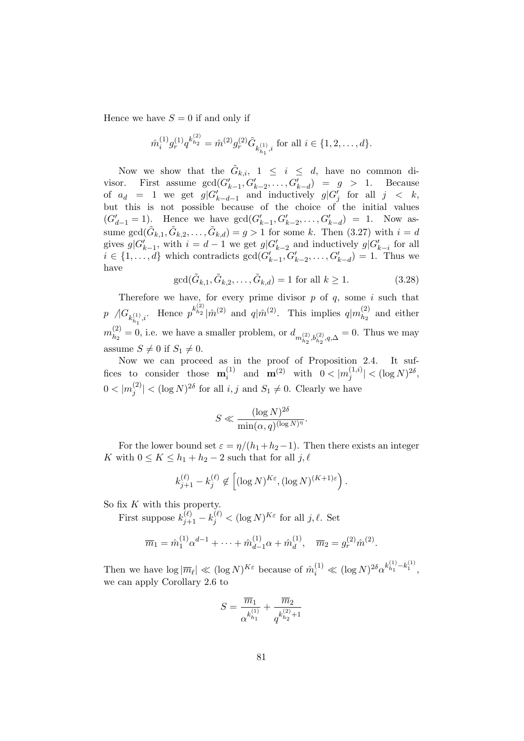Hence we have $S = 0$ if and only if

$$\hat{m}_i^{(1)} g_r^{(1)} q^{k_{h_2}^{(2)}} = \hat{m}^{(2)} g_r^{(2)} \tilde{G}_{k_{h_1}^{(1)},i} \text{ for all } i \in \{1, 2, \ldots, d\}.$$

Now we show that the $\tilde{G}_{k,i}$, $1 \leq i \leq d$, have no common divisor. First assume $\gcd(G'_{k-1}, G'_{k-2}, \ldots, G'_{k-d}) = g > 1$. Because of $a_d = 1$ we get $g | G'_{k-d-1}$ and inductively $g | G'_j$ for all $j < k$, but this is not possible because of the choice of the initial values ($G'_{d-1} = 1$). Hence we have $\gcd(G'_{k-1}, G'_{k-2}, \ldots, G'_{k-d}) = 1$. Now assume $\gcd(\tilde{G}_{k,1}, \tilde{G}_{k,2}, \ldots, \tilde{G}_{k,d}) = g > 1$ for some $k$. Then (3.27) with $i = d$ gives $g | G'_{k-1}$, with $i = d - 1$ we get $g | G'_{k-2}$ and inductively $g | G'_{k-i}$ for all $i \in \{1, \ldots, d\}$ which contradicts $\gcd(G'_{k-1}, G'_{k-2}, \ldots, G'_{k-d}) = 1$. Thus we have

$$\gcd(\tilde{G}_{k,1}, \tilde{G}_{k,2}, \ldots, \tilde{G}_{k,d}) = 1 \text{ for all } k \geq 1. \tag{3.28}$$

Therefore we have, for every prime divisor $p$ of $q$, some $i$ such that $p \not| G_{k_{h_1}^{(1)},i}$. Hence $p^{k_{h_2}^{(2)}} | \hat{m}^{(2)}$ and $q | \hat{m}^{(2)}$. This implies $q | m_{h_2}^{(2)}$ and either $m_{h_2}^{(2)} = 0$, i.e. we have a smaller problem, or $d_{m_{h_2}^{(2)}, b_{h_2}^{(2)}, q, \Delta} = 0$. Thus we may assume $S \neq 0$ if $S_1 \neq 0$.

Now we can proceed as in the proof of Proposition 2.4. It suffices to consider those $\mathbf{m}_i^{(1)}$ and $\mathbf{m}^{(2)}$ with $0 < |m_j^{(1,i)}| < (\log N)^{2\delta}$, $0 < |m_j^{(2)}| < (\log N)^{2\delta}$ for all $i, j$ and $S_1 \neq 0$. Clearly we have

$$S \ll \frac{(\log N)^{2\delta}}{\min(\alpha, q)^{(\log N)^\eta}}.$$

For the lower bound set $\varepsilon = \eta/(h_1 + h_2 - 1)$. Then there exists an integer $K$ with $0 \leq K \leq h_1 + h_2 - 2$ such that for all $j, \ell$

$$k_{j+1}^{(\ell)} - k_j^{(\ell)} \notin \left[(\log N)^{K\varepsilon}, (\log N)^{(K+1)\varepsilon}\right).$$

So fix $K$ with this property.

First suppose $k_{j+1}^{(\ell)} - k_j^{(\ell)} < (\log N)^{K\varepsilon}$ for all $j, \ell$. Set

$$\overline{m}_1 = \hat{m}_1^{(1)} \alpha^{d-1} + \cdots + \hat{m}_{d-1}^{(1)} \alpha + \hat{m}_d^{(1)}, \quad \overline{m}_2 = g_r^{(2)} \hat{m}^{(2)}.$$

Then we have $\log |\overline{m}_\ell| \ll (\log N)^{K\varepsilon}$ because of $\hat{m}_i^{(1)} \ll (\log N)^{2\delta} \alpha^{k_{h_1}^{(1)} - k_1^{(1)}}$, we can apply Corollary 2.6 to

$$S = \frac{\overline{m}_1}{\alpha^{k_{h_1}^{(1)}}} + \frac{\overline{m}_2}{q^{k_{h_2}^{(2)}+1}}$$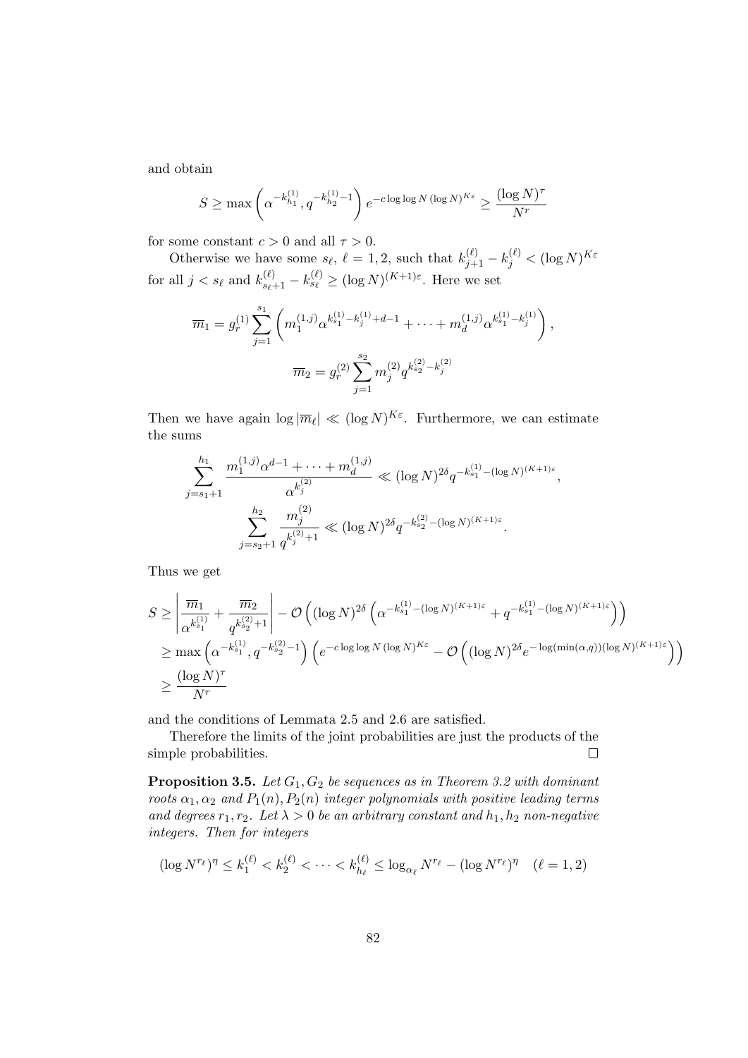and obtain

$$S \geq \max\left(\alpha^{-k_{h_1}^{(1)}}, q^{-k_{h_2}^{(1)}-1}\right) e^{-c\log\log N\,(\log N)^{K\varepsilon}} \geq \frac{(\log N)^{\tau}}{N^r}$$

for some constant $c > 0$ and all $\tau > 0$.

Otherwise we have some $s_\ell$, $\ell = 1, 2$, such that $k_{j+1}^{(\ell)} - k_j^{(\ell)} < (\log N)^{K\varepsilon}$ for all $j < s_\ell$ and $k_{s_\ell+1}^{(\ell)} - k_{s_\ell}^{(\ell)} \geq (\log N)^{(K+1)\varepsilon}$. Here we set

$$\overline{m}_1 = g_r^{(1)} \sum_{j=1}^{s_1} \left( m_1^{(1,j)} \alpha^{k_{s_1}^{(1)} - k_j^{(1)} + d - 1} + \cdots + m_d^{(1,j)} \alpha^{k_{s_1}^{(1)} - k_j^{(1)}} \right),$$

$$\overline{m}_2 = g_r^{(2)} \sum_{j=1}^{s_2} m_j^{(2)} q^{k_{s_2}^{(2)} - k_j^{(2)}}$$

Then we have again $\log |\overline{m}_\ell| \ll (\log N)^{K\varepsilon}$. Furthermore, we can estimate the sums

$$\sum_{j=s_1+1}^{h_1} \frac{m_1^{(1,j)} \alpha^{d-1} + \cdots + m_d^{(1,j)}}{\alpha^{k_j^{(2)}}} \ll (\log N)^{2\delta} q^{-k_{s_1}^{(1)} - (\log N)^{(K+1)\varepsilon}},$$

$$\sum_{j=s_2+1}^{h_2} \frac{m_j^{(2)}}{q^{k_j^{(2)}+1}} \ll (\log N)^{2\delta} q^{-k_{s_2}^{(2)} - (\log N)^{(K+1)\varepsilon}}.$$

Thus we get

$$\begin{aligned}
S &\geq \left| \frac{\overline{m}_1}{\alpha^{k_{s_1}^{(1)}}} + \frac{\overline{m}_2}{q^{k_{s_2}^{(2)}+1}} \right| - \mathcal{O}\left( (\log N)^{2\delta} \left( \alpha^{-k_{s_1}^{(1)} - (\log N)^{(K+1)\varepsilon}} + q^{-k_{s_1}^{(1)} - (\log N)^{(K+1)\varepsilon}} \right) \right) \\
&\geq \max\left( \alpha^{-k_{s_1}^{(1)}}, q^{-k_{s_2}^{(2)}-1} \right) \left( e^{-c\log\log N\,(\log N)^{K\varepsilon}} - \mathcal{O}\left( (\log N)^{2\delta} e^{-\log(\min(\alpha,q))(\log N)^{(K+1)\varepsilon}} \right) \right) \\
&\geq \frac{(\log N)^{\tau}}{N^r}
\end{aligned}$$

and the conditions of Lemmata 2.5 and 2.6 are satisfied.

Therefore the limits of the joint probabilities are just the products of the simple probabilities. $\square$

**Proposition 3.5.** *Let $G_1, G_2$ be sequences as in Theorem 3.2 with dominant roots $\alpha_1, \alpha_2$ and $P_1(n), P_2(n)$ integer polynomials with positive leading terms and degrees $r_1, r_2$. Let $\lambda > 0$ be an arbitrary constant and $h_1, h_2$ non-negative integers. Then for integers*

$$(\log N^{r_\ell})^{\eta} \leq k_1^{(\ell)} < k_2^{(\ell)} < \cdots < k_{h_\ell}^{(\ell)} \leq \log_{\alpha_\ell} N^{r_\ell} - (\log N^{r_\ell})^{\eta} \quad (\ell = 1, 2)$$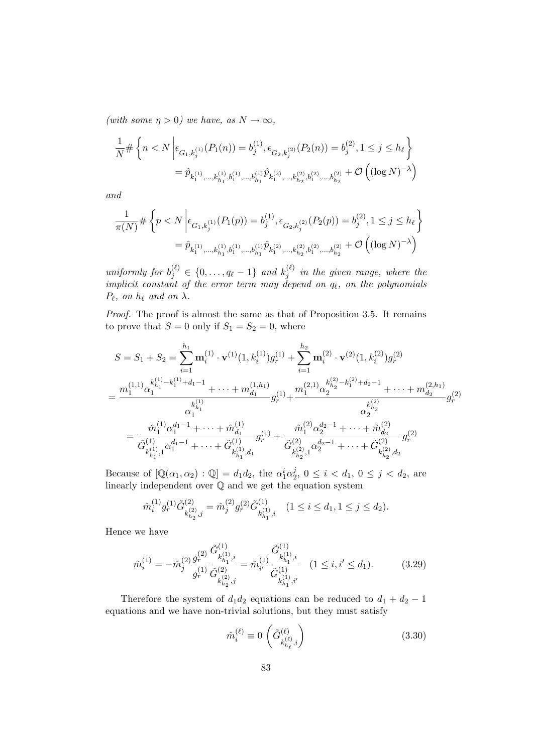*(with some $\eta > 0$) we have, as $N \to \infty$,*

$$\frac{1}{N}\#\left\{n < N \,\middle|\, \epsilon_{G_1,k_j^{(1)}}(P_1(n)) = b_j^{(1)}, \epsilon_{G_2,k_j^{(2)}}(P_2(n)) = b_j^{(2)}, 1 \le j \le h_\ell\right\}$$
$$= \hat{p}_{k_1^{(1)},\ldots,k_{h_1}^{(1)},b_1^{(1)},\ldots,b_{h_1}^{(1)}}\hat{p}_{k_1^{(2)},\ldots,k_{h_2}^{(2)},b_1^{(2)},\ldots,b_{h_2}^{(2)}} + \mathcal{O}\left((\log N)^{-\lambda}\right)$$

*and*

$$\frac{1}{\pi(N)}\#\left\{p < N \,\middle|\, \epsilon_{G_1,k_j^{(1)}}(P_1(p)) = b_j^{(1)}, \epsilon_{G_2,k_j^{(2)}}(P_2(p)) = b_j^{(2)}, 1 \le j \le h_\ell\right\}$$
$$= \hat{p}_{k_1^{(1)},\ldots,k_{h_1}^{(1)},b_1^{(1)},\ldots,b_{h_1}^{(1)}}\hat{p}_{k_1^{(2)},\ldots,k_{h_2}^{(2)},b_1^{(2)},\ldots,b_{h_2}^{(2)}} + \mathcal{O}\left((\log N)^{-\lambda}\right)$$

*uniformly for $b_j^{(\ell)} \in \{0,\ldots,q_\ell - 1\}$ and $k_j^{(\ell)}$ in the given range, where the implicit constant of the error term may depend on $q_\ell$, on the polynomials $P_\ell$, on $h_\ell$ and on $\lambda$.*

*Proof.* The proof is almost the same as that of Proposition 3.5. It remains to prove that $S = 0$ only if $S_1 = S_2 = 0$, where

$$S = S_1 + S_2 = \sum_{i=1}^{h_1} \mathbf{m}_i^{(1)} \cdot \mathbf{v}^{(1)}(1, k_i^{(1)}) g_r^{(1)} + \sum_{i=1}^{h_2} \mathbf{m}_i^{(2)} \cdot \mathbf{v}^{(2)}(1, k_i^{(2)}) g_r^{(2)}$$
$$= \frac{m_1^{(1,1)}\alpha_1^{k_{h_1}^{(1)}-k_1^{(1)}+d_1-1} + \cdots + m_{d_1}^{(1,h_1)}}{\alpha_1^{k_{h_1}^{(1)}}} g_r^{(1)} + \frac{m_1^{(2,1)}\alpha_2^{k_{h_2}^{(2)}-k_1^{(2)}+d_2-1} + \cdots + m_{d_2}^{(2,h_1)}}{\alpha_2^{k_{h_2}^{(2)}}} g_r^{(2)}$$
$$= \frac{\hat{m}_1^{(1)}\alpha_1^{d_1-1} + \cdots + \hat{m}_{d_1}^{(1)}}{\tilde{G}^{(1)}_{k_{h_1}^{(1)},1}\alpha_1^{d_1-1} + \cdots + \tilde{G}^{(1)}_{k_{h_1}^{(1)},d_1}} g_r^{(1)} + \frac{\hat{m}_1^{(2)}\alpha_2^{d_2-1} + \cdots + \hat{m}_{d_2}^{(2)}}{\tilde{G}^{(2)}_{k_{h_2}^{(2)},1}\alpha_2^{d_2-1} + \cdots + \tilde{G}^{(2)}_{k_{h_2}^{(2)},d_2}} g_r^{(2)}$$

Because of $[\mathbb{Q}(\alpha_1,\alpha_2) : \mathbb{Q}] = d_1 d_2$, the $\alpha_1^i \alpha_2^j$, $0 \le i < d_1$, $0 \le j < d_2$, are linearly independent over $\mathbb{Q}$ and we get the equation system

$$\hat{m}_i^{(1)} g_r^{(1)} \tilde{G}^{(2)}_{k_{h_2}^{(2)},j} = \hat{m}_j^{(2)} g_r^{(2)} \tilde{G}^{(1)}_{k_{h_1}^{(1)},i} \quad (1 \le i \le d_1, 1 \le j \le d_2).$$

Hence we have

$$\hat{m}_i^{(1)} = -\hat{m}_j^{(2)} \frac{g_r^{(2)}}{g_r^{(1)}} \frac{\tilde{G}^{(1)}_{k_{h_1}^{(1)},i}}{\tilde{G}^{(2)}_{k_{h_2}^{(2)},j}} = \hat{m}_{i'}^{(1)} \frac{\tilde{G}^{(1)}_{k_{h_1}^{(1)},i}}{\tilde{G}^{(1)}_{k_{h_1}^{(1)},i'}} \quad (1 \le i, i' \le d_1). \tag{3.29}$$

Therefore the system of $d_1 d_2$ equations can be reduced to $d_1 + d_2 - 1$ equations and we have non-trivial solutions, but they must satisfy

$$\hat{m}_i^{(\ell)} \equiv 0 \left(\tilde{G}^{(\ell)}_{k_{h_\ell}^{(\ell)},i}\right) \tag{3.30}$$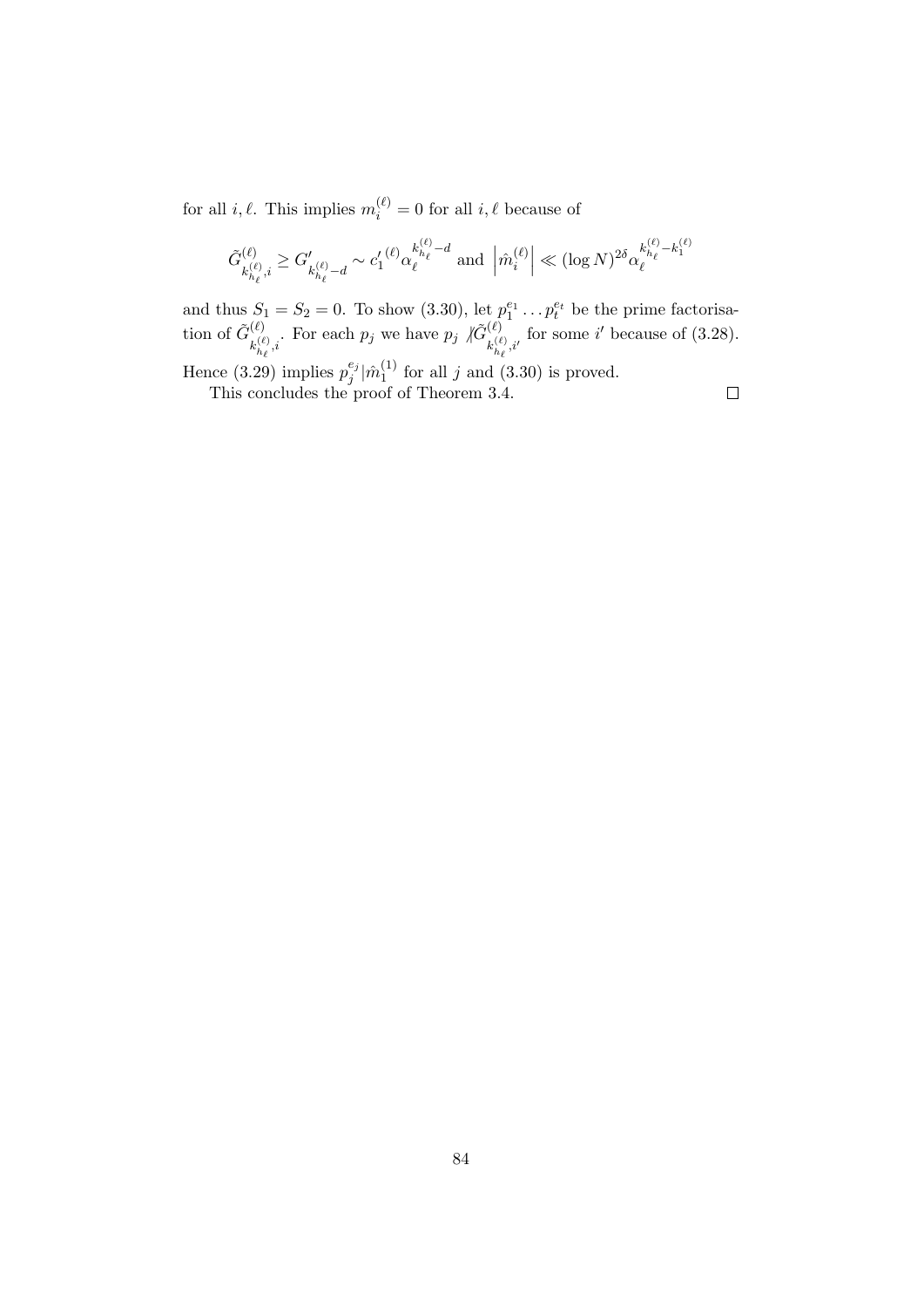for all $i, \ell$. This implies $m_i^{(\ell)} = 0$ for all $i, \ell$ because of

$$\tilde{G}^{(\ell)}_{k^{(\ell)}_{h_\ell},i} \geq G'_{k^{(\ell)}_{h_\ell}-d} \sim {c'_1}^{(\ell)} \alpha_\ell^{k^{(\ell)}_{h_\ell}-d} \text{ and } \left|\hat{m}_i^{(\ell)}\right| \ll (\log N)^{2\delta} \alpha_\ell^{k^{(\ell)}_{h_\ell}-k^{(\ell)}_1}$$

and thus $S_1 = S_2 = 0$. To show (3.30), let $p_1^{e_1} \dots p_t^{e_t}$ be the prime factorisation of $\tilde{G}^{(\ell)}_{k^{(\ell)}_{h_\ell},i}$. For each $p_j$ we have $p_j \not| \tilde{G}^{(\ell)}_{k^{(\ell)}_{h_\ell},i'}$ for some $i'$ because of (3.28). Hence (3.29) implies $p_j^{e_j} | \hat{m}_1^{(1)}$ for all $j$ and (3.30) is proved.

This concludes the proof of Theorem 3.4. $\square$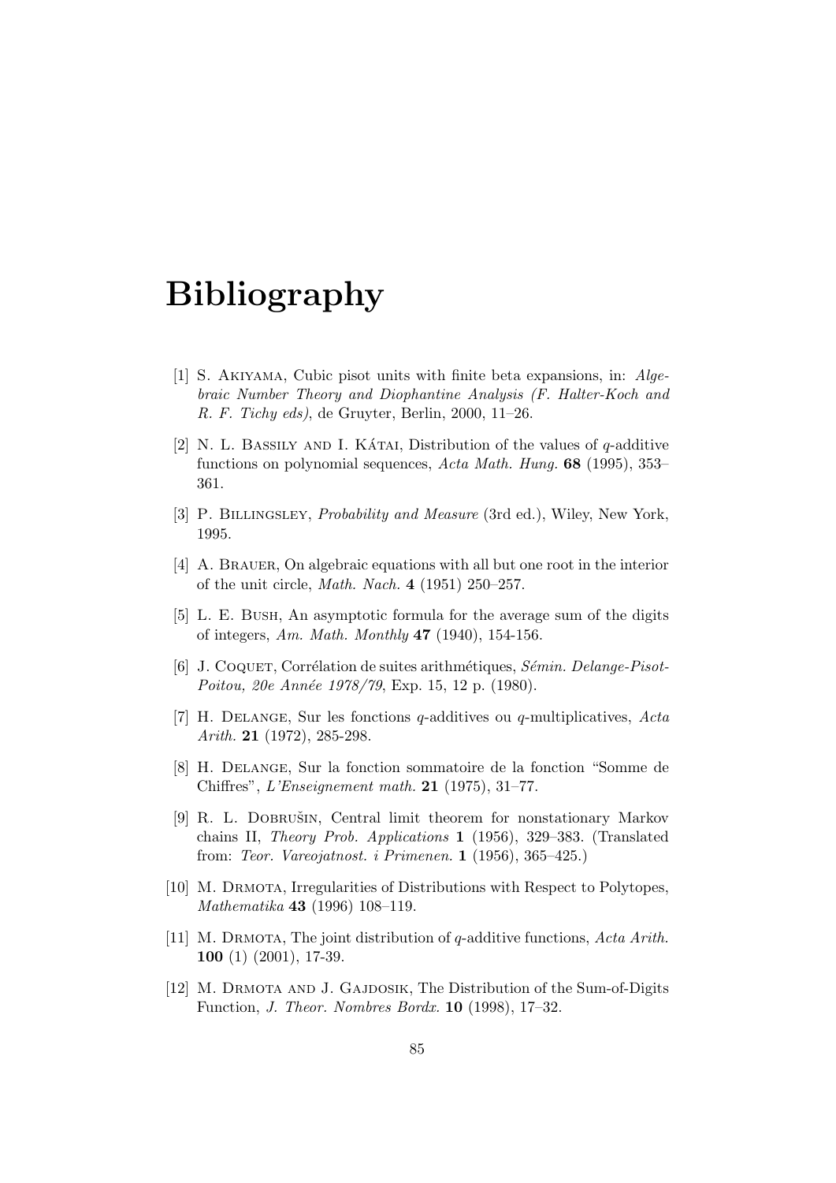# Bibliography

[1] S. Akiyama, Cubic pisot units with finite beta expansions, in: *Algebraic Number Theory and Diophantine Analysis (F. Halter-Koch and R. F. Tichy eds)*, de Gruyter, Berlin, 2000, 11–26.

[2] N. L. Bassily and I. Kátai, Distribution of the values of $q$-additive functions on polynomial sequences, *Acta Math. Hung.* **68** (1995), 353–361.

[3] P. Billingsley, *Probability and Measure* (3rd ed.), Wiley, New York, 1995.

[4] A. Brauer, On algebraic equations with all but one root in the interior of the unit circle, *Math. Nach.* **4** (1951) 250–257.

[5] L. E. Bush, An asymptotic formula for the average sum of the digits of integers, *Am. Math. Monthly* **47** (1940), 154-156.

[6] J. Coquet, Corrélation de suites arithmétiques, *Sémin. Delange-Pisot-Poitou, 20e Année 1978/79*, Exp. 15, 12 p. (1980).

[7] H. Delange, Sur les fonctions $q$-additives ou $q$-multiplicatives, *Acta Arith.* **21** (1972), 285-298.

[8] H. Delange, Sur la fonction sommatoire de la fonction "Somme de Chiffres", *L'Enseignement math.* **21** (1975), 31–77.

[9] R. L. Dobrušin, Central limit theorem for nonstationary Markov chains II, *Theory Prob. Applications* **1** (1956), 329–383. (Translated from: *Teor. Vareojatnost. i Primenen.* **1** (1956), 365–425.)

[10] M. Drmota, Irregularities of Distributions with Respect to Polytopes, *Mathematika* **43** (1996) 108–119.

[11] M. Drmota, The joint distribution of $q$-additive functions, *Acta Arith.* **100** (1) (2001), 17-39.

[12] M. Drmota and J. Gajdosik, The Distribution of the Sum-of-Digits Function, *J. Theor. Nombres Bordx.* **10** (1998), 17–32.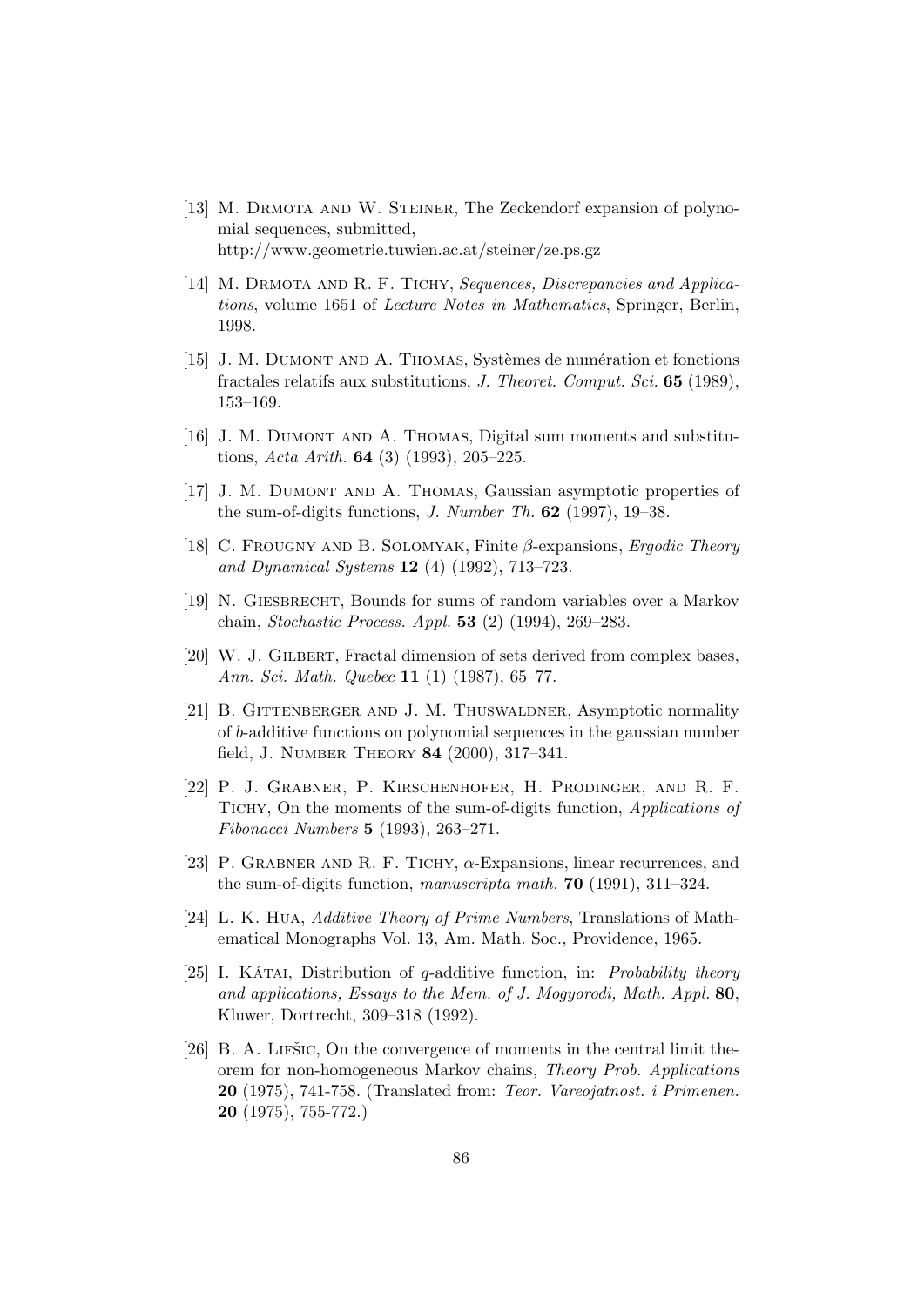[13] M. Drmota and W. Steiner, The Zeckendorf expansion of polynomial sequences, submitted, http://www.geometrie.tuwien.ac.at/steiner/ze.ps.gz

[14] M. Drmota and R. F. Tichy, *Sequences, Discrepancies and Applications*, volume 1651 of *Lecture Notes in Mathematics*, Springer, Berlin, 1998.

[15] J. M. Dumont and A. Thomas, Systèmes de numération et fonctions fractales relatifs aux substitutions, *J. Theoret. Comput. Sci.* **65** (1989), 153–169.

[16] J. M. Dumont and A. Thomas, Digital sum moments and substitutions, *Acta Arith.* **64** (3) (1993), 205–225.

[17] J. M. Dumont and A. Thomas, Gaussian asymptotic properties of the sum-of-digits functions, *J. Number Th.* **62** (1997), 19–38.

[18] C. Frougny and B. Solomyak, Finite $\beta$-expansions, *Ergodic Theory and Dynamical Systems* **12** (4) (1992), 713–723.

[19] N. Giesbrecht, Bounds for sums of random variables over a Markov chain, *Stochastic Process. Appl.* **53** (2) (1994), 269–283.

[20] W. J. Gilbert, Fractal dimension of sets derived from complex bases, *Ann. Sci. Math. Quebec* **11** (1) (1987), 65–77.

[21] B. Gittenberger and J. M. Thuswaldner, Asymptotic normality of $b$-additive functions on polynomial sequences in the gaussian number field, J. Number Theory **84** (2000), 317–341.

[22] P. J. Grabner, P. Kirschenhofer, H. Prodinger, and R. F. Tichy, On the moments of the sum-of-digits function, *Applications of Fibonacci Numbers* **5** (1993), 263–271.

[23] P. Grabner and R. F. Tichy, $\alpha$-Expansions, linear recurrences, and the sum-of-digits function, *manuscripta math.* **70** (1991), 311–324.

[24] L. K. Hua, *Additive Theory of Prime Numbers*, Translations of Mathematical Monographs Vol. 13, Am. Math. Soc., Providence, 1965.

[25] I. Kátai, Distribution of $q$-additive function, in: *Probability theory and applications, Essays to the Mem. of J. Mogyorodi, Math. Appl.* **80**, Kluwer, Dortrecht, 309–318 (1992).

[26] B. A. Lifšic, On the convergence of moments in the central limit theorem for non-homogeneous Markov chains, *Theory Prob. Applications* **20** (1975), 741-758. (Translated from: *Teor. Vareojatnost. i Primenen.* **20** (1975), 755-772.)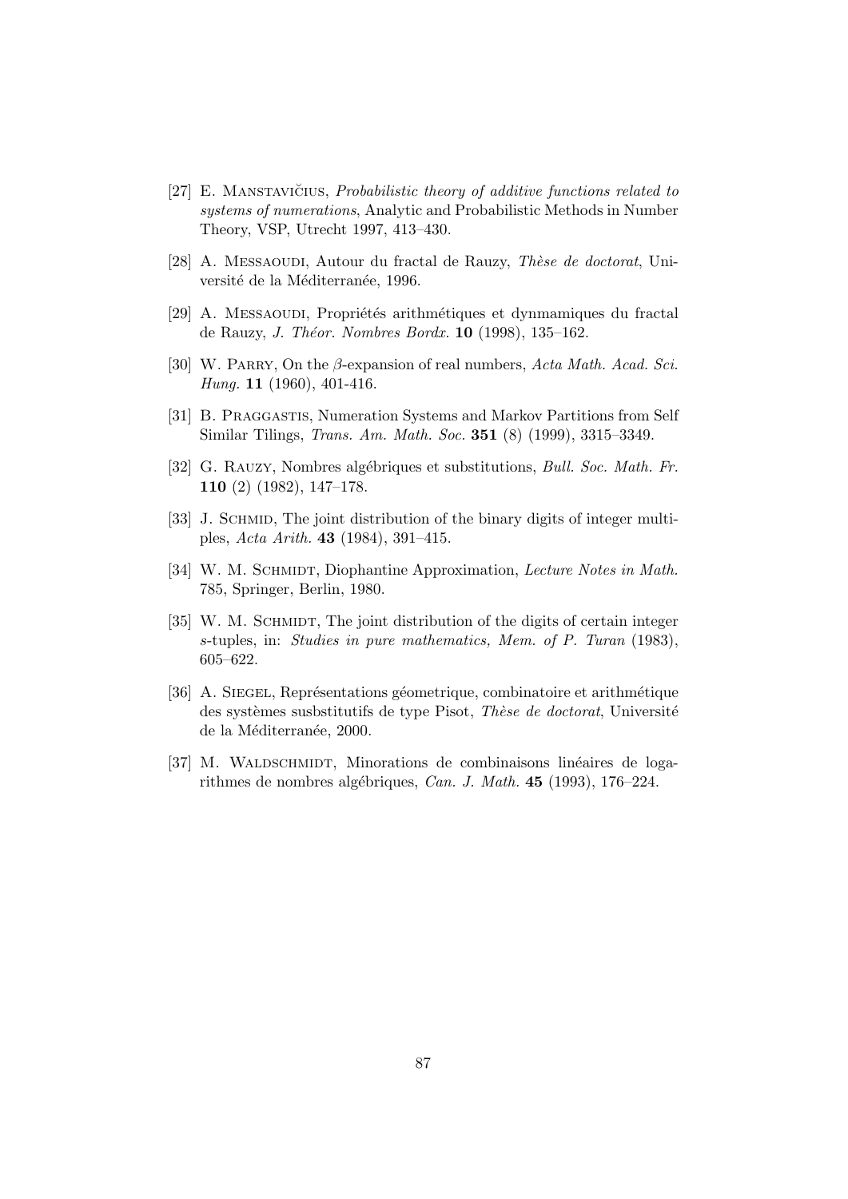[27] E. Manstavičius, *Probabilistic theory of additive functions related to systems of numerations*, Analytic and Probabilistic Methods in Number Theory, VSP, Utrecht 1997, 413–430.

[28] A. Messaoudi, Autour du fractal de Rauzy, *Thèse de doctorat*, Université de la Méditerranée, 1996.

[29] A. Messaoudi, Propriétés arithmétiques et dynmamiques du fractal de Rauzy, *J. Théor. Nombres Bordx.* **10** (1998), 135–162.

[30] W. Parry, On the $\beta$-expansion of real numbers, *Acta Math. Acad. Sci. Hung.* **11** (1960), 401-416.

[31] B. Praggastis, Numeration Systems and Markov Partitions from Self Similar Tilings, *Trans. Am. Math. Soc.* **351** (8) (1999), 3315–3349.

[32] G. Rauzy, Nombres algébriques et substitutions, *Bull. Soc. Math. Fr.* **110** (2) (1982), 147–178.

[33] J. Schmid, The joint distribution of the binary digits of integer multiples, *Acta Arith.* **43** (1984), 391–415.

[34] W. M. Schmidt, Diophantine Approximation, *Lecture Notes in Math.* 785, Springer, Berlin, 1980.

[35] W. M. Schmidt, The joint distribution of the digits of certain integer $s$-tuples, in: *Studies in pure mathematics, Mem. of P. Turan* (1983), 605–622.

[36] A. Siegel, Représentations géometrique, combinatoire et arithmétique des systèmes susbstitutifs de type Pisot, *Thèse de doctorat*, Université de la Méditerranée, 2000.

[37] M. Waldschmidt, Minorations de combinaisons linéaires de logarithmes de nombres algébriques, *Can. J. Math.* **45** (1993), 176–224.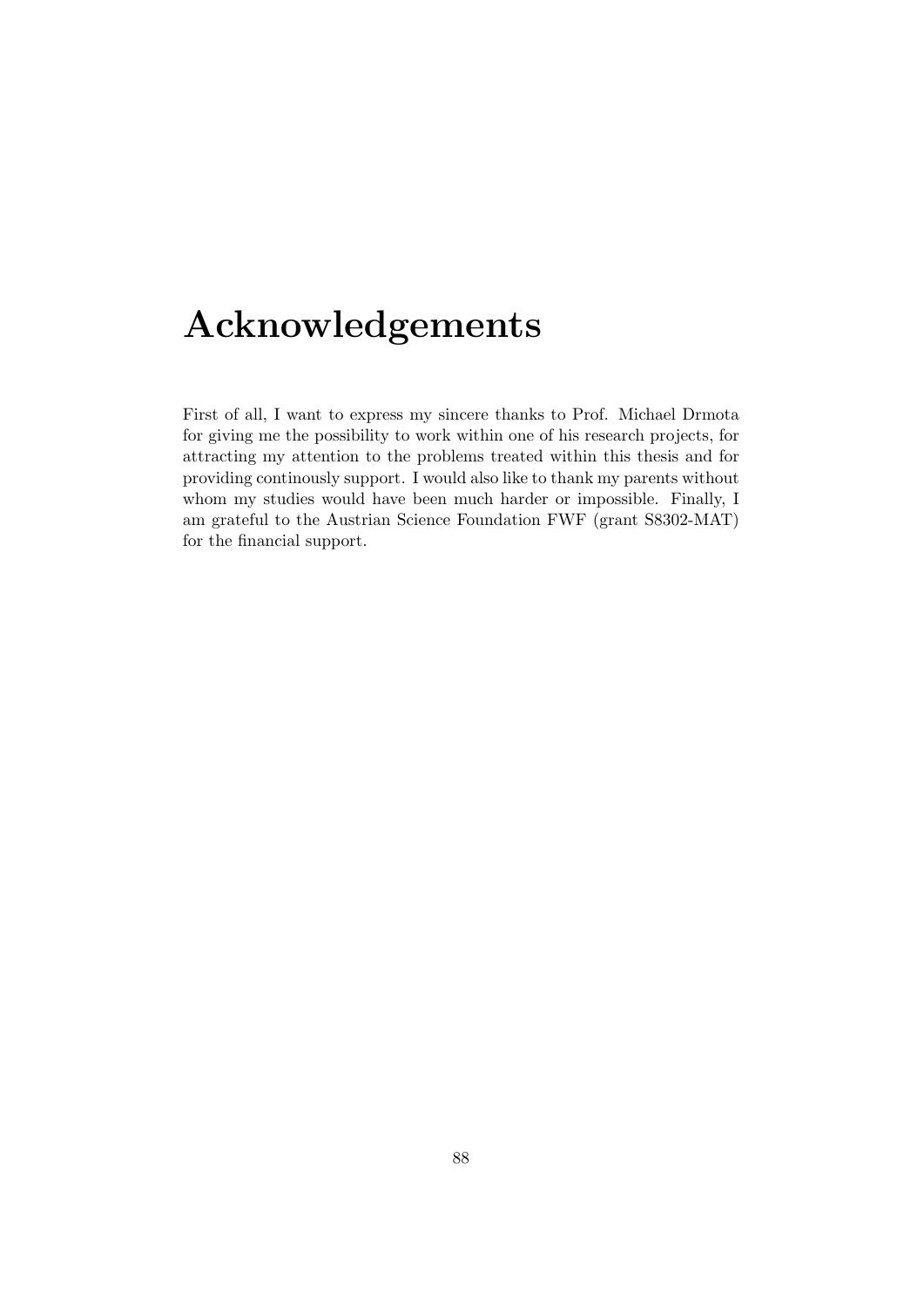# Acknowledgements

First of all, I want to express my sincere thanks to Prof. Michael Drmota for giving me the possibility to work within one of his research projects, for attracting my attention to the problems treated within this thesis and for providing continously support. I would also like to thank my parents without whom my studies would have been much harder or impossible. Finally, I am grateful to the Austrian Science Foundation FWF (grant S8302-MAT) for the financial support.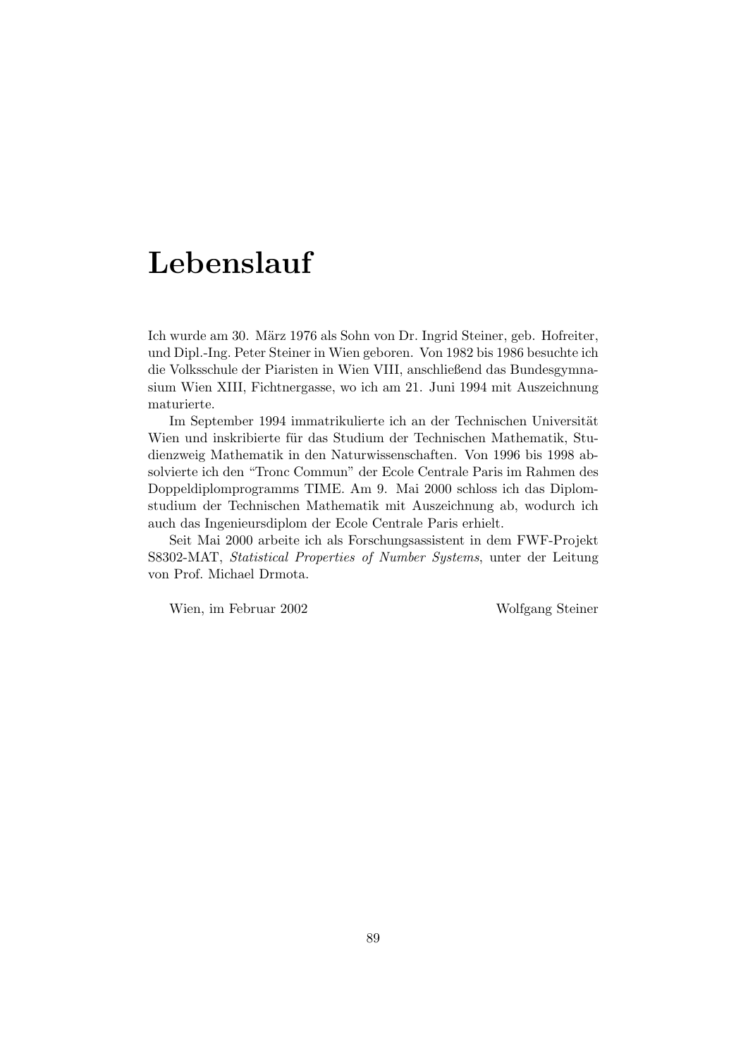# Lebenslauf

Ich wurde am 30. März 1976 als Sohn von Dr. Ingrid Steiner, geb. Hofreiter, und Dipl.-Ing. Peter Steiner in Wien geboren. Von 1982 bis 1986 besuchte ich die Volksschule der Piaristen in Wien VIII, anschließend das Bundesgymnasium Wien XIII, Fichtnergasse, wo ich am 21. Juni 1994 mit Auszeichnung maturierte.

Im September 1994 immatrikulierte ich an der Technischen Universität Wien und inskribierte für das Studium der Technischen Mathematik, Studienzweig Mathematik in den Naturwissenschaften. Von 1996 bis 1998 absolvierte ich den "Tronc Commun" der Ecole Centrale Paris im Rahmen des Doppeldiplomprogramms TIME. Am 9. Mai 2000 schloss ich das Diplomstudium der Technischen Mathematik mit Auszeichnung ab, wodurch ich auch das Ingenieursdiplom der Ecole Centrale Paris erhielt.

Seit Mai 2000 arbeite ich als Forschungsassistent in dem FWF-Projekt S8302-MAT, *Statistical Properties of Number Systems*, unter der Leitung von Prof. Michael Drmota.

Wien, im Februar 2002 Wolfgang Steiner